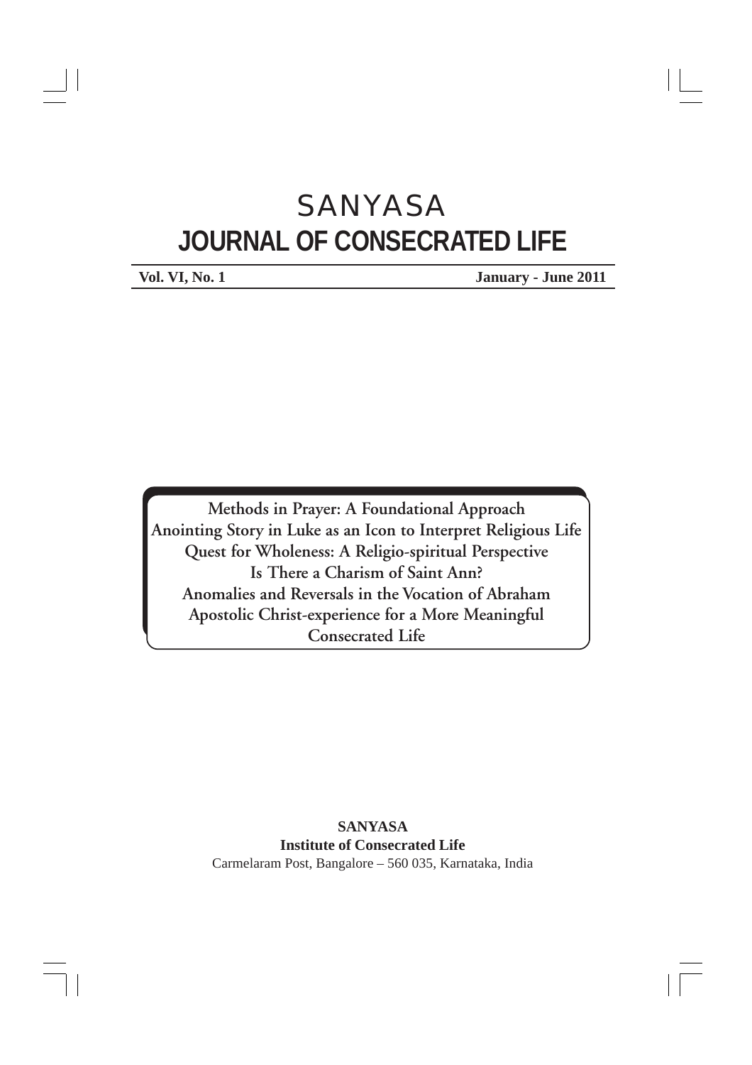# SANYASA

## JOURNAL OF CONSECRATED LIFE

**Vol. VI, No. 1** **January - June 2011**

**Methods in Prayer: A Foundational Approach**
**Anointing Story in Luke as an Icon to Interpret Religious Life**
**Quest for Wholeness: A Religio-spiritual Perspective**
**Is There a Charism of Saint Ann?**
**Anomalies and Reversals in the Vocation of Abraham**
**Apostolic Christ-experience for a More Meaningful Consecrated Life**

**SANYASA**
**Institute of Consecrated Life**
Carmelaram Post, Bangalore – 560 035, Karnataka, India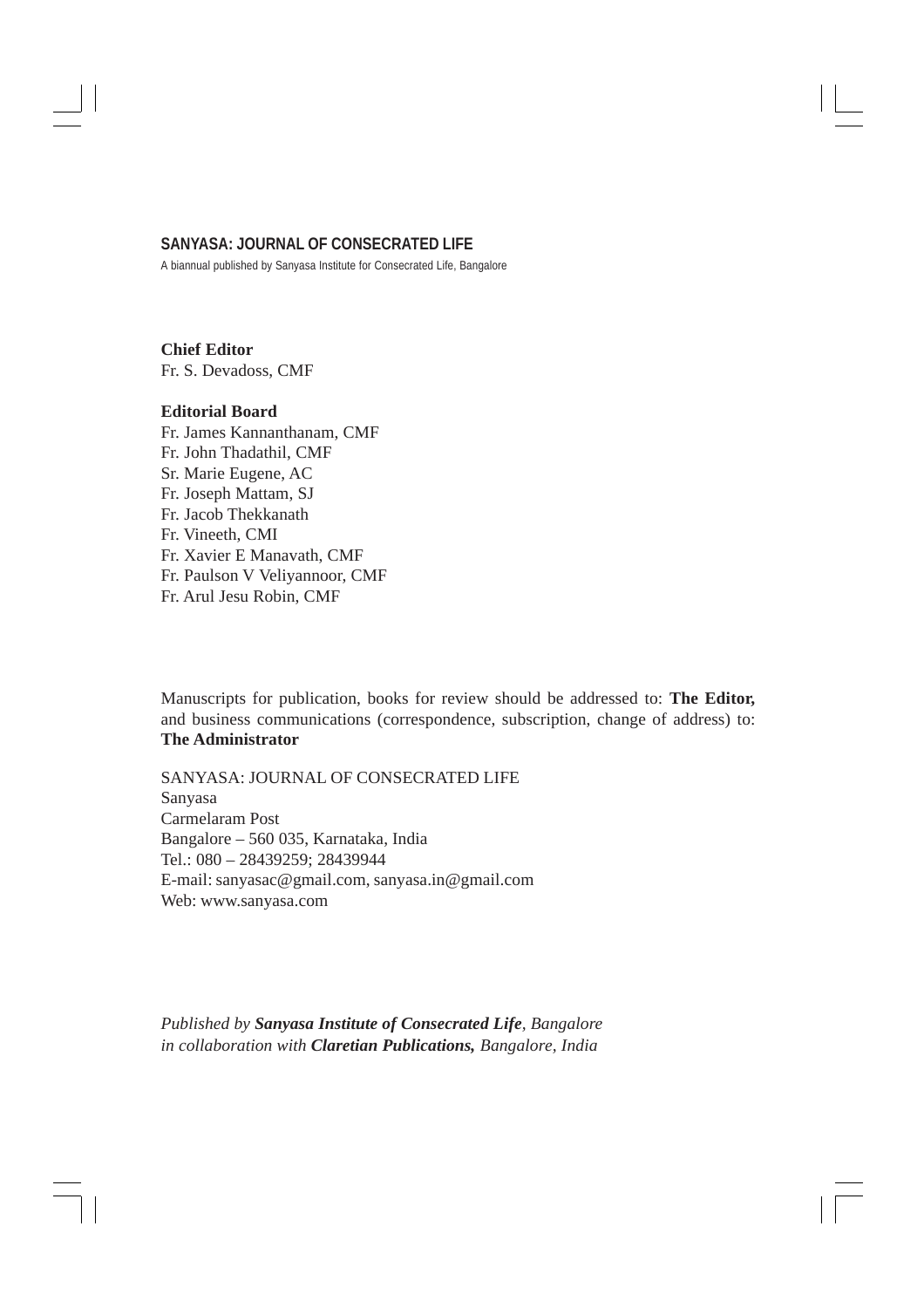## SANYASA: JOURNAL OF CONSECRATED LIFE

A biannual published by Sanyasa Institute for Consecrated Life, Bangalore

**Chief Editor**
Fr. S. Devadoss, CMF

**Editorial Board**
Fr. James Kannanthanam, CMF
Fr. John Thadathil, CMF
Sr. Marie Eugene, AC
Fr. Joseph Mattam, SJ
Fr. Jacob Thekkanath
Fr. Vineeth, CMI
Fr. Xavier E Manavath, CMF
Fr. Paulson V Veliyannoor, CMF
Fr. Arul Jesu Robin, CMF

Manuscripts for publication, books for review should be addressed to: **The Editor,** and business communications (correspondence, subscription, change of address) to: **The Administrator**

SANYASA: JOURNAL OF CONSECRATED LIFE
Sanyasa
Carmelaram Post
Bangalore – 560 035, Karnataka, India
Tel.: 080 – 28439259; 28439944
E-mail: sanyasac@gmail.com, sanyasa.in@gmail.com
Web: www.sanyasa.com

*Published by **Sanyasa Institute of Consecrated Life**, Bangalore*
*in collaboration with **Claretian Publications,** Bangalore, India*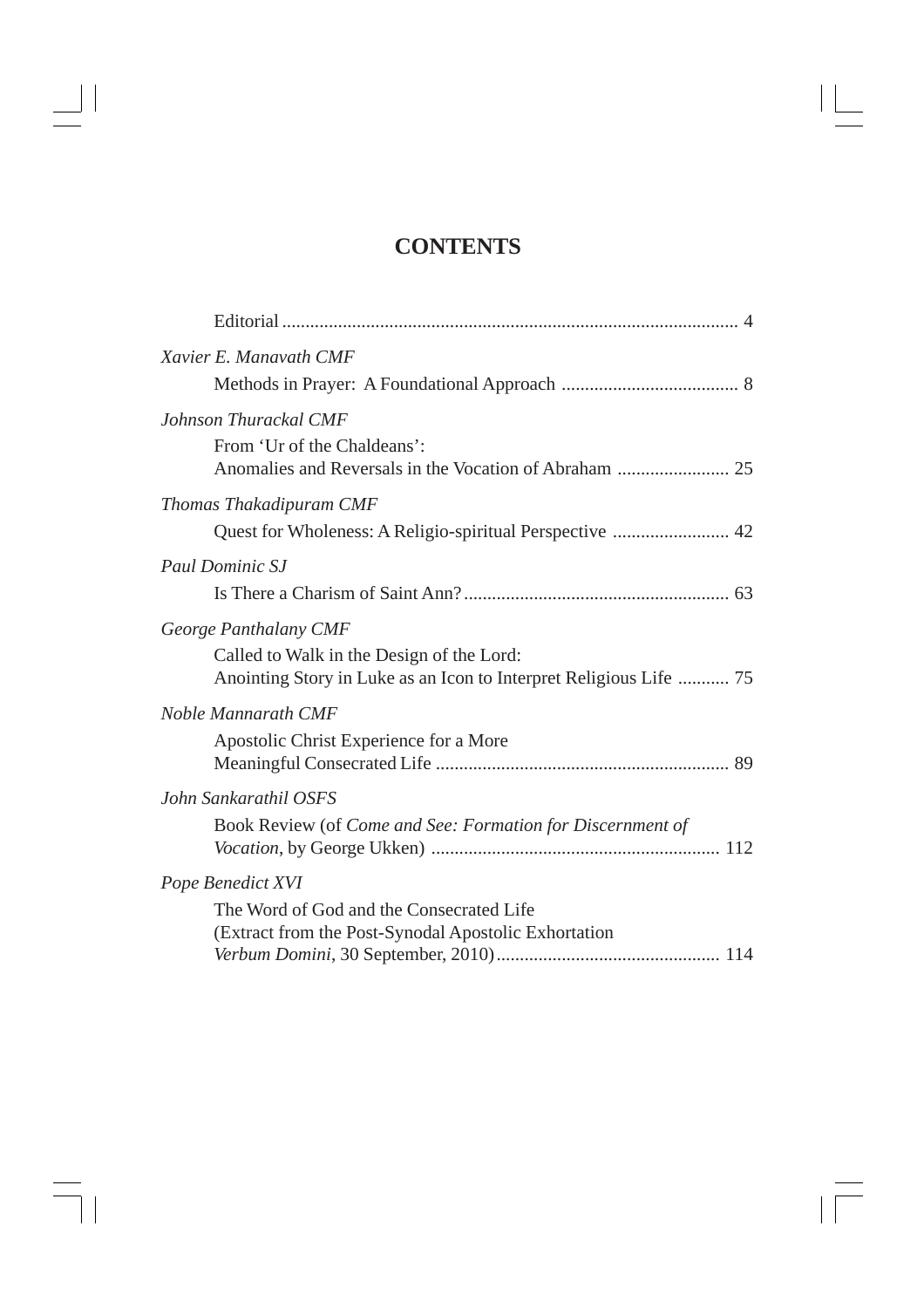# CONTENTS

Editorial .................................................................................................. 4

*Xavier E. Manavath CMF*

Methods in Prayer: A Foundational Approach ...................................... 8

*Johnson Thurackal CMF*

From 'Ur of the Chaldeans':
Anomalies and Reversals in the Vocation of Abraham ........................ 25

*Thomas Thakadipuram CMF*

Quest for Wholeness: A Religio-spiritual Perspective ......................... 42

*Paul Dominic SJ*

Is There a Charism of Saint Ann? ......................................................... 63

*George Panthalany CMF*

Called to Walk in the Design of the Lord:
Anointing Story in Luke as an Icon to Interpret Religious Life ........... 75

*Noble Mannarath CMF*

Apostolic Christ Experience for a More
Meaningful Consecrated Life ............................................................... 89

*John Sankarathil OSFS*

Book Review (of *Come and See: Formation for Discernment of Vocation*, by George Ukken) ............................................................. 112

*Pope Benedict XVI*

The Word of God and the Consecrated Life
(Extract from the Post-Synodal Apostolic Exhortation
*Verbum Domini*, 30 September, 2010) ................................................ 114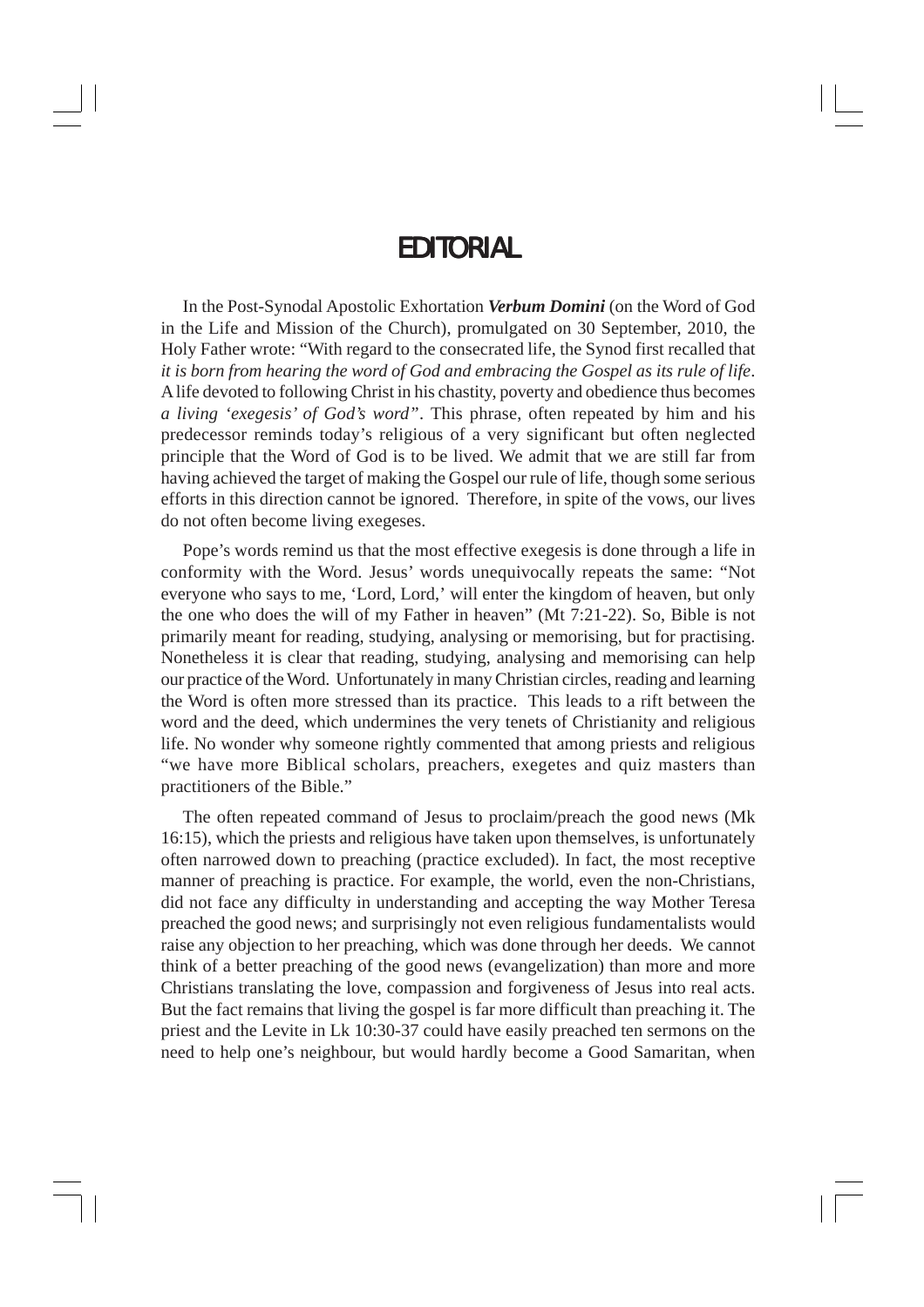# EDITORIAL

In the Post-Synodal Apostolic Exhortation ***Verbum Domini*** (on the Word of God in the Life and Mission of the Church), promulgated on 30 September, 2010, the Holy Father wrote: "With regard to the consecrated life, the Synod first recalled that *it is born from hearing the word of God and embracing the Gospel as its rule of life*. A life devoted to following Christ in his chastity, poverty and obedience thus becomes *a living 'exegesis' of God's word*". This phrase, often repeated by him and his predecessor reminds today's religious of a very significant but often neglected principle that the Word of God is to be lived. We admit that we are still far from having achieved the target of making the Gospel our rule of life, though some serious efforts in this direction cannot be ignored. Therefore, in spite of the vows, our lives do not often become living exegeses.

Pope's words remind us that the most effective exegesis is done through a life in conformity with the Word. Jesus' words unequivocally repeats the same: "Not everyone who says to me, 'Lord, Lord,' will enter the kingdom of heaven, but only the one who does the will of my Father in heaven" (Mt 7:21-22). So, Bible is not primarily meant for reading, studying, analysing or memorising, but for practising. Nonetheless it is clear that reading, studying, analysing and memorising can help our practice of the Word. Unfortunately in many Christian circles, reading and learning the Word is often more stressed than its practice. This leads to a rift between the word and the deed, which undermines the very tenets of Christianity and religious life. No wonder why someone rightly commented that among priests and religious "we have more Biblical scholars, preachers, exegetes and quiz masters than practitioners of the Bible."

The often repeated command of Jesus to proclaim/preach the good news (Mk 16:15), which the priests and religious have taken upon themselves, is unfortunately often narrowed down to preaching (practice excluded). In fact, the most receptive manner of preaching is practice. For example, the world, even the non-Christians, did not face any difficulty in understanding and accepting the way Mother Teresa preached the good news; and surprisingly not even religious fundamentalists would raise any objection to her preaching, which was done through her deeds. We cannot think of a better preaching of the good news (evangelization) than more and more Christians translating the love, compassion and forgiveness of Jesus into real acts. But the fact remains that living the gospel is far more difficult than preaching it. The priest and the Levite in Lk 10:30-37 could have easily preached ten sermons on the need to help one's neighbour, but would hardly become a Good Samaritan, when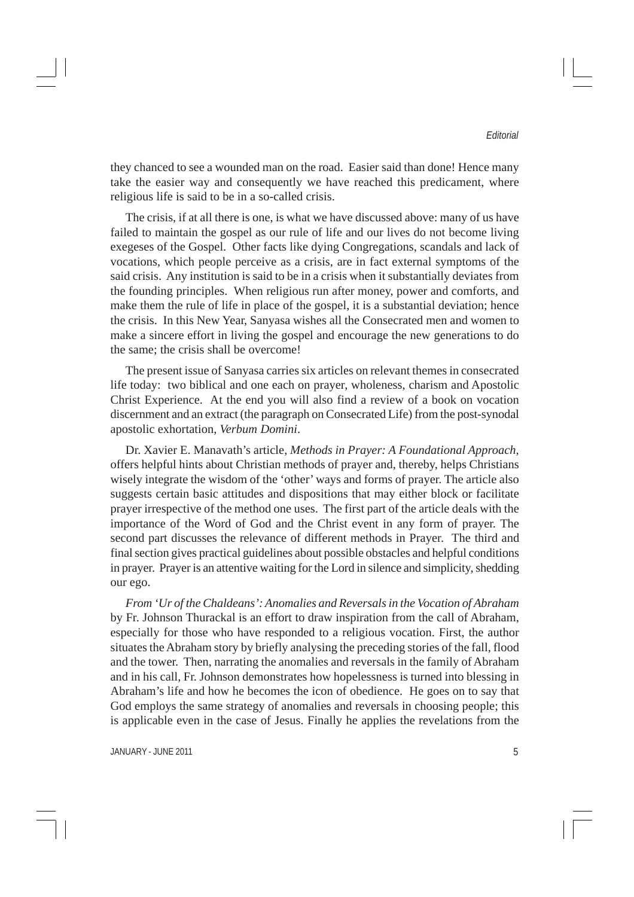they chanced to see a wounded man on the road. Easier said than done! Hence many take the easier way and consequently we have reached this predicament, where religious life is said to be in a so-called crisis.

The crisis, if at all there is one, is what we have discussed above: many of us have failed to maintain the gospel as our rule of life and our lives do not become living exegeses of the Gospel. Other facts like dying Congregations, scandals and lack of vocations, which people perceive as a crisis, are in fact external symptoms of the said crisis. Any institution is said to be in a crisis when it substantially deviates from the founding principles. When religious run after money, power and comforts, and make them the rule of life in place of the gospel, it is a substantial deviation; hence the crisis. In this New Year, Sanyasa wishes all the Consecrated men and women to make a sincere effort in living the gospel and encourage the new generations to do the same; the crisis shall be overcome!

The present issue of Sanyasa carries six articles on relevant themes in consecrated life today: two biblical and one each on prayer, wholeness, charism and Apostolic Christ Experience. At the end you will also find a review of a book on vocation discernment and an extract (the paragraph on Consecrated Life) from the post-synodal apostolic exhortation, *Verbum Domini*.

Dr. Xavier E. Manavath's article, *Methods in Prayer: A Foundational Approach*, offers helpful hints about Christian methods of prayer and, thereby, helps Christians wisely integrate the wisdom of the 'other' ways and forms of prayer. The article also suggests certain basic attitudes and dispositions that may either block or facilitate prayer irrespective of the method one uses. The first part of the article deals with the importance of the Word of God and the Christ event in any form of prayer. The second part discusses the relevance of different methods in Prayer. The third and final section gives practical guidelines about possible obstacles and helpful conditions in prayer. Prayer is an attentive waiting for the Lord in silence and simplicity, shedding our ego.

*From 'Ur of the Chaldeans': Anomalies and Reversals in the Vocation of Abraham* by Fr. Johnson Thurackal is an effort to draw inspiration from the call of Abraham, especially for those who have responded to a religious vocation. First, the author situates the Abraham story by briefly analysing the preceding stories of the fall, flood and the tower. Then, narrating the anomalies and reversals in the family of Abraham and in his call, Fr. Johnson demonstrates how hopelessness is turned into blessing in Abraham's life and how he becomes the icon of obedience. He goes on to say that God employs the same strategy of anomalies and reversals in choosing people; this is applicable even in the case of Jesus. Finally he applies the revelations from the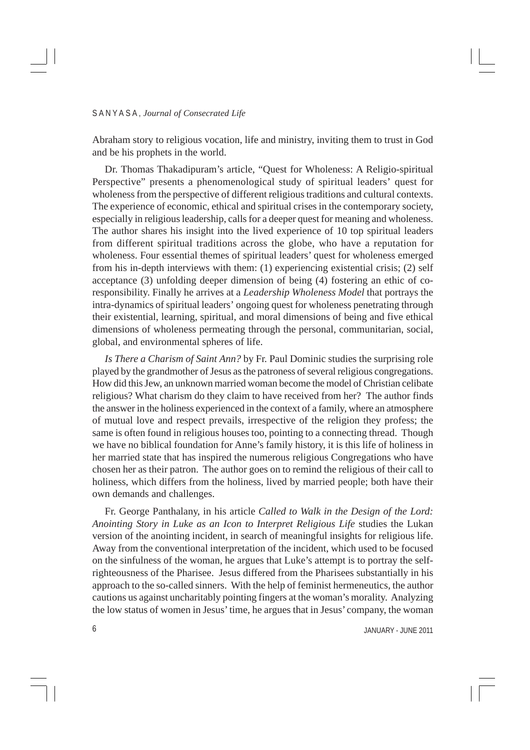Abraham story to religious vocation, life and ministry, inviting them to trust in God and be his prophets in the world.

Dr. Thomas Thakadipuram's article, "Quest for Wholeness: A Religio-spiritual Perspective" presents a phenomenological study of spiritual leaders' quest for wholeness from the perspective of different religious traditions and cultural contexts. The experience of economic, ethical and spiritual crises in the contemporary society, especially in religious leadership, calls for a deeper quest for meaning and wholeness. The author shares his insight into the lived experience of 10 top spiritual leaders from different spiritual traditions across the globe, who have a reputation for wholeness. Four essential themes of spiritual leaders' quest for wholeness emerged from his in-depth interviews with them: (1) experiencing existential crisis; (2) self acceptance (3) unfolding deeper dimension of being (4) fostering an ethic of co-responsibility. Finally he arrives at a *Leadership Wholeness Model* that portrays the intra-dynamics of spiritual leaders' ongoing quest for wholeness penetrating through their existential, learning, spiritual, and moral dimensions of being and five ethical dimensions of wholeness permeating through the personal, communitarian, social, global, and environmental spheres of life.

*Is There a Charism of Saint Ann?* by Fr. Paul Dominic studies the surprising role played by the grandmother of Jesus as the patroness of several religious congregations. How did this Jew, an unknown married woman become the model of Christian celibate religious? What charism do they claim to have received from her? The author finds the answer in the holiness experienced in the context of a family, where an atmosphere of mutual love and respect prevails, irrespective of the religion they profess; the same is often found in religious houses too, pointing to a connecting thread. Though we have no biblical foundation for Anne's family history, it is this life of holiness in her married state that has inspired the numerous religious Congregations who have chosen her as their patron. The author goes on to remind the religious of their call to holiness, which differs from the holiness, lived by married people; both have their own demands and challenges.

Fr. George Panthalany, in his article *Called to Walk in the Design of the Lord: Anointing Story in Luke as an Icon to Interpret Religious Life* studies the Lukan version of the anointing incident, in search of meaningful insights for religious life. Away from the conventional interpretation of the incident, which used to be focused on the sinfulness of the woman, he argues that Luke's attempt is to portray the self-righteousness of the Pharisee. Jesus differed from the Pharisees substantially in his approach to the so-called sinners. With the help of feminist hermeneutics, the author cautions us against uncharitably pointing fingers at the woman's morality. Analyzing the low status of women in Jesus' time, he argues that in Jesus' company, the woman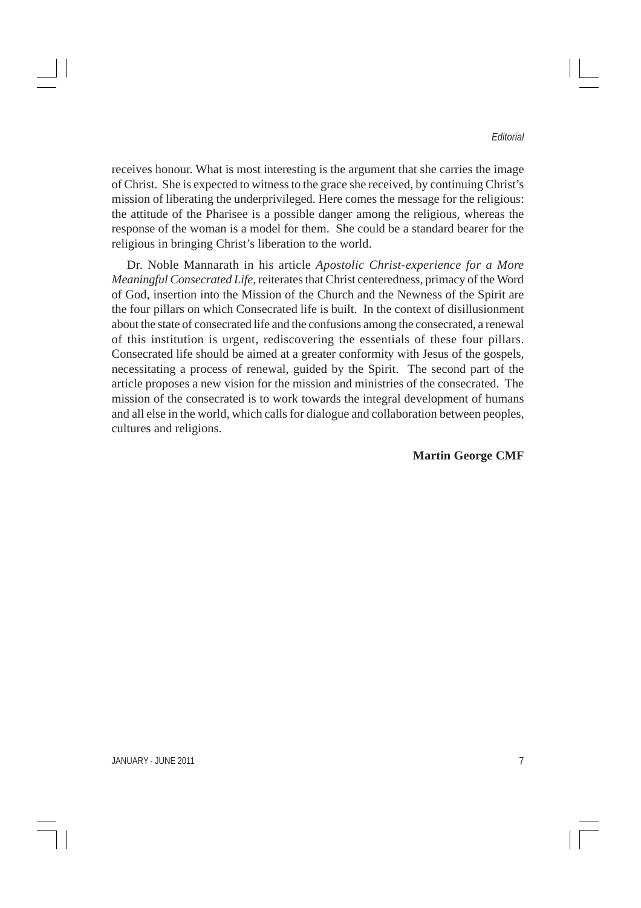receives honour. What is most interesting is the argument that she carries the image of Christ. She is expected to witness to the grace she received, by continuing Christ's mission of liberating the underprivileged. Here comes the message for the religious: the attitude of the Pharisee is a possible danger among the religious, whereas the response of the woman is a model for them. She could be a standard bearer for the religious in bringing Christ's liberation to the world.

Dr. Noble Mannarath in his article *Apostolic Christ-experience for a More Meaningful Consecrated Life*, reiterates that Christ centeredness, primacy of the Word of God, insertion into the Mission of the Church and the Newness of the Spirit are the four pillars on which Consecrated life is built. In the context of disillusionment about the state of consecrated life and the confusions among the consecrated, a renewal of this institution is urgent, rediscovering the essentials of these four pillars. Consecrated life should be aimed at a greater conformity with Jesus of the gospels, necessitating a process of renewal, guided by the Spirit. The second part of the article proposes a new vision for the mission and ministries of the consecrated. The mission of the consecrated is to work towards the integral development of humans and all else in the world, which calls for dialogue and collaboration between peoples, cultures and religions.

**Martin George CMF**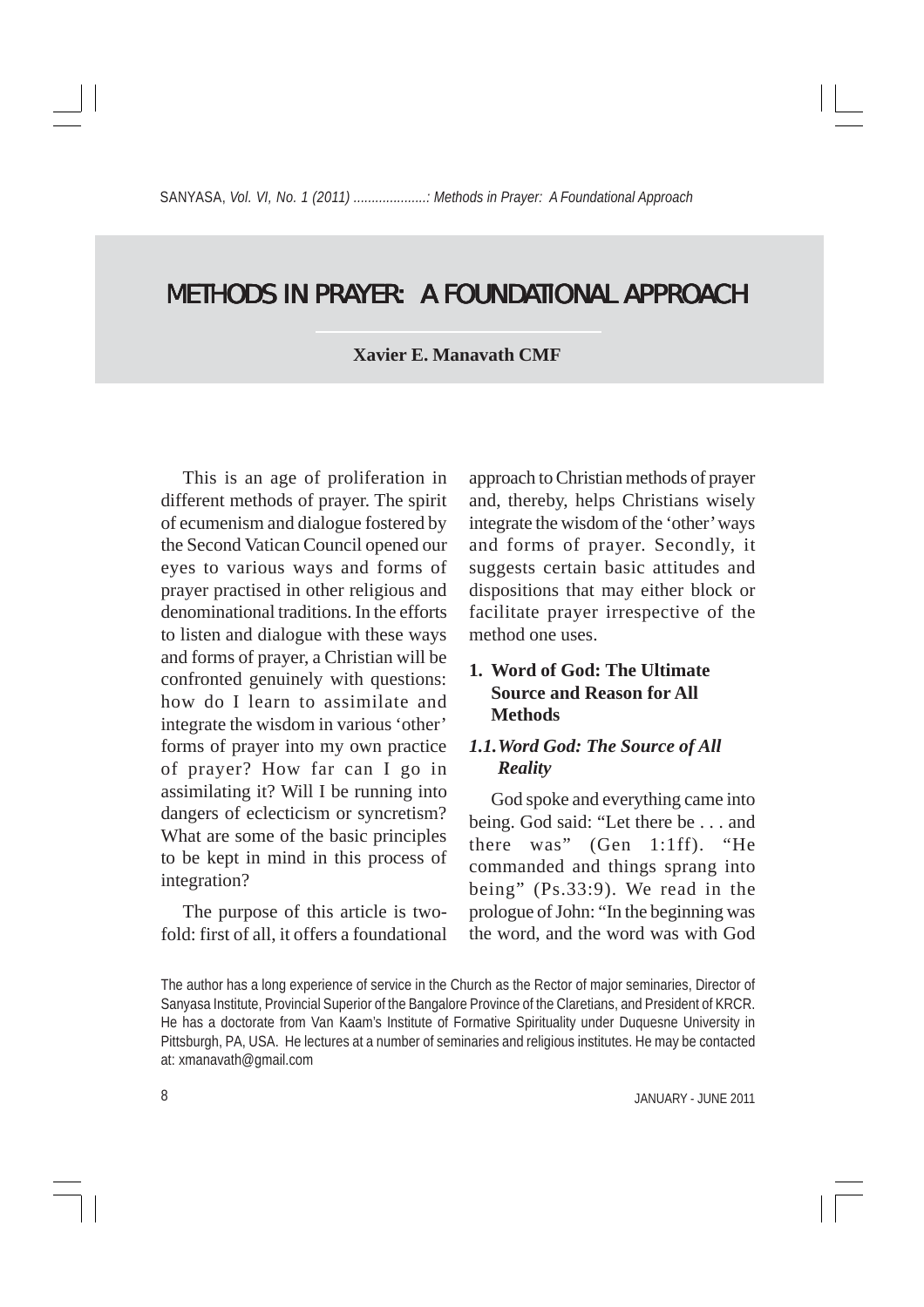# METHODS IN PRAYER: A FOUNDATIONAL APPROACH

**Xavier E. Manavath CMF**

This is an age of proliferation in different methods of prayer. The spirit of ecumenism and dialogue fostered by the Second Vatican Council opened our eyes to various ways and forms of prayer practised in other religious and denominational traditions. In the efforts to listen and dialogue with these ways and forms of prayer, a Christian will be confronted genuinely with questions: how do I learn to assimilate and integrate the wisdom in various 'other' forms of prayer into my own practice of prayer? How far can I go in assimilating it? Will I be running into dangers of eclecticism or syncretism? What are some of the basic principles to be kept in mind in this process of integration?

The purpose of this article is two-fold: first of all, it offers a foundational approach to Christian methods of prayer and, thereby, helps Christians wisely integrate the wisdom of the 'other' ways and forms of prayer. Secondly, it suggests certain basic attitudes and dispositions that may either block or facilitate prayer irrespective of the method one uses.

## 1. Word of God: The Ultimate Source and Reason for All Methods

### *1.1. Word God: The Source of All Reality*

God spoke and everything came into being. God said: "Let there be . . . and there was" (Gen 1:1ff). "He commanded and things sprang into being" (Ps.33:9). We read in the prologue of John: "In the beginning was the word, and the word was with God

The author has a long experience of service in the Church as the Rector of major seminaries, Director of Sanyasa Institute, Provincial Superior of the Bangalore Province of the Claretians, and President of KRCR. He has a doctorate from Van Kaam's Institute of Formative Spirituality under Duquesne University in Pittsburgh, PA, USA. He lectures at a number of seminaries and religious institutes. He may be contacted at: xmanavath@gmail.com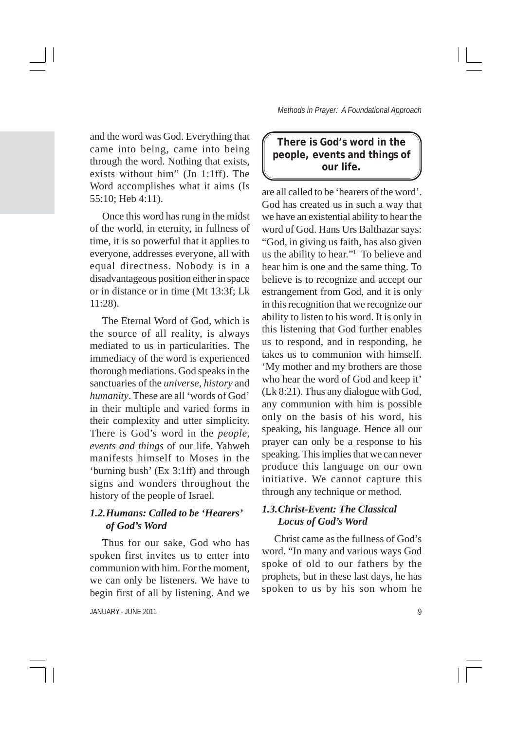and the word was God. Everything that came into being, came into being through the word. Nothing that exists, exists without him" (Jn 1:1ff). The Word accomplishes what it aims (Is 55:10; Heb 4:11).

Once this word has rung in the midst of the world, in eternity, in fullness of time, it is so powerful that it applies to everyone, addresses everyone, all with equal directness. Nobody is in a disadvantageous position either in space or in distance or in time (Mt 13:3f; Lk 11:28).

The Eternal Word of God, which is the source of all reality, is always mediated to us in particularities. The immediacy of the word is experienced thorough mediations. God speaks in the sanctuaries of the *universe, history* and *humanity*. These are all 'words of God' in their multiple and varied forms in their complexity and utter simplicity. There is God's word in the *people, events and things* of our life. Yahweh manifests himself to Moses in the 'burning bush' (Ex 3:1ff) and through signs and wonders throughout the history of the people of Israel.

### *1.2. Humans: Called to be 'Hearers' of God's Word*

Thus for our sake, God who has spoken first invites us to enter into communion with him. For the moment, we can only be listeners. We have to begin first of all by listening. And we are all called to be 'hearers of the word'. God has created us in such a way that we have an existential ability to hear the word of God. Hans Urs Balthazar says: "God, in giving us faith, has also given us the ability to hear."[1] To believe and hear him is one and the same thing. To believe is to recognize and accept our estrangement from God, and it is only in this recognition that we recognize our ability to listen to his word. It is only in this listening that God further enables us to respond, and in responding, he takes us to communion with himself. 'My mother and my brothers are those who hear the word of God and keep it' (Lk 8:21). Thus any dialogue with God, any communion with him is possible only on the basis of his word, his speaking, his language. Hence all our prayer can only be a response to his speaking. This implies that we can never produce this language on our own initiative. We cannot capture this through any technique or method.

**There is God's word in the people, events and things of our life.**

### *1.3. Christ-Event: The Classical Locus of God's Word*

Christ came as the fullness of God's word. "In many and various ways God spoke of old to our fathers by the prophets, but in these last days, he has spoken to us by his son whom he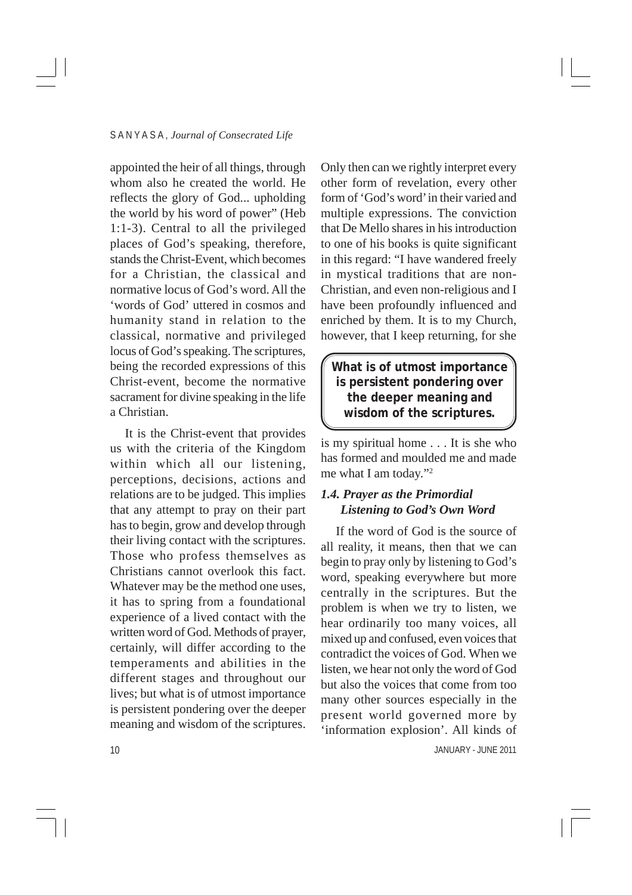appointed the heir of all things, through whom also he created the world. He reflects the glory of God... upholding the world by his word of power" (Heb 1:1-3). Central to all the privileged places of God's speaking, therefore, stands the Christ-Event, which becomes for a Christian, the classical and normative locus of God's word. All the 'words of God' uttered in cosmos and humanity stand in relation to the classical, normative and privileged locus of God's speaking. The scriptures, being the recorded expressions of this Christ-event, become the normative sacrament for divine speaking in the life a Christian.

It is the Christ-event that provides us with the criteria of the Kingdom within which all our listening, perceptions, decisions, actions and relations are to be judged. This implies that any attempt to pray on their part has to begin, grow and develop through their living contact with the scriptures. Those who profess themselves as Christians cannot overlook this fact. Whatever may be the method one uses, it has to spring from a foundational experience of a lived contact with the written word of God. Methods of prayer, certainly, will differ according to the temperaments and abilities in the different stages and throughout our lives; but what is of utmost importance is persistent pondering over the deeper meaning and wisdom of the scriptures. Only then can we rightly interpret every other form of revelation, every other form of 'God's word' in their varied and multiple expressions. The conviction that De Mello shares in his introduction to one of his books is quite significant in this regard: "I have wandered freely in mystical traditions that are non-Christian, and even non-religious and I have been profoundly influenced and enriched by them. It is to my Church, however, that I keep returning, for she is my spiritual home . . . It is she who has formed and moulded me and made me what I am today."[2]

> **What is of utmost importance is persistent pondering over the deeper meaning and wisdom of the scriptures.**

### *1.4. Prayer as the Primordial Listening to God's Own Word*

If the word of God is the source of all reality, it means, then that we can begin to pray only by listening to God's word, speaking everywhere but more centrally in the scriptures. But the problem is when we try to listen, we hear ordinarily too many voices, all mixed up and confused, even voices that contradict the voices of God. When we listen, we hear not only the word of God but also the voices that come from too many other sources especially in the present world governed more by 'information explosion'. All kinds of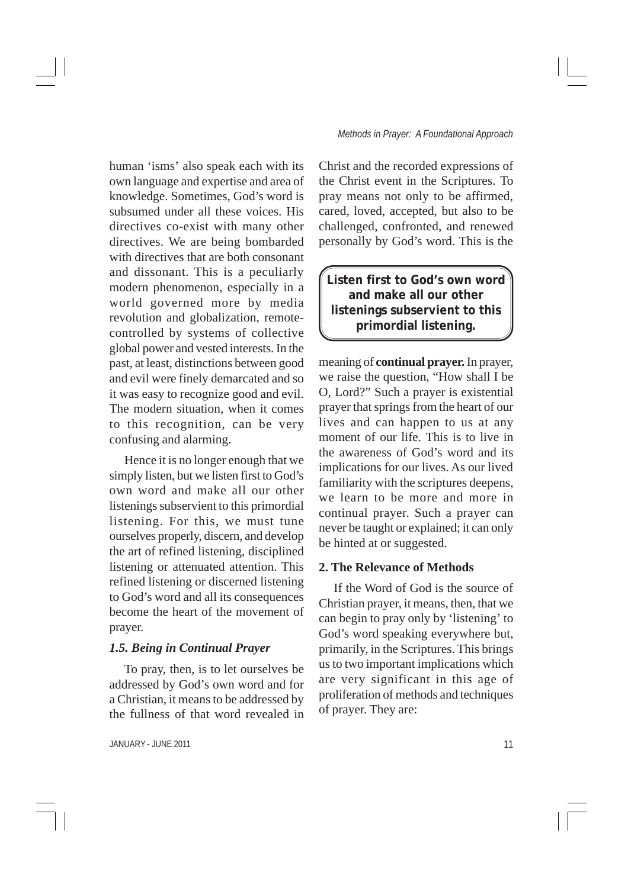human 'isms' also speak each with its own language and expertise and area of knowledge. Sometimes, God's word is subsumed under all these voices. His directives co-exist with many other directives. We are being bombarded with directives that are both consonant and dissonant. This is a peculiarly modern phenomenon, especially in a world governed more by media revolution and globalization, remote-controlled by systems of collective global power and vested interests. In the past, at least, distinctions between good and evil were finely demarcated and so it was easy to recognize good and evil. The modern situation, when it comes to this recognition, can be very confusing and alarming.

Hence it is no longer enough that we simply listen, but we listen first to God's own word and make all our other listenings subservient to this primordial listening. For this, we must tune ourselves properly, discern, and develop the art of refined listening, disciplined listening or attenuated attention. This refined listening or discerned listening to God's word and all its consequences become the heart of the movement of prayer.

### *1.5. Being in Continual Prayer*

To pray, then, is to let ourselves be addressed by God's own word and for a Christian, it means to be addressed by the fullness of that word revealed in Christ and the recorded expressions of the Christ event in the Scriptures. To pray means not only to be affirmed, cared, loved, accepted, but also to be challenged, confronted, and renewed personally by God's word. This is the meaning of **continual prayer.** In prayer, we raise the question, "How shall I be O, Lord?" Such a prayer is existential prayer that springs from the heart of our lives and can happen to us at any moment of our life. This is to live in the awareness of God's word and its implications for our lives. As our lived familiarity with the scriptures deepens, we learn to be more and more in continual prayer. Such a prayer can never be taught or explained; it can only be hinted at or suggested.

> **Listen first to God's own word and make all our other listenings subservient to this primordial listening.**

## 2. The Relevance of Methods

If the Word of God is the source of Christian prayer, it means, then, that we can begin to pray only by 'listening' to God's word speaking everywhere but, primarily, in the Scriptures. This brings us to two important implications which are very significant in this age of proliferation of methods and techniques of prayer. They are: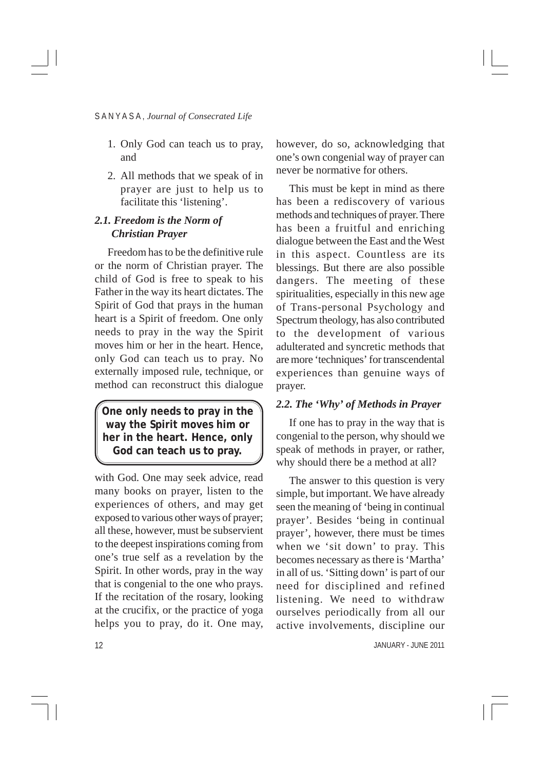1. Only God can teach us to pray, and
2. All methods that we speak of in prayer are just to help us to facilitate this 'listening'.

### *2.1. Freedom is the Norm of Christian Prayer*

Freedom has to be the definitive rule or the norm of Christian prayer. The child of God is free to speak to his Father in the way its heart dictates. The Spirit of God that prays in the human heart is a Spirit of freedom. One only needs to pray in the way the Spirit moves him or her in the heart. Hence, only God can teach us to pray. No externally imposed rule, technique, or method can reconstruct this dialogue with God. One may seek advice, read many books on prayer, listen to the experiences of others, and may get exposed to various other ways of prayer; all these, however, must be subservient to the deepest inspirations coming from one's true self as a revelation by the Spirit. In other words, pray in the way that is congenial to the one who prays. If the recitation of the rosary, looking at the crucifix, or the practice of yoga helps you to pray, do it. One may, however, do so, acknowledging that one's own congenial way of prayer can never be normative for others.

> **One only needs to pray in the way the Spirit moves him or her in the heart. Hence, only God can teach us to pray.**

This must be kept in mind as there has been a rediscovery of various methods and techniques of prayer. There has been a fruitful and enriching dialogue between the East and the West in this aspect. Countless are its blessings. But there are also possible dangers. The meeting of these spiritualities, especially in this new age of Trans-personal Psychology and Spectrum theology, has also contributed to the development of various adulterated and syncretic methods that are more 'techniques' for transcendental experiences than genuine ways of prayer.

### *2.2. The 'Why' of Methods in Prayer*

If one has to pray in the way that is congenial to the person, why should we speak of methods in prayer, or rather, why should there be a method at all?

The answer to this question is very simple, but important. We have already seen the meaning of 'being in continual prayer'. Besides 'being in continual prayer', however, there must be times when we 'sit down' to pray. This becomes necessary as there is 'Martha' in all of us. 'Sitting down' is part of our need for disciplined and refined listening. We need to withdraw ourselves periodically from all our active involvements, discipline our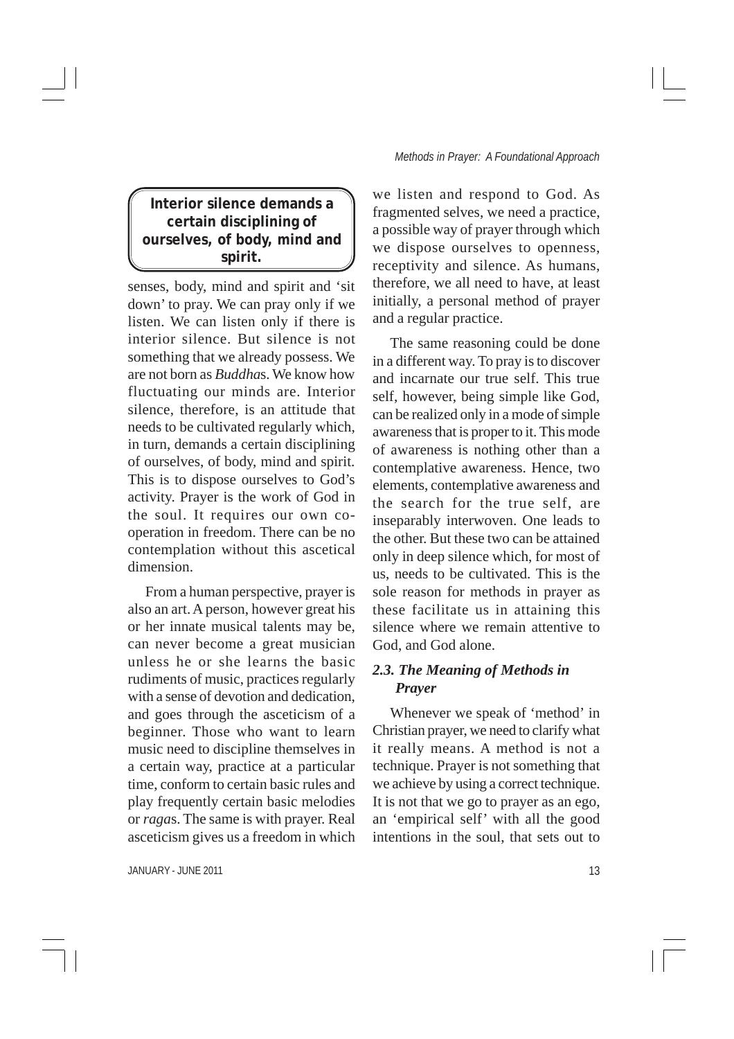> **Interior silence demands a certain disciplining of ourselves, of body, mind and spirit.**

senses, body, mind and spirit and 'sit down' to pray. We can pray only if we listen. We can listen only if there is interior silence. But silence is not something that we already possess. We are not born as *Buddha*s. We know how fluctuating our minds are. Interior silence, therefore, is an attitude that needs to be cultivated regularly which, in turn, demands a certain disciplining of ourselves, of body, mind and spirit. This is to dispose ourselves to God's activity. Prayer is the work of God in the soul. It requires our own co-operation in freedom. There can be no contemplation without this ascetical dimension.

From a human perspective, prayer is also an art. A person, however great his or her innate musical talents may be, can never become a great musician unless he or she learns the basic rudiments of music, practices regularly with a sense of devotion and dedication, and goes through the asceticism of a beginner. Those who want to learn music need to discipline themselves in a certain way, practice at a particular time, conform to certain basic rules and play frequently certain basic melodies or *raga*s. The same is with prayer. Real asceticism gives us a freedom in which we listen and respond to God. As fragmented selves, we need a practice, a possible way of prayer through which we dispose ourselves to openness, receptivity and silence. As humans, therefore, we all need to have, at least initially, a personal method of prayer and a regular practice.

The same reasoning could be done in a different way. To pray is to discover and incarnate our true self. This true self, however, being simple like God, can be realized only in a mode of simple awareness that is proper to it. This mode of awareness is nothing other than a contemplative awareness. Hence, two elements, contemplative awareness and the search for the true self, are inseparably interwoven. One leads to the other. But these two can be attained only in deep silence which, for most of us, needs to be cultivated. This is the sole reason for methods in prayer as these facilitate us in attaining this silence where we remain attentive to God, and God alone.

### *2.3. The Meaning of Methods in Prayer*

Whenever we speak of 'method' in Christian prayer, we need to clarify what it really means. A method is not a technique. Prayer is not something that we achieve by using a correct technique. It is not that we go to prayer as an ego, an 'empirical self' with all the good intentions in the soul, that sets out to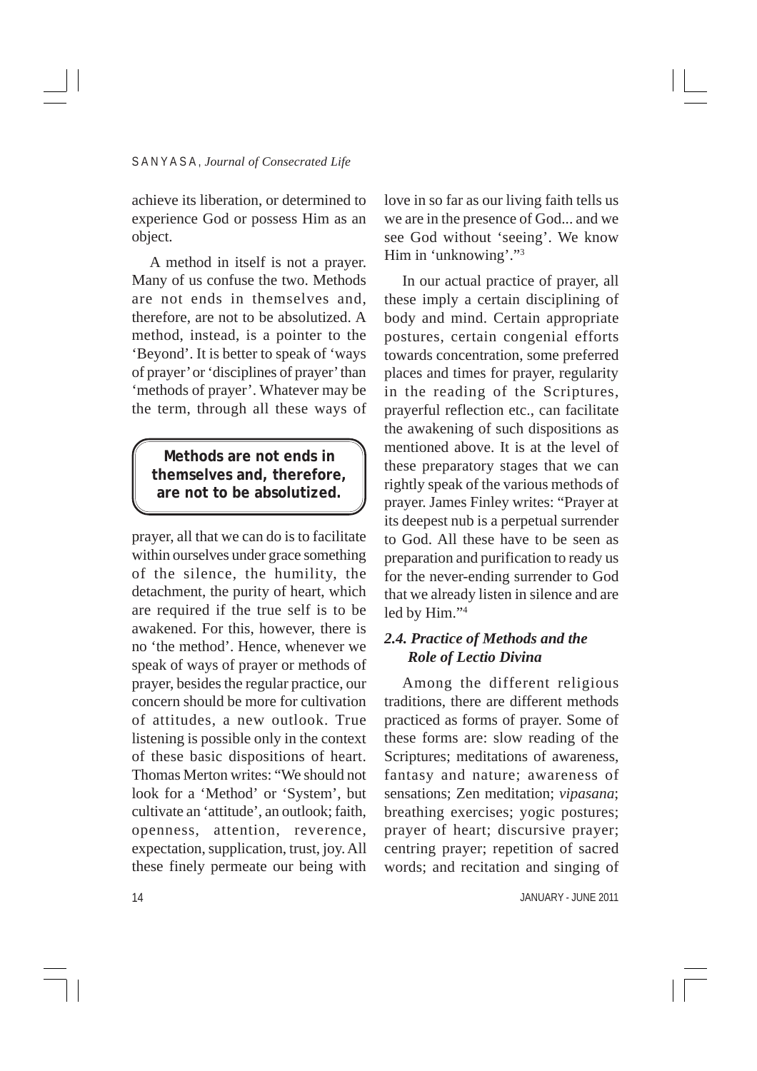achieve its liberation, or determined to experience God or possess Him as an object.

A method in itself is not a prayer. Many of us confuse the two. Methods are not ends in themselves and, therefore, are not to be absolutized. A method, instead, is a pointer to the 'Beyond'. It is better to speak of 'ways of prayer' or 'disciplines of prayer' than 'methods of prayer'. Whatever may be the term, through all these ways of prayer, all that we can do is to facilitate within ourselves under grace something of the silence, the humility, the detachment, the purity of heart, which are required if the true self is to be awakened. For this, however, there is no 'the method'. Hence, whenever we speak of ways of prayer or methods of prayer, besides the regular practice, our concern should be more for cultivation of attitudes, a new outlook. True listening is possible only in the context of these basic dispositions of heart. Thomas Merton writes: "We should not look for a 'Method' or 'System', but cultivate an 'attitude', an outlook; faith, openness, attention, reverence, expectation, supplication, trust, joy. All these finely permeate our being with love in so far as our living faith tells us we are in the presence of God... and we see God without 'seeing'. We know Him in 'unknowing'."[3]

> **Methods are not ends in themselves and, therefore, are not to be absolutized.**

In our actual practice of prayer, all these imply a certain disciplining of body and mind. Certain appropriate postures, certain congenial efforts towards concentration, some preferred places and times for prayer, regularity in the reading of the Scriptures, prayerful reflection etc., can facilitate the awakening of such dispositions as mentioned above. It is at the level of these preparatory stages that we can rightly speak of the various methods of prayer. James Finley writes: "Prayer at its deepest nub is a perpetual surrender to God. All these have to be seen as preparation and purification to ready us for the never-ending surrender to God that we already listen in silence and are led by Him."[4]

### *2.4. Practice of Methods and the Role of Lectio Divina*

Among the different religious traditions, there are different methods practiced as forms of prayer. Some of these forms are: slow reading of the Scriptures; meditations of awareness, fantasy and nature; awareness of sensations; Zen meditation; *vipasana*; breathing exercises; yogic postures; prayer of heart; discursive prayer; centring prayer; repetition of sacred words; and recitation and singing of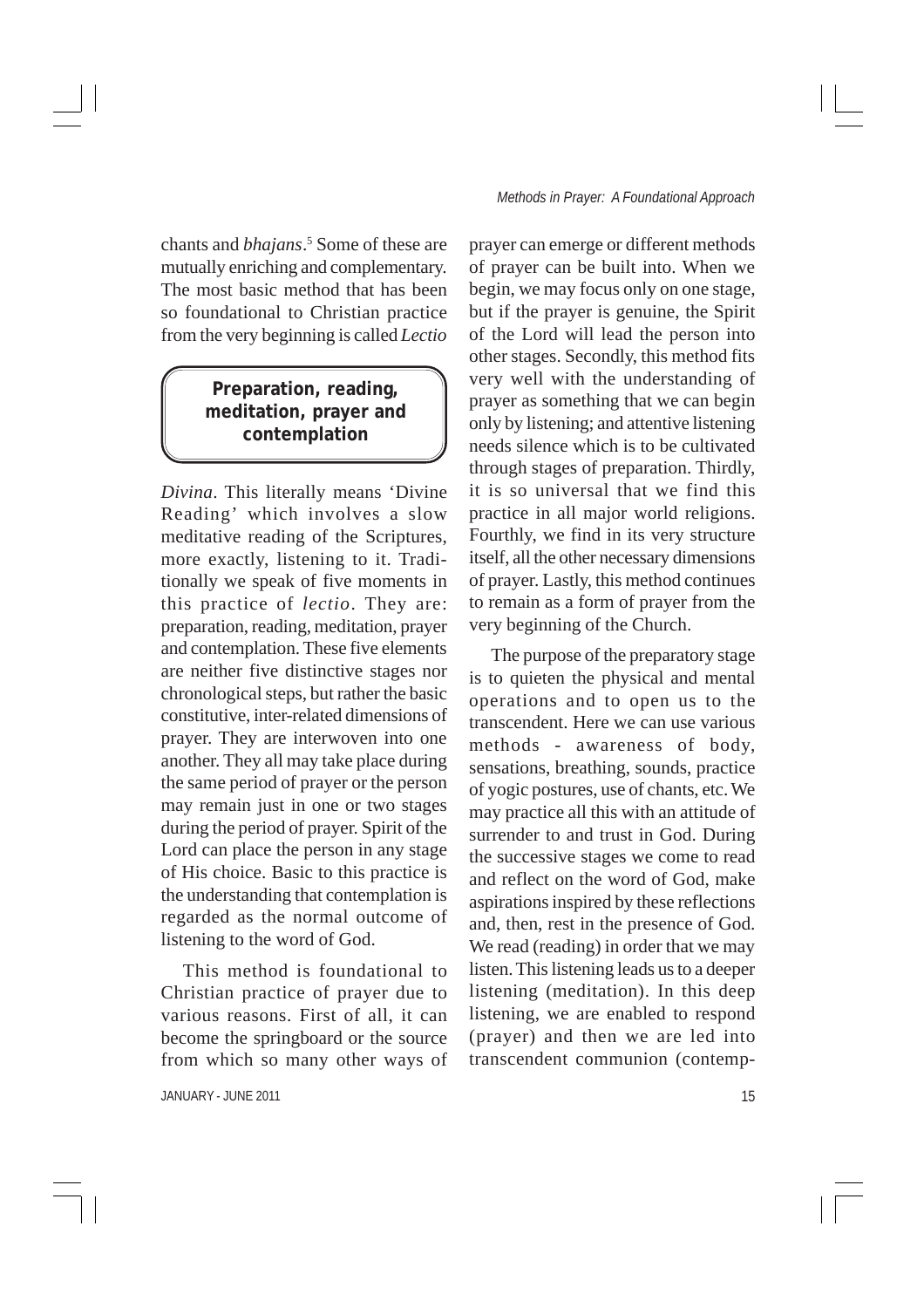chants and *bhajans*.[5] Some of these are mutually enriching and complementary. The most basic method that has been so foundational to Christian practice from the very beginning is called *Lectio Divina*. This literally means 'Divine Reading' which involves a slow meditative reading of the Scriptures, more exactly, listening to it. Traditionally we speak of five moments in this practice of *lectio*. They are: preparation, reading, meditation, prayer and contemplation. These five elements are neither five distinctive stages nor chronological steps, but rather the basic constitutive, inter-related dimensions of prayer. They are interwoven into one another. They all may take place during the same period of prayer or the person may remain just in one or two stages during the period of prayer. Spirit of the Lord can place the person in any stage of His choice. Basic to this practice is the understanding that contemplation is regarded as the normal outcome of listening to the word of God.

**Preparation, reading, meditation, prayer and contemplation**

This method is foundational to Christian practice of prayer due to various reasons. First of all, it can become the springboard or the source from which so many other ways of prayer can emerge or different methods of prayer can be built into. When we begin, we may focus only on one stage, but if the prayer is genuine, the Spirit of the Lord will lead the person into other stages. Secondly, this method fits very well with the understanding of prayer as something that we can begin only by listening; and attentive listening needs silence which is to be cultivated through stages of preparation. Thirdly, it is so universal that we find this practice in all major world religions. Fourthly, we find in its very structure itself, all the other necessary dimensions of prayer. Lastly, this method continues to remain as a form of prayer from the very beginning of the Church.

The purpose of the preparatory stage is to quieten the physical and mental operations and to open us to the transcendent. Here we can use various methods - awareness of body, sensations, breathing, sounds, practice of yogic postures, use of chants, etc. We may practice all this with an attitude of surrender to and trust in God. During the successive stages we come to read and reflect on the word of God, make aspirations inspired by these reflections and, then, rest in the presence of God. We read (reading) in order that we may listen. This listening leads us to a deeper listening (meditation). In this deep listening, we are enabled to respond (prayer) and then we are led into transcendent communion (contemp-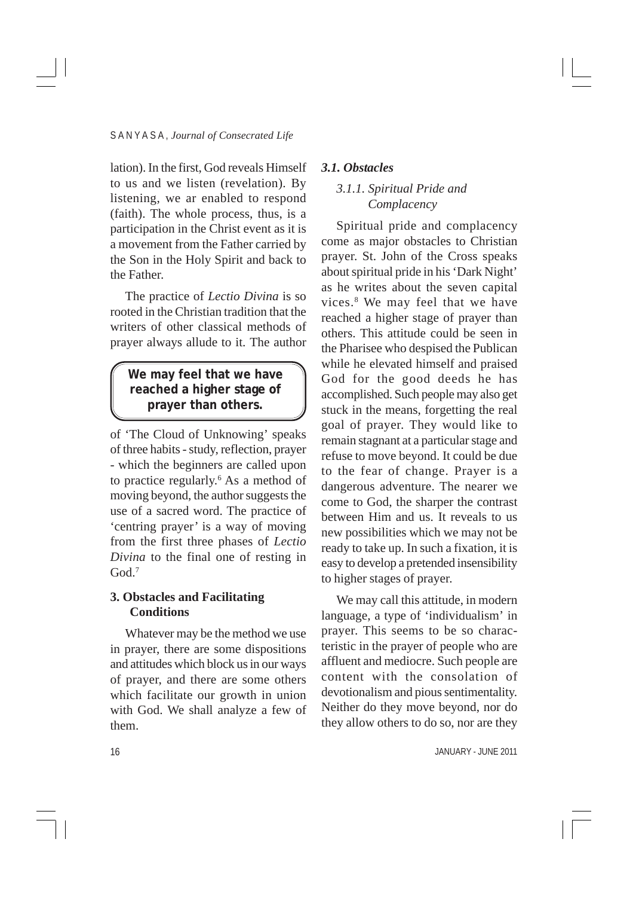lation). In the first, God reveals Himself to us and we listen (revelation). By listening, we ar enabled to respond (faith). The whole process, thus, is a participation in the Christ event as it is a movement from the Father carried by the Son in the Holy Spirit and back to the Father.

The practice of *Lectio Divina* is so rooted in the Christian tradition that the writers of other classical methods of prayer always allude to it. The author of 'The Cloud of Unknowing' speaks of three habits - study, reflection, prayer - which the beginners are called upon to practice regularly.[6] As a method of moving beyond, the author suggests the use of a sacred word. The practice of 'centring prayer' is a way of moving from the first three phases of *Lectio Divina* to the final one of resting in God.[7]

> **We may feel that we have reached a higher stage of prayer than others.**

## 3. Obstacles and Facilitating Conditions

Whatever may be the method we use in prayer, there are some dispositions and attitudes which block us in our ways of prayer, and there are some others which facilitate our growth in union with God. We shall analyze a few of them.

### *3.1. Obstacles*

#### *3.1.1. Spiritual Pride and Complacency*

Spiritual pride and complacency come as major obstacles to Christian prayer. St. John of the Cross speaks about spiritual pride in his 'Dark Night' as he writes about the seven capital vices.[8] We may feel that we have reached a higher stage of prayer than others. This attitude could be seen in the Pharisee who despised the Publican while he elevated himself and praised God for the good deeds he has accomplished. Such people may also get stuck in the means, forgetting the real goal of prayer. They would like to remain stagnant at a particular stage and refuse to move beyond. It could be due to the fear of change. Prayer is a dangerous adventure. The nearer we come to God, the sharper the contrast between Him and us. It reveals to us new possibilities which we may not be ready to take up. In such a fixation, it is easy to develop a pretended insensibility to higher stages of prayer.

We may call this attitude, in modern language, a type of 'individualism' in prayer. This seems to be so characteristic in the prayer of people who are affluent and mediocre. Such people are content with the consolation of devotionalism and pious sentimentality. Neither do they move beyond, nor do they allow others to do so, nor are they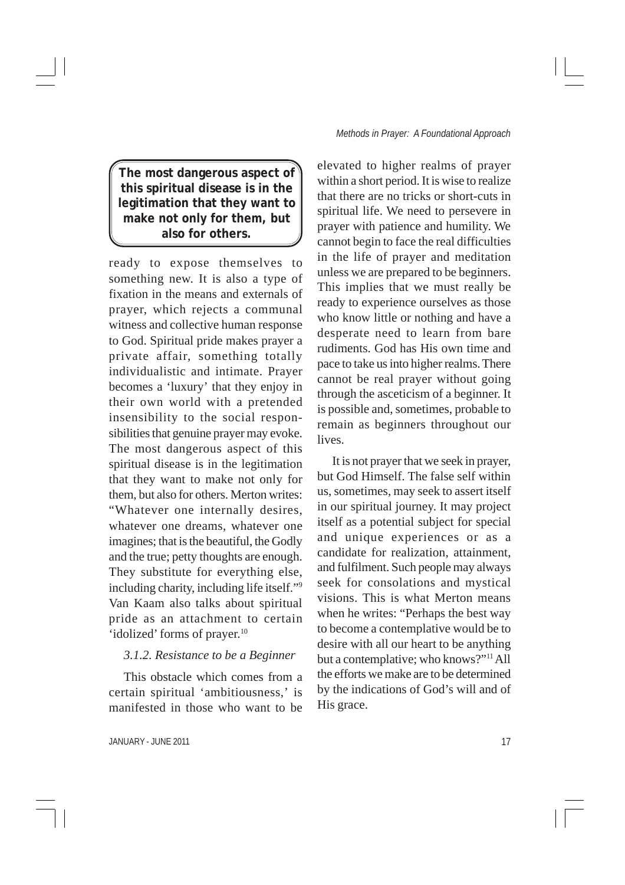> **The most dangerous aspect of this spiritual disease is in the legitimation that they want to make not only for them, but also for others.**

ready to expose themselves to something new. It is also a type of fixation in the means and externals of prayer, which rejects a communal witness and collective human response to God. Spiritual pride makes prayer a private affair, something totally individualistic and intimate. Prayer becomes a 'luxury' that they enjoy in their own world with a pretended insensibility to the social responsibilities that genuine prayer may evoke. The most dangerous aspect of this spiritual disease is in the legitimation that they want to make not only for them, but also for others. Merton writes: "Whatever one internally desires, whatever one dreams, whatever one imagines; that is the beautiful, the Godly and the true; petty thoughts are enough. They substitute for everything else, including charity, including life itself."[9] Van Kaam also talks about spiritual pride as an attachment to certain 'idolized' forms of prayer.[10]

### *3.1.2. Resistance to be a Beginner*

This obstacle which comes from a certain spiritual 'ambitiousness,' is manifested in those who want to be elevated to higher realms of prayer within a short period. It is wise to realize that there are no tricks or short-cuts in spiritual life. We need to persevere in prayer with patience and humility. We cannot begin to face the real difficulties in the life of prayer and meditation unless we are prepared to be beginners. This implies that we must really be ready to experience ourselves as those who know little or nothing and have a desperate need to learn from bare rudiments. God has His own time and pace to take us into higher realms. There cannot be real prayer without going through the asceticism of a beginner. It is possible and, sometimes, probable to remain as beginners throughout our lives.

It is not prayer that we seek in prayer, but God Himself. The false self within us, sometimes, may seek to assert itself in our spiritual journey. It may project itself as a potential subject for special and unique experiences or as a candidate for realization, attainment, and fulfilment. Such people may always seek for consolations and mystical visions. This is what Merton means when he writes: "Perhaps the best way to become a contemplative would be to desire with all our heart to be anything but a contemplative; who knows?"[11] All the efforts we make are to be determined by the indications of God's will and of His grace.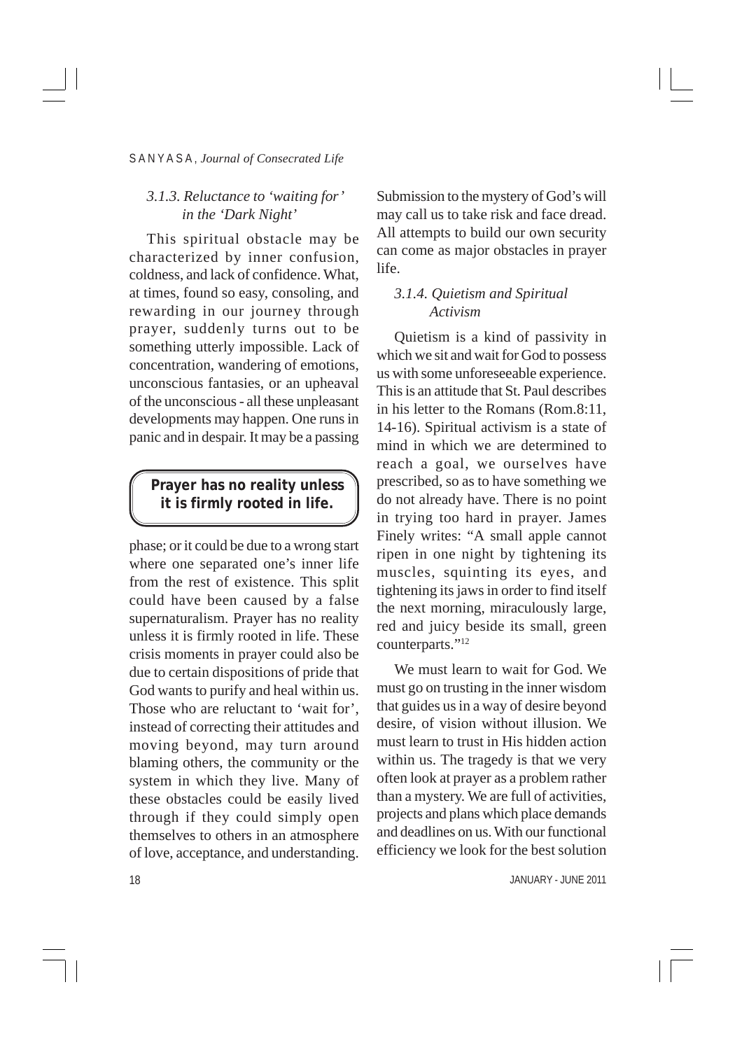### *3.1.3. Reluctance to 'waiting for' in the 'Dark Night'*

This spiritual obstacle may be characterized by inner confusion, coldness, and lack of confidence. What, at times, found so easy, consoling, and rewarding in our journey through prayer, suddenly turns out to be something utterly impossible. Lack of concentration, wandering of emotions, unconscious fantasies, or an upheaval of the unconscious - all these unpleasant developments may happen. One runs in panic and in despair. It may be a passing phase; or it could be due to a wrong start where one separated one's inner life from the rest of existence. This split could have been caused by a false supernaturalism. Prayer has no reality unless it is firmly rooted in life. These crisis moments in prayer could also be due to certain dispositions of pride that God wants to purify and heal within us. Those who are reluctant to 'wait for', instead of correcting their attitudes and moving beyond, may turn around blaming others, the community or the system in which they live. Many of these obstacles could be easily lived through if they could simply open themselves to others in an atmosphere of love, acceptance, and understanding.

**Prayer has no reality unless it is firmly rooted in life.**

Submission to the mystery of God's will may call us to take risk and face dread. All attempts to build our own security can come as major obstacles in prayer life.

### *3.1.4. Quietism and Spiritual Activism*

Quietism is a kind of passivity in which we sit and wait for God to possess us with some unforeseeable experience. This is an attitude that St. Paul describes in his letter to the Romans (Rom.8:11, 14-16). Spiritual activism is a state of mind in which we are determined to reach a goal, we ourselves have prescribed, so as to have something we do not already have. There is no point in trying too hard in prayer. James Finely writes: "A small apple cannot ripen in one night by tightening its muscles, squinting its eyes, and tightening its jaws in order to find itself the next morning, miraculously large, red and juicy beside its small, green counterparts."[12]

We must learn to wait for God. We must go on trusting in the inner wisdom that guides us in a way of desire beyond desire, of vision without illusion. We must learn to trust in His hidden action within us. The tragedy is that we very often look at prayer as a problem rather than a mystery. We are full of activities, projects and plans which place demands and deadlines on us. With our functional efficiency we look for the best solution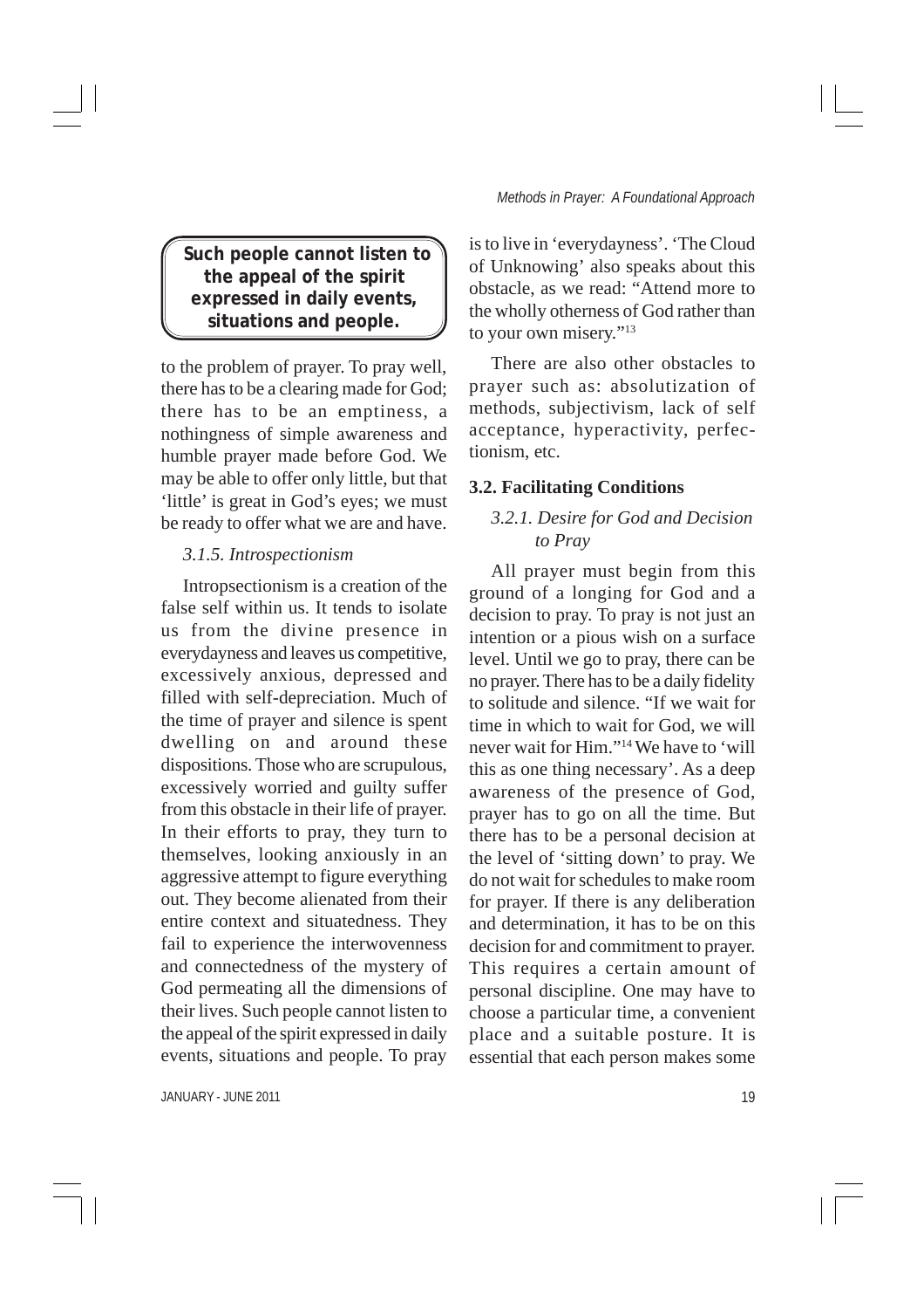to the problem of prayer. To pray well, there has to be a clearing made for God; there has to be an emptiness, a nothingness of simple awareness and humble prayer made before God. We may be able to offer only little, but that 'little' is great in God's eyes; we must be ready to offer what we are and have.

*3.1.5. Introspectionism*

Intropsectionism is a creation of the false self within us. It tends to isolate us from the divine presence in everydayness and leaves us competitive, excessively anxious, depressed and filled with self-depreciation. Much of the time of prayer and silence is spent dwelling on and around these dispositions. Those who are scrupulous, excessively worried and guilty suffer from this obstacle in their life of prayer. In their efforts to pray, they turn to themselves, looking anxiously in an aggressive attempt to figure everything out. They become alienated from their entire context and situatedness. They fail to experience the interwovenness and connectedness of the mystery of God permeating all the dimensions of their lives. Such people cannot listen to the appeal of the spirit expressed in daily events, situations and people. To pray is to live in 'everydayness'. 'The Cloud of Unknowing' also speaks about this obstacle, as we read: "Attend more to the wholly otherness of God rather than to your own misery."[13]

There are also other obstacles to prayer such as: absolutization of methods, subjectivism, lack of self acceptance, hyperactivity, perfectionism, etc.

**Such people cannot listen to the appeal of the spirit expressed in daily events, situations and people.**

### 3.2. Facilitating Conditions

*3.2.1. Desire for God and Decision to Pray*

All prayer must begin from this ground of a longing for God and a decision to pray. To pray is not just an intention or a pious wish on a surface level. Until we go to pray, there can be no prayer. There has to be a daily fidelity to solitude and silence. "If we wait for time in which to wait for God, we will never wait for Him."[14] We have to 'will this as one thing necessary'. As a deep awareness of the presence of God, prayer has to go on all the time. But there has to be a personal decision at the level of 'sitting down' to pray. We do not wait for schedules to make room for prayer. If there is any deliberation and determination, it has to be on this decision for and commitment to prayer. This requires a certain amount of personal discipline. One may have to choose a particular time, a convenient place and a suitable posture. It is essential that each person makes some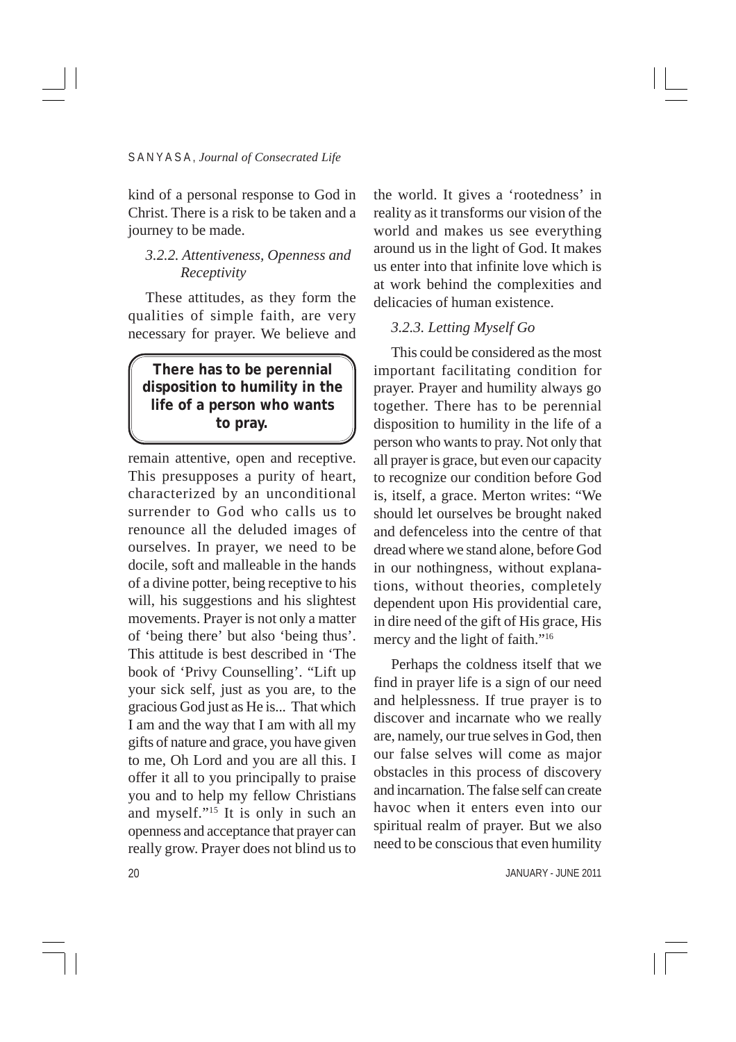kind of a personal response to God in Christ. There is a risk to be taken and a journey to be made.

#### *3.2.2. Attentiveness, Openness and Receptivity*

These attitudes, as they form the qualities of simple faith, are very necessary for prayer. We believe and remain attentive, open and receptive. This presupposes a purity of heart, characterized by an unconditional surrender to God who calls us to renounce all the deluded images of ourselves. In prayer, we need to be docile, soft and malleable in the hands of a divine potter, being receptive to his will, his suggestions and his slightest movements. Prayer is not only a matter of 'being there' but also 'being thus'. This attitude is best described in 'The book of 'Privy Counselling'. "Lift up your sick self, just as you are, to the gracious God just as He is... That which I am and the way that I am with all my gifts of nature and grace, you have given to me, Oh Lord and you are all this. I offer it all to you principally to praise you and to help my fellow Christians and myself."[15] It is only in such an openness and acceptance that prayer can really grow. Prayer does not blind us to the world. It gives a 'rootedness' in reality as it transforms our vision of the world and makes us see everything around us in the light of God. It makes us enter into that infinite love which is at work behind the complexities and delicacies of human existence.

> **There has to be perennial disposition to humility in the life of a person who wants to pray.**

#### *3.2.3. Letting Myself Go*

This could be considered as the most important facilitating condition for prayer. Prayer and humility always go together. There has to be perennial disposition to humility in the life of a person who wants to pray. Not only that all prayer is grace, but even our capacity to recognize our condition before God is, itself, a grace. Merton writes: "We should let ourselves be brought naked and defenceless into the centre of that dread where we stand alone, before God in our nothingness, without explanations, without theories, completely dependent upon His providential care, in dire need of the gift of His grace, His mercy and the light of faith."[16]

Perhaps the coldness itself that we find in prayer life is a sign of our need and helplessness. If true prayer is to discover and incarnate who we really are, namely, our true selves in God, then our false selves will come as major obstacles in this process of discovery and incarnation. The false self can create havoc when it enters even into our spiritual realm of prayer. But we also need to be conscious that even humility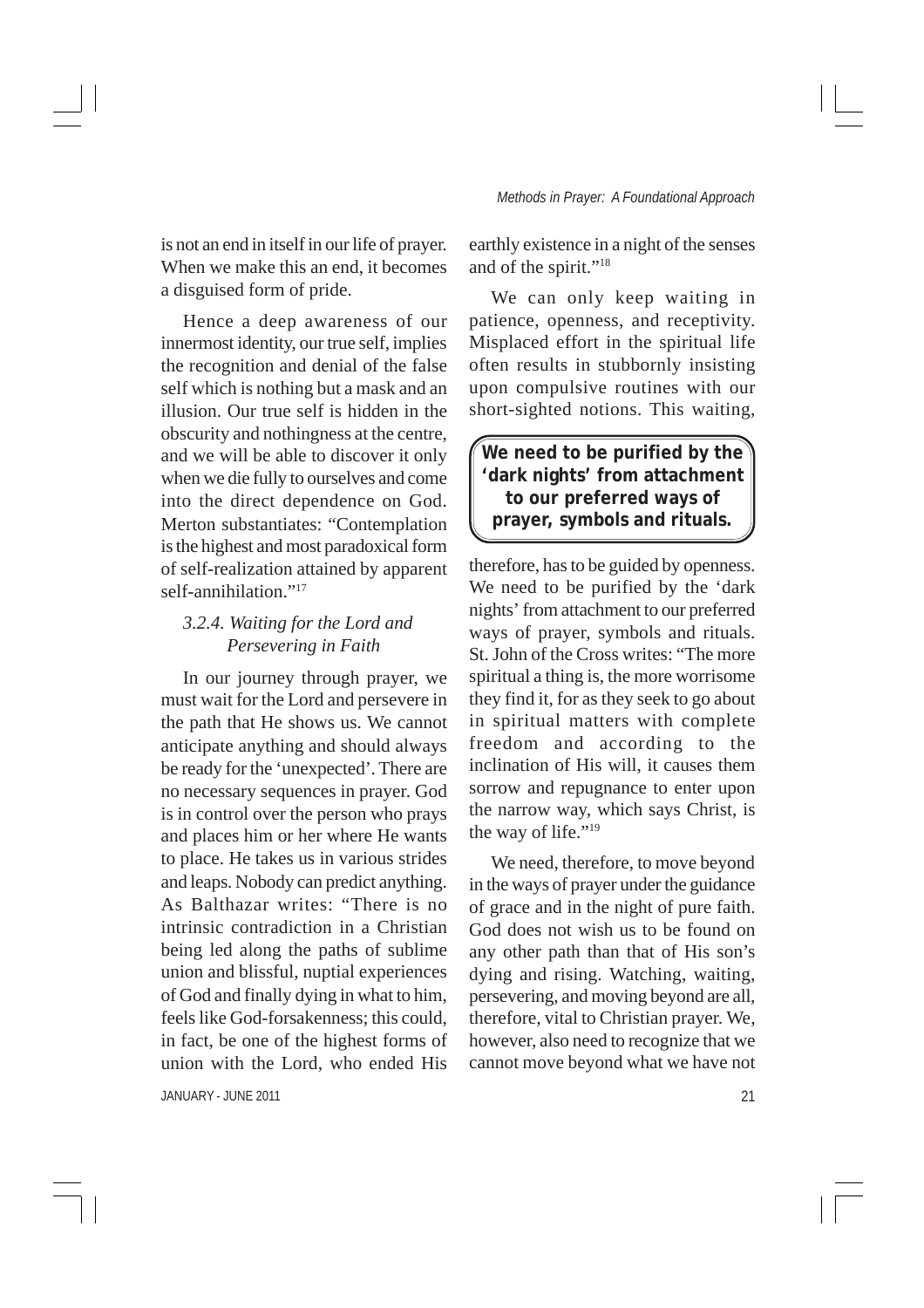is not an end in itself in our life of prayer. When we make this an end, it becomes a disguised form of pride.

Hence a deep awareness of our innermost identity, our true self, implies the recognition and denial of the false self which is nothing but a mask and an illusion. Our true self is hidden in the obscurity and nothingness at the centre, and we will be able to discover it only when we die fully to ourselves and come into the direct dependence on God. Merton substantiates: "Contemplation is the highest and most paradoxical form of self-realization attained by apparent self-annihilation."[17]

### *3.2.4. Waiting for the Lord and Persevering in Faith*

In our journey through prayer, we must wait for the Lord and persevere in the path that He shows us. We cannot anticipate anything and should always be ready for the 'unexpected'. There are no necessary sequences in prayer. God is in control over the person who prays and places him or her where He wants to place. He takes us in various strides and leaps. Nobody can predict anything. As Balthazar writes: "There is no intrinsic contradiction in a Christian being led along the paths of sublime union and blissful, nuptial experiences of God and finally dying in what to him, feels like God-forsakenness; this could, in fact, be one of the highest forms of union with the Lord, who ended His earthly existence in a night of the senses and of the spirit."[18]

We can only keep waiting in patience, openness, and receptivity. Misplaced effort in the spiritual life often results in stubbornly insisting upon compulsive routines with our short-sighted notions. This waiting, therefore, has to be guided by openness. We need to be purified by the 'dark nights' from attachment to our preferred ways of prayer, symbols and rituals. St. John of the Cross writes: "The more spiritual a thing is, the more worrisome they find it, for as they seek to go about in spiritual matters with complete freedom and according to the inclination of His will, it causes them sorrow and repugnance to enter upon the narrow way, which says Christ, is the way of life."[19]

**We need to be purified by the 'dark nights' from attachment to our preferred ways of prayer, symbols and rituals.**

We need, therefore, to move beyond in the ways of prayer under the guidance of grace and in the night of pure faith. God does not wish us to be found on any other path than that of His son's dying and rising. Watching, waiting, persevering, and moving beyond are all, therefore, vital to Christian prayer. We, however, also need to recognize that we cannot move beyond what we have not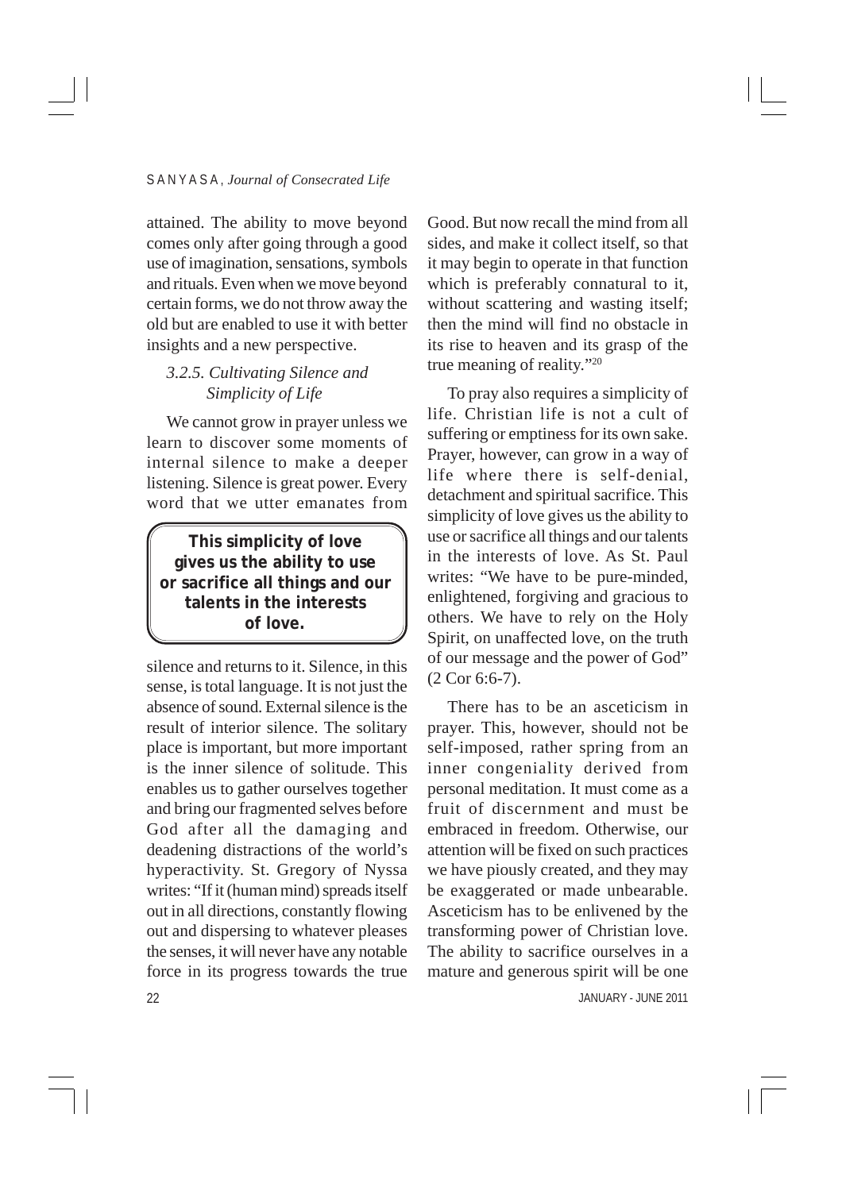attained. The ability to move beyond comes only after going through a good use of imagination, sensations, symbols and rituals. Even when we move beyond certain forms, we do not throw away the old but are enabled to use it with better insights and a new perspective.

### *3.2.5. Cultivating Silence and Simplicity of Life*

We cannot grow in prayer unless we learn to discover some moments of internal silence to make a deeper listening. Silence is great power. Every word that we utter emanates from silence and returns to it. Silence, in this sense, is total language. It is not just the absence of sound. External silence is the result of interior silence. The solitary place is important, but more important is the inner silence of solitude. This enables us to gather ourselves together and bring our fragmented selves before God after all the damaging and deadening distractions of the world's hyperactivity. St. Gregory of Nyssa writes: "If it (human mind) spreads itself out in all directions, constantly flowing out and dispersing to whatever pleases the senses, it will never have any notable force in its progress towards the true Good. But now recall the mind from all sides, and make it collect itself, so that it may begin to operate in that function which is preferably connatural to it, without scattering and wasting itself; then the mind will find no obstacle in its rise to heaven and its grasp of the true meaning of reality."[20]

**This simplicity of love gives us the ability to use or sacrifice all things and our talents in the interests of love.**

To pray also requires a simplicity of life. Christian life is not a cult of suffering or emptiness for its own sake. Prayer, however, can grow in a way of life where there is self-denial, detachment and spiritual sacrifice. This simplicity of love gives us the ability to use or sacrifice all things and our talents in the interests of love. As St. Paul writes: "We have to be pure-minded, enlightened, forgiving and gracious to others. We have to rely on the Holy Spirit, on unaffected love, on the truth of our message and the power of God" (2 Cor 6:6-7).

There has to be an asceticism in prayer. This, however, should not be self-imposed, rather spring from an inner congeniality derived from personal meditation. It must come as a fruit of discernment and must be embraced in freedom. Otherwise, our attention will be fixed on such practices we have piously created, and they may be exaggerated or made unbearable. Asceticism has to be enlivened by the transforming power of Christian love. The ability to sacrifice ourselves in a mature and generous spirit will be one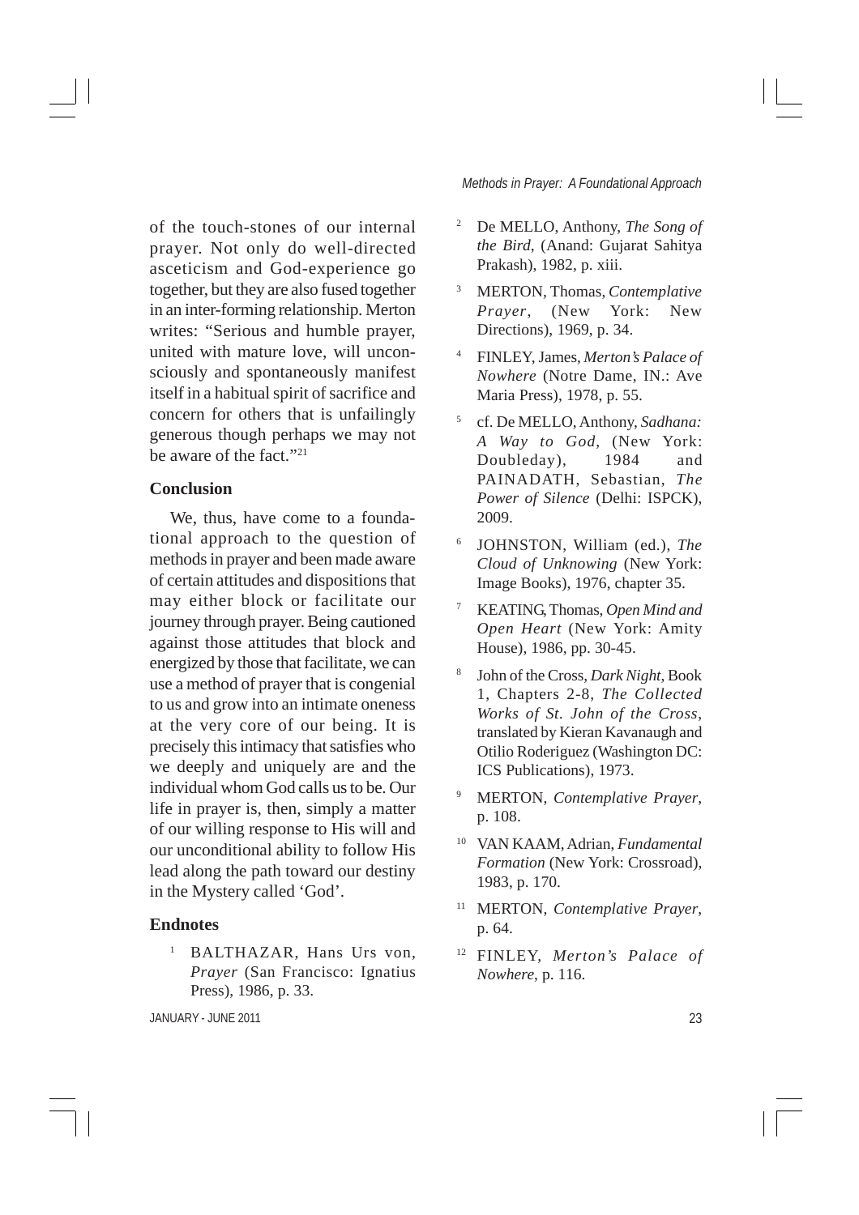of the touch-stones of our internal prayer. Not only do well-directed asceticism and God-experience go together, but they are also fused together in an inter-forming relationship. Merton writes: "Serious and humble prayer, united with mature love, will unconsciously and spontaneously manifest itself in a habitual spirit of sacrifice and concern for others that is unfailingly generous though perhaps we may not be aware of the fact."[21]

### Conclusion

We, thus, have come to a foundational approach to the question of methods in prayer and been made aware of certain attitudes and dispositions that may either block or facilitate our journey through prayer. Being cautioned against those attitudes that block and energized by those that facilitate, we can use a method of prayer that is congenial to us and grow into an intimate oneness at the very core of our being. It is precisely this intimacy that satisfies who we deeply and uniquely are and the individual whom God calls us to be. Our life in prayer is, then, simply a matter of our willing response to His will and our unconditional ability to follow His lead along the path toward our destiny in the Mystery called 'God'.

### Endnotes

1. BALTHAZAR, Hans Urs von, *Prayer* (San Francisco: Ignatius Press), 1986, p. 33.
2. De MELLO, Anthony, *The Song of the Bird*, (Anand: Gujarat Sahitya Prakash), 1982, p. xiii.
3. MERTON, Thomas, *Contemplative Prayer*, (New York: New Directions), 1969, p. 34.
4. FINLEY, James, *Merton's Palace of Nowhere* (Notre Dame, IN.: Ave Maria Press), 1978, p. 55.
5. cf. De MELLO, Anthony, *Sadhana: A Way to God*, (New York: Doubleday), 1984 and PAINADATH, Sebastian, *The Power of Silence* (Delhi: ISPCK), 2009.
6. JOHNSTON, William (ed.), *The Cloud of Unknowing* (New York: Image Books), 1976, chapter 35.
7. KEATING, Thomas, *Open Mind and Open Heart* (New York: Amity House), 1986, pp. 30-45.
8. John of the Cross, *Dark Night*, Book 1, Chapters 2-8, *The Collected Works of St. John of the Cross*, translated by Kieran Kavanaugh and Otilio Roderiguez (Washington DC: ICS Publications), 1973.
9. MERTON, *Contemplative Prayer*, p. 108.
10. VAN KAAM, Adrian, *Fundamental Formation* (New York: Crossroad), 1983, p. 170.
11. MERTON, *Contemplative Prayer*, p. 64.
12. FINLEY, *Merton's Palace of Nowhere*, p. 116.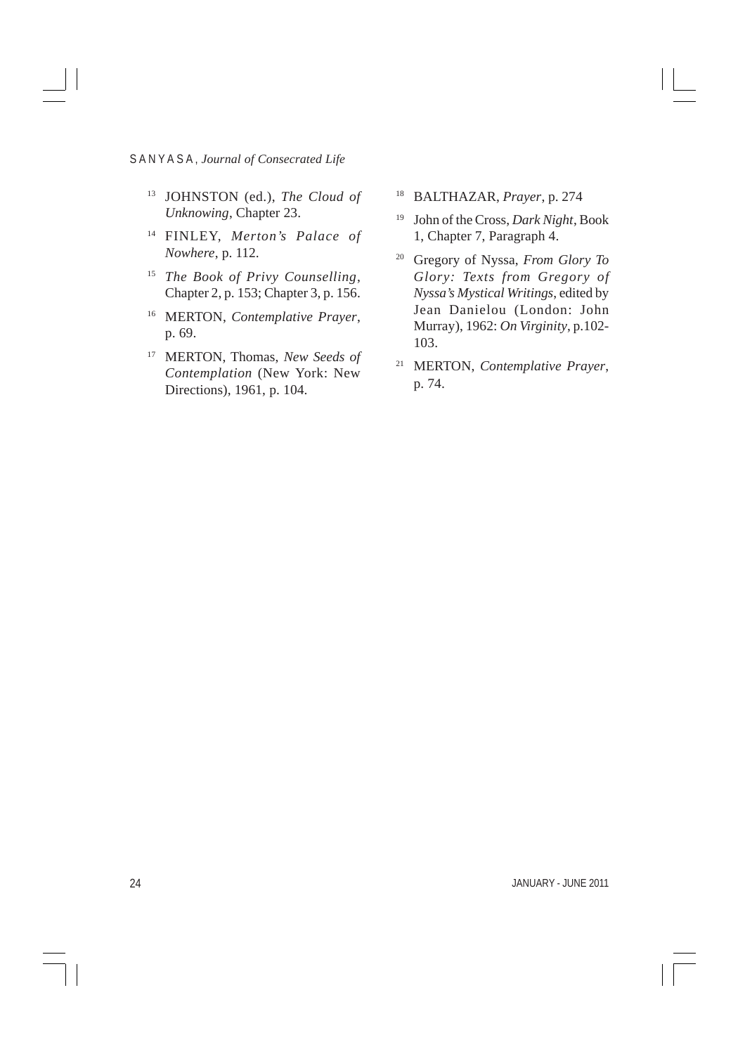[13] JOHNSTON (ed.), *The Cloud of Unknowing*, Chapter 23.

[14] FINLEY, *Merton's Palace of Nowhere*, p. 112.

[15] *The Book of Privy Counselling*, Chapter 2, p. 153; Chapter 3, p. 156.

[16] MERTON, *Contemplative Prayer*, p. 69.

[17] MERTON, Thomas, *New Seeds of Contemplation* (New York: New Directions), 1961, p. 104.

[18] BALTHAZAR, *Prayer*, p. 274

[19] John of the Cross, *Dark Night*, Book 1, Chapter 7, Paragraph 4.

[20] Gregory of Nyssa, *From Glory To Glory: Texts from Gregory of Nyssa's Mystical Writings*, edited by Jean Danielou (London: John Murray), 1962: *On Virginity*, p.102-103.

[21] MERTON, *Contemplative Prayer*, p. 74.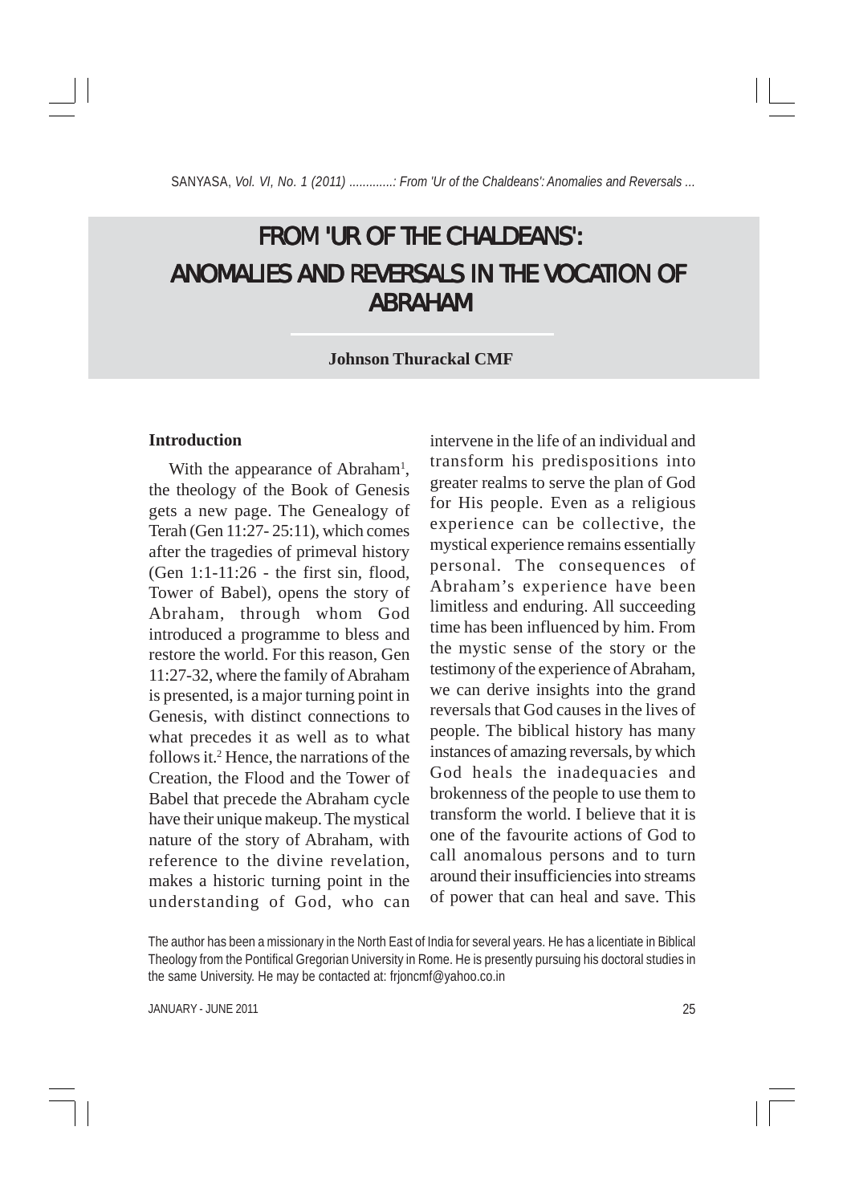# FROM 'UR OF THE CHALDEANS': ANOMALIES AND REVERSALS IN THE VOCATION OF ABRAHAM

**Johnson Thurackal CMF**

## Introduction

With the appearance of Abraham[1], the theology of the Book of Genesis gets a new page. The Genealogy of Terah (Gen 11:27- 25:11), which comes after the tragedies of primeval history (Gen 1:1-11:26 - the first sin, flood, Tower of Babel), opens the story of Abraham, through whom God introduced a programme to bless and restore the world. For this reason, Gen 11:27-32, where the family of Abraham is presented, is a major turning point in Genesis, with distinct connections to what precedes it as well as to what follows it.[2] Hence, the narrations of the Creation, the Flood and the Tower of Babel that precede the Abraham cycle have their unique makeup. The mystical nature of the story of Abraham, with reference to the divine revelation, makes a historic turning point in the understanding of God, who can intervene in the life of an individual and transform his predispositions into greater realms to serve the plan of God for His people. Even as a religious experience can be collective, the mystical experience remains essentially personal. The consequences of Abraham's experience have been limitless and enduring. All succeeding time has been influenced by him. From the mystic sense of the story or the testimony of the experience of Abraham, we can derive insights into the grand reversals that God causes in the lives of people. The biblical history has many instances of amazing reversals, by which God heals the inadequacies and brokenness of the people to use them to transform the world. I believe that it is one of the favourite actions of God to call anomalous persons and to turn around their insufficiencies into streams of power that can heal and save. This

The author has been a missionary in the North East of India for several years. He has a licentiate in Biblical Theology from the Pontifical Gregorian University in Rome. He is presently pursuing his doctoral studies in the same University. He may be contacted at: frjoncmf@yahoo.co.in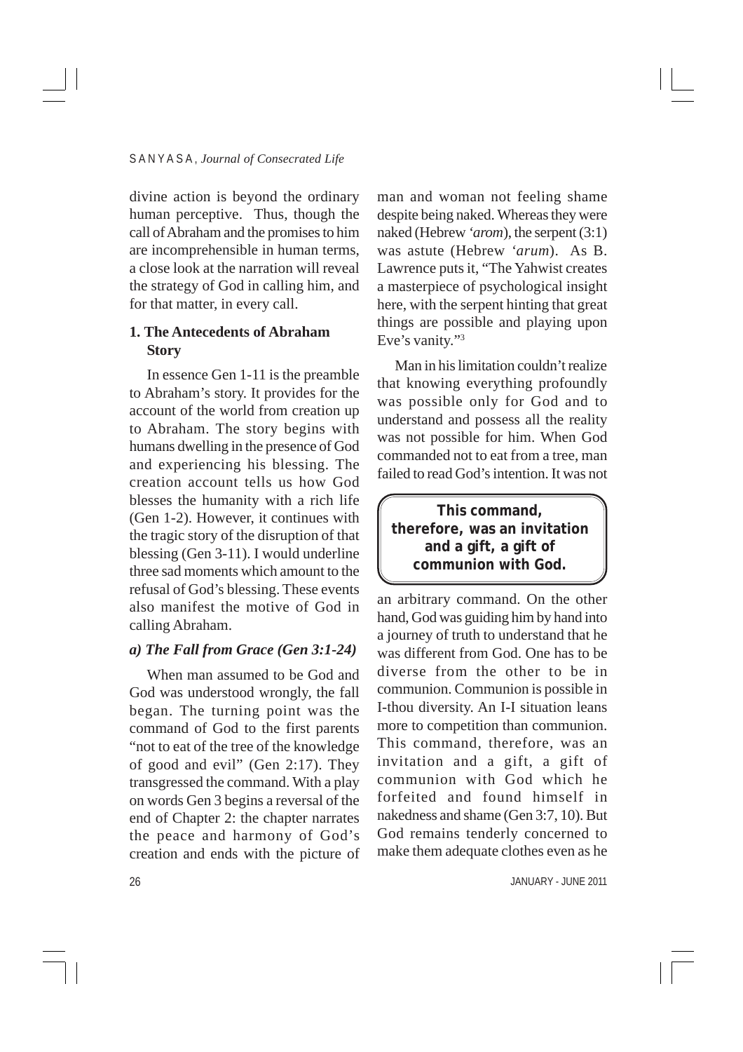divine action is beyond the ordinary human perceptive. Thus, though the call of Abraham and the promises to him are incomprehensible in human terms, a close look at the narration will reveal the strategy of God in calling him, and for that matter, in every call.

## 1. The Antecedents of Abraham Story

In essence Gen 1-11 is the preamble to Abraham's story. It provides for the account of the world from creation up to Abraham. The story begins with humans dwelling in the presence of God and experiencing his blessing. The creation account tells us how God blesses the humanity with a rich life (Gen 1-2). However, it continues with the tragic story of the disruption of that blessing (Gen 3-11). I would underline three sad moments which amount to the refusal of God's blessing. These events also manifest the motive of God in calling Abraham.

### *a) The Fall from Grace (Gen 3:1-24)*

When man assumed to be God and God was understood wrongly, the fall began. The turning point was the command of God to the first parents "not to eat of the tree of the knowledge of good and evil" (Gen 2:17). They transgressed the command. With a play on words Gen 3 begins a reversal of the end of Chapter 2: the chapter narrates the peace and harmony of God's creation and ends with the picture of man and woman not feeling shame despite being naked. Whereas they were naked (Hebrew *'arom*), the serpent (3:1) was astute (Hebrew *'arum*). As B. Lawrence puts it, "The Yahwist creates a masterpiece of psychological insight here, with the serpent hinting that great things are possible and playing upon Eve's vanity."[3]

Man in his limitation couldn't realize that knowing everything profoundly was possible only for God and to understand and possess all the reality was not possible for him. When God commanded not to eat from a tree, man failed to read God's intention. It was not an arbitrary command. On the other hand, God was guiding him by hand into a journey of truth to understand that he was different from God. One has to be diverse from the other to be in communion. Communion is possible in I-thou diversity. An I-I situation leans more to competition than communion. This command, therefore, was an invitation and a gift, a gift of communion with God which he forfeited and found himself in nakedness and shame (Gen 3:7, 10). But God remains tenderly concerned to make them adequate clothes even as he

> **This command, therefore, was an invitation and a gift, a gift of communion with God.**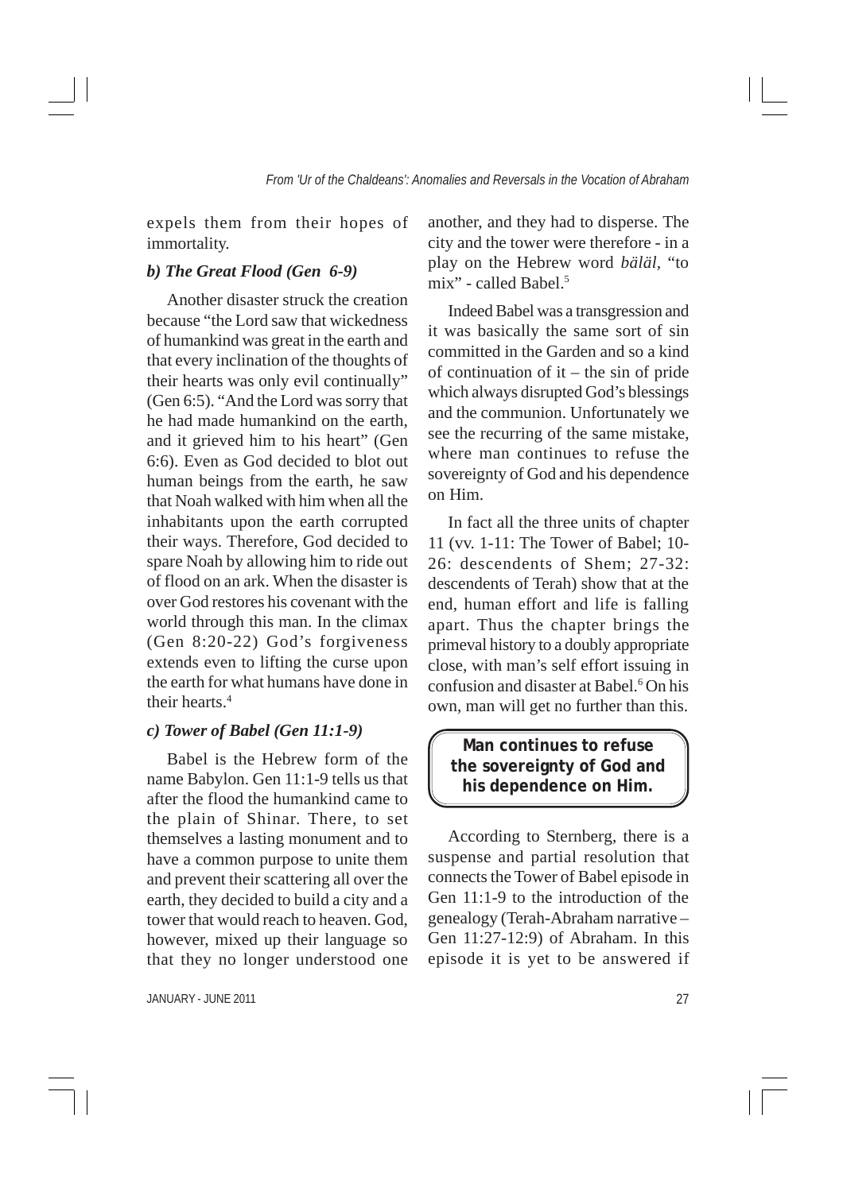expels them from their hopes of immortality.

### *b) The Great Flood (Gen 6-9)*

Another disaster struck the creation because "the Lord saw that wickedness of humankind was great in the earth and that every inclination of the thoughts of their hearts was only evil continually" (Gen 6:5). "And the Lord was sorry that he had made humankind on the earth, and it grieved him to his heart" (Gen 6:6). Even as God decided to blot out human beings from the earth, he saw that Noah walked with him when all the inhabitants upon the earth corrupted their ways. Therefore, God decided to spare Noah by allowing him to ride out of flood on an ark. When the disaster is over God restores his covenant with the world through this man. In the climax (Gen 8:20-22) God's forgiveness extends even to lifting the curse upon the earth for what humans have done in their hearts.[4]

### *c) Tower of Babel (Gen 11:1-9)*

Babel is the Hebrew form of the name Babylon. Gen 11:1-9 tells us that after the flood the humankind came to the plain of Shinar. There, to set themselves a lasting monument and to have a common purpose to unite them and prevent their scattering all over the earth, they decided to build a city and a tower that would reach to heaven. God, however, mixed up their language so that they no longer understood one another, and they had to disperse. The city and the tower were therefore - in a play on the Hebrew word *bäläl*, "to mix" - called Babel.[5]

Indeed Babel was a transgression and it was basically the same sort of sin committed in the Garden and so a kind of continuation of it – the sin of pride which always disrupted God's blessings and the communion. Unfortunately we see the recurring of the same mistake, where man continues to refuse the sovereignty of God and his dependence on Him.

In fact all the three units of chapter 11 (vv. 1-11: The Tower of Babel; 10-26: descendents of Shem; 27-32: descendents of Terah) show that at the end, human effort and life is falling apart. Thus the chapter brings the primeval history to a doubly appropriate close, with man's self effort issuing in confusion and disaster at Babel.[6] On his own, man will get no further than this.

> **Man continues to refuse the sovereignty of God and his dependence on Him.**

According to Sternberg, there is a suspense and partial resolution that connects the Tower of Babel episode in Gen 11:1-9 to the introduction of the genealogy (Terah-Abraham narrative – Gen 11:27-12:9) of Abraham. In this episode it is yet to be answered if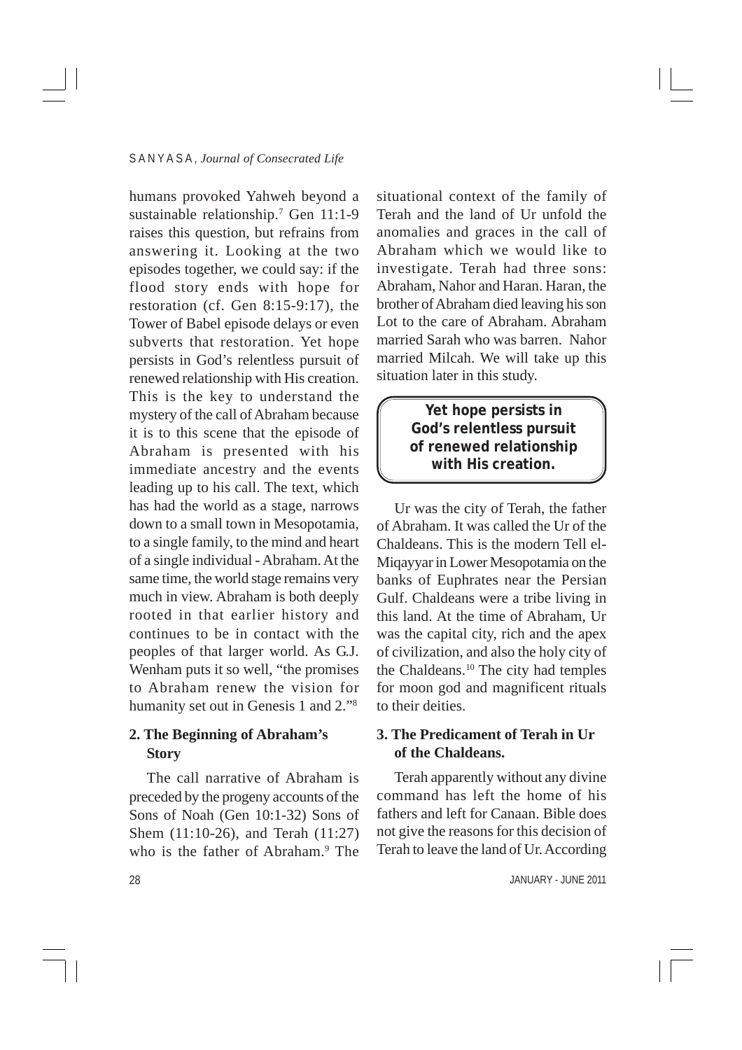humans provoked Yahweh beyond a sustainable relationship.[7] Gen 11:1-9 raises this question, but refrains from answering it. Looking at the two episodes together, we could say: if the flood story ends with hope for restoration (cf. Gen 8:15-9:17), the Tower of Babel episode delays or even subverts that restoration. Yet hope persists in God's relentless pursuit of renewed relationship with His creation. This is the key to understand the mystery of the call of Abraham because it is to this scene that the episode of Abraham is presented with his immediate ancestry and the events leading up to his call. The text, which has had the world as a stage, narrows down to a small town in Mesopotamia, to a single family, to the mind and heart of a single individual - Abraham. At the same time, the world stage remains very much in view. Abraham is both deeply rooted in that earlier history and continues to be in contact with the peoples of that larger world. As G.J. Wenham puts it so well, "the promises to Abraham renew the vision for humanity set out in Genesis 1 and 2."[8]

## 2. The Beginning of Abraham's Story

The call narrative of Abraham is preceded by the progeny accounts of the Sons of Noah (Gen 10:1-32) Sons of Shem (11:10-26), and Terah (11:27) who is the father of Abraham.[9] The situational context of the family of Terah and the land of Ur unfold the anomalies and graces in the call of Abraham which we would like to investigate. Terah had three sons: Abraham, Nahor and Haran. Haran, the brother of Abraham died leaving his son Lot to the care of Abraham. Abraham married Sarah who was barren. Nahor married Milcah. We will take up this situation later in this study.

> **Yet hope persists in God's relentless pursuit of renewed relationship with His creation.**

Ur was the city of Terah, the father of Abraham. It was called the Ur of the Chaldeans. This is the modern Tell el-Miqayyar in Lower Mesopotamia on the banks of Euphrates near the Persian Gulf. Chaldeans were a tribe living in this land. At the time of Abraham, Ur was the capital city, rich and the apex of civilization, and also the holy city of the Chaldeans.[10] The city had temples for moon god and magnificent rituals to their deities.

## 3. The Predicament of Terah in Ur of the Chaldeans.

Terah apparently without any divine command has left the home of his fathers and left for Canaan. Bible does not give the reasons for this decision of Terah to leave the land of Ur. According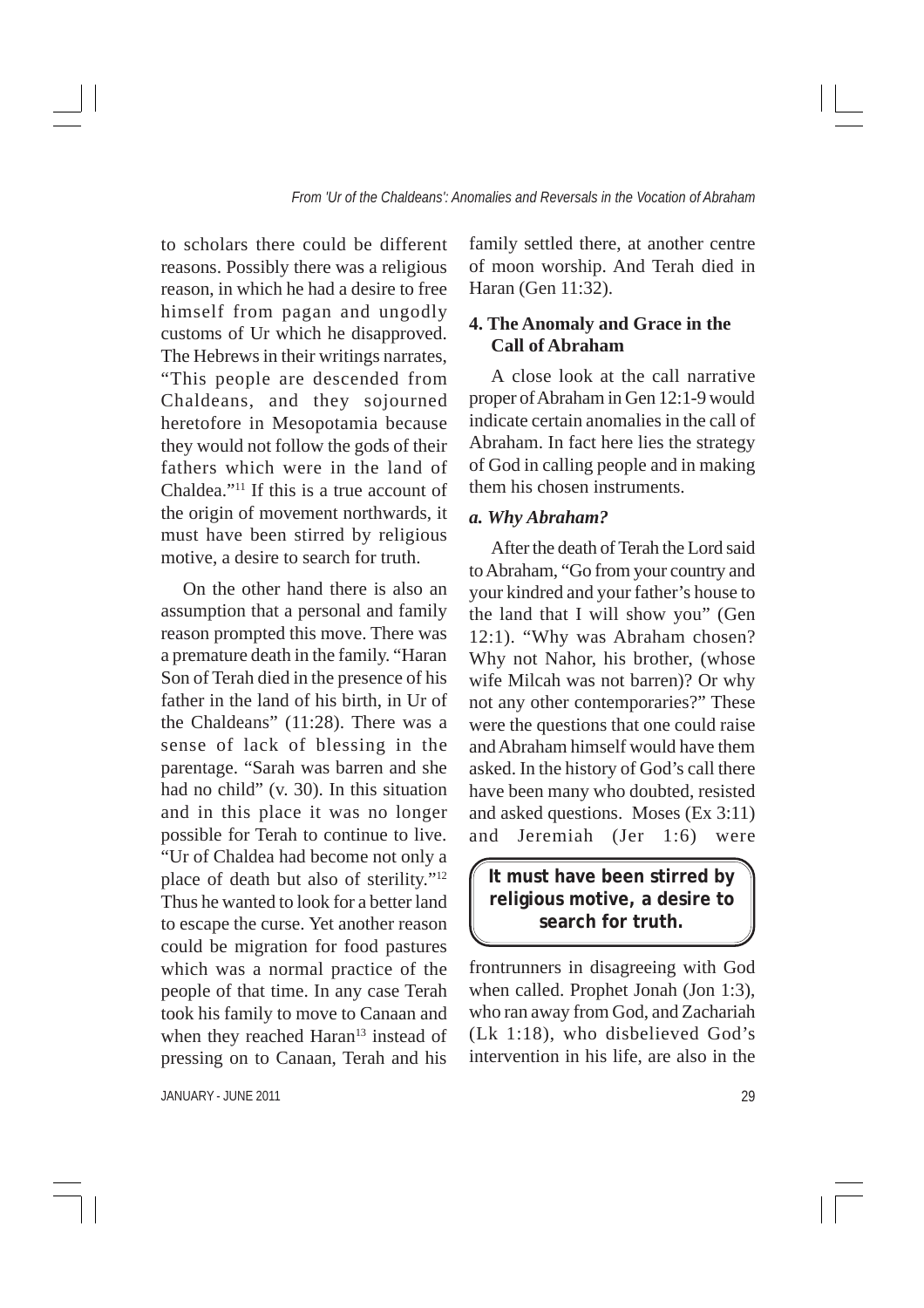to scholars there could be different reasons. Possibly there was a religious reason, in which he had a desire to free himself from pagan and ungodly customs of Ur which he disapproved. The Hebrews in their writings narrates, "This people are descended from Chaldeans, and they sojourned heretofore in Mesopotamia because they would not follow the gods of their fathers which were in the land of Chaldea."[11] If this is a true account of the origin of movement northwards, it must have been stirred by religious motive, a desire to search for truth.

On the other hand there is also an assumption that a personal and family reason prompted this move. There was a premature death in the family. "Haran Son of Terah died in the presence of his father in the land of his birth, in Ur of the Chaldeans" (11:28). There was a sense of lack of blessing in the parentage. "Sarah was barren and she had no child" (v. 30). In this situation and in this place it was no longer possible for Terah to continue to live. "Ur of Chaldea had become not only a place of death but also of sterility."[12] Thus he wanted to look for a better land to escape the curse. Yet another reason could be migration for food pastures which was a normal practice of the people of that time. In any case Terah took his family to move to Canaan and when they reached Haran[13] instead of pressing on to Canaan, Terah and his family settled there, at another centre of moon worship. And Terah died in Haran (Gen 11:32).

## 4. The Anomaly and Grace in the Call of Abraham

A close look at the call narrative proper of Abraham in Gen 12:1-9 would indicate certain anomalies in the call of Abraham. In fact here lies the strategy of God in calling people and in making them his chosen instruments.

### *a. Why Abraham?*

After the death of Terah the Lord said to Abraham, "Go from your country and your kindred and your father's house to the land that I will show you" (Gen 12:1). "Why was Abraham chosen? Why not Nahor, his brother, (whose wife Milcah was not barren)? Or why not any other contemporaries?" These were the questions that one could raise and Abraham himself would have them asked. In the history of God's call there have been many who doubted, resisted and asked questions. Moses (Ex 3:11) and Jeremiah (Jer 1:6) were frontrunners in disagreeing with God when called. Prophet Jonah (Jon 1:3), who ran away from God, and Zachariah (Lk 1:18), who disbelieved God's intervention in his life, are also in the

> **It must have been stirred by religious motive, a desire to search for truth.**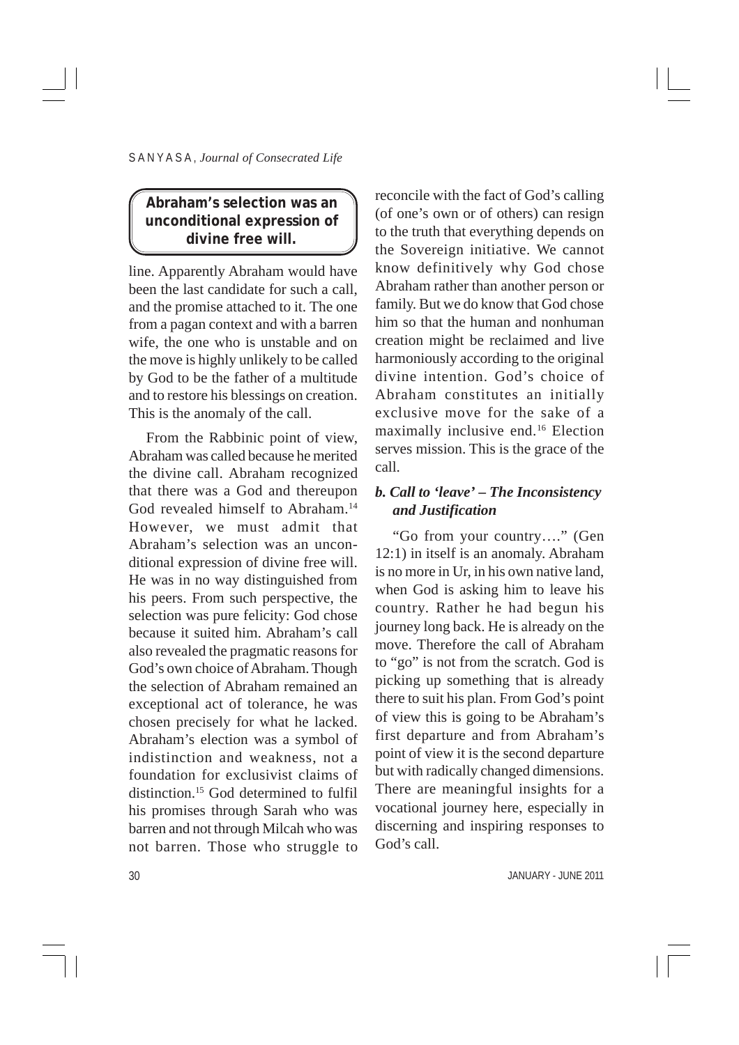> **Abraham's selection was an unconditional expression of divine free will.**

line. Apparently Abraham would have been the last candidate for such a call, and the promise attached to it. The one from a pagan context and with a barren wife, the one who is unstable and on the move is highly unlikely to be called by God to be the father of a multitude and to restore his blessings on creation. This is the anomaly of the call.

From the Rabbinic point of view, Abraham was called because he merited the divine call. Abraham recognized that there was a God and thereupon God revealed himself to Abraham.[14] However, we must admit that Abraham's selection was an unconditional expression of divine free will. He was in no way distinguished from his peers. From such perspective, the selection was pure felicity: God chose because it suited him. Abraham's call also revealed the pragmatic reasons for God's own choice of Abraham. Though the selection of Abraham remained an exceptional act of tolerance, he was chosen precisely for what he lacked. Abraham's election was a symbol of indistinction and weakness, not a foundation for exclusivist claims of distinction.[15] God determined to fulfil his promises through Sarah who was barren and not through Milcah who was not barren. Those who struggle to reconcile with the fact of God's calling (of one's own or of others) can resign to the truth that everything depends on the Sovereign initiative. We cannot know definitively why God chose Abraham rather than another person or family. But we do know that God chose him so that the human and nonhuman creation might be reclaimed and live harmoniously according to the original divine intention. God's choice of Abraham constitutes an initially exclusive move for the sake of a maximally inclusive end.[16] Election serves mission. This is the grace of the call.

### *b. Call to 'leave' – The Inconsistency and Justification*

"Go from your country…." (Gen 12:1) in itself is an anomaly. Abraham is no more in Ur, in his own native land, when God is asking him to leave his country. Rather he had begun his journey long back. He is already on the move. Therefore the call of Abraham to "go" is not from the scratch. God is picking up something that is already there to suit his plan. From God's point of view this is going to be Abraham's first departure and from Abraham's point of view it is the second departure but with radically changed dimensions. There are meaningful insights for a vocational journey here, especially in discerning and inspiring responses to God's call.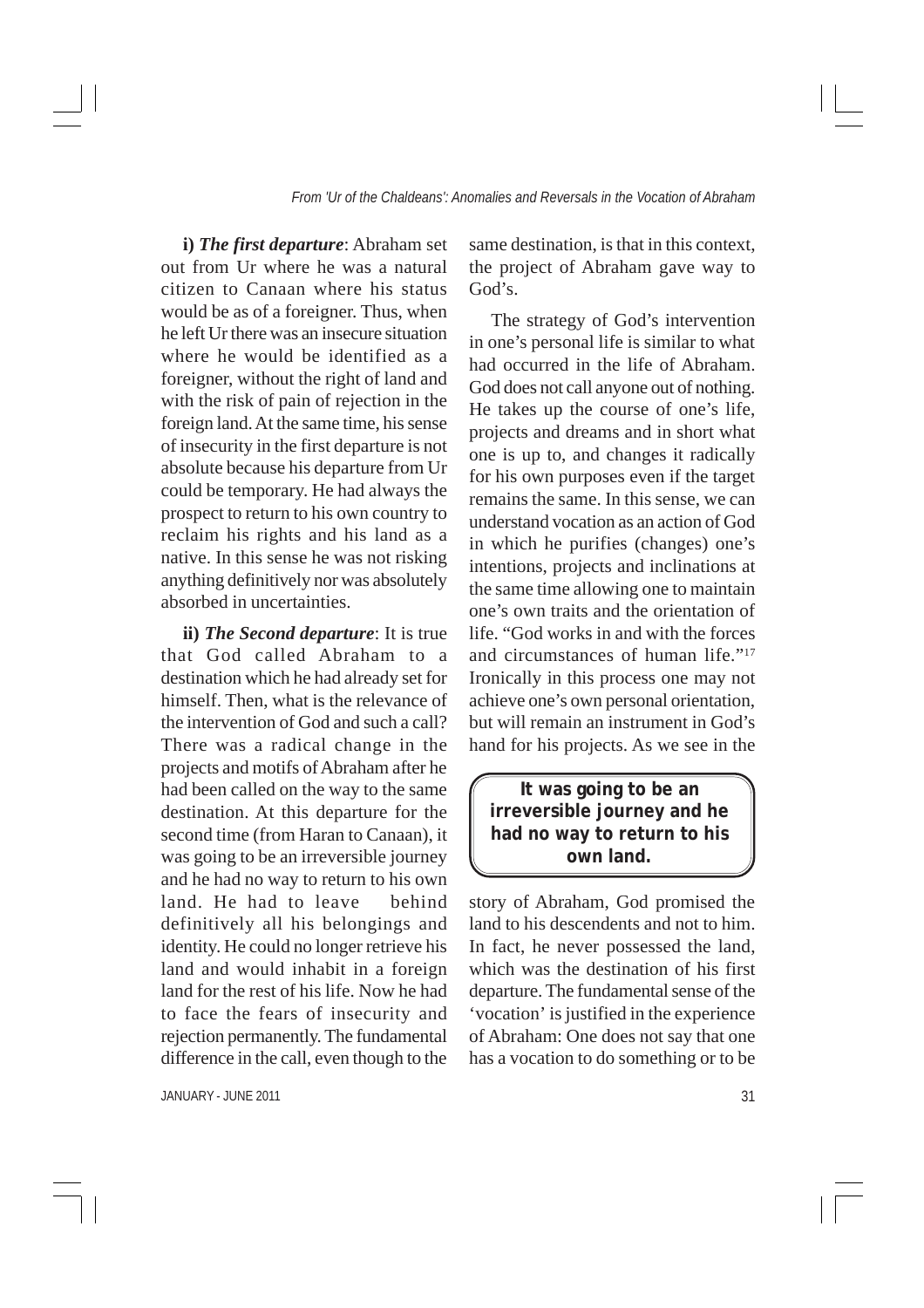**i)** ***The first departure***: Abraham set out from Ur where he was a natural citizen to Canaan where his status would be as of a foreigner. Thus, when he left Ur there was an insecure situation where he would be identified as a foreigner, without the right of land and with the risk of pain of rejection in the foreign land. At the same time, his sense of insecurity in the first departure is not absolute because his departure from Ur could be temporary. He had always the prospect to return to his own country to reclaim his rights and his land as a native. In this sense he was not risking anything definitively nor was absolutely absorbed in uncertainties.

**ii)** ***The Second departure***: It is true that God called Abraham to a destination which he had already set for himself. Then, what is the relevance of the intervention of God and such a call? There was a radical change in the projects and motifs of Abraham after he had been called on the way to the same destination. At this departure for the second time (from Haran to Canaan), it was going to be an irreversible journey and he had no way to return to his own land. He had to leave behind definitively all his belongings and identity. He could no longer retrieve his land and would inhabit in a foreign land for the rest of his life. Now he had to face the fears of insecurity and rejection permanently. The fundamental difference in the call, even though to the same destination, is that in this context, the project of Abraham gave way to God's.

The strategy of God's intervention in one's personal life is similar to what had occurred in the life of Abraham. God does not call anyone out of nothing. He takes up the course of one's life, projects and dreams and in short what one is up to, and changes it radically for his own purposes even if the target remains the same. In this sense, we can understand vocation as an action of God in which he purifies (changes) one's intentions, projects and inclinations at the same time allowing one to maintain one's own traits and the orientation of life. "God works in and with the forces and circumstances of human life."[17] Ironically in this process one may not achieve one's own personal orientation, but will remain an instrument in God's hand for his projects. As we see in the story of Abraham, God promised the land to his descendents and not to him. In fact, he never possessed the land, which was the destination of his first departure. The fundamental sense of the 'vocation' is justified in the experience of Abraham: One does not say that one has a vocation to do something or to be

> **It was going to be an irreversible journey and he had no way to return to his own land.**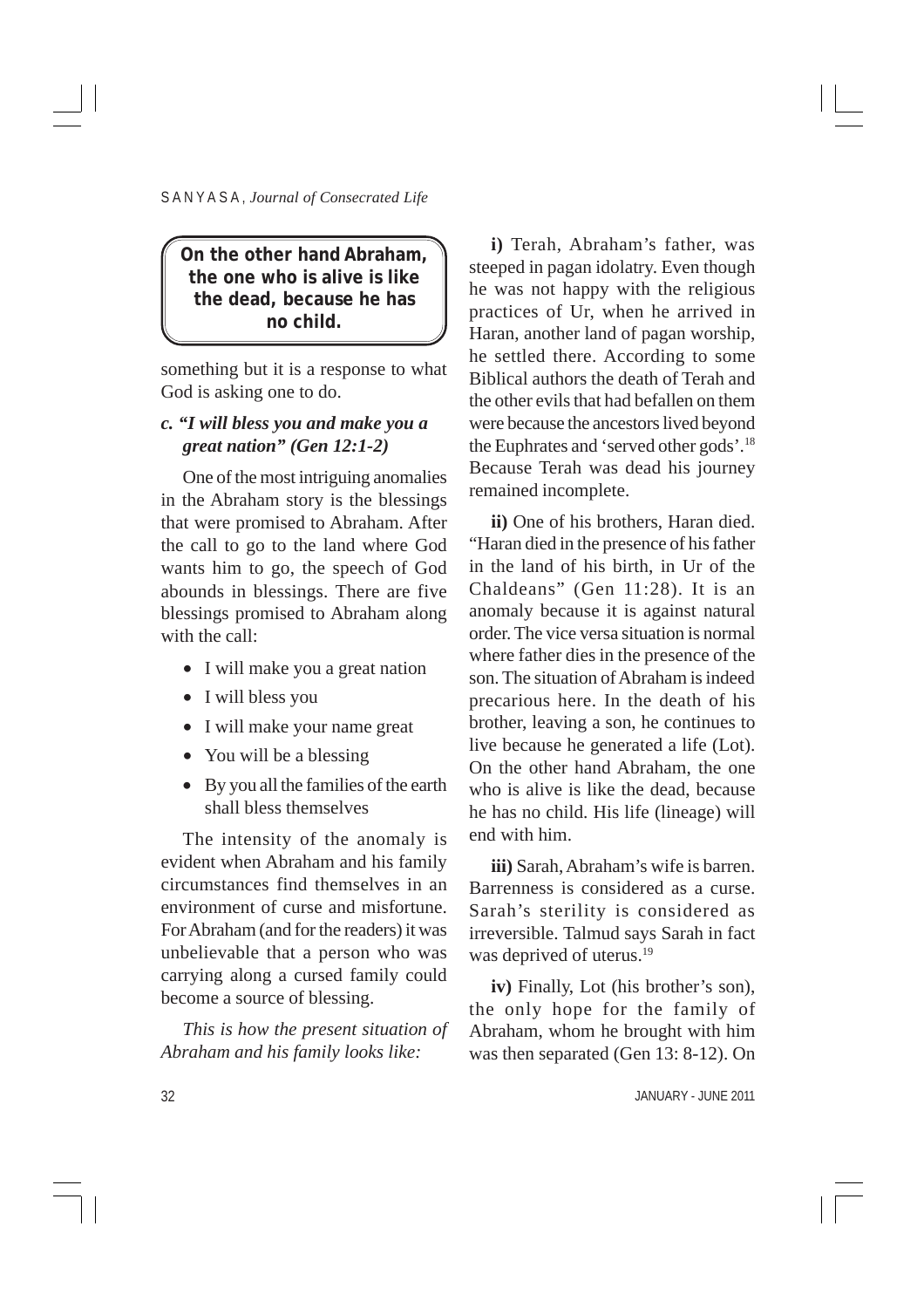> **On the other hand Abraham, the one who is alive is like the dead, because he has no child.**

something but it is a response to what God is asking one to do.

### *c. "I will bless you and make you a great nation" (Gen 12:1-2)*

One of the most intriguing anomalies in the Abraham story is the blessings that were promised to Abraham. After the call to go to the land where God wants him to go, the speech of God abounds in blessings. There are five blessings promised to Abraham along with the call:

- I will make you a great nation
- I will bless you
- I will make your name great
- You will be a blessing
- By you all the families of the earth shall bless themselves

The intensity of the anomaly is evident when Abraham and his family circumstances find themselves in an environment of curse and misfortune. For Abraham (and for the readers) it was unbelievable that a person who was carrying along a cursed family could become a source of blessing.

*This is how the present situation of Abraham and his family looks like:*

**i)** Terah, Abraham's father, was steeped in pagan idolatry. Even though he was not happy with the religious practices of Ur, when he arrived in Haran, another land of pagan worship, he settled there. According to some Biblical authors the death of Terah and the other evils that had befallen on them were because the ancestors lived beyond the Euphrates and 'served other gods'.[18] Because Terah was dead his journey remained incomplete.

**ii)** One of his brothers, Haran died. "Haran died in the presence of his father in the land of his birth, in Ur of the Chaldeans" (Gen 11:28). It is an anomaly because it is against natural order. The vice versa situation is normal where father dies in the presence of the son. The situation of Abraham is indeed precarious here. In the death of his brother, leaving a son, he continues to live because he generated a life (Lot). On the other hand Abraham, the one who is alive is like the dead, because he has no child. His life (lineage) will end with him.

**iii)** Sarah, Abraham's wife is barren. Barrenness is considered as a curse. Sarah's sterility is considered as irreversible. Talmud says Sarah in fact was deprived of uterus.[19]

**iv)** Finally, Lot (his brother's son), the only hope for the family of Abraham, whom he brought with him was then separated (Gen 13: 8-12). On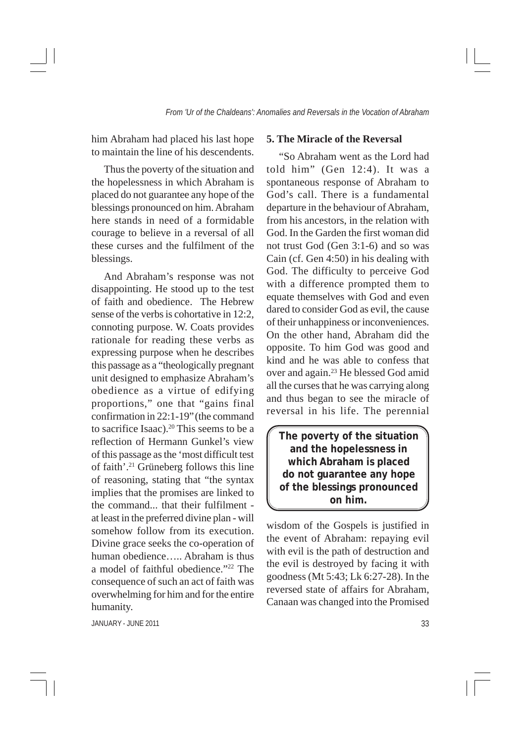him Abraham had placed his last hope to maintain the line of his descendents.

Thus the poverty of the situation and the hopelessness in which Abraham is placed do not guarantee any hope of the blessings pronounced on him. Abraham here stands in need of a formidable courage to believe in a reversal of all these curses and the fulfilment of the blessings.

And Abraham's response was not disappointing. He stood up to the test of faith and obedience. The Hebrew sense of the verbs is cohortative in 12:2, connoting purpose. W. Coats provides rationale for reading these verbs as expressing purpose when he describes this passage as a "theologically pregnant unit designed to emphasize Abraham's obedience as a virtue of edifying proportions," one that "gains final confirmation in 22:1-19" (the command to sacrifice Isaac).[20] This seems to be a reflection of Hermann Gunkel's view of this passage as the 'most difficult test of faith'.[21] Grüneberg follows this line of reasoning, stating that "the syntax implies that the promises are linked to the command... that their fulfilment - at least in the preferred divine plan - will somehow follow from its execution. Divine grace seeks the co-operation of human obedience….. Abraham is thus a model of faithful obedience."[22] The consequence of such an act of faith was overwhelming for him and for the entire humanity.

## 5. The Miracle of the Reversal

"So Abraham went as the Lord had told him" (Gen 12:4). It was a spontaneous response of Abraham to God's call. There is a fundamental departure in the behaviour of Abraham, from his ancestors, in the relation with God. In the Garden the first woman did not trust God (Gen 3:1-6) and so was Cain (cf. Gen 4:50) in his dealing with God. The difficulty to perceive God with a difference prompted them to equate themselves with God and even dared to consider God as evil, the cause of their unhappiness or inconveniences. On the other hand, Abraham did the opposite. To him God was good and kind and he was able to confess that over and again.[23] He blessed God amid all the curses that he was carrying along and thus began to see the miracle of reversal in his life. The perennial wisdom of the Gospels is justified in the event of Abraham: repaying evil with evil is the path of destruction and the evil is destroyed by facing it with goodness (Mt 5:43; Lk 6:27-28). In the reversed state of affairs for Abraham, Canaan was changed into the Promised

> **The poverty of the situation and the hopelessness in which Abraham is placed do not guarantee any hope of the blessings pronounced on him.**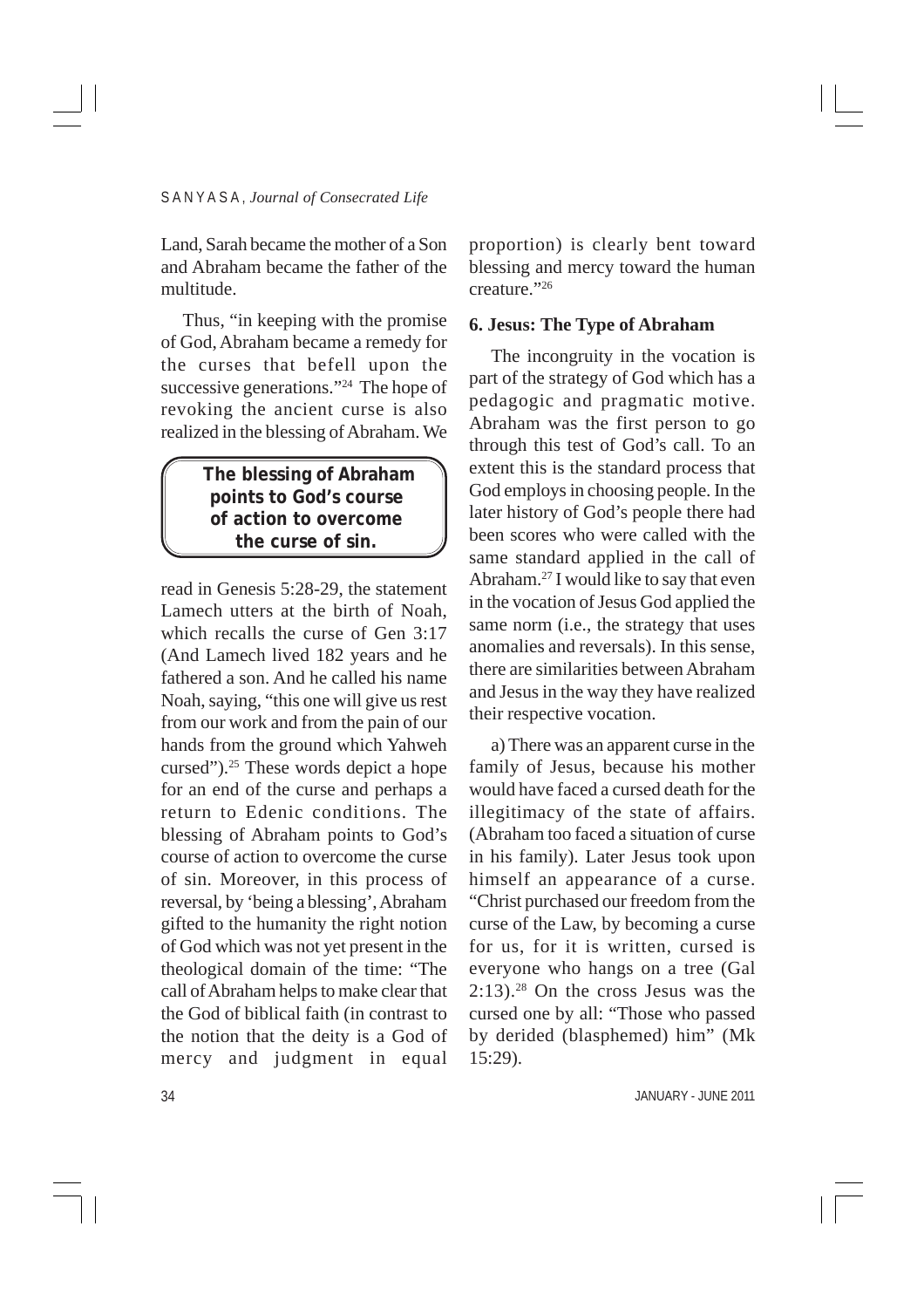Land, Sarah became the mother of a Son and Abraham became the father of the multitude.

Thus, "in keeping with the promise of God, Abraham became a remedy for the curses that befell upon the successive generations."[24] The hope of revoking the ancient curse is also realized in the blessing of Abraham. We read in Genesis 5:28-29, the statement Lamech utters at the birth of Noah, which recalls the curse of Gen 3:17 (And Lamech lived 182 years and he fathered a son. And he called his name Noah, saying, "this one will give us rest from our work and from the pain of our hands from the ground which Yahweh cursed").[25] These words depict a hope for an end of the curse and perhaps a return to Edenic conditions. The blessing of Abraham points to God's course of action to overcome the curse of sin. Moreover, in this process of reversal, by 'being a blessing', Abraham gifted to the humanity the right notion of God which was not yet present in the theological domain of the time: "The call of Abraham helps to make clear that the God of biblical faith (in contrast to the notion that the deity is a God of mercy and judgment in equal proportion) is clearly bent toward blessing and mercy toward the human creature."[26]

> **The blessing of Abraham points to God's course of action to overcome the curse of sin.**

## 6. Jesus: The Type of Abraham

The incongruity in the vocation is part of the strategy of God which has a pedagogic and pragmatic motive. Abraham was the first person to go through this test of God's call. To an extent this is the standard process that God employs in choosing people. In the later history of God's people there had been scores who were called with the same standard applied in the call of Abraham.[27] I would like to say that even in the vocation of Jesus God applied the same norm (i.e., the strategy that uses anomalies and reversals). In this sense, there are similarities between Abraham and Jesus in the way they have realized their respective vocation.

a) There was an apparent curse in the family of Jesus, because his mother would have faced a cursed death for the illegitimacy of the state of affairs. (Abraham too faced a situation of curse in his family). Later Jesus took upon himself an appearance of a curse. "Christ purchased our freedom from the curse of the Law, by becoming a curse for us, for it is written, cursed is everyone who hangs on a tree (Gal 2:13).[28] On the cross Jesus was the cursed one by all: "Those who passed by derided (blasphemed) him" (Mk 15:29).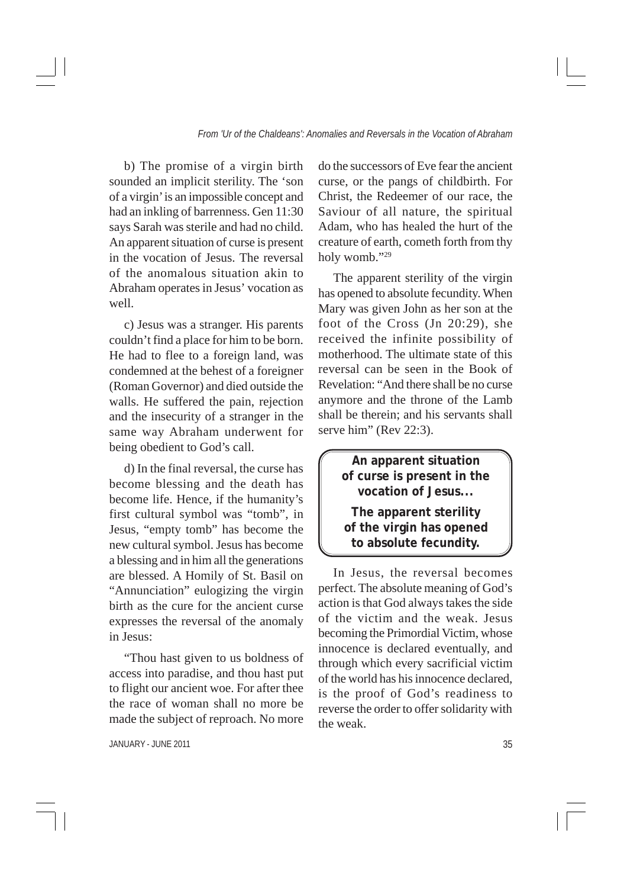b) The promise of a virgin birth sounded an implicit sterility. The 'son of a virgin' is an impossible concept and had an inkling of barrenness. Gen 11:30 says Sarah was sterile and had no child. An apparent situation of curse is present in the vocation of Jesus. The reversal of the anomalous situation akin to Abraham operates in Jesus' vocation as well.

c) Jesus was a stranger. His parents couldn't find a place for him to be born. He had to flee to a foreign land, was condemned at the behest of a foreigner (Roman Governor) and died outside the walls. He suffered the pain, rejection and the insecurity of a stranger in the same way Abraham underwent for being obedient to God's call.

d) In the final reversal, the curse has become blessing and the death has become life. Hence, if the humanity's first cultural symbol was "tomb", in Jesus, "empty tomb" has become the new cultural symbol. Jesus has become a blessing and in him all the generations are blessed. A Homily of St. Basil on "Annunciation" eulogizing the virgin birth as the cure for the ancient curse expresses the reversal of the anomaly in Jesus:

"Thou hast given to us boldness of access into paradise, and thou hast put to flight our ancient woe. For after thee the race of woman shall no more be made the subject of reproach. No more do the successors of Eve fear the ancient curse, or the pangs of childbirth. For Christ, the Redeemer of our race, the Saviour of all nature, the spiritual Adam, who has healed the hurt of the creature of earth, cometh forth from thy holy womb."[29]

The apparent sterility of the virgin has opened to absolute fecundity. When Mary was given John as her son at the foot of the Cross (Jn 20:29), she received the infinite possibility of motherhood. The ultimate state of this reversal can be seen in the Book of Revelation: "And there shall be no curse anymore and the throne of the Lamb shall be therein; and his servants shall serve him" (Rev 22:3).

> **An apparent situation of curse is present in the vocation of Jesus...**
>
> **The apparent sterility of the virgin has opened to absolute fecundity.**

In Jesus, the reversal becomes perfect. The absolute meaning of God's action is that God always takes the side of the victim and the weak. Jesus becoming the Primordial Victim, whose innocence is declared eventually, and through which every sacrificial victim of the world has his innocence declared, is the proof of God's readiness to reverse the order to offer solidarity with the weak.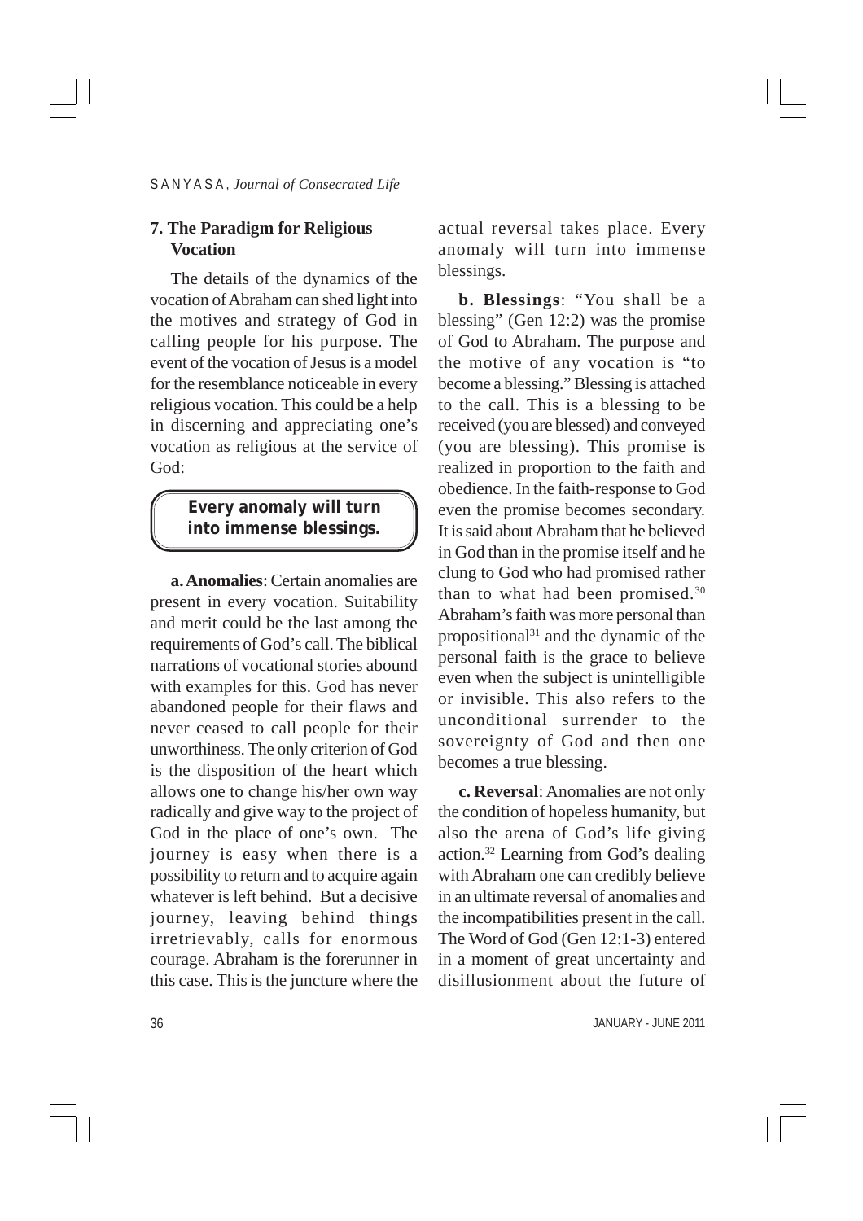## 7. The Paradigm for Religious Vocation

The details of the dynamics of the vocation of Abraham can shed light into the motives and strategy of God in calling people for his purpose. The event of the vocation of Jesus is a model for the resemblance noticeable in every religious vocation. This could be a help in discerning and appreciating one's vocation as religious at the service of God:

> **Every anomaly will turn into immense blessings.**

**a. Anomalies**: Certain anomalies are present in every vocation. Suitability and merit could be the last among the requirements of God's call. The biblical narrations of vocational stories abound with examples for this. God has never abandoned people for their flaws and never ceased to call people for their unworthiness. The only criterion of God is the disposition of the heart which allows one to change his/her own way radically and give way to the project of God in the place of one's own. The journey is easy when there is a possibility to return and to acquire again whatever is left behind. But a decisive journey, leaving behind things irretrievably, calls for enormous courage. Abraham is the forerunner in this case. This is the juncture where the actual reversal takes place. Every anomaly will turn into immense blessings.

**b. Blessings**: "You shall be a blessing" (Gen 12:2) was the promise of God to Abraham. The purpose and the motive of any vocation is "to become a blessing." Blessing is attached to the call. This is a blessing to be received (you are blessed) and conveyed (you are blessing). This promise is realized in proportion to the faith and obedience. In the faith-response to God even the promise becomes secondary. It is said about Abraham that he believed in God than in the promise itself and he clung to God who had promised rather than to what had been promised.[30] Abraham's faith was more personal than propositional[31] and the dynamic of the personal faith is the grace to believe even when the subject is unintelligible or invisible. This also refers to the unconditional surrender to the sovereignty of God and then one becomes a true blessing.

**c. Reversal**: Anomalies are not only the condition of hopeless humanity, but also the arena of God's life giving action.[32] Learning from God's dealing with Abraham one can credibly believe in an ultimate reversal of anomalies and the incompatibilities present in the call. The Word of God (Gen 12:1-3) entered in a moment of great uncertainty and disillusionment about the future of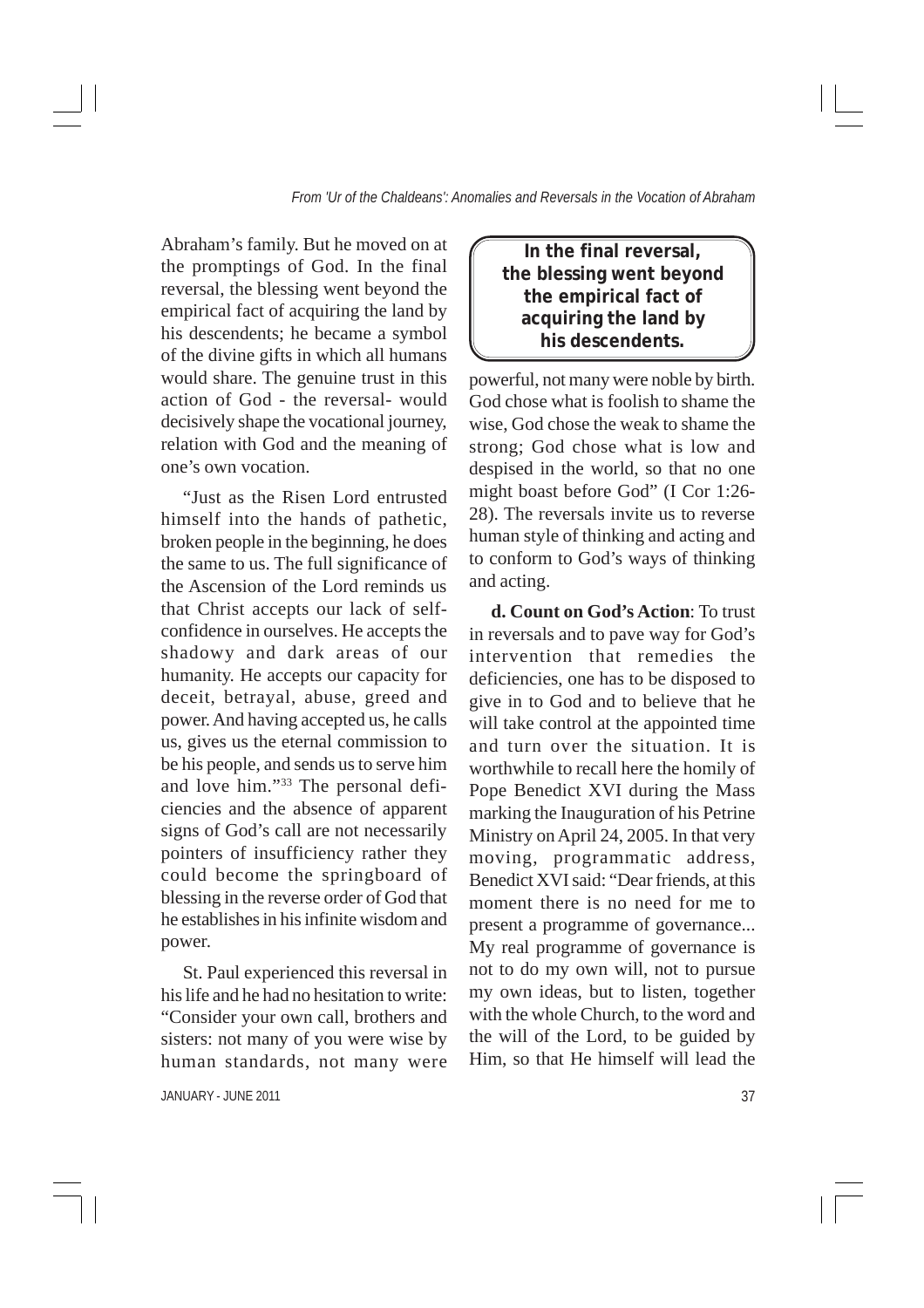Abraham's family. But he moved on at the promptings of God. In the final reversal, the blessing went beyond the empirical fact of acquiring the land by his descendents; he became a symbol of the divine gifts in which all humans would share. The genuine trust in this action of God - the reversal- would decisively shape the vocational journey, relation with God and the meaning of one's own vocation.

> **In the final reversal, the blessing went beyond the empirical fact of acquiring the land by his descendents.**

"Just as the Risen Lord entrusted himself into the hands of pathetic, broken people in the beginning, he does the same to us. The full significance of the Ascension of the Lord reminds us that Christ accepts our lack of self-confidence in ourselves. He accepts the shadowy and dark areas of our humanity. He accepts our capacity for deceit, betrayal, abuse, greed and power. And having accepted us, he calls us, gives us the eternal commission to be his people, and sends us to serve him and love him."[33] The personal deficiencies and the absence of apparent signs of God's call are not necessarily pointers of insufficiency rather they could become the springboard of blessing in the reverse order of God that he establishes in his infinite wisdom and power.

St. Paul experienced this reversal in his life and he had no hesitation to write: "Consider your own call, brothers and sisters: not many of you were wise by human standards, not many were powerful, not many were noble by birth. God chose what is foolish to shame the wise, God chose the weak to shame the strong; God chose what is low and despised in the world, so that no one might boast before God" (I Cor 1:26-28). The reversals invite us to reverse human style of thinking and acting and to conform to God's ways of thinking and acting.

**d. Count on God's Action**: To trust in reversals and to pave way for God's intervention that remedies the deficiencies, one has to be disposed to give in to God and to believe that he will take control at the appointed time and turn over the situation. It is worthwhile to recall here the homily of Pope Benedict XVI during the Mass marking the Inauguration of his Petrine Ministry on April 24, 2005. In that very moving, programmatic address, Benedict XVI said: "Dear friends, at this moment there is no need for me to present a programme of governance... My real programme of governance is not to do my own will, not to pursue my own ideas, but to listen, together with the whole Church, to the word and the will of the Lord, to be guided by Him, so that He himself will lead the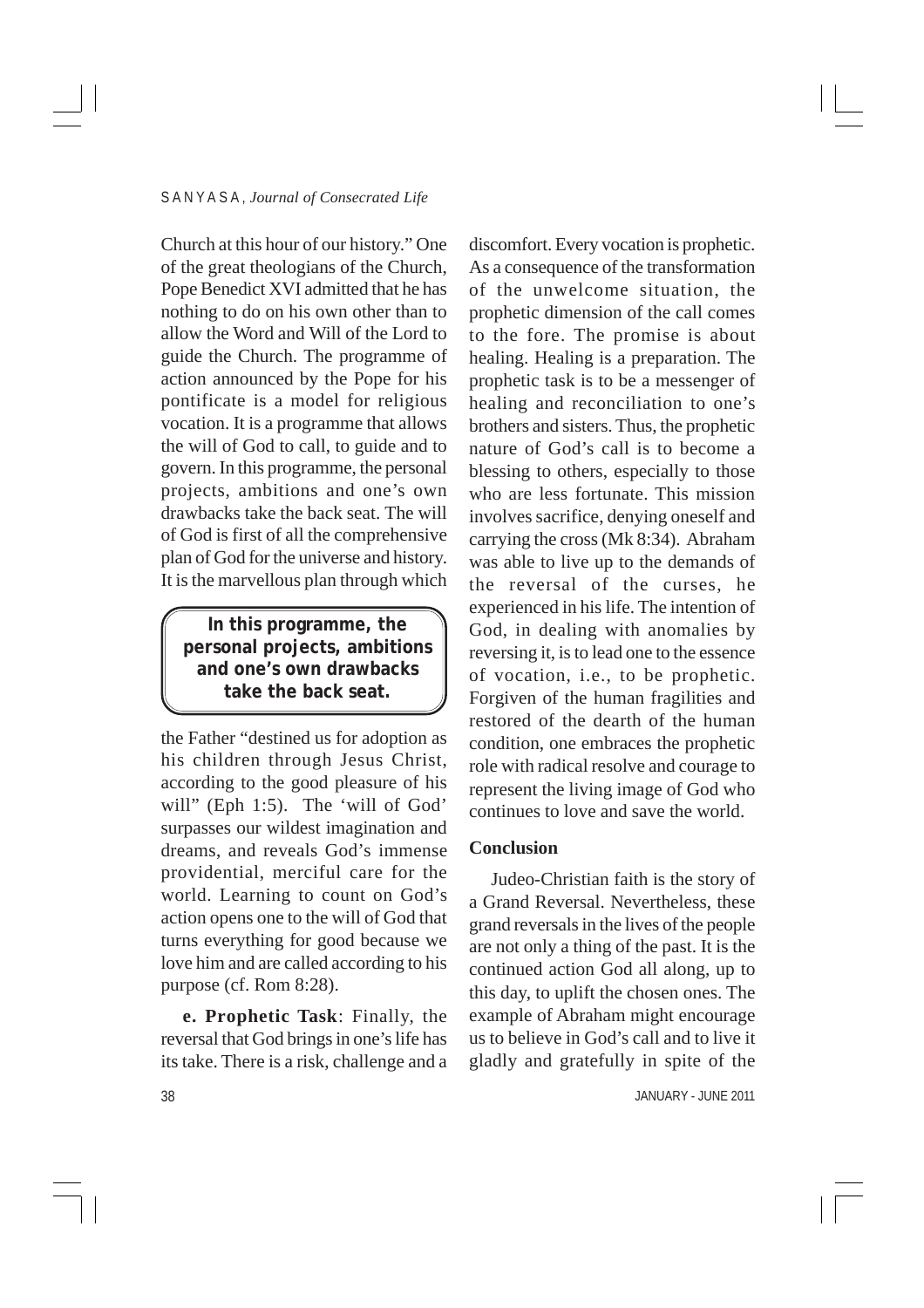Church at this hour of our history." One of the great theologians of the Church, Pope Benedict XVI admitted that he has nothing to do on his own other than to allow the Word and Will of the Lord to guide the Church. The programme of action announced by the Pope for his pontificate is a model for religious vocation. It is a programme that allows the will of God to call, to guide and to govern. In this programme, the personal projects, ambitions and one's own drawbacks take the back seat. The will of God is first of all the comprehensive plan of God for the universe and history. It is the marvellous plan through which

**In this programme, the personal projects, ambitions and one's own drawbacks take the back seat.**

the Father "destined us for adoption as his children through Jesus Christ, according to the good pleasure of his will" (Eph 1:5). The 'will of God' surpasses our wildest imagination and dreams, and reveals God's immense providential, merciful care for the world. Learning to count on God's action opens one to the will of God that turns everything for good because we love him and are called according to his purpose (cf. Rom 8:28).

**e. Prophetic Task**: Finally, the reversal that God brings in one's life has its take. There is a risk, challenge and a discomfort. Every vocation is prophetic. As a consequence of the transformation of the unwelcome situation, the prophetic dimension of the call comes to the fore. The promise is about healing. Healing is a preparation. The prophetic task is to be a messenger of healing and reconciliation to one's brothers and sisters. Thus, the prophetic nature of God's call is to become a blessing to others, especially to those who are less fortunate. This mission involves sacrifice, denying oneself and carrying the cross (Mk 8:34). Abraham was able to live up to the demands of the reversal of the curses, he experienced in his life. The intention of God, in dealing with anomalies by reversing it, is to lead one to the essence of vocation, i.e., to be prophetic. Forgiven of the human fragilities and restored of the dearth of the human condition, one embraces the prophetic role with radical resolve and courage to represent the living image of God who continues to love and save the world.

**Conclusion**

Judeo-Christian faith is the story of a Grand Reversal. Nevertheless, these grand reversals in the lives of the people are not only a thing of the past. It is the continued action God all along, up to this day, to uplift the chosen ones. The example of Abraham might encourage us to believe in God's call and to live it gladly and gratefully in spite of the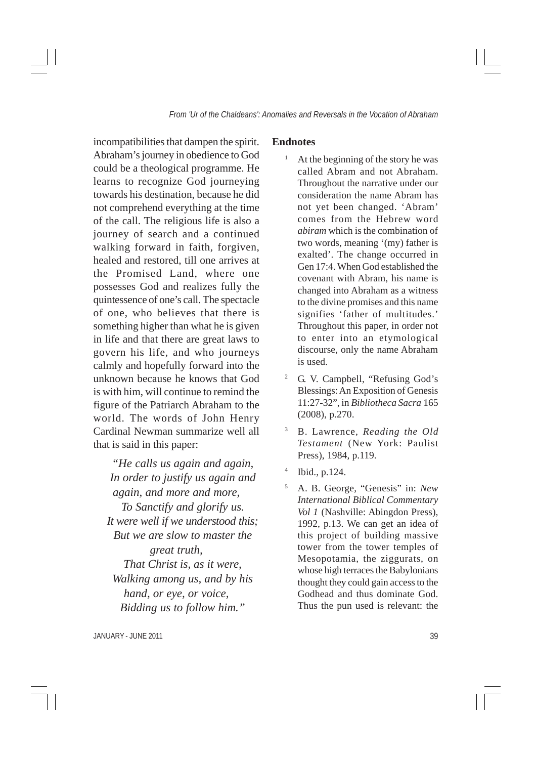incompatibilities that dampen the spirit. Abraham's journey in obedience to God could be a theological programme. He learns to recognize God journeying towards his destination, because he did not comprehend everything at the time of the call. The religious life is also a journey of search and a continued walking forward in faith, forgiven, healed and restored, till one arrives at the Promised Land, where one possesses God and realizes fully the quintessence of one's call. The spectacle of one, who believes that there is something higher than what he is given in life and that there are great laws to govern his life, and who journeys calmly and hopefully forward into the unknown because he knows that God is with him, will continue to remind the figure of the Patriarch Abraham to the world. The words of John Henry Cardinal Newman summarize well all that is said in this paper:

> *"He calls us again and again,*
> *In order to justify us again and again, and more and more,*
> *To Sanctify and glorify us.*
> *It were well if we understood this;*
> *But we are slow to master the great truth,*
> *That Christ is, as it were,*
> *Walking among us, and by his hand, or eye, or voice,*
> *Bidding us to follow him."*

## Endnotes

[1] At the beginning of the story he was called Abram and not Abraham. Throughout the narrative under our consideration the name Abram has not yet been changed. 'Abram' comes from the Hebrew word *abiram* which is the combination of two words, meaning '(my) father is exalted'. The change occurred in Gen 17:4. When God established the covenant with Abram, his name is changed into Abraham as a witness to the divine promises and this name signifies 'father of multitudes.' Throughout this paper, in order not to enter into an etymological discourse, only the name Abraham is used.

[2] G. V. Campbell, "Refusing God's Blessings: An Exposition of Genesis 11:27-32", in *Bibliotheca Sacra* 165 (2008), p.270.

[3] B. Lawrence, *Reading the Old Testament* (New York: Paulist Press), 1984, p.119.

[4] Ibid., p.124.

[5] A. B. George, "Genesis" in: *New International Biblical Commentary Vol 1* (Nashville: Abingdon Press), 1992, p.13. We can get an idea of this project of building massive tower from the tower temples of Mesopotamia, the ziggurats, on whose high terraces the Babylonians thought they could gain access to the Godhead and thus dominate God. Thus the pun used is relevant: the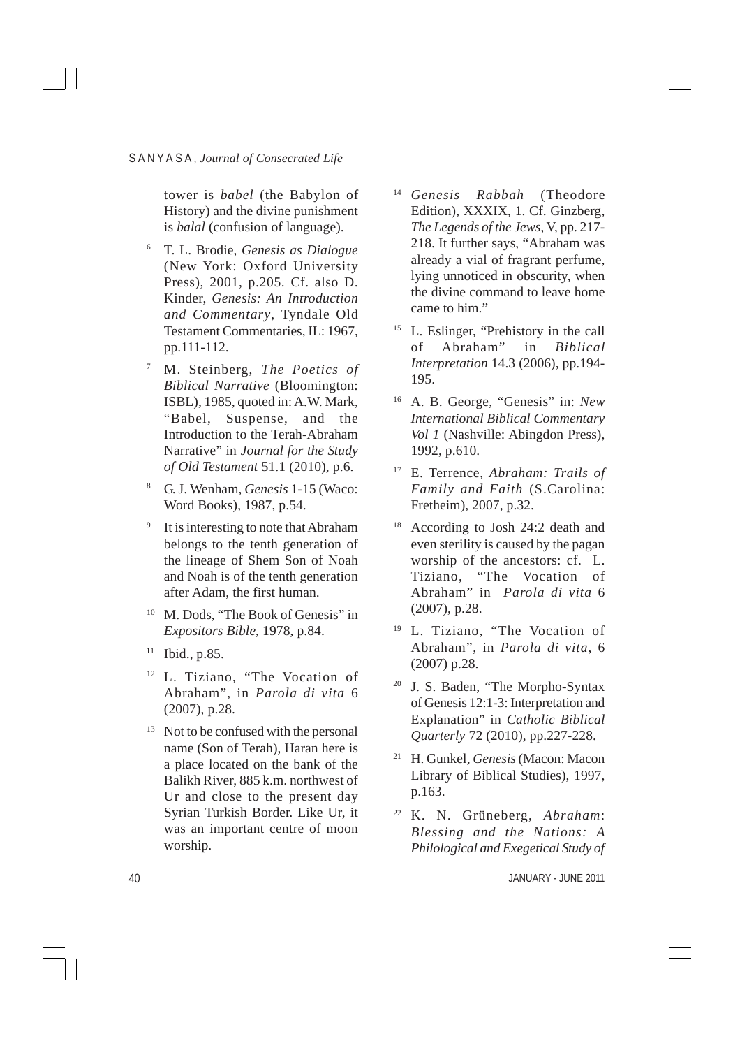tower is *babel* (the Babylon of History) and the divine punishment is *balal* (confusion of language).

6 T. L. Brodie, *Genesis as Dialogue* (New York: Oxford University Press), 2001, p.205. Cf. also D. Kinder, *Genesis: An Introduction and Commentary*, Tyndale Old Testament Commentaries, IL: 1967, pp.111-112.

7 M. Steinberg, *The Poetics of Biblical Narrative* (Bloomington: ISBL), 1985, quoted in: A.W. Mark, "Babel, Suspense, and the Introduction to the Terah-Abraham Narrative" in *Journal for the Study of Old Testament* 51.1 (2010), p.6.

8 G. J. Wenham, *Genesis* 1-15 (Waco: Word Books), 1987, p.54.

9 It is interesting to note that Abraham belongs to the tenth generation of the lineage of Shem Son of Noah and Noah is of the tenth generation after Adam, the first human.

10 M. Dods, "The Book of Genesis" in *Expositors Bible*, 1978, p.84.

11 Ibid., p.85.

12 L. Tiziano, "The Vocation of Abraham", in *Parola di vita* 6 (2007), p.28.

13 Not to be confused with the personal name (Son of Terah), Haran here is a place located on the bank of the Balikh River, 885 k.m. northwest of Ur and close to the present day Syrian Turkish Border. Like Ur, it was an important centre of moon worship.

14 *Genesis Rabbah* (Theodore Edition), XXXIX, 1. Cf. Ginzberg, *The Legends of the Jews*, V, pp. 217-218. It further says, "Abraham was already a vial of fragrant perfume, lying unnoticed in obscurity, when the divine command to leave home came to him."

15 L. Eslinger, "Prehistory in the call of Abraham" in *Biblical Interpretation* 14.3 (2006), pp.194-195.

16 A. B. George, "Genesis" in: *New International Biblical Commentary Vol 1* (Nashville: Abingdon Press), 1992, p.610.

17 E. Terrence, *Abraham: Trails of Family and Faith* (S.Carolina: Fretheim), 2007, p.32.

18 According to Josh 24:2 death and even sterility is caused by the pagan worship of the ancestors: cf. L. Tiziano, "The Vocation of Abraham" in *Parola di vita* 6 (2007), p.28.

19 L. Tiziano, "The Vocation of Abraham", in *Parola di vita*, 6 (2007) p.28.

20 J. S. Baden, "The Morpho-Syntax of Genesis 12:1-3: Interpretation and Explanation" in *Catholic Biblical Quarterly* 72 (2010), pp.227-228.

21 H. Gunkel, *Genesis* (Macon: Macon Library of Biblical Studies), 1997, p.163.

22 K. N. Grüneberg, *Abraham: Blessing and the Nations: A Philological and Exegetical Study of*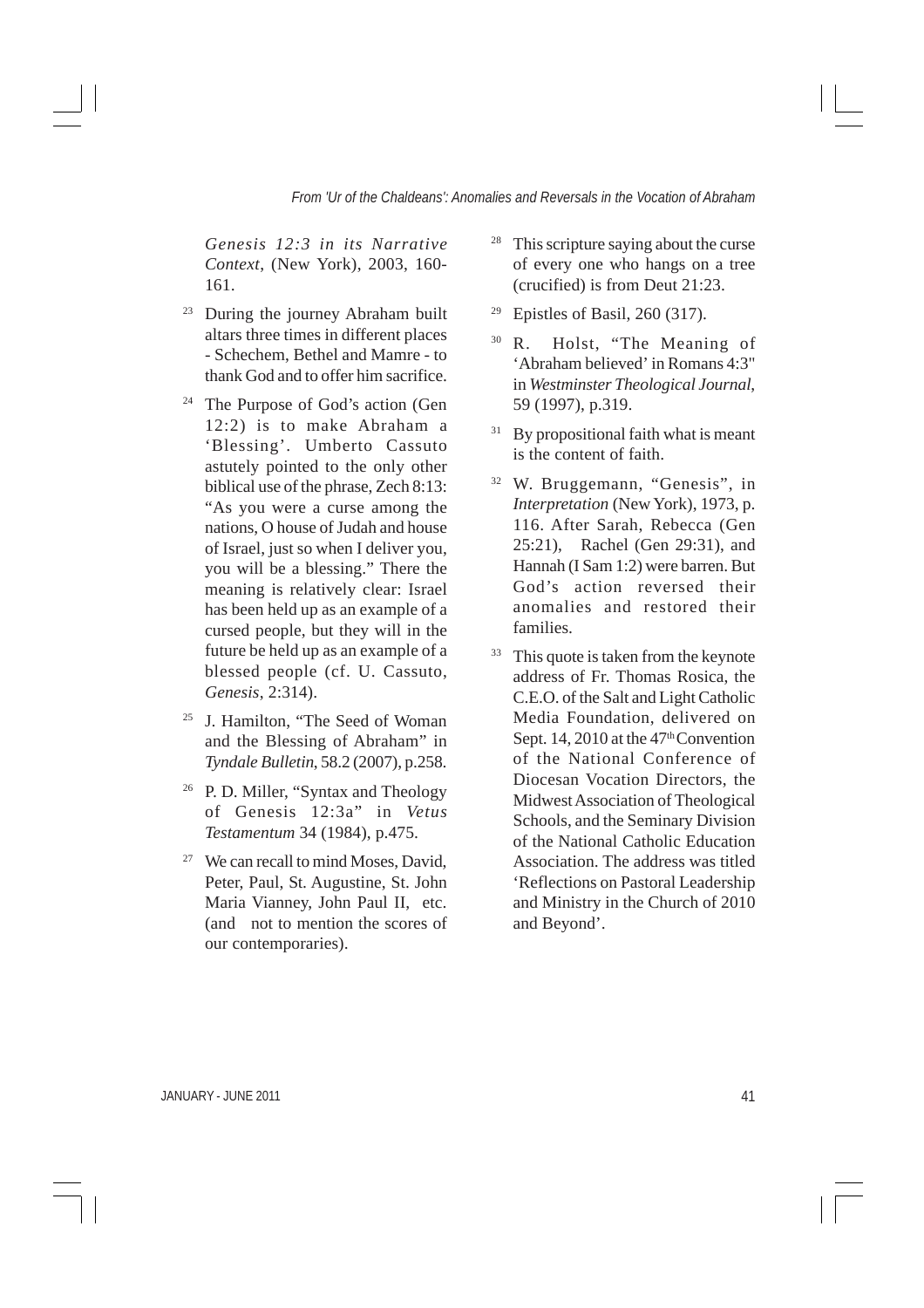*Genesis 12:3 in its Narrative Context*, (New York), 2003, 160-161.

[23] During the journey Abraham built altars three times in different places - Schechem, Bethel and Mamre - to thank God and to offer him sacrifice.

[24] The Purpose of God's action (Gen 12:2) is to make Abraham a 'Blessing'. Umberto Cassuto astutely pointed to the only other biblical use of the phrase, Zech 8:13: "As you were a curse among the nations, O house of Judah and house of Israel, just so when I deliver you, you will be a blessing." There the meaning is relatively clear: Israel has been held up as an example of a cursed people, but they will in the future be held up as an example of a blessed people (cf. U. Cassuto, *Genesis*, 2:314).

[25] J. Hamilton, "The Seed of Woman and the Blessing of Abraham" in *Tyndale Bulletin*, 58.2 (2007), p.258.

[26] P. D. Miller, "Syntax and Theology of Genesis 12:3a" in *Vetus Testamentum* 34 (1984), p.475.

[27] We can recall to mind Moses, David, Peter, Paul, St. Augustine, St. John Maria Vianney, John Paul II, etc. (and not to mention the scores of our contemporaries).

[28] This scripture saying about the curse of every one who hangs on a tree (crucified) is from Deut 21:23.

[29] Epistles of Basil, 260 (317).

[30] R. Holst, "The Meaning of 'Abraham believed' in Romans 4:3" in *Westminster Theological Journal*, 59 (1997), p.319.

[31] By propositional faith what is meant is the content of faith.

[32] W. Bruggemann, "Genesis", in *Interpretation* (New York), 1973, p. 116. After Sarah, Rebecca (Gen 25:21), Rachel (Gen 29:31), and Hannah (I Sam 1:2) were barren. But God's action reversed their anomalies and restored their families.

[33] This quote is taken from the keynote address of Fr. Thomas Rosica, the C.E.O. of the Salt and Light Catholic Media Foundation, delivered on Sept. 14, 2010 at the 47th Convention of the National Conference of Diocesan Vocation Directors, the Midwest Association of Theological Schools, and the Seminary Division of the National Catholic Education Association. The address was titled 'Reflections on Pastoral Leadership and Ministry in the Church of 2010 and Beyond'.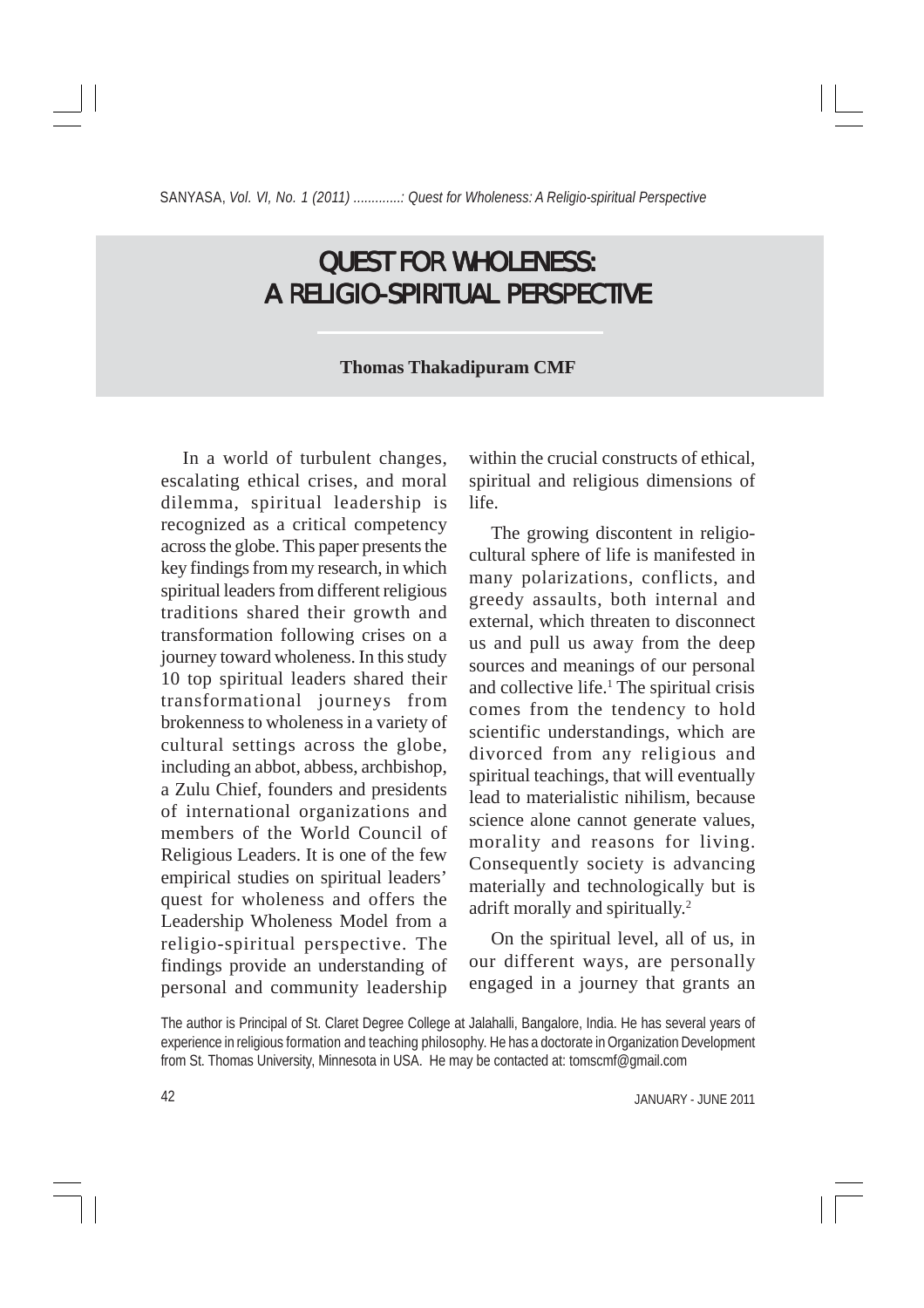# QUEST FOR WHOLENESS: A RELIGIO-SPIRITUAL PERSPECTIVE

**Thomas Thakadipuram CMF**

In a world of turbulent changes, escalating ethical crises, and moral dilemma, spiritual leadership is recognized as a critical competency across the globe. This paper presents the key findings from my research, in which spiritual leaders from different religious traditions shared their growth and transformation following crises on a journey toward wholeness. In this study 10 top spiritual leaders shared their transformational journeys from brokenness to wholeness in a variety of cultural settings across the globe, including an abbot, abbess, archbishop, a Zulu Chief, founders and presidents of international organizations and members of the World Council of Religious Leaders. It is one of the few empirical studies on spiritual leaders' quest for wholeness and offers the Leadership Wholeness Model from a religio-spiritual perspective. The findings provide an understanding of personal and community leadership within the crucial constructs of ethical, spiritual and religious dimensions of life.

The growing discontent in religio-cultural sphere of life is manifested in many polarizations, conflicts, and greedy assaults, both internal and external, which threaten to disconnect us and pull us away from the deep sources and meanings of our personal and collective life.[1] The spiritual crisis comes from the tendency to hold scientific understandings, which are divorced from any religious and spiritual teachings, that will eventually lead to materialistic nihilism, because science alone cannot generate values, morality and reasons for living. Consequently society is advancing materially and technologically but is adrift morally and spiritually.[2]

On the spiritual level, all of us, in our different ways, are personally engaged in a journey that grants an

The author is Principal of St. Claret Degree College at Jalahalli, Bangalore, India. He has several years of experience in religious formation and teaching philosophy. He has a doctorate in Organization Development from St. Thomas University, Minnesota in USA. He may be contacted at: tomscmf@gmail.com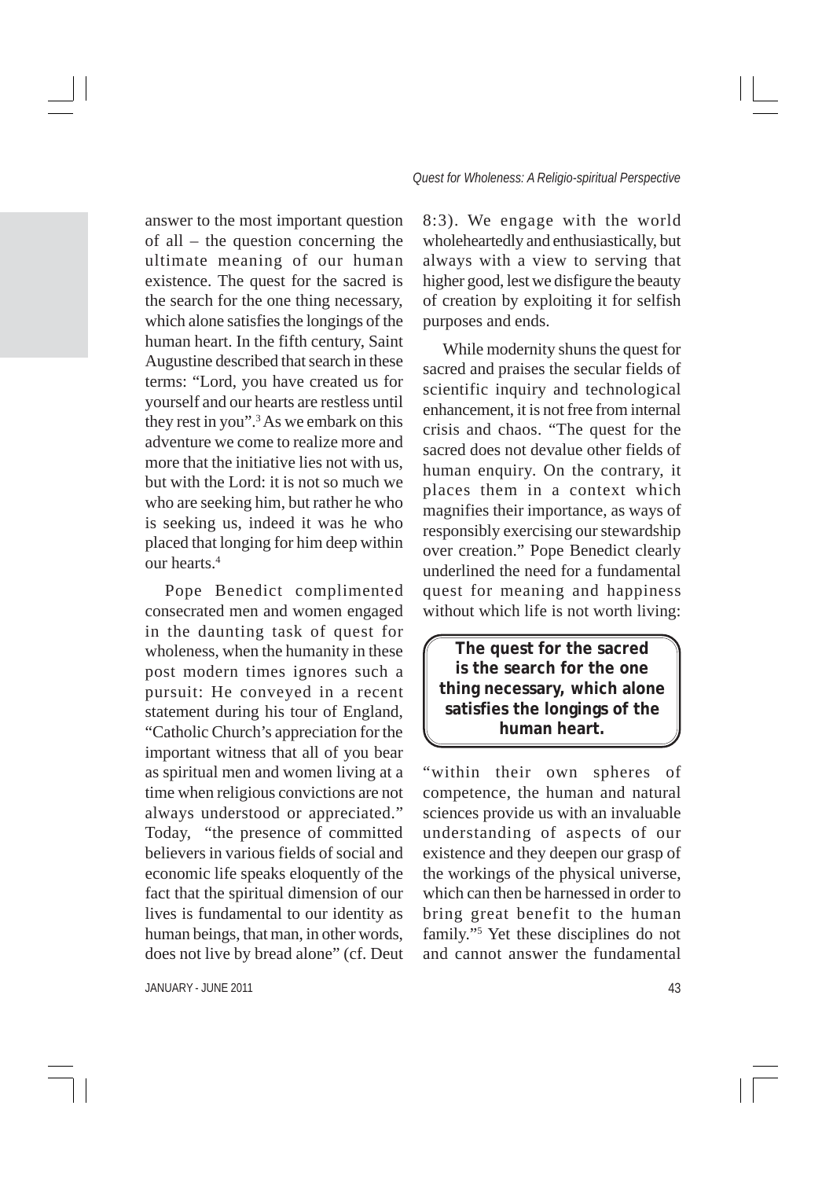answer to the most important question of all – the question concerning the ultimate meaning of our human existence. The quest for the sacred is the search for the one thing necessary, which alone satisfies the longings of the human heart. In the fifth century, Saint Augustine described that search in these terms: "Lord, you have created us for yourself and our hearts are restless until they rest in you".[3] As we embark on this adventure we come to realize more and more that the initiative lies not with us, but with the Lord: it is not so much we who are seeking him, but rather he who is seeking us, indeed it was he who placed that longing for him deep within our hearts.[4]

Pope Benedict complimented consecrated men and women engaged in the daunting task of quest for wholeness, when the humanity in these post modern times ignores such a pursuit: He conveyed in a recent statement during his tour of England, "Catholic Church's appreciation for the important witness that all of you bear as spiritual men and women living at a time when religious convictions are not always understood or appreciated." Today, "the presence of committed believers in various fields of social and economic life speaks eloquently of the fact that the spiritual dimension of our lives is fundamental to our identity as human beings, that man, in other words, does not live by bread alone" (cf. Deut 8:3). We engage with the world wholeheartedly and enthusiastically, but always with a view to serving that higher good, lest we disfigure the beauty of creation by exploiting it for selfish purposes and ends.

While modernity shuns the quest for sacred and praises the secular fields of scientific inquiry and technological enhancement, it is not free from internal crisis and chaos. "The quest for the sacred does not devalue other fields of human enquiry. On the contrary, it places them in a context which magnifies their importance, as ways of responsibly exercising our stewardship over creation." Pope Benedict clearly underlined the need for a fundamental quest for meaning and happiness without which life is not worth living:

> **The quest for the sacred is the search for the one thing necessary, which alone satisfies the longings of the human heart.**

"within their own spheres of competence, the human and natural sciences provide us with an invaluable understanding of aspects of our existence and they deepen our grasp of the workings of the physical universe, which can then be harnessed in order to bring great benefit to the human family."[5] Yet these disciplines do not and cannot answer the fundamental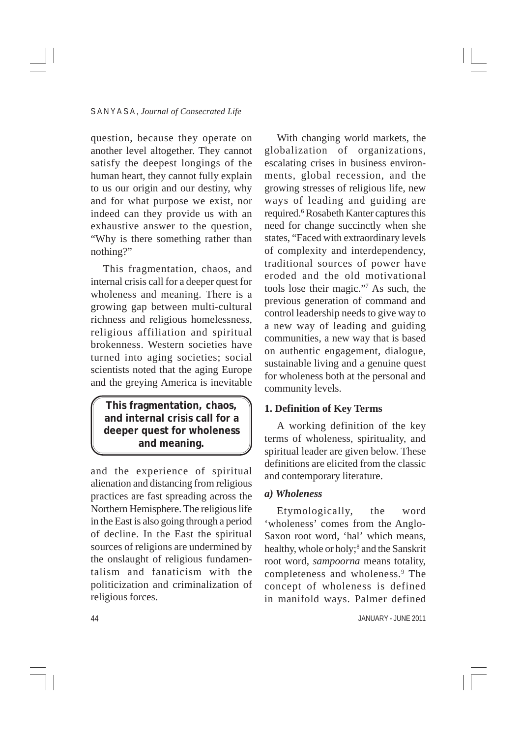question, because they operate on another level altogether. They cannot satisfy the deepest longings of the human heart, they cannot fully explain to us our origin and our destiny, why and for what purpose we exist, nor indeed can they provide us with an exhaustive answer to the question, "Why is there something rather than nothing?"

This fragmentation, chaos, and internal crisis call for a deeper quest for wholeness and meaning. There is a growing gap between multi-cultural richness and religious homelessness, religious affiliation and spiritual brokenness. Western societies have turned into aging societies; social scientists noted that the aging Europe and the greying America is inevitable and the experience of spiritual alienation and distancing from religious practices are fast spreading across the Northern Hemisphere. The religious life in the East is also going through a period of decline. In the East the spiritual sources of religions are undermined by the onslaught of religious fundamentalism and fanaticism with the politicization and criminalization of religious forces.

> **This fragmentation, chaos, and internal crisis call for a deeper quest for wholeness and meaning.**

With changing world markets, the globalization of organizations, escalating crises in business environments, global recession, and the growing stresses of religious life, new ways of leading and guiding are required.[6] Rosabeth Kanter captures this need for change succinctly when she states, "Faced with extraordinary levels of complexity and interdependency, traditional sources of power have eroded and the old motivational tools lose their magic."[7] As such, the previous generation of command and control leadership needs to give way to a new way of leading and guiding communities, a new way that is based on authentic engagement, dialogue, sustainable living and a genuine quest for wholeness both at the personal and community levels.

## 1. Definition of Key Terms

A working definition of the key terms of wholeness, spirituality, and spiritual leader are given below. These definitions are elicited from the classic and contemporary literature.

### *a) Wholeness*

Etymologically, the word 'wholeness' comes from the Anglo-Saxon root word, 'hal' which means, healthy, whole or holy;[8] and the Sanskrit root word, *sampoorna* means totality, completeness and wholeness.[9] The concept of wholeness is defined in manifold ways. Palmer defined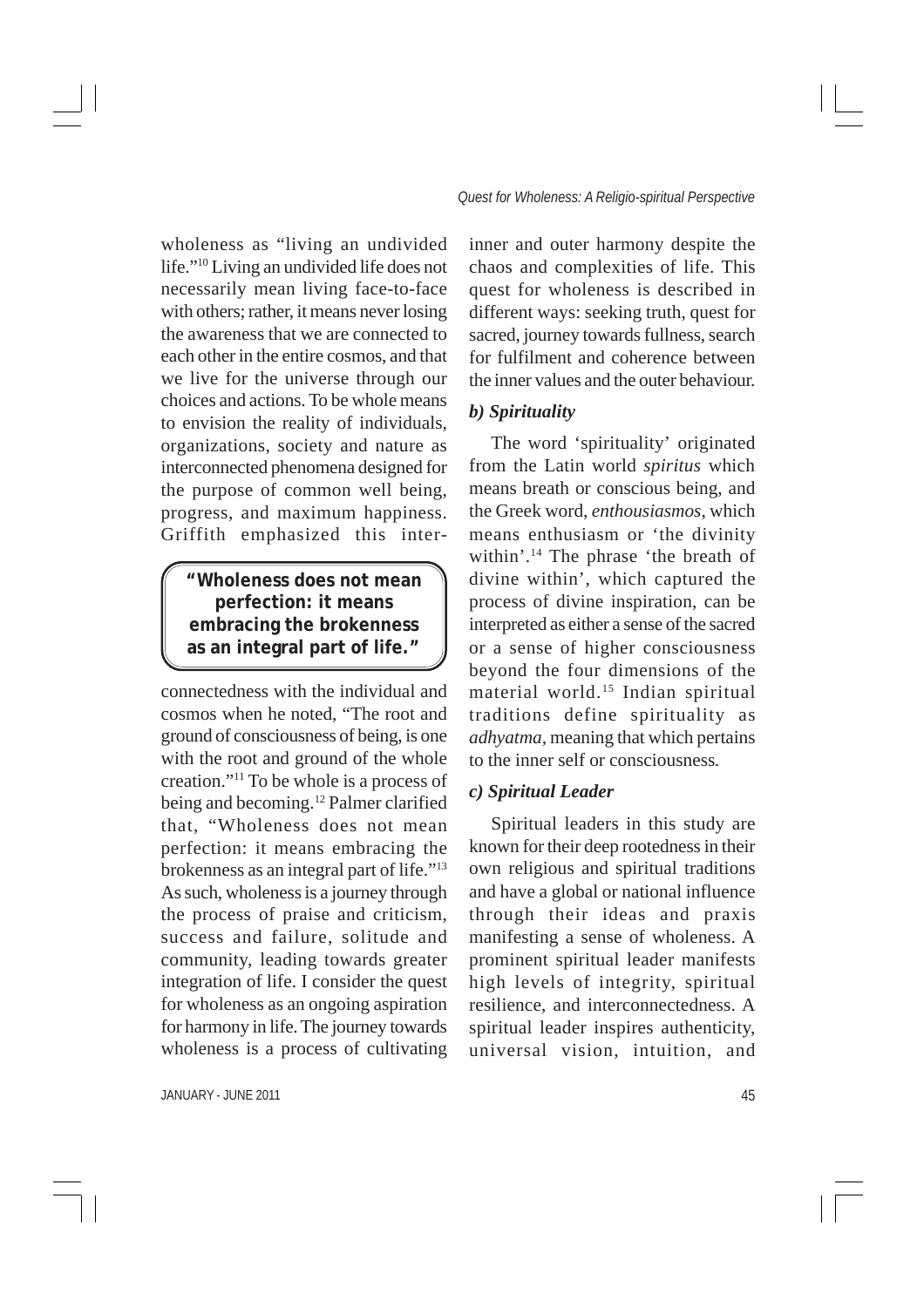wholeness as "living an undivided life."[10] Living an undivided life does not necessarily mean living face-to-face with others; rather, it means never losing the awareness that we are connected to each other in the entire cosmos, and that we live for the universe through our choices and actions. To be whole means to envision the reality of individuals, organizations, society and nature as interconnected phenomena designed for the purpose of common well being, progress, and maximum happiness. Griffith emphasized this inter-connectedness with the individual and cosmos when he noted, "The root and ground of consciousness of being, is one with the root and ground of the whole creation."[11] To be whole is a process of being and becoming.[12] Palmer clarified that, "Wholeness does not mean perfection: it means embracing the brokenness as an integral part of life."[13] As such, wholeness is a journey through the process of praise and criticism, success and failure, solitude and community, leading towards greater integration of life. I consider the quest for wholeness as an ongoing aspiration for harmony in life. The journey towards wholeness is a process of cultivating inner and outer harmony despite the chaos and complexities of life. This quest for wholeness is described in different ways: seeking truth, quest for sacred, journey towards fullness, search for fulfilment and coherence between the inner values and the outer behaviour.

> **"Wholeness does not mean perfection: it means embracing the brokenness as an integral part of life."**

### *b) Spirituality*

The word 'spirituality' originated from the Latin world *spiritus* which means breath or conscious being, and the Greek word, *enthousiasmos*, which means enthusiasm or 'the divinity within'.[14] The phrase 'the breath of divine within', which captured the process of divine inspiration, can be interpreted as either a sense of the sacred or a sense of higher consciousness beyond the four dimensions of the material world.[15] Indian spiritual traditions define spirituality as *adhyatma*, meaning that which pertains to the inner self or consciousness.

### *c) Spiritual Leader*

Spiritual leaders in this study are known for their deep rootedness in their own religious and spiritual traditions and have a global or national influence through their ideas and praxis manifesting a sense of wholeness. A prominent spiritual leader manifests high levels of integrity, spiritual resilience, and interconnectedness. A spiritual leader inspires authenticity, universal vision, intuition, and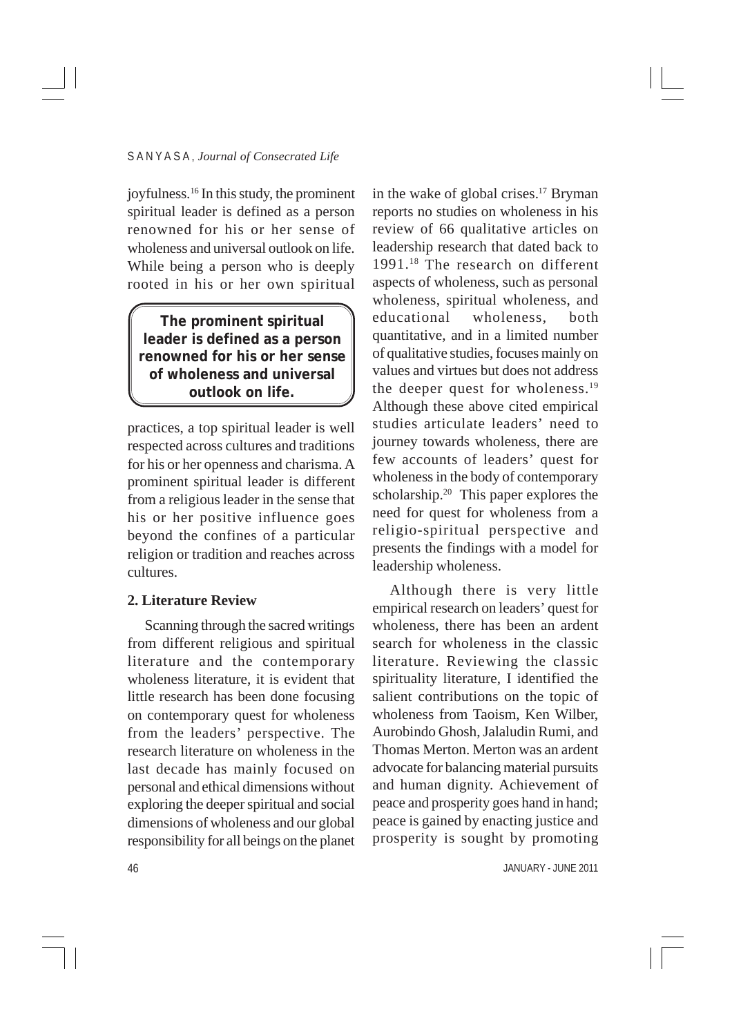joyfulness.[16] In this study, the prominent spiritual leader is defined as a person renowned for his or her sense of wholeness and universal outlook on life. While being a person who is deeply rooted in his or her own spiritual practices, a top spiritual leader is well respected across cultures and traditions for his or her openness and charisma. A prominent spiritual leader is different from a religious leader in the sense that his or her positive influence goes beyond the confines of a particular religion or tradition and reaches across cultures.

> **The prominent spiritual leader is defined as a person renowned for his or her sense of wholeness and universal outlook on life.**

## 2. Literature Review

Scanning through the sacred writings from different religious and spiritual literature and the contemporary wholeness literature, it is evident that little research has been done focusing on contemporary quest for wholeness from the leaders' perspective. The research literature on wholeness in the last decade has mainly focused on personal and ethical dimensions without exploring the deeper spiritual and social dimensions of wholeness and our global responsibility for all beings on the planet in the wake of global crises.[17] Bryman reports no studies on wholeness in his review of 66 qualitative articles on leadership research that dated back to 1991.[18] The research on different aspects of wholeness, such as personal wholeness, spiritual wholeness, and educational wholeness, both quantitative, and in a limited number of qualitative studies, focuses mainly on values and virtues but does not address the deeper quest for wholeness.[19] Although these above cited empirical studies articulate leaders' need to journey towards wholeness, there are few accounts of leaders' quest for wholeness in the body of contemporary scholarship.[20] This paper explores the need for quest for wholeness from a religio-spiritual perspective and presents the findings with a model for leadership wholeness.

Although there is very little empirical research on leaders' quest for wholeness, there has been an ardent search for wholeness in the classic literature. Reviewing the classic spirituality literature, I identified the salient contributions on the topic of wholeness from Taoism, Ken Wilber, Aurobindo Ghosh, Jalaludin Rumi, and Thomas Merton. Merton was an ardent advocate for balancing material pursuits and human dignity. Achievement of peace and prosperity goes hand in hand; peace is gained by enacting justice and prosperity is sought by promoting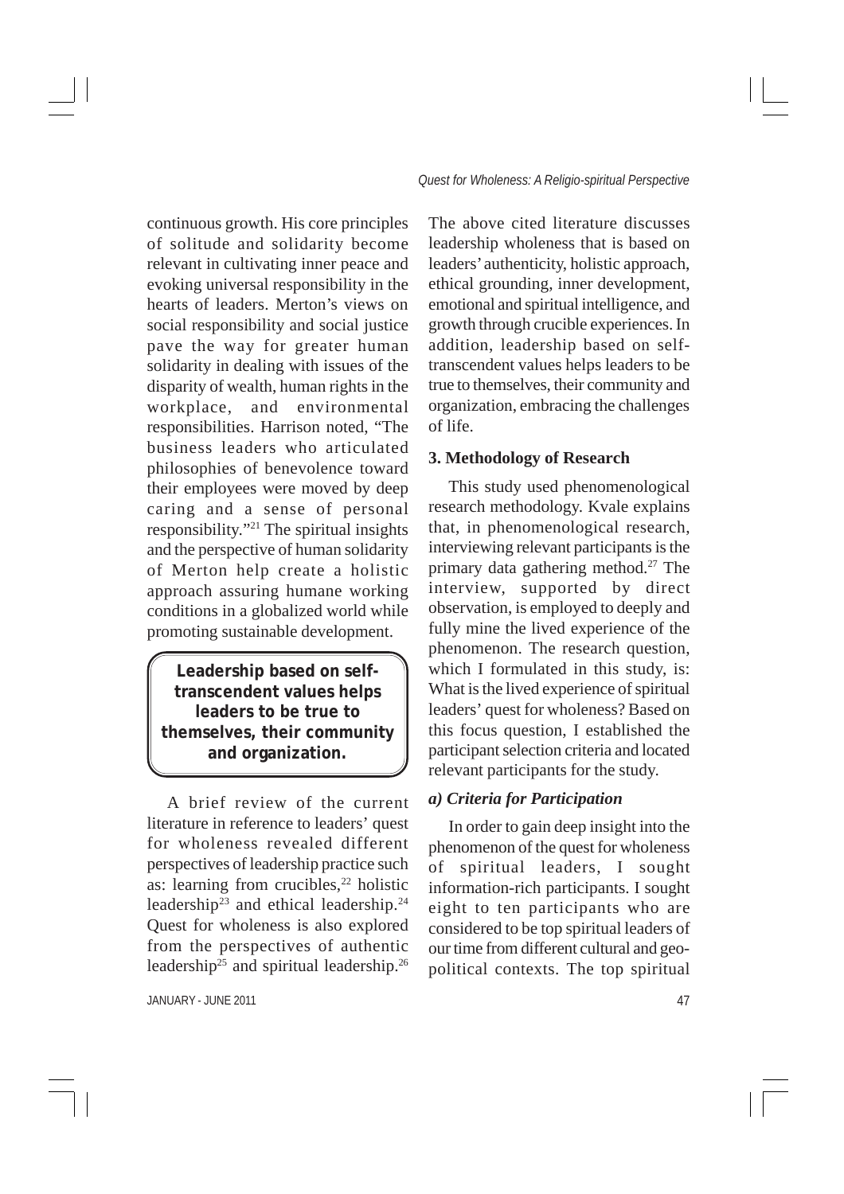continuous growth. His core principles of solitude and solidarity become relevant in cultivating inner peace and evoking universal responsibility in the hearts of leaders. Merton's views on social responsibility and social justice pave the way for greater human solidarity in dealing with issues of the disparity of wealth, human rights in the workplace, and environmental responsibilities. Harrison noted, "The business leaders who articulated philosophies of benevolence toward their employees were moved by deep caring and a sense of personal responsibility."[21] The spiritual insights and the perspective of human solidarity of Merton help create a holistic approach assuring humane working conditions in a globalized world while promoting sustainable development.

> **Leadership based on self-transcendent values helps leaders to be true to themselves, their community and organization.**

A brief review of the current literature in reference to leaders' quest for wholeness revealed different perspectives of leadership practice such as: learning from crucibles,[22] holistic leadership[23] and ethical leadership.[24] Quest for wholeness is also explored from the perspectives of authentic leadership[25] and spiritual leadership.[26] The above cited literature discusses leadership wholeness that is based on leaders' authenticity, holistic approach, ethical grounding, inner development, emotional and spiritual intelligence, and growth through crucible experiences. In addition, leadership based on self-transcendent values helps leaders to be true to themselves, their community and organization, embracing the challenges of life.

## 3. Methodology of Research

This study used phenomenological research methodology. Kvale explains that, in phenomenological research, interviewing relevant participants is the primary data gathering method.[27] The interview, supported by direct observation, is employed to deeply and fully mine the lived experience of the phenomenon. The research question, which I formulated in this study, is: What is the lived experience of spiritual leaders' quest for wholeness? Based on this focus question, I established the participant selection criteria and located relevant participants for the study.

### *a) Criteria for Participation*

In order to gain deep insight into the phenomenon of the quest for wholeness of spiritual leaders, I sought information-rich participants. I sought eight to ten participants who are considered to be top spiritual leaders of our time from different cultural and geo-political contexts. The top spiritual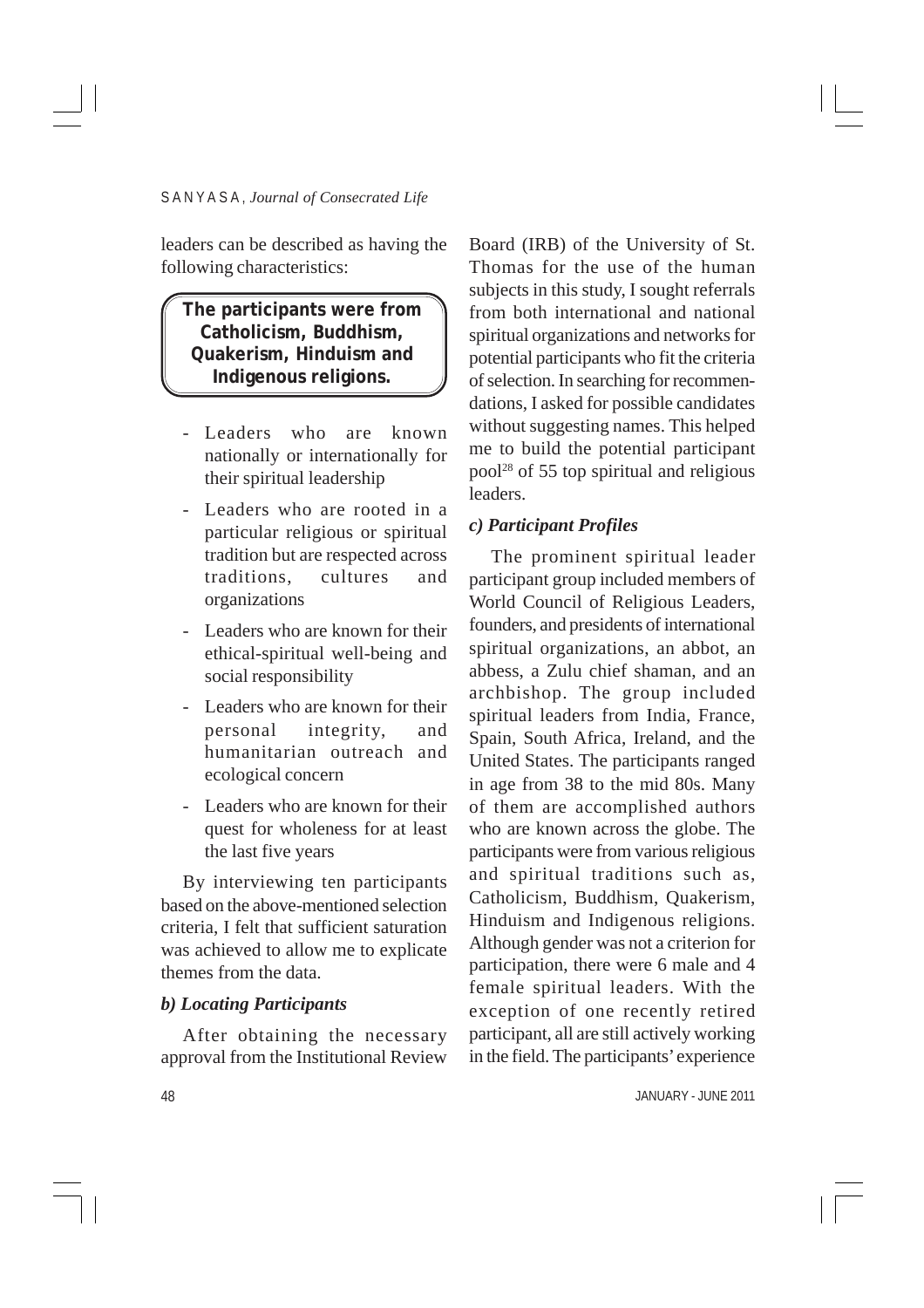leaders can be described as having the following characteristics:

**The participants were from Catholicism, Buddhism, Quakerism, Hinduism and Indigenous religions.**

- Leaders who are known nationally or internationally for their spiritual leadership
- Leaders who are rooted in a particular religious or spiritual tradition but are respected across traditions, cultures and organizations
- Leaders who are known for their ethical-spiritual well-being and social responsibility
- Leaders who are known for their personal integrity, and humanitarian outreach and ecological concern
- Leaders who are known for their quest for wholeness for at least the last five years

By interviewing ten participants based on the above-mentioned selection criteria, I felt that sufficient saturation was achieved to allow me to explicate themes from the data.

***b) Locating Participants***

After obtaining the necessary approval from the Institutional Review Board (IRB) of the University of St. Thomas for the use of the human subjects in this study, I sought referrals from both international and national spiritual organizations and networks for potential participants who fit the criteria of selection. In searching for recommendations, I asked for possible candidates without suggesting names. This helped me to build the potential participant pool[28] of 55 top spiritual and religious leaders.

***c) Participant Profiles***

The prominent spiritual leader participant group included members of World Council of Religious Leaders, founders, and presidents of international spiritual organizations, an abbot, an abbess, a Zulu chief shaman, and an archbishop. The group included spiritual leaders from India, France, Spain, South Africa, Ireland, and the United States. The participants ranged in age from 38 to the mid 80s. Many of them are accomplished authors who are known across the globe. The participants were from various religious and spiritual traditions such as, Catholicism, Buddhism, Quakerism, Hinduism and Indigenous religions. Although gender was not a criterion for participation, there were 6 male and 4 female spiritual leaders. With the exception of one recently retired participant, all are still actively working in the field. The participants' experience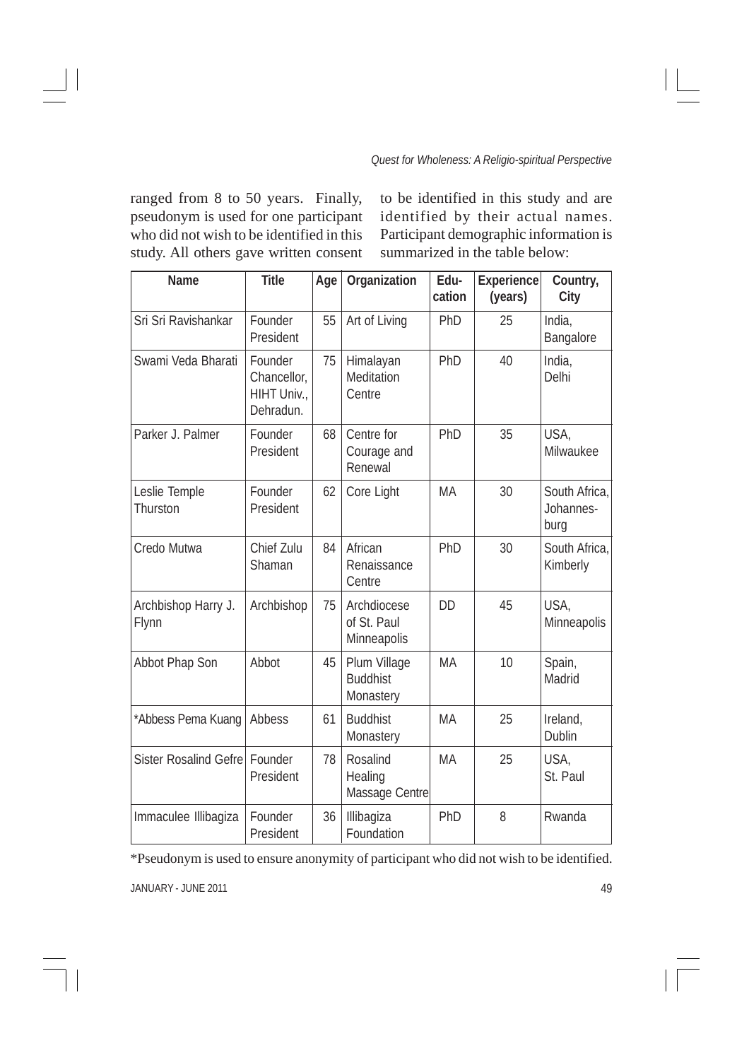ranged from 8 to 50 years. Finally, pseudonym is used for one participant who did not wish to be identified in this study. All others gave written consent to be identified in this study and are identified by their actual names. Participant demographic information is summarized in the table below:

| Name | Title | Age | Organization | Edu-cation | Experience (years) | Country, City |
|---|---|---|---|---|---|---|
| Sri Sri Ravishankar | Founder President | 55 | Art of Living | PhD | 25 | India, Bangalore |
| Swami Veda Bharati | Founder Chancellor, HIHT Univ., Dehradun. | 75 | Himalayan Meditation Centre | PhD | 40 | India, Delhi |
| Parker J. Palmer | Founder President | 68 | Centre for Courage and Renewal | PhD | 35 | USA, Milwaukee |
| Leslie Temple Thurston | Founder President | 62 | Core Light | MA | 30 | South Africa, Johannes-burg |
| Credo Mutwa | Chief Zulu Shaman | 84 | African Renaissance Centre | PhD | 30 | South Africa, Kimberly |
| Archbishop Harry J. Flynn | Archbishop | 75 | Archdiocese of St. Paul Minneapolis | DD | 45 | USA, Minneapolis |
| Abbot Phap Son | Abbot | 45 | Plum Village Buddhist Monastery | MA | 10 | Spain, Madrid |
| *Abbess Pema Kuang | Abbess | 61 | Buddhist Monastery | MA | 25 | Ireland, Dublin |
| Sister Rosalind Gefre | Founder President | 78 | Rosalind Healing Massage Centre | MA | 25 | USA, St. Paul |
| Immaculee Illibagiza | Founder President | 36 | Illibagiza Foundation | PhD | 8 | Rwanda |

*Pseudonym is used to ensure anonymity of participant who did not wish to be identified.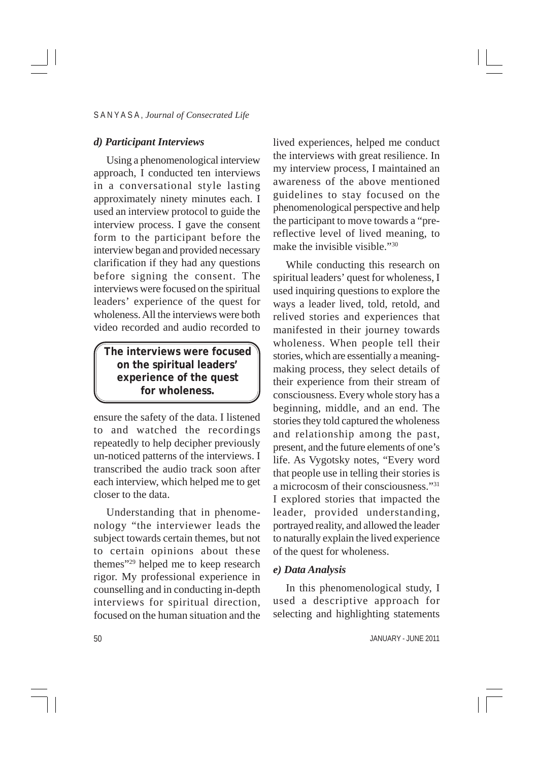### *d) Participant Interviews*

Using a phenomenological interview approach, I conducted ten interviews in a conversational style lasting approximately ninety minutes each. I used an interview protocol to guide the interview process. I gave the consent form to the participant before the interview began and provided necessary clarification if they had any questions before signing the consent. The interviews were focused on the spiritual leaders' experience of the quest for wholeness. All the interviews were both video recorded and audio recorded to ensure the safety of the data. I listened to and watched the recordings repeatedly to help decipher previously un-noticed patterns of the interviews. I transcribed the audio track soon after each interview, which helped me to get closer to the data.

> **The interviews were focused on the spiritual leaders' experience of the quest for wholeness.**

Understanding that in phenomenology "the interviewer leads the subject towards certain themes, but not to certain opinions about these themes"[29] helped me to keep research rigor. My professional experience in counselling and in conducting in-depth interviews for spiritual direction, focused on the human situation and the lived experiences, helped me conduct the interviews with great resilience. In my interview process, I maintained an awareness of the above mentioned guidelines to stay focused on the phenomenological perspective and help the participant to move towards a "pre-reflective level of lived meaning, to make the invisible visible."[30]

While conducting this research on spiritual leaders' quest for wholeness, I used inquiring questions to explore the ways a leader lived, told, retold, and relived stories and experiences that manifested in their journey towards wholeness. When people tell their stories, which are essentially a meaning-making process, they select details of their experience from their stream of consciousness. Every whole story has a beginning, middle, and an end. The stories they told captured the wholeness and relationship among the past, present, and the future elements of one's life. As Vygotsky notes, "Every word that people use in telling their stories is a microcosm of their consciousness."[31] I explored stories that impacted the leader, provided understanding, portrayed reality, and allowed the leader to naturally explain the lived experience of the quest for wholeness.

### *e) Data Analysis*

In this phenomenological study, I used a descriptive approach for selecting and highlighting statements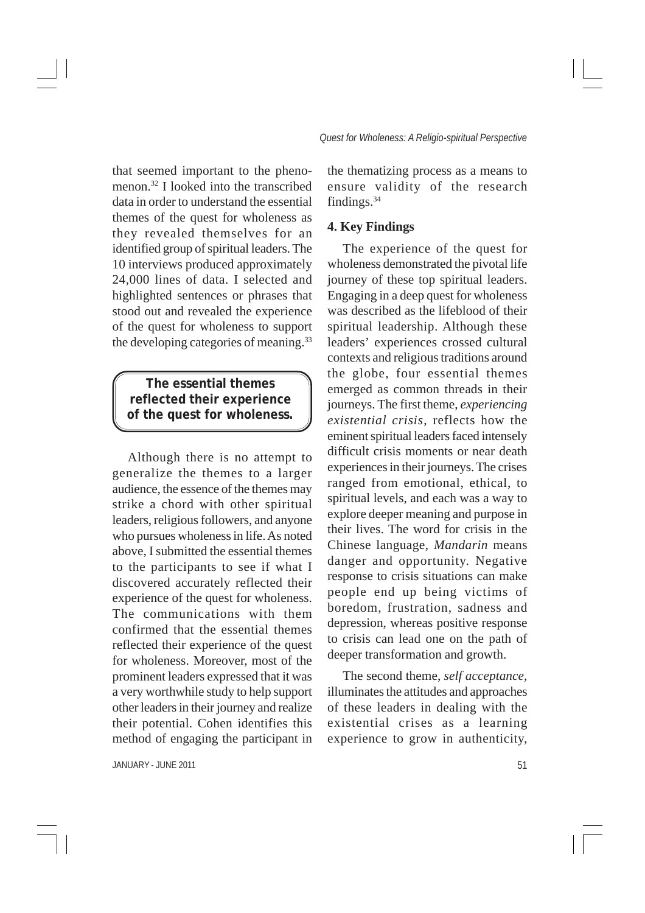that seemed important to the phenomenon.[32] I looked into the transcribed data in order to understand the essential themes of the quest for wholeness as they revealed themselves for an identified group of spiritual leaders. The 10 interviews produced approximately 24,000 lines of data. I selected and highlighted sentences or phrases that stood out and revealed the experience of the quest for wholeness to support the developing categories of meaning.[33]

> **The essential themes reflected their experience of the quest for wholeness.**

Although there is no attempt to generalize the themes to a larger audience, the essence of the themes may strike a chord with other spiritual leaders, religious followers, and anyone who pursues wholeness in life. As noted above, I submitted the essential themes to the participants to see if what I discovered accurately reflected their experience of the quest for wholeness. The communications with them confirmed that the essential themes reflected their experience of the quest for wholeness. Moreover, most of the prominent leaders expressed that it was a very worthwhile study to help support other leaders in their journey and realize their potential. Cohen identifies this method of engaging the participant in the thematizing process as a means to ensure validity of the research findings.[34]

## 4. Key Findings

The experience of the quest for wholeness demonstrated the pivotal life journey of these top spiritual leaders. Engaging in a deep quest for wholeness was described as the lifeblood of their spiritual leadership. Although these leaders' experiences crossed cultural contexts and religious traditions around the globe, four essential themes emerged as common threads in their journeys. The first theme, *experiencing existential crisis*, reflects how the eminent spiritual leaders faced intensely difficult crisis moments or near death experiences in their journeys. The crises ranged from emotional, ethical, to spiritual levels, and each was a way to explore deeper meaning and purpose in their lives. The word for crisis in the Chinese language, *Mandarin* means danger and opportunity. Negative response to crisis situations can make people end up being victims of boredom, frustration, sadness and depression, whereas positive response to crisis can lead one on the path of deeper transformation and growth.

The second theme, *self acceptance,* illuminates the attitudes and approaches of these leaders in dealing with the existential crises as a learning experience to grow in authenticity,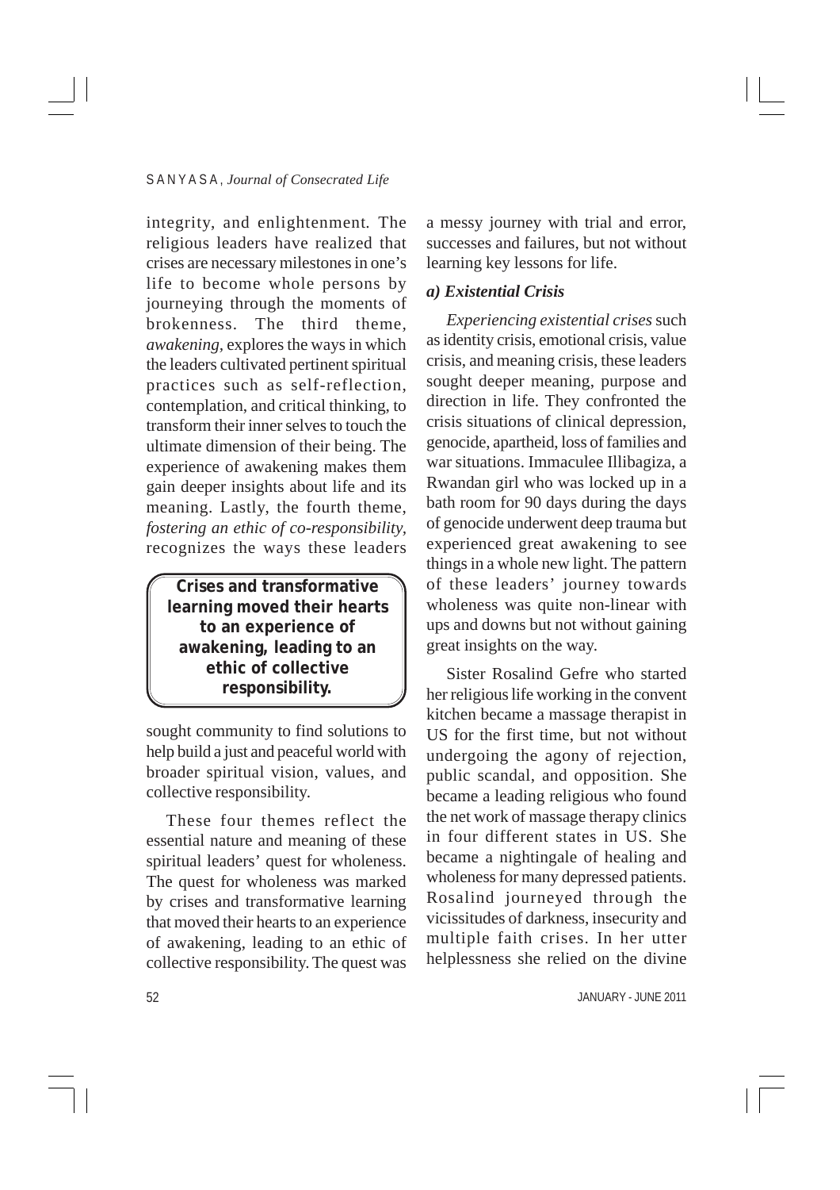integrity, and enlightenment. The religious leaders have realized that crises are necessary milestones in one's life to become whole persons by journeying through the moments of brokenness. The third theme, *awakening,* explores the ways in which the leaders cultivated pertinent spiritual practices such as self-reflection, contemplation, and critical thinking, to transform their inner selves to touch the ultimate dimension of their being. The experience of awakening makes them gain deeper insights about life and its meaning. Lastly, the fourth theme, *fostering an ethic of co-responsibility,* recognizes the ways these leaders sought community to find solutions to help build a just and peaceful world with broader spiritual vision, values, and collective responsibility.

> **Crises and transformative learning moved their hearts to an experience of awakening, leading to an ethic of collective responsibility.**

These four themes reflect the essential nature and meaning of these spiritual leaders' quest for wholeness. The quest for wholeness was marked by crises and transformative learning that moved their hearts to an experience of awakening, leading to an ethic of collective responsibility. The quest was a messy journey with trial and error, successes and failures, but not without learning key lessons for life.

### *a) Existential Crisis*

*Experiencing existential crises* such as identity crisis, emotional crisis, value crisis, and meaning crisis, these leaders sought deeper meaning, purpose and direction in life. They confronted the crisis situations of clinical depression, genocide, apartheid, loss of families and war situations. Immaculee Illibagiza, a Rwandan girl who was locked up in a bath room for 90 days during the days of genocide underwent deep trauma but experienced great awakening to see things in a whole new light. The pattern of these leaders' journey towards wholeness was quite non-linear with ups and downs but not without gaining great insights on the way.

Sister Rosalind Gefre who started her religious life working in the convent kitchen became a massage therapist in US for the first time, but not without undergoing the agony of rejection, public scandal, and opposition. She became a leading religious who found the net work of massage therapy clinics in four different states in US. She became a nightingale of healing and wholeness for many depressed patients. Rosalind journeyed through the vicissitudes of darkness, insecurity and multiple faith crises. In her utter helplessness she relied on the divine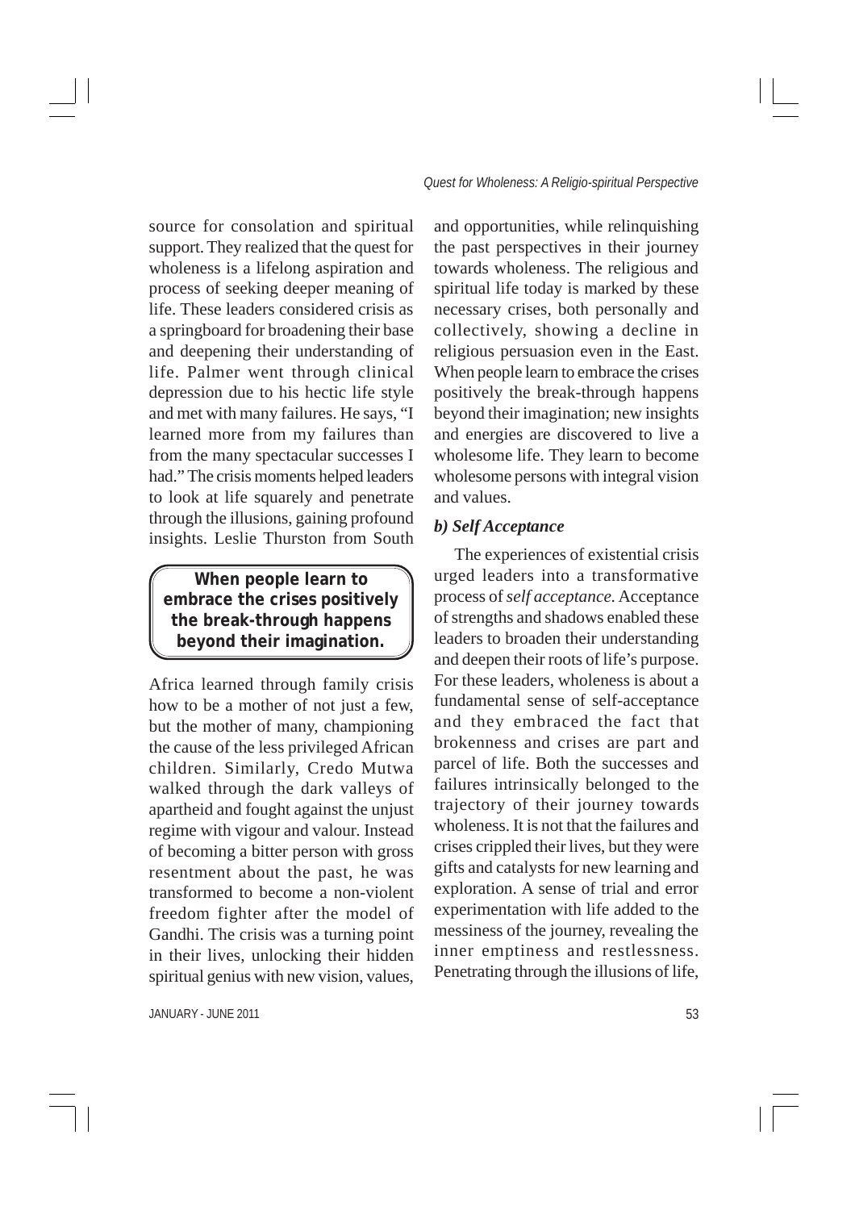source for consolation and spiritual support. They realized that the quest for wholeness is a lifelong aspiration and process of seeking deeper meaning of life. These leaders considered crisis as a springboard for broadening their base and deepening their understanding of life. Palmer went through clinical depression due to his hectic life style and met with many failures. He says, "I learned more from my failures than from the many spectacular successes I had." The crisis moments helped leaders to look at life squarely and penetrate through the illusions, gaining profound insights. Leslie Thurston from South Africa learned through family crisis how to be a mother of not just a few, but the mother of many, championing the cause of the less privileged African children. Similarly, Credo Mutwa walked through the dark valleys of apartheid and fought against the unjust regime with vigour and valour. Instead of becoming a bitter person with gross resentment about the past, he was transformed to become a non-violent freedom fighter after the model of Gandhi. The crisis was a turning point in their lives, unlocking their hidden spiritual genius with new vision, values, and opportunities, while relinquishing the past perspectives in their journey towards wholeness. The religious and spiritual life today is marked by these necessary crises, both personally and collectively, showing a decline in religious persuasion even in the East. When people learn to embrace the crises positively the break-through happens beyond their imagination; new insights and energies are discovered to live a wholesome life. They learn to become wholesome persons with integral vision and values.

> **When people learn to embrace the crises positively the break-through happens beyond their imagination.**

### *b) Self Acceptance*

The experiences of existential crisis urged leaders into a transformative process of *self acceptance*. Acceptance of strengths and shadows enabled these leaders to broaden their understanding and deepen their roots of life's purpose. For these leaders, wholeness is about a fundamental sense of self-acceptance and they embraced the fact that brokenness and crises are part and parcel of life. Both the successes and failures intrinsically belonged to the trajectory of their journey towards wholeness. It is not that the failures and crises crippled their lives, but they were gifts and catalysts for new learning and exploration. A sense of trial and error experimentation with life added to the messiness of the journey, revealing the inner emptiness and restlessness. Penetrating through the illusions of life,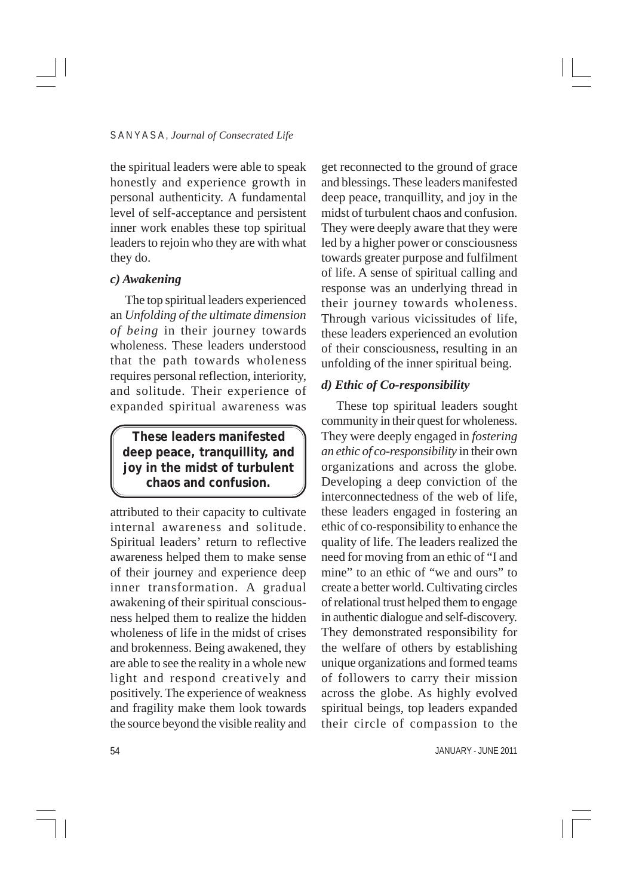the spiritual leaders were able to speak honestly and experience growth in personal authenticity. A fundamental level of self-acceptance and persistent inner work enables these top spiritual leaders to rejoin who they are with what they do.

### *c) Awakening*

The top spiritual leaders experienced an *Unfolding of the ultimate dimension of being* in their journey towards wholeness. These leaders understood that the path towards wholeness requires personal reflection, interiority, and solitude. Their experience of expanded spiritual awareness was attributed to their capacity to cultivate internal awareness and solitude. Spiritual leaders' return to reflective awareness helped them to make sense of their journey and experience deep inner transformation. A gradual awakening of their spiritual consciousness helped them to realize the hidden wholeness of life in the midst of crises and brokenness. Being awakened, they are able to see the reality in a whole new light and respond creatively and positively. The experience of weakness and fragility make them look towards the source beyond the visible reality and get reconnected to the ground of grace and blessings. These leaders manifested deep peace, tranquillity, and joy in the midst of turbulent chaos and confusion. They were deeply aware that they were led by a higher power or consciousness towards greater purpose and fulfilment of life. A sense of spiritual calling and response was an underlying thread in their journey towards wholeness. Through various vicissitudes of life, these leaders experienced an evolution of their consciousness, resulting in an unfolding of the inner spiritual being.

> **These leaders manifested deep peace, tranquillity, and joy in the midst of turbulent chaos and confusion.**

### *d) Ethic of Co-responsibility*

These top spiritual leaders sought community in their quest for wholeness. They were deeply engaged in *fostering an ethic of co-responsibility* in their own organizations and across the globe. Developing a deep conviction of the interconnectedness of the web of life, these leaders engaged in fostering an ethic of co-responsibility to enhance the quality of life. The leaders realized the need for moving from an ethic of "I and mine" to an ethic of "we and ours" to create a better world. Cultivating circles of relational trust helped them to engage in authentic dialogue and self-discovery. They demonstrated responsibility for the welfare of others by establishing unique organizations and formed teams of followers to carry their mission across the globe. As highly evolved spiritual beings, top leaders expanded their circle of compassion to the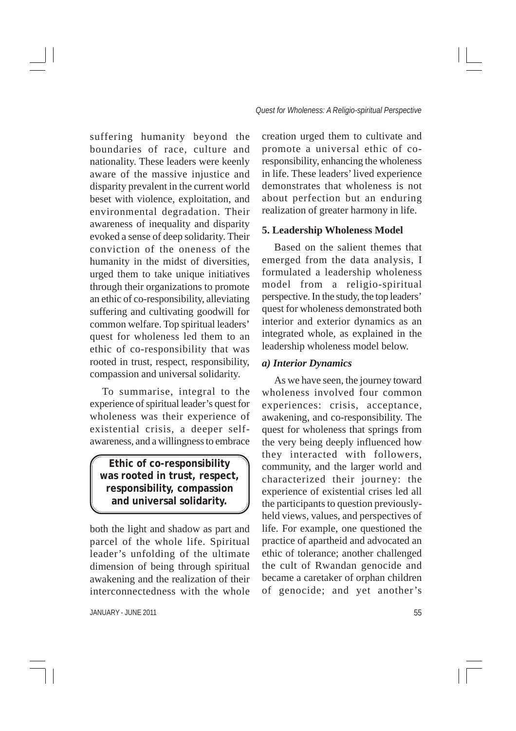suffering humanity beyond the boundaries of race, culture and nationality. These leaders were keenly aware of the massive injustice and disparity prevalent in the current world beset with violence, exploitation, and environmental degradation. Their awareness of inequality and disparity evoked a sense of deep solidarity. Their conviction of the oneness of the humanity in the midst of diversities, urged them to take unique initiatives through their organizations to promote an ethic of co-responsibility, alleviating suffering and cultivating goodwill for common welfare. Top spiritual leaders' quest for wholeness led them to an ethic of co-responsibility that was rooted in trust, respect, responsibility, compassion and universal solidarity.

To summarise, integral to the experience of spiritual leader's quest for wholeness was their experience of existential crisis, a deeper self-awareness, and a willingness to embrace both the light and shadow as part and parcel of the whole life. Spiritual leader's unfolding of the ultimate dimension of being through spiritual awakening and the realization of their interconnectedness with the whole creation urged them to cultivate and promote a universal ethic of co-responsibility, enhancing the wholeness in life. These leaders' lived experience demonstrates that wholeness is not about perfection but an enduring realization of greater harmony in life.

> **Ethic of co-responsibility was rooted in trust, respect, responsibility, compassion and universal solidarity.**

### 5. Leadership Wholeness Model

Based on the salient themes that emerged from the data analysis, I formulated a leadership wholeness model from a religio-spiritual perspective. In the study, the top leaders' quest for wholeness demonstrated both interior and exterior dynamics as an integrated whole, as explained in the leadership wholeness model below.

#### *a) Interior Dynamics*

As we have seen, the journey toward wholeness involved four common experiences: crisis, acceptance, awakening, and co-responsibility. The quest for wholeness that springs from the very being deeply influenced how they interacted with followers, community, and the larger world and characterized their journey: the experience of existential crises led all the participants to question previously-held views, values, and perspectives of life. For example, one questioned the practice of apartheid and advocated an ethic of tolerance; another challenged the cult of Rwandan genocide and became a caretaker of orphan children of genocide; and yet another's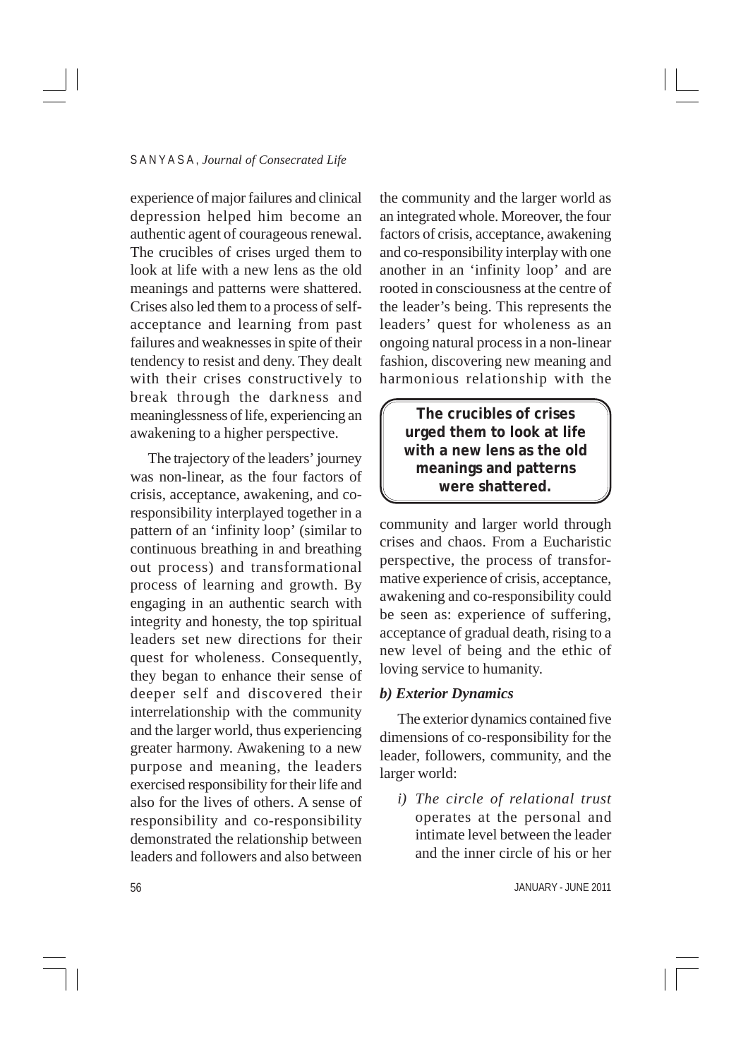experience of major failures and clinical depression helped him become an authentic agent of courageous renewal. The crucibles of crises urged them to look at life with a new lens as the old meanings and patterns were shattered. Crises also led them to a process of self-acceptance and learning from past failures and weaknesses in spite of their tendency to resist and deny. They dealt with their crises constructively to break through the darkness and meaninglessness of life, experiencing an awakening to a higher perspective.

The trajectory of the leaders' journey was non-linear, as the four factors of crisis, acceptance, awakening, and co-responsibility interplayed together in a pattern of an 'infinity loop' (similar to continuous breathing in and breathing out process) and transformational process of learning and growth. By engaging in an authentic search with integrity and honesty, the top spiritual leaders set new directions for their quest for wholeness. Consequently, they began to enhance their sense of deeper self and discovered their interrelationship with the community and the larger world, thus experiencing greater harmony. Awakening to a new purpose and meaning, the leaders exercised responsibility for their life and also for the lives of others. A sense of responsibility and co-responsibility demonstrated the relationship between leaders and followers and also between the community and the larger world as an integrated whole. Moreover, the four factors of crisis, acceptance, awakening and co-responsibility interplay with one another in an 'infinity loop' and are rooted in consciousness at the centre of the leader's being. This represents the leaders' quest for wholeness as an ongoing natural process in a non-linear fashion, discovering new meaning and harmonious relationship with the community and larger world through crises and chaos. From a Eucharistic perspective, the process of transformative experience of crisis, acceptance, awakening and co-responsibility could be seen as: experience of suffering, acceptance of gradual death, rising to a new level of being and the ethic of loving service to humanity.

> **The crucibles of crises urged them to look at life with a new lens as the old meanings and patterns were shattered.**

***b) Exterior Dynamics***

The exterior dynamics contained five dimensions of co-responsibility for the leader, followers, community, and the larger world:

*i) The circle of relational trust* operates at the personal and intimate level between the leader and the inner circle of his or her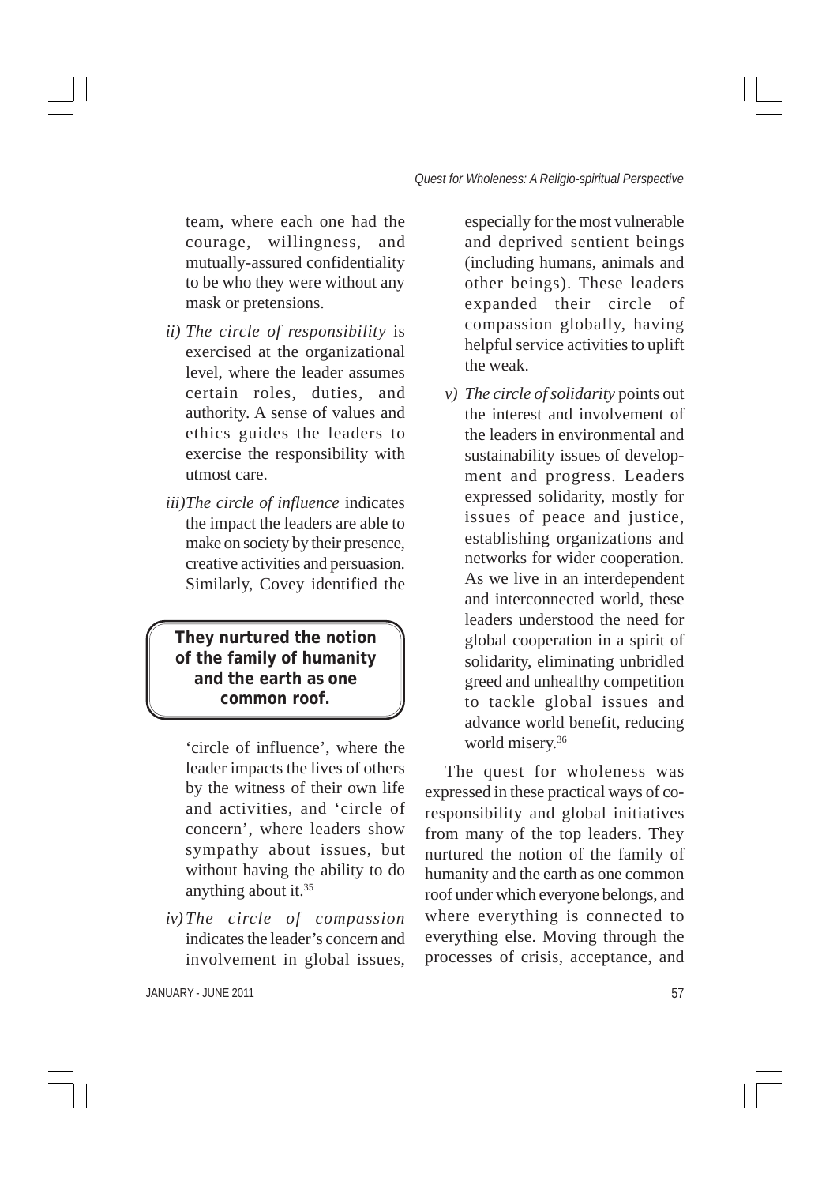team, where each one had the courage, willingness, and mutually-assured confidentiality to be who they were without any mask or pretensions.

ii) *The circle of responsibility* is exercised at the organizational level, where the leader assumes certain roles, duties, and authority. A sense of values and ethics guides the leaders to exercise the responsibility with utmost care.

iii) *The circle of influence* indicates the impact the leaders are able to make on society by their presence, creative activities and persuasion. Similarly, Covey identified the 'circle of influence', where the leader impacts the lives of others by the witness of their own life and activities, and 'circle of concern', where leaders show sympathy about issues, but without having the ability to do anything about it.[35]

> **They nurtured the notion of the family of humanity and the earth as one common roof.**

iv) *The circle of compassion* indicates the leader's concern and involvement in global issues, especially for the most vulnerable and deprived sentient beings (including humans, animals and other beings). These leaders expanded their circle of compassion globally, having helpful service activities to uplift the weak.

v) *The circle of solidarity* points out the interest and involvement of the leaders in environmental and sustainability issues of development and progress. Leaders expressed solidarity, mostly for issues of peace and justice, establishing organizations and networks for wider cooperation. As we live in an interdependent and interconnected world, these leaders understood the need for global cooperation in a spirit of solidarity, eliminating unbridled greed and unhealthy competition to tackle global issues and advance world benefit, reducing world misery.[36]

The quest for wholeness was expressed in these practical ways of co-responsibility and global initiatives from many of the top leaders. They nurtured the notion of the family of humanity and the earth as one common roof under which everyone belongs, and where everything is connected to everything else. Moving through the processes of crisis, acceptance, and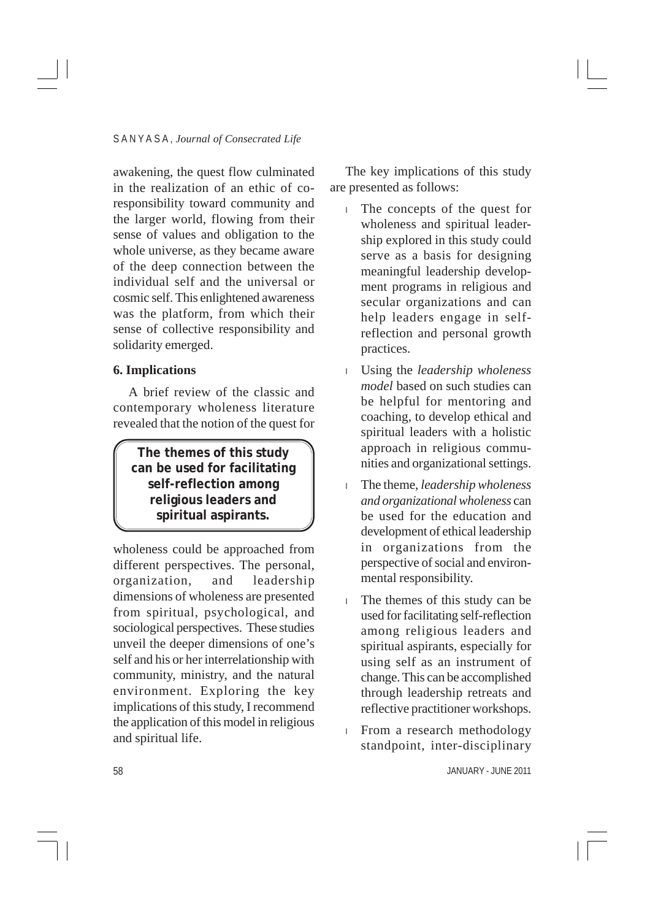awakening, the quest flow culminated in the realization of an ethic of co-responsibility toward community and the larger world, flowing from their sense of values and obligation to the whole universe, as they became aware of the deep connection between the individual self and the universal or cosmic self. This enlightened awareness was the platform, from which their sense of collective responsibility and solidarity emerged.

**6. Implications**

A brief review of the classic and contemporary wholeness literature revealed that the notion of the quest for wholeness could be approached from different perspectives. The personal, organization, and leadership dimensions of wholeness are presented from spiritual, psychological, and sociological perspectives. These studies unveil the deeper dimensions of one's self and his or her interrelationship with community, ministry, and the natural environment. Exploring the key implications of this study, I recommend the application of this model in religious and spiritual life.

> **The themes of this study can be used for facilitating self-reflection among religious leaders and spiritual aspirants.**

The key implications of this study are presented as follows:

- The concepts of the quest for wholeness and spiritual leadership explored in this study could serve as a basis for designing meaningful leadership development programs in religious and secular organizations and can help leaders engage in self-reflection and personal growth practices.
- Using the *leadership wholeness model* based on such studies can be helpful for mentoring and coaching, to develop ethical and spiritual leaders with a holistic approach in religious communities and organizational settings.
- The theme, *leadership wholeness and organizational wholeness* can be used for the education and development of ethical leadership in organizations from the perspective of social and environmental responsibility.
- The themes of this study can be used for facilitating self-reflection among religious leaders and spiritual aspirants, especially for using self as an instrument of change. This can be accomplished through leadership retreats and reflective practitioner workshops.
- From a research methodology standpoint, inter-disciplinary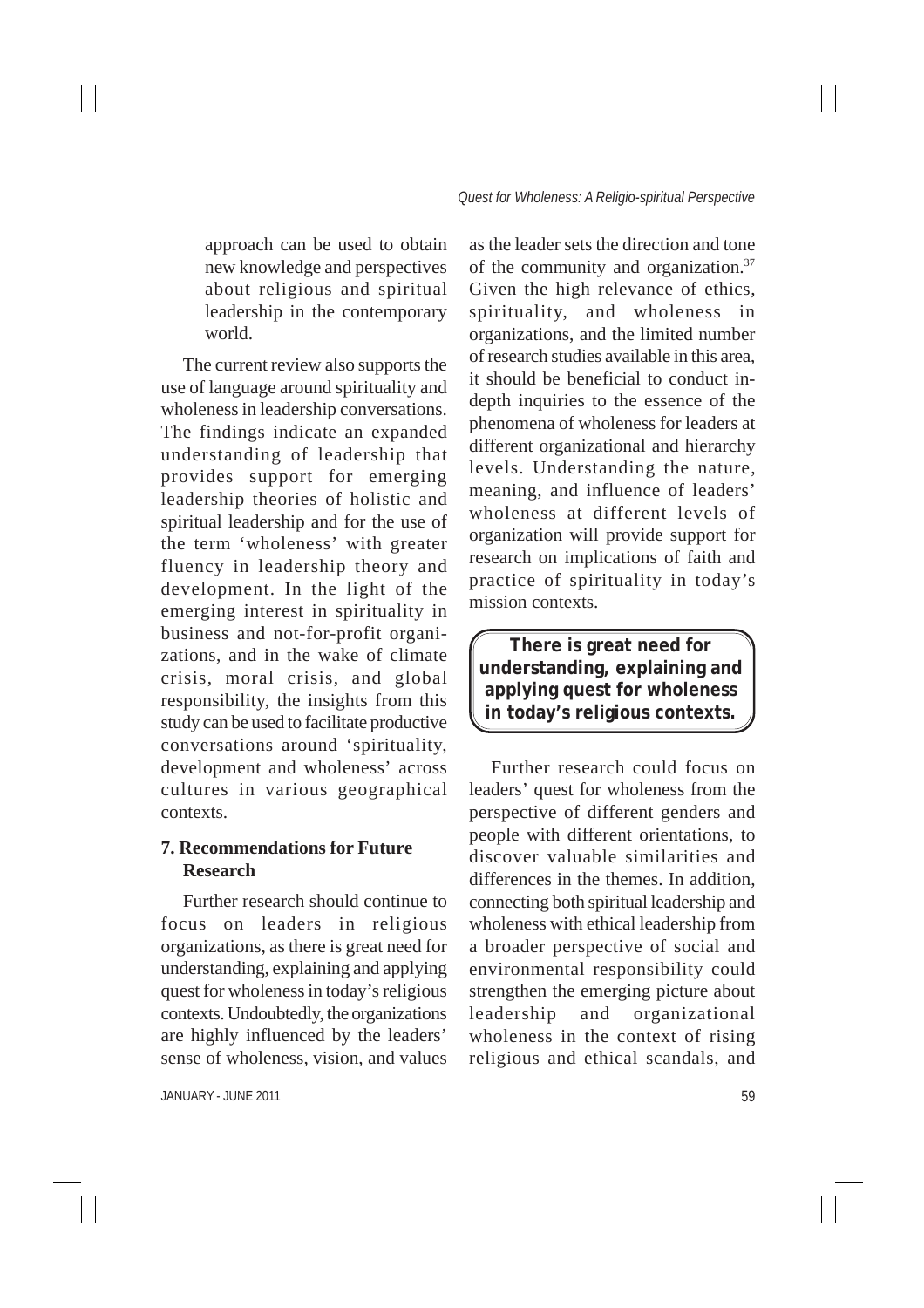approach can be used to obtain new knowledge and perspectives about religious and spiritual leadership in the contemporary world.

The current review also supports the use of language around spirituality and wholeness in leadership conversations. The findings indicate an expanded understanding of leadership that provides support for emerging leadership theories of holistic and spiritual leadership and for the use of the term 'wholeness' with greater fluency in leadership theory and development. In the light of the emerging interest in spirituality in business and not-for-profit organizations, and in the wake of climate crisis, moral crisis, and global responsibility, the insights from this study can be used to facilitate productive conversations around 'spirituality, development and wholeness' across cultures in various geographical contexts.

## 7. Recommendations for Future Research

Further research should continue to focus on leaders in religious organizations, as there is great need for understanding, explaining and applying quest for wholeness in today's religious contexts. Undoubtedly, the organizations are highly influenced by the leaders' sense of wholeness, vision, and values as the leader sets the direction and tone of the community and organization.[37] Given the high relevance of ethics, spirituality, and wholeness in organizations, and the limited number of research studies available in this area, it should be beneficial to conduct in-depth inquiries to the essence of the phenomena of wholeness for leaders at different organizational and hierarchy levels. Understanding the nature, meaning, and influence of leaders' wholeness at different levels of organization will provide support for research on implications of faith and practice of spirituality in today's mission contexts.

> **There is great need for understanding, explaining and applying quest for wholeness in today's religious contexts.**

Further research could focus on leaders' quest for wholeness from the perspective of different genders and people with different orientations, to discover valuable similarities and differences in the themes. In addition, connecting both spiritual leadership and wholeness with ethical leadership from a broader perspective of social and environmental responsibility could strengthen the emerging picture about leadership and organizational wholeness in the context of rising religious and ethical scandals, and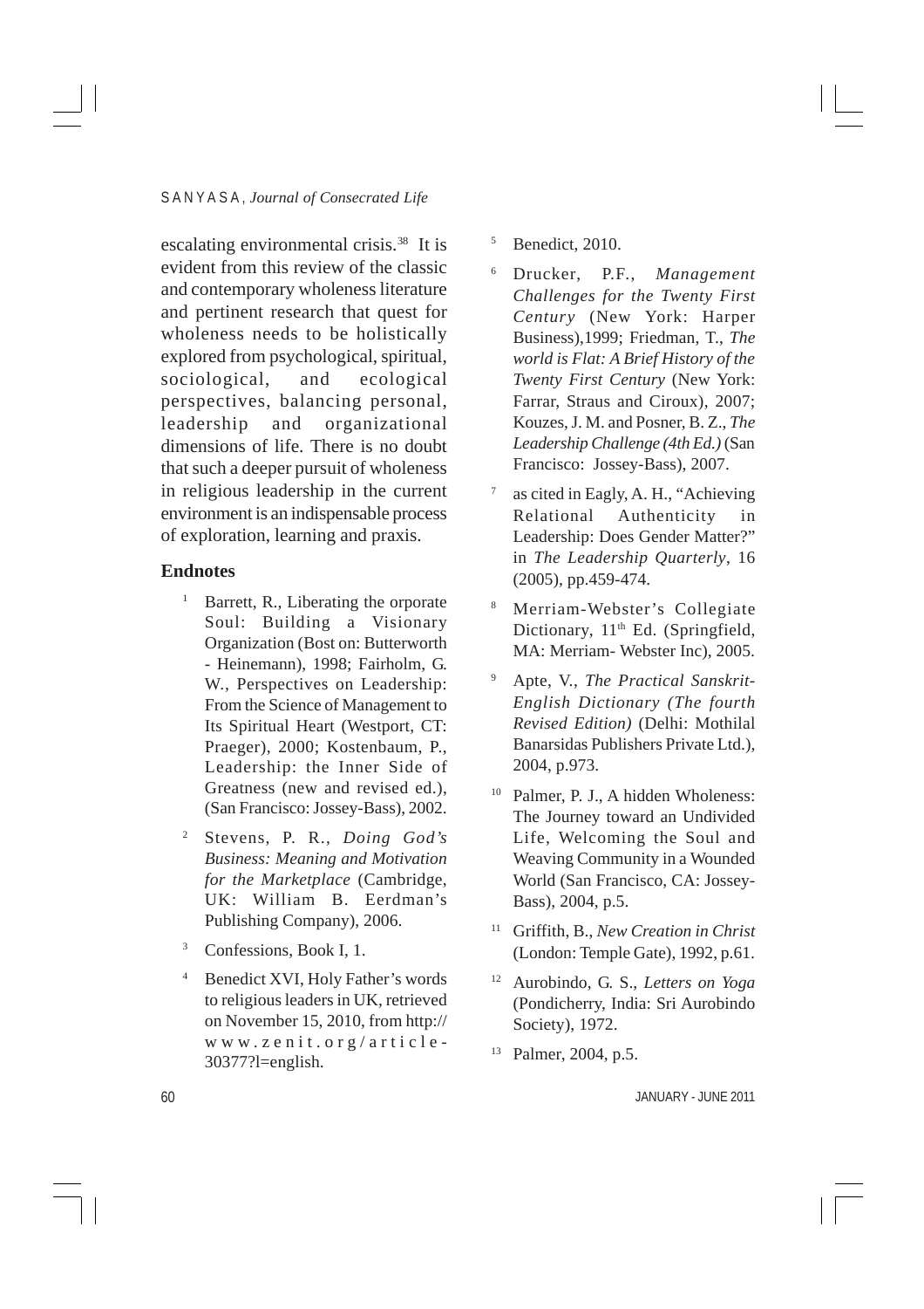escalating environmental crisis.[38] It is evident from this review of the classic and contemporary wholeness literature and pertinent research that quest for wholeness needs to be holistically explored from psychological, spiritual, sociological, and ecological perspectives, balancing personal, leadership and organizational dimensions of life. There is no doubt that such a deeper pursuit of wholeness in religious leadership in the current environment is an indispensable process of exploration, learning and praxis.

## Endnotes

1. Barrett, R., Liberating the orporate Soul: Building a Visionary Organization (Bost on: Butterworth - Heinemann), 1998; Fairholm, G. W., Perspectives on Leadership: From the Science of Management to Its Spiritual Heart (Westport, CT: Praeger), 2000; Kostenbaum, P., Leadership: the Inner Side of Greatness (new and revised ed.), (San Francisco: Jossey-Bass), 2002.

2. Stevens, P. R., *Doing God's Business: Meaning and Motivation for the Marketplace* (Cambridge, UK: William B. Eerdman's Publishing Company), 2006.

3. Confessions, Book I, 1.

4. Benedict XVI, Holy Father's words to religious leaders in UK, retrieved on November 15, 2010, from http://www.zenit.org/article-30377?l=english.

5. Benedict, 2010.

6. Drucker, P.F., *Management Challenges for the Twenty First Century* (New York: Harper Business),1999; Friedman, T., *The world is Flat: A Brief History of the Twenty First Century* (New York: Farrar, Straus and Ciroux), 2007; Kouzes, J. M. and Posner, B. Z., *The Leadership Challenge (4th Ed.)* (San Francisco: Jossey-Bass), 2007.

7. as cited in Eagly, A. H., "Achieving Relational Authenticity in Leadership: Does Gender Matter?" in *The Leadership Quarterly*, 16 (2005), pp.459-474.

8. Merriam-Webster's Collegiate Dictionary, 11th Ed. (Springfield, MA: Merriam- Webster Inc), 2005.

9. Apte, V., *The Practical Sanskrit-English Dictionary (The fourth Revised Edition)* (Delhi: Mothilal Banarsidas Publishers Private Ltd.), 2004, p.973.

10. Palmer, P. J., A hidden Wholeness: The Journey toward an Undivided Life, Welcoming the Soul and Weaving Community in a Wounded World (San Francisco, CA: Jossey-Bass), 2004, p.5.

11. Griffith, B., *New Creation in Christ* (London: Temple Gate), 1992, p.61.

12. Aurobindo, G. S., *Letters on Yoga* (Pondicherry, India: Sri Aurobindo Society), 1972.

13. Palmer, 2004, p.5.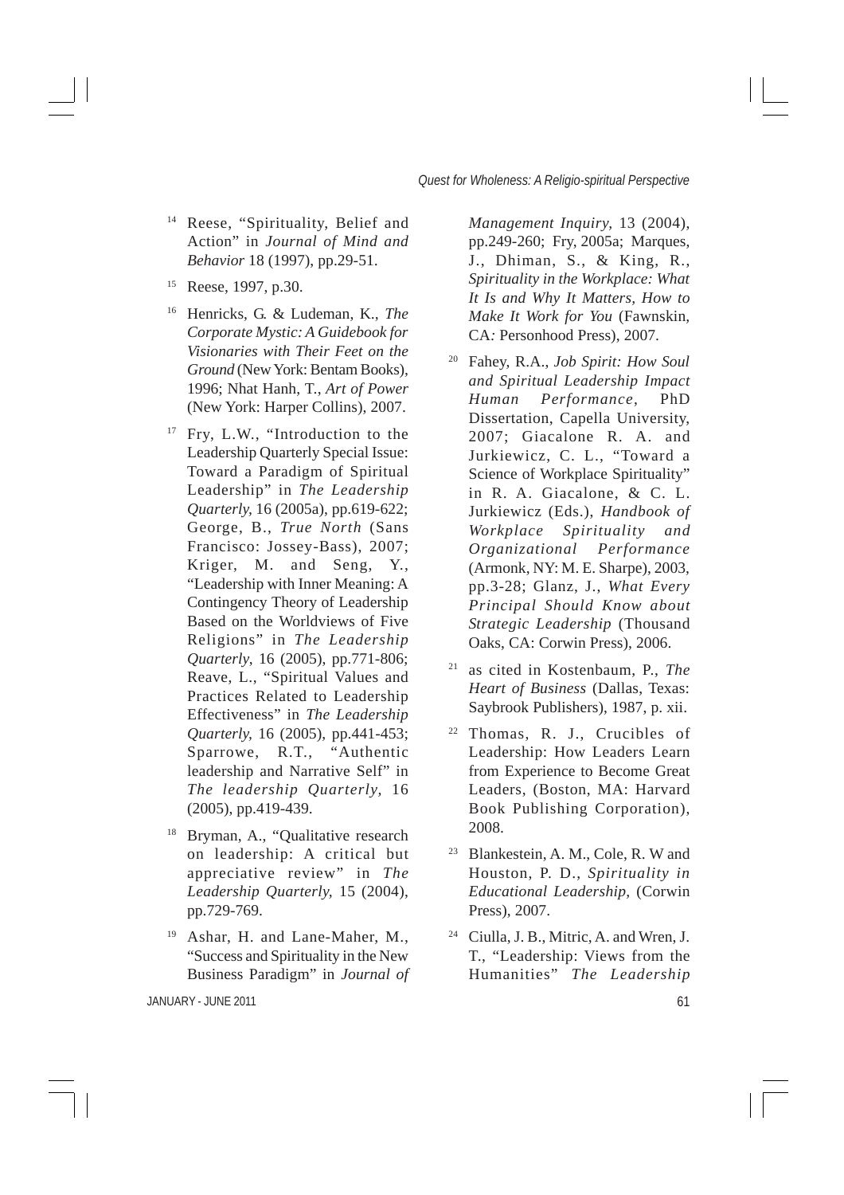[14] Reese, "Spirituality, Belief and Action" in *Journal of Mind and Behavior* 18 (1997), pp.29-51.

[15] Reese, 1997, p.30.

[16] Henricks, G. & Ludeman, K., *The Corporate Mystic: A Guidebook for Visionaries with Their Feet on the Ground* (New York: Bentam Books), 1996; Nhat Hanh, T., *Art of Power* (New York: Harper Collins), 2007.

[17] Fry, L.W., "Introduction to the Leadership Quarterly Special Issue: Toward a Paradigm of Spiritual Leadership" in *The Leadership Quarterly,* 16 (2005a), pp.619-622; George, B., *True North* (Sans Francisco: Jossey-Bass), 2007; Kriger, M. and Seng, Y., "Leadership with Inner Meaning: A Contingency Theory of Leadership Based on the Worldviews of Five Religions" in *The Leadership Quarterly,* 16 (2005), pp.771-806; Reave, L., "Spiritual Values and Practices Related to Leadership Effectiveness" in *The Leadership Quarterly,* 16 (2005), pp.441-453; Sparrowe, R.T., "Authentic leadership and Narrative Self" in *The leadership Quarterly,* 16 (2005), pp.419-439.

[18] Bryman, A., "Qualitative research on leadership: A critical but appreciative review" in *The Leadership Quarterly,* 15 (2004), pp.729-769.

[19] Ashar, H. and Lane-Maher, M., "Success and Spirituality in the New Business Paradigm" in *Journal of Management Inquiry,* 13 (2004), pp.249-260; Fry, 2005a; Marques, J., Dhiman, S., & King, R., *Spirituality in the Workplace: What It Is and Why It Matters, How to Make It Work for You* (Fawnskin, CA: Personhood Press), 2007.

[20] Fahey, R.A., *Job Spirit: How Soul and Spiritual Leadership Impact Human Performance*, PhD Dissertation, Capella University, 2007; Giacalone R. A. and Jurkiewicz, C. L., "Toward a Science of Workplace Spirituality" in R. A. Giacalone, & C. L. Jurkiewicz (Eds.), *Handbook of Workplace Spirituality and Organizational Performance* (Armonk, NY: M. E. Sharpe), 2003, pp.3-28; Glanz, J., *What Every Principal Should Know about Strategic Leadership* (Thousand Oaks, CA: Corwin Press), 2006.

[21] as cited in Kostenbaum, P., *The Heart of Business* (Dallas, Texas: Saybrook Publishers), 1987, p. xii.

[22] Thomas, R. J., Crucibles of Leadership: How Leaders Learn from Experience to Become Great Leaders, (Boston, MA: Harvard Book Publishing Corporation), 2008.

[23] Blankestein, A. M., Cole, R. W and Houston, P. D., *Spirituality in Educational Leadership,* (Corwin Press), 2007.

[24] Ciulla, J. B., Mitric, A. and Wren, J. T., "Leadership: Views from the Humanities" *The Leadership*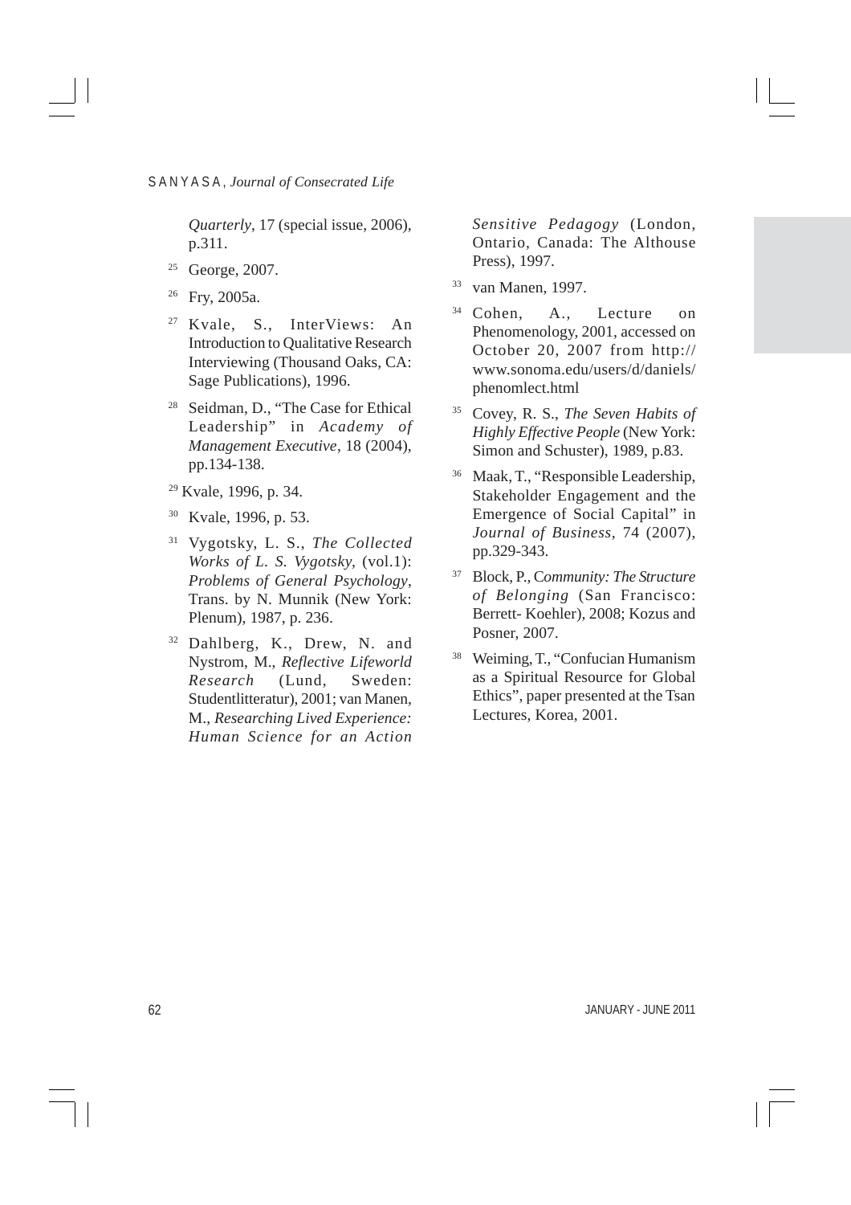*Quarterly*, 17 (special issue, 2006), p.311.

[25] George, 2007.

[26] Fry, 2005a.

[27] Kvale, S., InterViews: An Introduction to Qualitative Research Interviewing (Thousand Oaks, CA: Sage Publications), 1996.

[28] Seidman, D., "The Case for Ethical Leadership" in *Academy of Management Executive*, 18 (2004), pp.134-138.

[29] Kvale, 1996, p. 34.

[30] Kvale, 1996, p. 53.

[31] Vygotsky, L. S., *The Collected Works of L. S. Vygotsky,* (vol.1): *Problems of General Psychology*, Trans. by N. Munnik (New York: Plenum), 1987, p. 236.

[32] Dahlberg, K., Drew, N. and Nystrom, M., *Reflective Lifeworld Research* (Lund, Sweden: Studentlitteratur), 2001; van Manen, M., *Researching Lived Experience: Human Science for an Action Sensitive Pedagogy* (London, Ontario, Canada: The Althouse Press), 1997.

[33] van Manen, 1997.

[34] Cohen, A., Lecture on Phenomenology, 2001, accessed on October 20, 2007 from http://www.sonoma.edu/users/d/daniels/phenomlect.html

[35] Covey, R. S., *The Seven Habits of Highly Effective People* (New York: Simon and Schuster), 1989, p.83.

[36] Maak, T., "Responsible Leadership, Stakeholder Engagement and the Emergence of Social Capital" in *Journal of Business*, 74 (2007), pp.329-343.

[37] Block, P., C*ommunity: The Structure of Belonging* (San Francisco: Berrett- Koehler), 2008; Kozus and Posner, 2007.

[38] Weiming, T., "Confucian Humanism as a Spiritual Resource for Global Ethics", paper presented at the Tsan Lectures, Korea, 2001.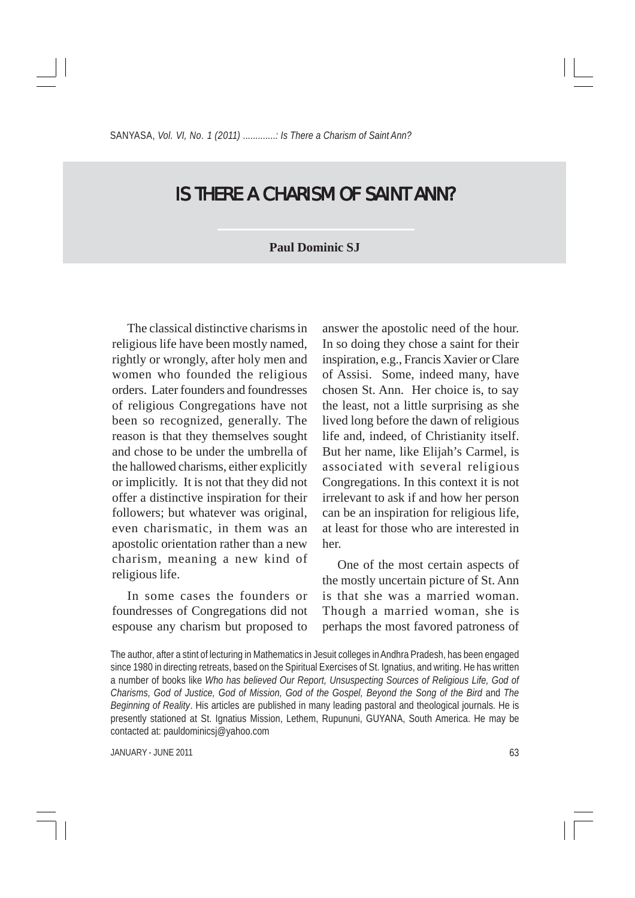# IS THERE A CHARISM OF SAINT ANN?

**Paul Dominic SJ**

The classical distinctive charisms in religious life have been mostly named, rightly or wrongly, after holy men and women who founded the religious orders. Later founders and foundresses of religious Congregations have not been so recognized, generally. The reason is that they themselves sought and chose to be under the umbrella of the hallowed charisms, either explicitly or implicitly. It is not that they did not offer a distinctive inspiration for their followers; but whatever was original, even charismatic, in them was an apostolic orientation rather than a new charism, meaning a new kind of religious life.

In some cases the founders or foundresses of Congregations did not espouse any charism but proposed to answer the apostolic need of the hour. In so doing they chose a saint for their inspiration, e.g., Francis Xavier or Clare of Assisi. Some, indeed many, have chosen St. Ann. Her choice is, to say the least, not a little surprising as she lived long before the dawn of religious life and, indeed, of Christianity itself. But her name, like Elijah's Carmel, is associated with several religious Congregations. In this context it is not irrelevant to ask if and how her person can be an inspiration for religious life, at least for those who are interested in her.

One of the most certain aspects of the mostly uncertain picture of St. Ann is that she was a married woman. Though a married woman, she is perhaps the most favored patroness of

The author, after a stint of lecturing in Mathematics in Jesuit colleges in Andhra Pradesh, has been engaged since 1980 in directing retreats, based on the Spiritual Exercises of St. Ignatius, and writing. He has written a number of books like *Who has believed Our Report, Unsuspecting Sources of Religious Life, God of Charisms, God of Justice, God of Mission, God of the Gospel, Beyond the Song of the Bird* and *The Beginning of Reality*. His articles are published in many leading pastoral and theological journals. He is presently stationed at St. Ignatius Mission, Lethem, Rupununi, GUYANA, South America. He may be contacted at: pauldominicsj@yahoo.com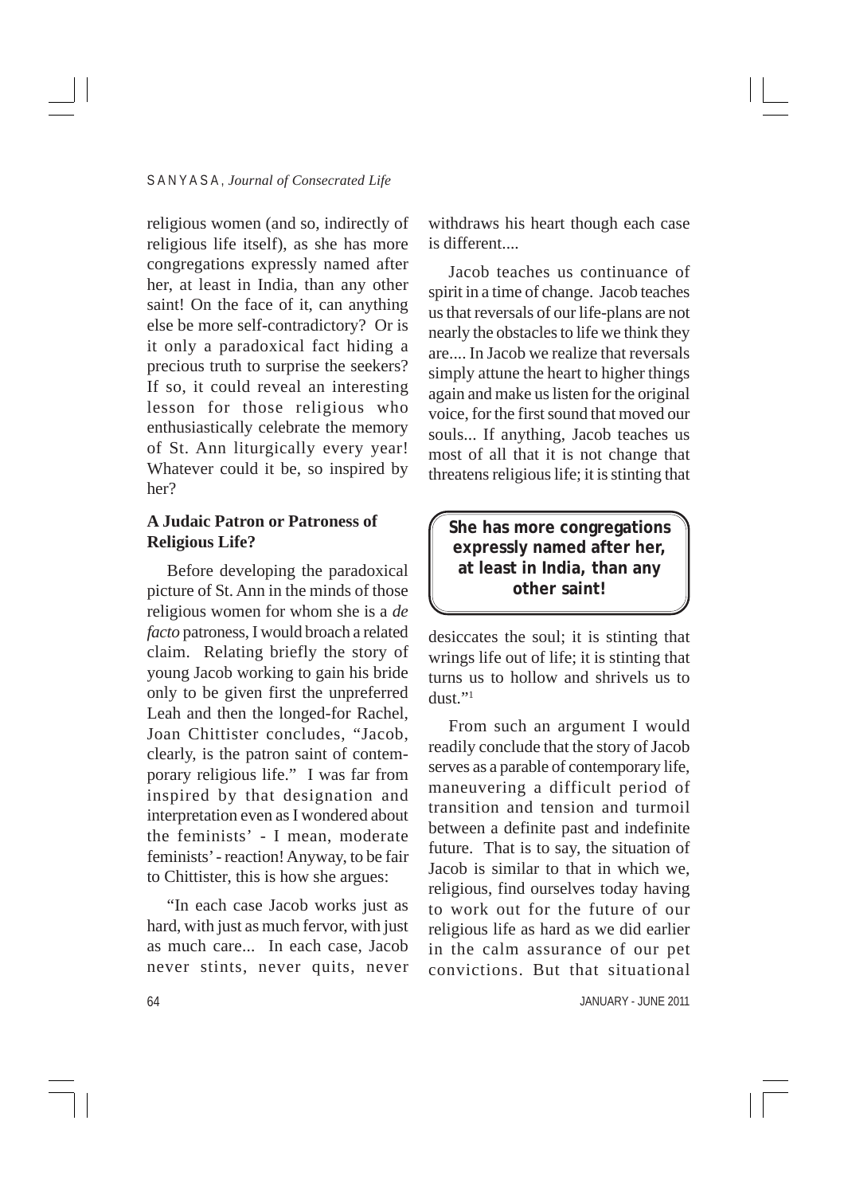religious women (and so, indirectly of religious life itself), as she has more congregations expressly named after her, at least in India, than any other saint! On the face of it, can anything else be more self-contradictory? Or is it only a paradoxical fact hiding a precious truth to surprise the seekers? If so, it could reveal an interesting lesson for those religious who enthusiastically celebrate the memory of St. Ann liturgically every year! Whatever could it be, so inspired by her?

**A Judaic Patron or Patroness of Religious Life?**

Before developing the paradoxical picture of St. Ann in the minds of those religious women for whom she is a *de facto* patroness, I would broach a related claim. Relating briefly the story of young Jacob working to gain his bride only to be given first the unpreferred Leah and then the longed-for Rachel, Joan Chittister concludes, "Jacob, clearly, is the patron saint of contemporary religious life." I was far from inspired by that designation and interpretation even as I wondered about the feminists' - I mean, moderate feminists' - reaction! Anyway, to be fair to Chittister, this is how she argues:

"In each case Jacob works just as hard, with just as much fervor, with just as much care... In each case, Jacob never stints, never quits, never withdraws his heart though each case is different....

Jacob teaches us continuance of spirit in a time of change. Jacob teaches us that reversals of our life-plans are not nearly the obstacles to life we think they are.... In Jacob we realize that reversals simply attune the heart to higher things again and make us listen for the original voice, for the first sound that moved our souls... If anything, Jacob teaches us most of all that it is not change that threatens religious life; it is stinting that desiccates the soul; it is stinting that wrings life out of life; it is stinting that turns us to hollow and shrivels us to dust."[1]

> **She has more congregations expressly named after her, at least in India, than any other saint!**

From such an argument I would readily conclude that the story of Jacob serves as a parable of contemporary life, maneuvering a difficult period of transition and tension and turmoil between a definite past and indefinite future. That is to say, the situation of Jacob is similar to that in which we, religious, find ourselves today having to work out for the future of our religious life as hard as we did earlier in the calm assurance of our pet convictions. But that situational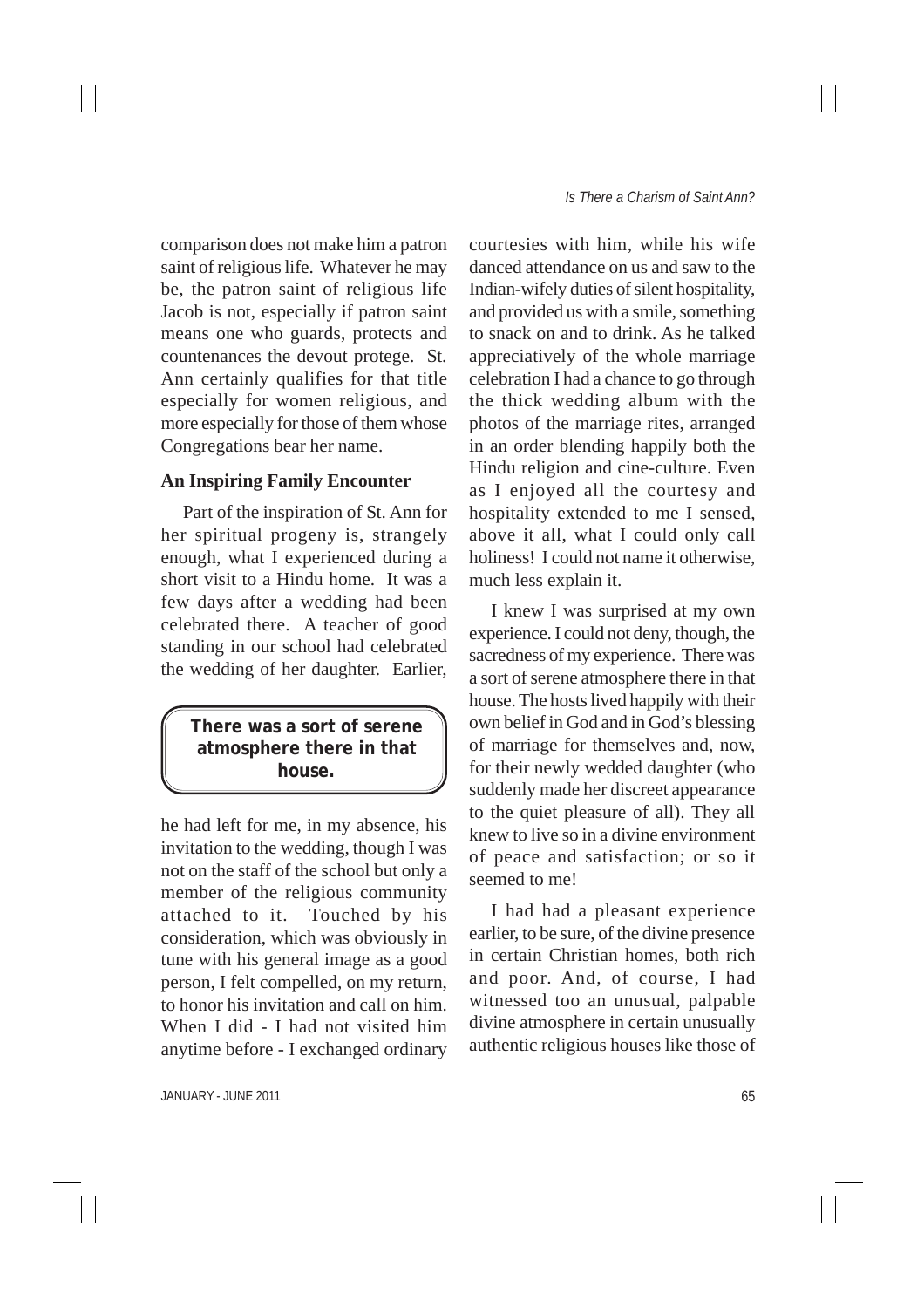comparison does not make him a patron saint of religious life. Whatever he may be, the patron saint of religious life Jacob is not, especially if patron saint means one who guards, protects and countenances the devout protege. St. Ann certainly qualifies for that title especially for women religious, and more especially for those of them whose Congregations bear her name.

### An Inspiring Family Encounter

Part of the inspiration of St. Ann for her spiritual progeny is, strangely enough, what I experienced during a short visit to a Hindu home. It was a few days after a wedding had been celebrated there. A teacher of good standing in our school had celebrated the wedding of her daughter. Earlier,

> **There was a sort of serene atmosphere there in that house.**

he had left for me, in my absence, his invitation to the wedding, though I was not on the staff of the school but only a member of the religious community attached to it. Touched by his consideration, which was obviously in tune with his general image as a good person, I felt compelled, on my return, to honor his invitation and call on him. When I did - I had not visited him anytime before - I exchanged ordinary courtesies with him, while his wife danced attendance on us and saw to the Indian-wifely duties of silent hospitality, and provided us with a smile, something to snack on and to drink. As he talked appreciatively of the whole marriage celebration I had a chance to go through the thick wedding album with the photos of the marriage rites, arranged in an order blending happily both the Hindu religion and cine-culture. Even as I enjoyed all the courtesy and hospitality extended to me I sensed, above it all, what I could only call holiness! I could not name it otherwise, much less explain it.

I knew I was surprised at my own experience. I could not deny, though, the sacredness of my experience. There was a sort of serene atmosphere there in that house. The hosts lived happily with their own belief in God and in God's blessing of marriage for themselves and, now, for their newly wedded daughter (who suddenly made her discreet appearance to the quiet pleasure of all). They all knew to live so in a divine environment of peace and satisfaction; or so it seemed to me!

I had had a pleasant experience earlier, to be sure, of the divine presence in certain Christian homes, both rich and poor. And, of course, I had witnessed too an unusual, palpable divine atmosphere in certain unusually authentic religious houses like those of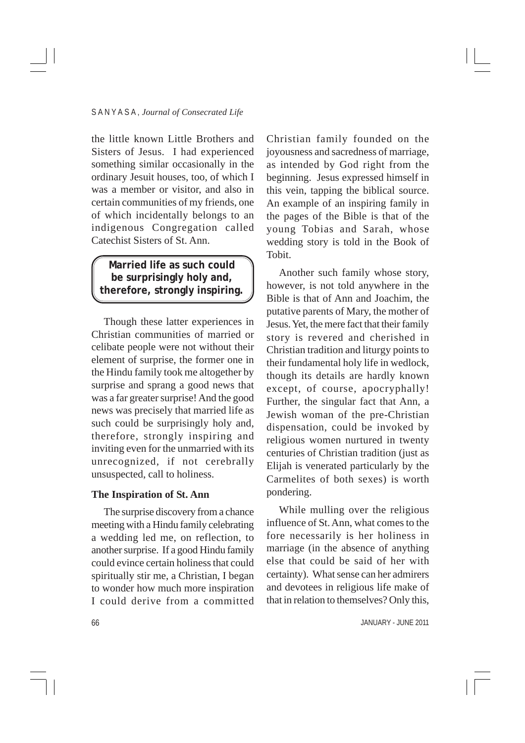the little known Little Brothers and Sisters of Jesus. I had experienced something similar occasionally in the ordinary Jesuit houses, too, of which I was a member or visitor, and also in certain communities of my friends, one of which incidentally belongs to an indigenous Congregation called Catechist Sisters of St. Ann.

> **Married life as such could be surprisingly holy and, therefore, strongly inspiring.**

Though these latter experiences in Christian communities of married or celibate people were not without their element of surprise, the former one in the Hindu family took me altogether by surprise and sprang a good news that was a far greater surprise! And the good news was precisely that married life as such could be surprisingly holy and, therefore, strongly inspiring and inviting even for the unmarried with its unrecognized, if not cerebrally unsuspected, call to holiness.

### The Inspiration of St. Ann

The surprise discovery from a chance meeting with a Hindu family celebrating a wedding led me, on reflection, to another surprise. If a good Hindu family could evince certain holiness that could spiritually stir me, a Christian, I began to wonder how much more inspiration I could derive from a committed Christian family founded on the joyousness and sacredness of marriage, as intended by God right from the beginning. Jesus expressed himself in this vein, tapping the biblical source. An example of an inspiring family in the pages of the Bible is that of the young Tobias and Sarah, whose wedding story is told in the Book of Tobit.

Another such family whose story, however, is not told anywhere in the Bible is that of Ann and Joachim, the putative parents of Mary, the mother of Jesus. Yet, the mere fact that their family story is revered and cherished in Christian tradition and liturgy points to their fundamental holy life in wedlock, though its details are hardly known except, of course, apocryphally! Further, the singular fact that Ann, a Jewish woman of the pre-Christian dispensation, could be invoked by religious women nurtured in twenty centuries of Christian tradition (just as Elijah is venerated particularly by the Carmelites of both sexes) is worth pondering.

While mulling over the religious influence of St. Ann, what comes to the fore necessarily is her holiness in marriage (in the absence of anything else that could be said of her with certainty). What sense can her admirers and devotees in religious life make of that in relation to themselves? Only this,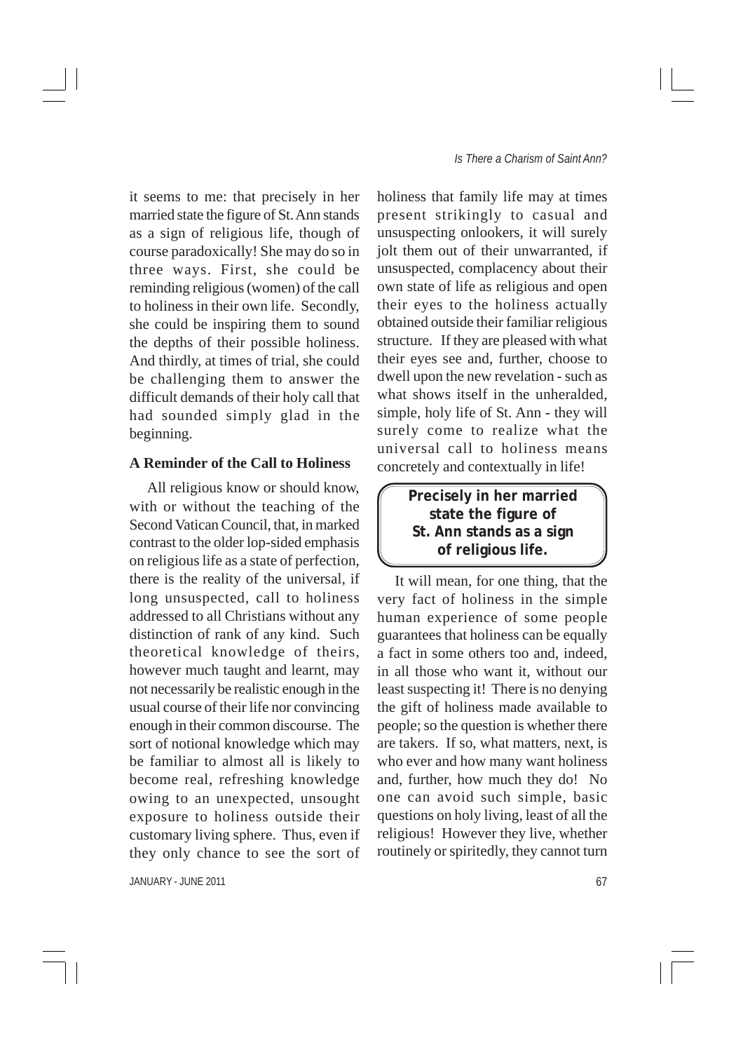it seems to me: that precisely in her married state the figure of St. Ann stands as a sign of religious life, though of course paradoxically! She may do so in three ways. First, she could be reminding religious (women) of the call to holiness in their own life. Secondly, she could be inspiring them to sound the depths of their possible holiness. And thirdly, at times of trial, she could be challenging them to answer the difficult demands of their holy call that had sounded simply glad in the beginning.

### A Reminder of the Call to Holiness

All religious know or should know, with or without the teaching of the Second Vatican Council, that, in marked contrast to the older lop-sided emphasis on religious life as a state of perfection, there is the reality of the universal, if long unsuspected, call to holiness addressed to all Christians without any distinction of rank of any kind. Such theoretical knowledge of theirs, however much taught and learnt, may not necessarily be realistic enough in the usual course of their life nor convincing enough in their common discourse. The sort of notional knowledge which may be familiar to almost all is likely to become real, refreshing knowledge owing to an unexpected, unsought exposure to holiness outside their customary living sphere. Thus, even if they only chance to see the sort of holiness that family life may at times present strikingly to casual and unsuspecting onlookers, it will surely jolt them out of their unwarranted, if unsuspected, complacency about their own state of life as religious and open their eyes to the holiness actually obtained outside their familiar religious structure. If they are pleased with what their eyes see and, further, choose to dwell upon the new revelation - such as what shows itself in the unheralded, simple, holy life of St. Ann - they will surely come to realize what the universal call to holiness means concretely and contextually in life!

> **Precisely in her married state the figure of St. Ann stands as a sign of religious life.**

It will mean, for one thing, that the very fact of holiness in the simple human experience of some people guarantees that holiness can be equally a fact in some others too and, indeed, in all those who want it, without our least suspecting it! There is no denying the gift of holiness made available to people; so the question is whether there are takers. If so, what matters, next, is who ever and how many want holiness and, further, how much they do! No one can avoid such simple, basic questions on holy living, least of all the religious! However they live, whether routinely or spiritedly, they cannot turn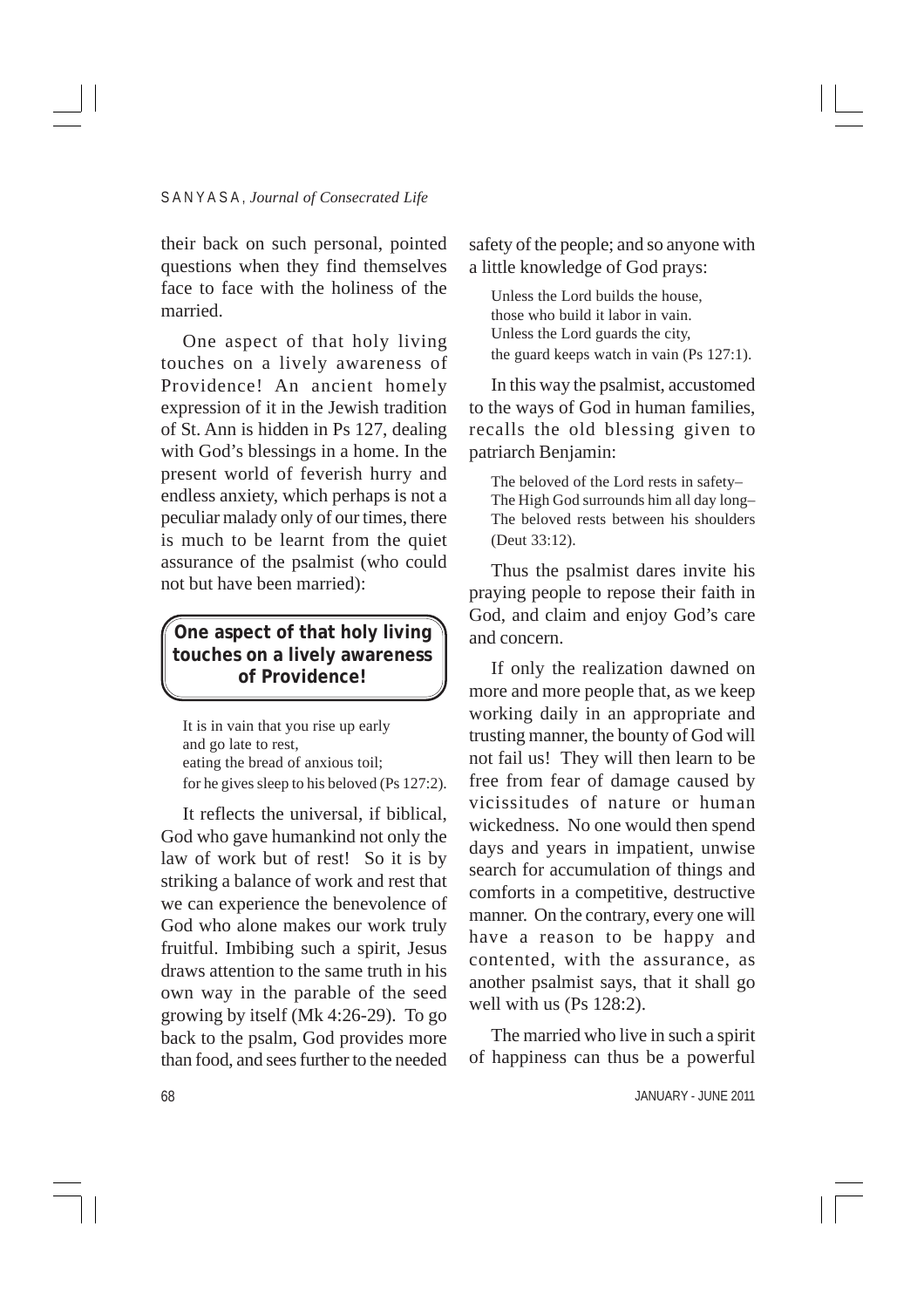their back on such personal, pointed questions when they find themselves face to face with the holiness of the married.

One aspect of that holy living touches on a lively awareness of Providence! An ancient homely expression of it in the Jewish tradition of St. Ann is hidden in Ps 127, dealing with God's blessings in a home. In the present world of feverish hurry and endless anxiety, which perhaps is not a peculiar malady only of our times, there is much to be learnt from the quiet assurance of the psalmist (who could not but have been married):

> **One aspect of that holy living touches on a lively awareness of Providence!**

> It is in vain that you rise up early
> and go late to rest,
> eating the bread of anxious toil;
> for he gives sleep to his beloved (Ps 127:2).

It reflects the universal, if biblical, God who gave humankind not only the law of work but of rest! So it is by striking a balance of work and rest that we can experience the benevolence of God who alone makes our work truly fruitful. Imbibing such a spirit, Jesus draws attention to the same truth in his own way in the parable of the seed growing by itself (Mk 4:26-29). To go back to the psalm, God provides more than food, and sees further to the needed safety of the people; and so anyone with a little knowledge of God prays:

> Unless the Lord builds the house,
> those who build it labor in vain.
> Unless the Lord guards the city,
> the guard keeps watch in vain (Ps 127:1).

In this way the psalmist, accustomed to the ways of God in human families, recalls the old blessing given to patriarch Benjamin:

> The beloved of the Lord rests in safety–
> The High God surrounds him all day long–
> The beloved rests between his shoulders (Deut 33:12).

Thus the psalmist dares invite his praying people to repose their faith in God, and claim and enjoy God's care and concern.

If only the realization dawned on more and more people that, as we keep working daily in an appropriate and trusting manner, the bounty of God will not fail us! They will then learn to be free from fear of damage caused by vicissitudes of nature or human wickedness. No one would then spend days and years in impatient, unwise search for accumulation of things and comforts in a competitive, destructive manner. On the contrary, every one will have a reason to be happy and contented, with the assurance, as another psalmist says, that it shall go well with us (Ps 128:2).

The married who live in such a spirit of happiness can thus be a powerful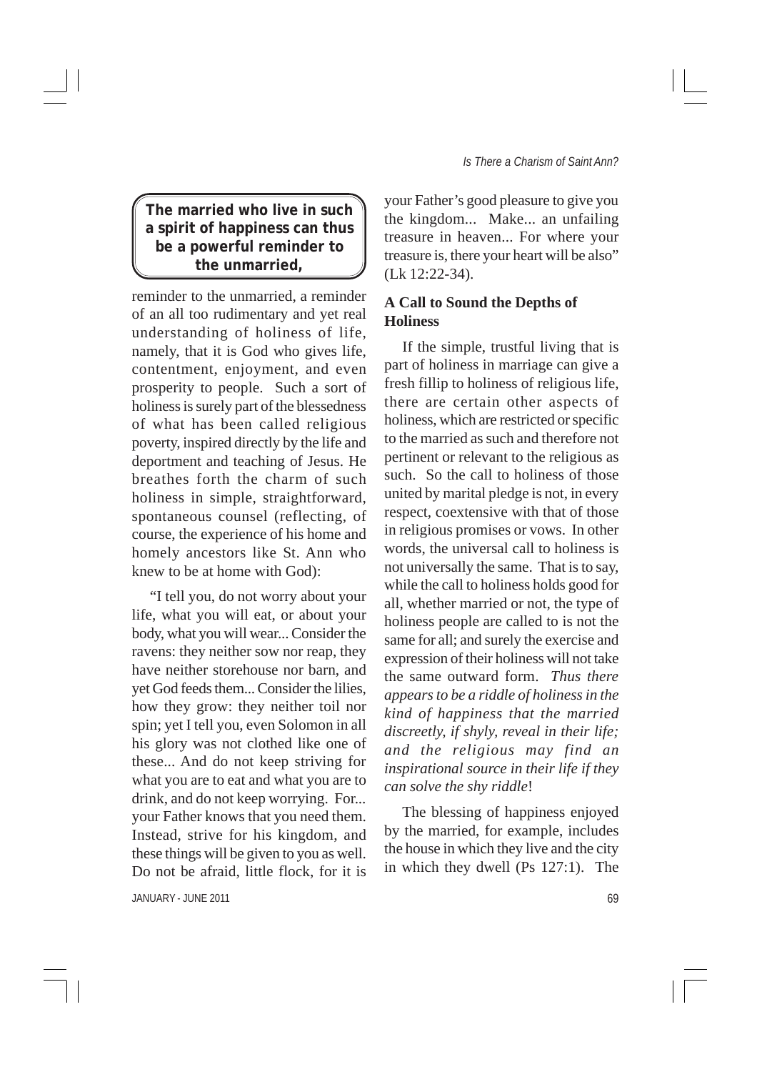> **The married who live in such a spirit of happiness can thus be a powerful reminder to the unmarried,**

reminder to the unmarried, a reminder of an all too rudimentary and yet real understanding of holiness of life, namely, that it is God who gives life, contentment, enjoyment, and even prosperity to people. Such a sort of holiness is surely part of the blessedness of what has been called religious poverty, inspired directly by the life and deportment and teaching of Jesus. He breathes forth the charm of such holiness in simple, straightforward, spontaneous counsel (reflecting, of course, the experience of his home and homely ancestors like St. Ann who knew to be at home with God):

"I tell you, do not worry about your life, what you will eat, or about your body, what you will wear... Consider the ravens: they neither sow nor reap, they have neither storehouse nor barn, and yet God feeds them... Consider the lilies, how they grow: they neither toil nor spin; yet I tell you, even Solomon in all his glory was not clothed like one of these... And do not keep striving for what you are to eat and what you are to drink, and do not keep worrying. For... your Father knows that you need them. Instead, strive for his kingdom, and these things will be given to you as well. Do not be afraid, little flock, for it is your Father's good pleasure to give you the kingdom... Make... an unfailing treasure in heaven... For where your treasure is, there your heart will be also" (Lk 12:22-34).

## A Call to Sound the Depths of Holiness

If the simple, trustful living that is part of holiness in marriage can give a fresh fillip to holiness of religious life, there are certain other aspects of holiness, which are restricted or specific to the married as such and therefore not pertinent or relevant to the religious as such. So the call to holiness of those united by marital pledge is not, in every respect, coextensive with that of those in religious promises or vows. In other words, the universal call to holiness is not universally the same. That is to say, while the call to holiness holds good for all, whether married or not, the type of holiness people are called to is not the same for all; and surely the exercise and expression of their holiness will not take the same outward form. *Thus there appears to be a riddle of holiness in the kind of happiness that the married discreetly, if shyly, reveal in their life; and the religious may find an inspirational source in their life if they can solve the shy riddle*!

The blessing of happiness enjoyed by the married, for example, includes the house in which they live and the city in which they dwell (Ps 127:1). The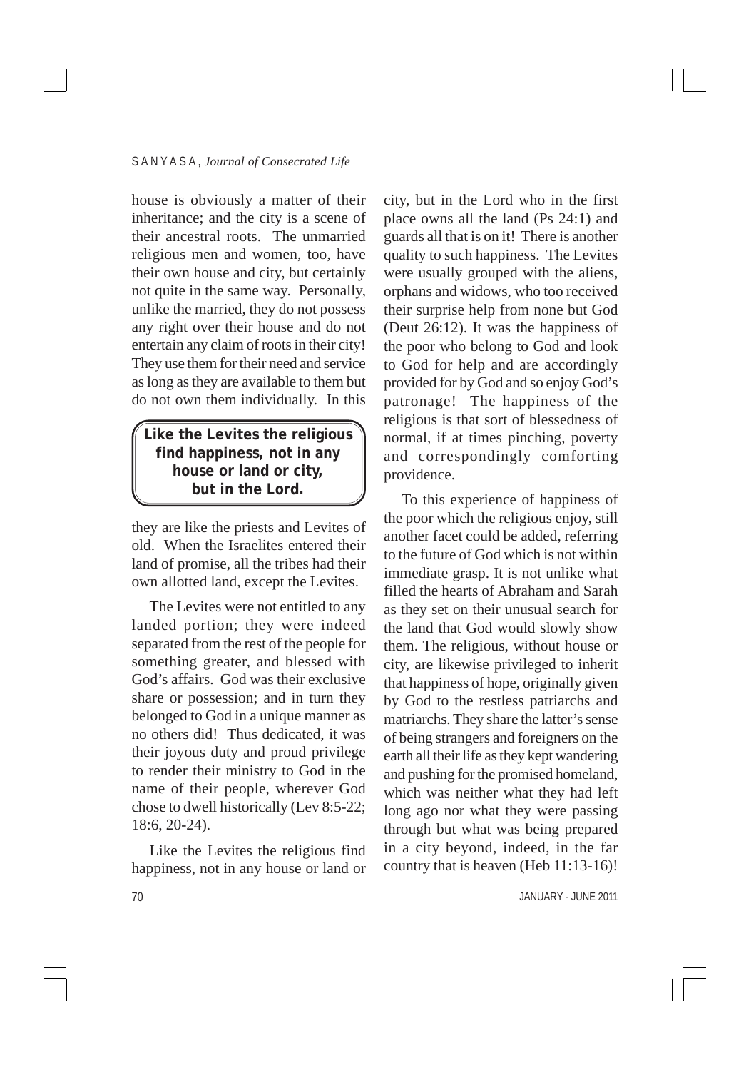house is obviously a matter of their inheritance; and the city is a scene of their ancestral roots. The unmarried religious men and women, too, have their own house and city, but certainly not quite in the same way. Personally, unlike the married, they do not possess any right over their house and do not entertain any claim of roots in their city! They use them for their need and service as long as they are available to them but do not own them individually. In this they are like the priests and Levites of old. When the Israelites entered their land of promise, all the tribes had their own allotted land, except the Levites.

> **Like the Levites the religious find happiness, not in any house or land or city, but in the Lord.**

The Levites were not entitled to any landed portion; they were indeed separated from the rest of the people for something greater, and blessed with God's affairs. God was their exclusive share or possession; and in turn they belonged to God in a unique manner as no others did! Thus dedicated, it was their joyous duty and proud privilege to render their ministry to God in the name of their people, wherever God chose to dwell historically (Lev 8:5-22; 18:6, 20-24).

Like the Levites the religious find happiness, not in any house or land or city, but in the Lord who in the first place owns all the land (Ps 24:1) and guards all that is on it! There is another quality to such happiness. The Levites were usually grouped with the aliens, orphans and widows, who too received their surprise help from none but God (Deut 26:12). It was the happiness of the poor who belong to God and look to God for help and are accordingly provided for by God and so enjoy God's patronage! The happiness of the religious is that sort of blessedness of normal, if at times pinching, poverty and correspondingly comforting providence.

To this experience of happiness of the poor which the religious enjoy, still another facet could be added, referring to the future of God which is not within immediate grasp. It is not unlike what filled the hearts of Abraham and Sarah as they set on their unusual search for the land that God would slowly show them. The religious, without house or city, are likewise privileged to inherit that happiness of hope, originally given by God to the restless patriarchs and matriarchs. They share the latter's sense of being strangers and foreigners on the earth all their life as they kept wandering and pushing for the promised homeland, which was neither what they had left long ago nor what they were passing through but what was being prepared in a city beyond, indeed, in the far country that is heaven (Heb 11:13-16)!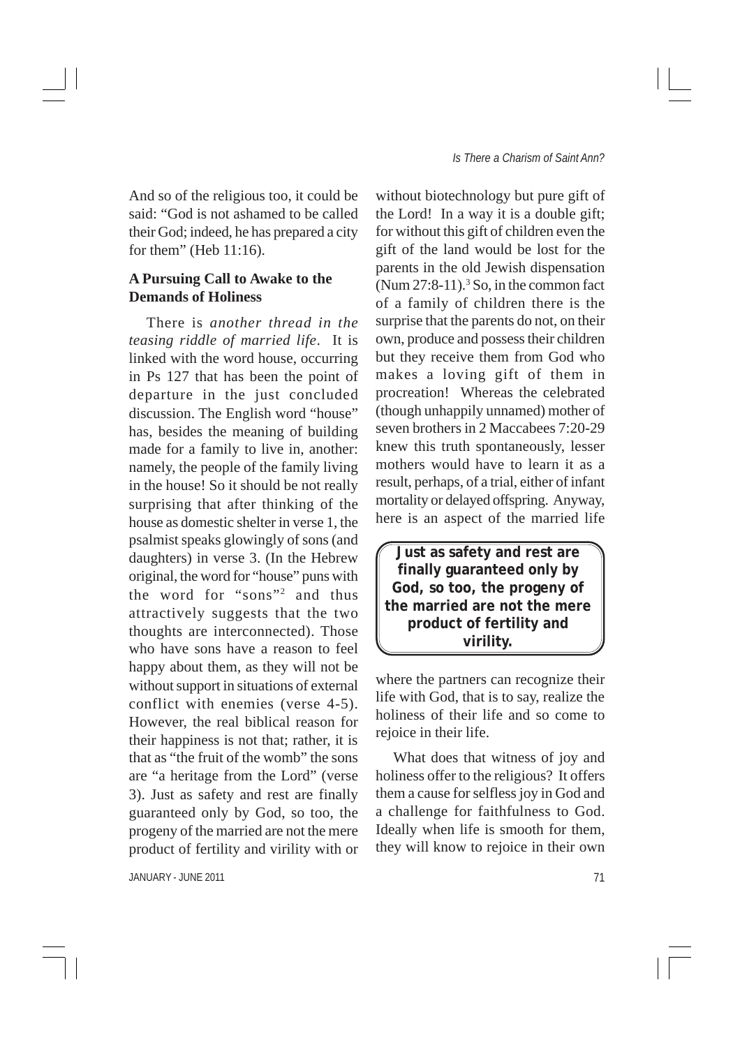And so of the religious too, it could be said: "God is not ashamed to be called their God; indeed, he has prepared a city for them" (Heb 11:16).

**A Pursuing Call to Awake to the Demands of Holiness**

There is *another thread in the teasing riddle of married life*. It is linked with the word house, occurring in Ps 127 that has been the point of departure in the just concluded discussion. The English word "house" has, besides the meaning of building made for a family to live in, another: namely, the people of the family living in the house! So it should be not really surprising that after thinking of the house as domestic shelter in verse 1, the psalmist speaks glowingly of sons (and daughters) in verse 3. (In the Hebrew original, the word for "house" puns with the word for "sons"[2] and thus attractively suggests that the two thoughts are interconnected). Those who have sons have a reason to feel happy about them, as they will not be without support in situations of external conflict with enemies (verse 4-5). However, the real biblical reason for their happiness is not that; rather, it is that as "the fruit of the womb" the sons are "a heritage from the Lord" (verse 3). Just as safety and rest are finally guaranteed only by God, so too, the progeny of the married are not the mere product of fertility and virility with or without biotechnology but pure gift of the Lord! In a way it is a double gift; for without this gift of children even the gift of the land would be lost for the parents in the old Jewish dispensation (Num 27:8-11).[3] So, in the common fact of a family of children there is the surprise that the parents do not, on their own, produce and possess their children but they receive them from God who makes a loving gift of them in procreation! Whereas the celebrated (though unhappily unnamed) mother of seven brothers in 2 Maccabees 7:20-29 knew this truth spontaneously, lesser mothers would have to learn it as a result, perhaps, of a trial, either of infant mortality or delayed offspring. Anyway, here is an aspect of the married life where the partners can recognize their life with God, that is to say, realize the holiness of their life and so come to rejoice in their life.

> **Just as safety and rest are finally guaranteed only by God, so too, the progeny of the married are not the mere product of fertility and virility.**

What does that witness of joy and holiness offer to the religious? It offers them a cause for selfless joy in God and a challenge for faithfulness to God. Ideally when life is smooth for them, they will know to rejoice in their own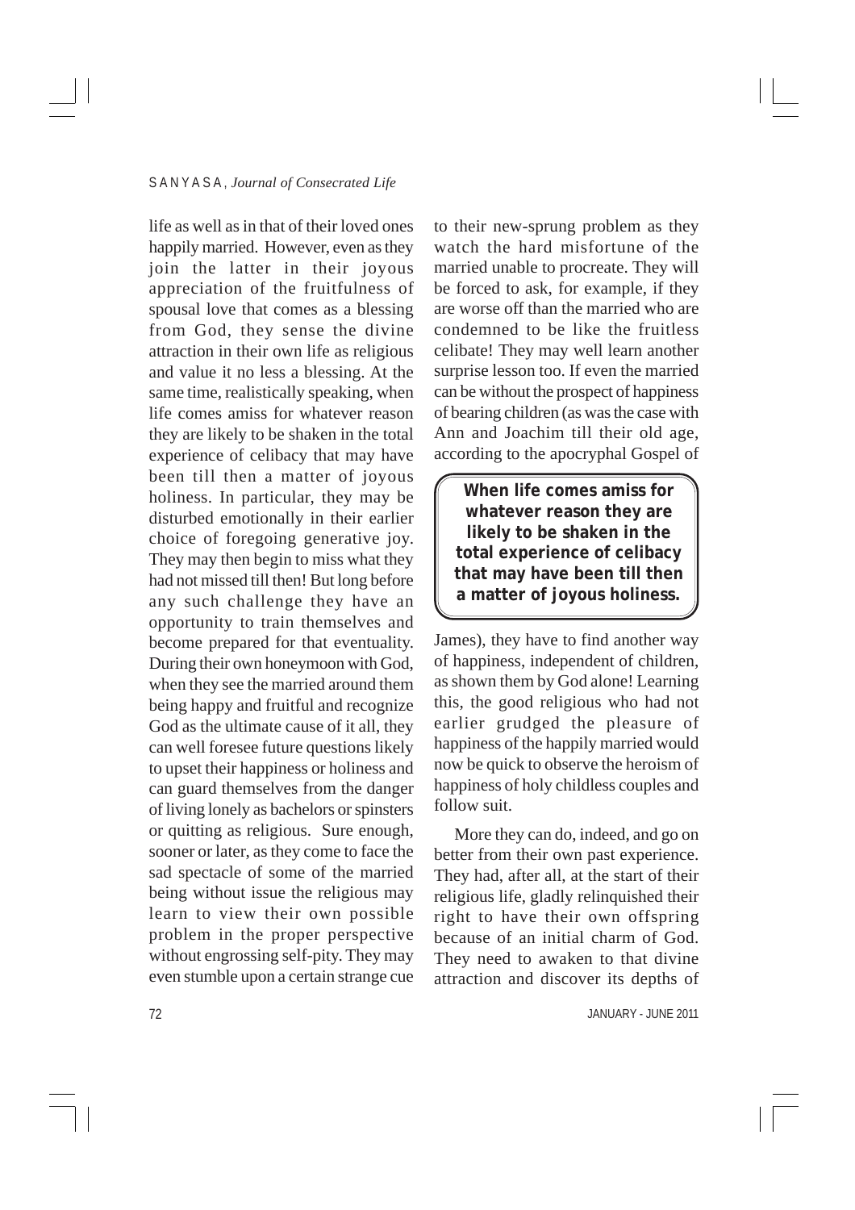life as well as in that of their loved ones happily married. However, even as they join the latter in their joyous appreciation of the fruitfulness of spousal love that comes as a blessing from God, they sense the divine attraction in their own life as religious and value it no less a blessing. At the same time, realistically speaking, when life comes amiss for whatever reason they are likely to be shaken in the total experience of celibacy that may have been till then a matter of joyous holiness. In particular, they may be disturbed emotionally in their earlier choice of foregoing generative joy. They may then begin to miss what they had not missed till then! But long before any such challenge they have an opportunity to train themselves and become prepared for that eventuality. During their own honeymoon with God, when they see the married around them being happy and fruitful and recognize God as the ultimate cause of it all, they can well foresee future questions likely to upset their happiness or holiness and can guard themselves from the danger of living lonely as bachelors or spinsters or quitting as religious. Sure enough, sooner or later, as they come to face the sad spectacle of some of the married being without issue the religious may learn to view their own possible problem in the proper perspective without engrossing self-pity. They may even stumble upon a certain strange cue to their new-sprung problem as they watch the hard misfortune of the married unable to procreate. They will be forced to ask, for example, if they are worse off than the married who are condemned to be like the fruitless celibate! They may well learn another surprise lesson too. If even the married can be without the prospect of happiness of bearing children (as was the case with Ann and Joachim till their old age, according to the apocryphal Gospel of James), they have to find another way of happiness, independent of children, as shown them by God alone! Learning this, the good religious who had not earlier grudged the pleasure of happiness of the happily married would now be quick to observe the heroism of happiness of holy childless couples and follow suit.

> **When life comes amiss for whatever reason they are likely to be shaken in the total experience of celibacy that may have been till then a matter of joyous holiness.**

More they can do, indeed, and go on better from their own past experience. They had, after all, at the start of their religious life, gladly relinquished their right to have their own offspring because of an initial charm of God. They need to awaken to that divine attraction and discover its depths of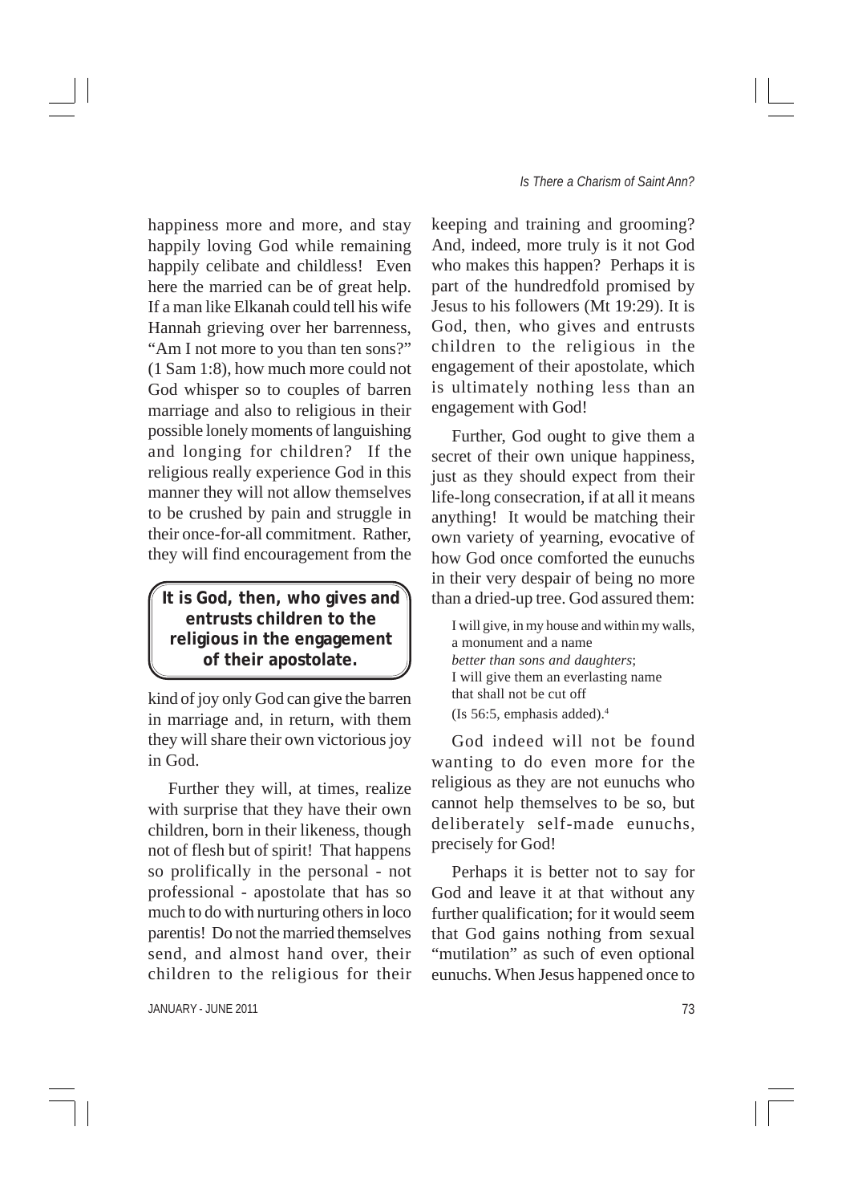happiness more and more, and stay happily loving God while remaining happily celibate and childless! Even here the married can be of great help. If a man like Elkanah could tell his wife Hannah grieving over her barrenness, "Am I not more to you than ten sons?" (1 Sam 1:8), how much more could not God whisper so to couples of barren marriage and also to religious in their possible lonely moments of languishing and longing for children? If the religious really experience God in this manner they will not allow themselves to be crushed by pain and struggle in their once-for-all commitment. Rather, they will find encouragement from the kind of joy only God can give the barren in marriage and, in return, with them they will share their own victorious joy in God.

> **It is God, then, who gives and entrusts children to the religious in the engagement of their apostolate.**

Further they will, at times, realize with surprise that they have their own children, born in their likeness, though not of flesh but of spirit! That happens so prolifically in the personal - not professional - apostolate that has so much to do with nurturing others in loco parentis! Do not the married themselves send, and almost hand over, their children to the religious for their keeping and training and grooming? And, indeed, more truly is it not God who makes this happen? Perhaps it is part of the hundredfold promised by Jesus to his followers (Mt 19:29). It is God, then, who gives and entrusts children to the religious in the engagement of their apostolate, which is ultimately nothing less than an engagement with God!

Further, God ought to give them a secret of their own unique happiness, just as they should expect from their life-long consecration, if at all it means anything! It would be matching their own variety of yearning, evocative of how God once comforted the eunuchs in their very despair of being no more than a dried-up tree. God assured them:

> I will give, in my house and within my walls,
> a monument and a name
> *better than sons and daughters*;
> I will give them an everlasting name
> that shall not be cut off
> (Is 56:5, emphasis added).[4]

God indeed will not be found wanting to do even more for the religious as they are not eunuchs who cannot help themselves to be so, but deliberately self-made eunuchs, precisely for God!

Perhaps it is better not to say for God and leave it at that without any further qualification; for it would seem that God gains nothing from sexual "mutilation" as such of even optional eunuchs. When Jesus happened once to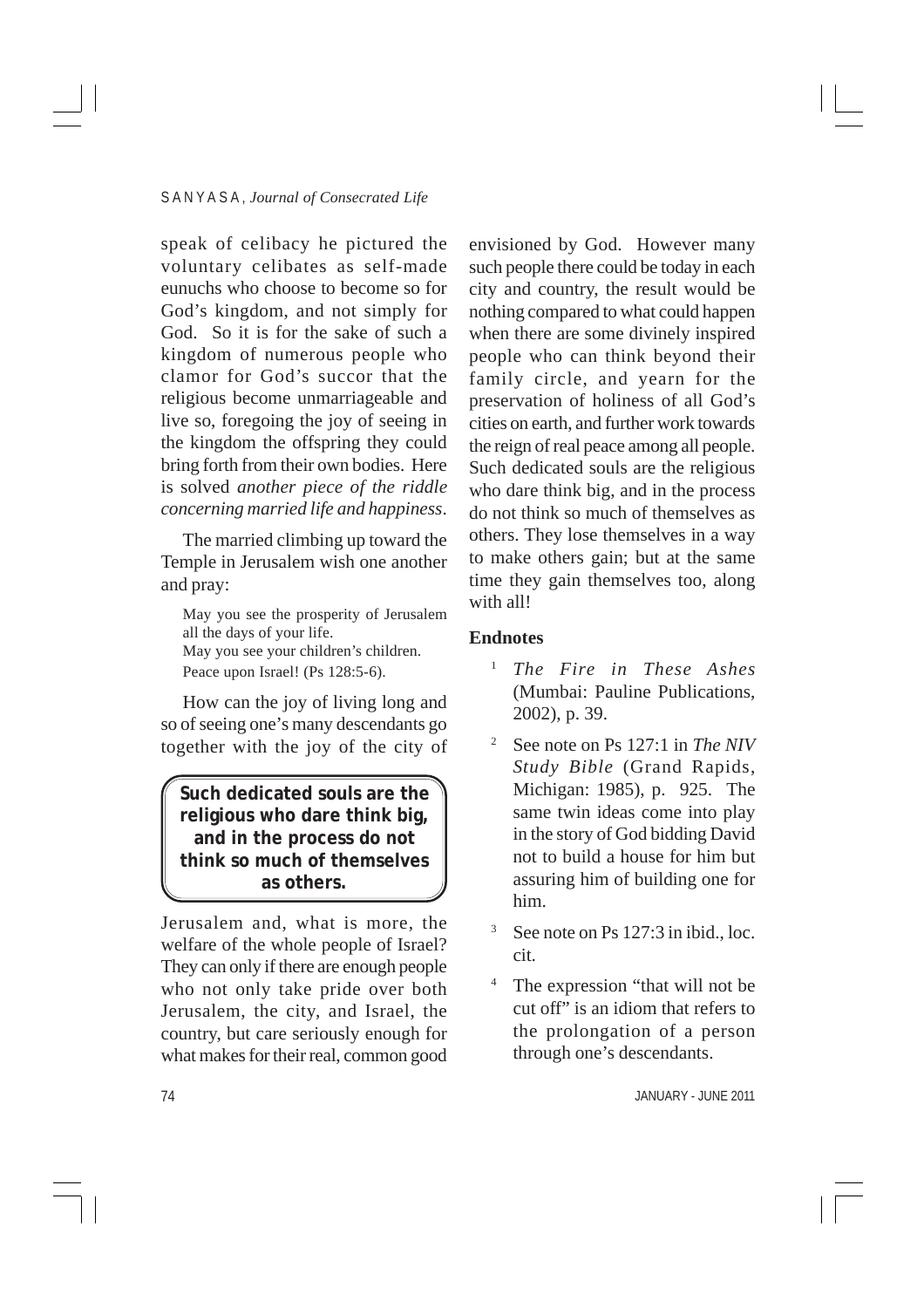speak of celibacy he pictured the voluntary celibates as self-made eunuchs who choose to become so for God's kingdom, and not simply for God. So it is for the sake of such a kingdom of numerous people who clamor for God's succor that the religious become unmarriageable and live so, foregoing the joy of seeing in the kingdom the offspring they could bring forth from their own bodies. Here is solved *another piece of the riddle concerning married life and happiness*.

The married climbing up toward the Temple in Jerusalem wish one another and pray:

> May you see the prosperity of Jerusalem all the days of your life.
> May you see your children's children.
> Peace upon Israel! (Ps 128:5-6).

How can the joy of living long and so of seeing one's many descendants go together with the joy of the city of Jerusalem and, what is more, the welfare of the whole people of Israel? They can only if there are enough people who not only take pride over both Jerusalem, the city, and Israel, the country, but care seriously enough for what makes for their real, common good envisioned by God. However many such people there could be today in each city and country, the result would be nothing compared to what could happen when there are some divinely inspired people who can think beyond their family circle, and yearn for the preservation of holiness of all God's cities on earth, and further work towards the reign of real peace among all people. Such dedicated souls are the religious who dare think big, and in the process do not think so much of themselves as others. They lose themselves in a way to make others gain; but at the same time they gain themselves too, along with all!

**Such dedicated souls are the religious who dare think big, and in the process do not think so much of themselves as others.**

## Endnotes

1. *The Fire in These Ashes* (Mumbai: Pauline Publications, 2002), p. 39.
2. See note on Ps 127:1 in *The NIV Study Bible* (Grand Rapids, Michigan: 1985), p. 925. The same twin ideas come into play in the story of God bidding David not to build a house for him but assuring him of building one for him.
3. See note on Ps 127:3 in ibid., loc. cit.
4. The expression "that will not be cut off" is an idiom that refers to the prolongation of a person through one's descendants.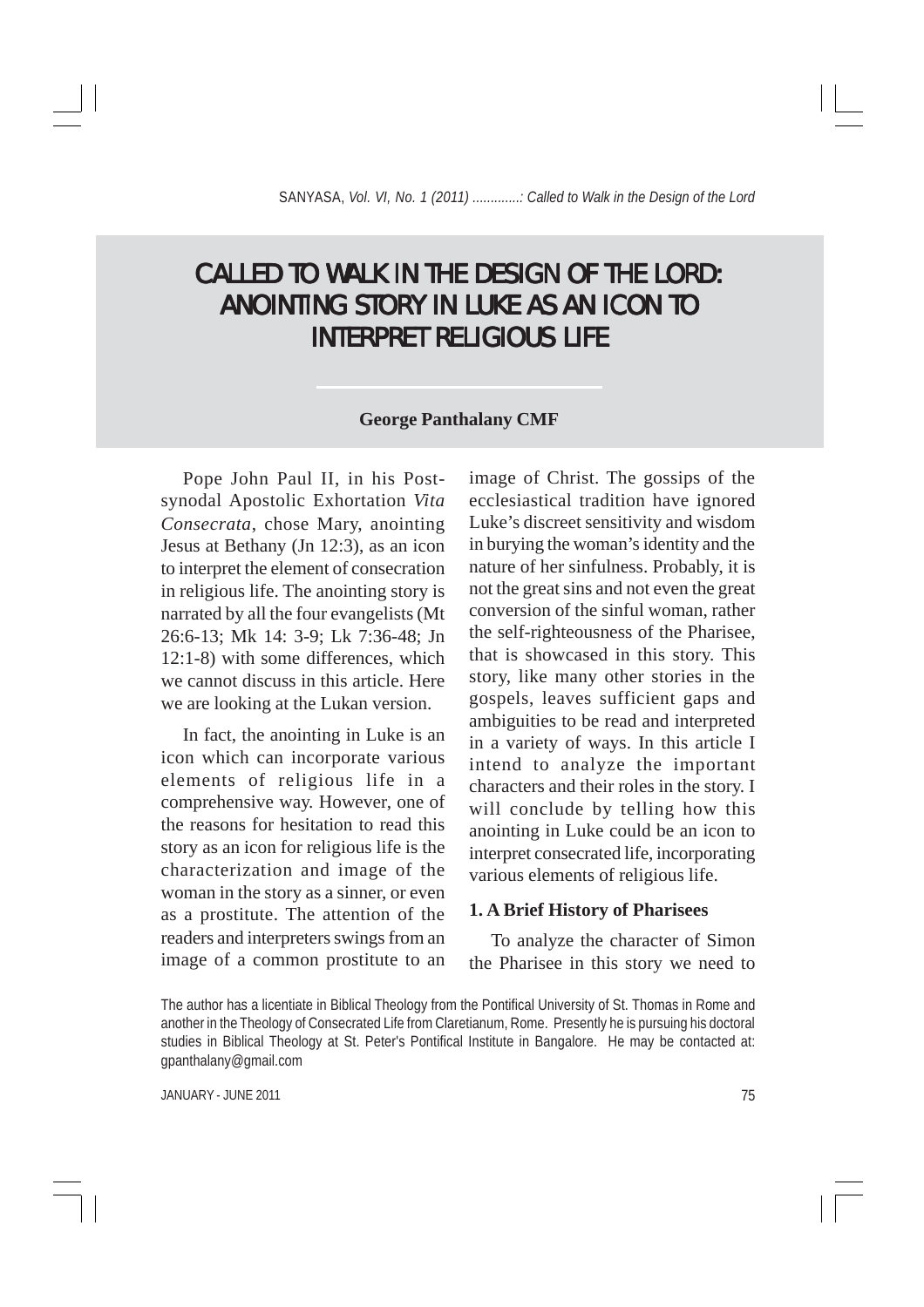# CALLED TO WALK IN THE DESIGN OF THE LORD: ANOINTING STORY IN LUKE AS AN ICON TO INTERPRET RELIGIOUS LIFE

**George Panthalany CMF**

Pope John Paul II, in his Post-synodal Apostolic Exhortation *Vita Consecrata*, chose Mary, anointing Jesus at Bethany (Jn 12:3), as an icon to interpret the element of consecration in religious life. The anointing story is narrated by all the four evangelists (Mt 26:6-13; Mk 14: 3-9; Lk 7:36-48; Jn 12:1-8) with some differences, which we cannot discuss in this article. Here we are looking at the Lukan version.

In fact, the anointing in Luke is an icon which can incorporate various elements of religious life in a comprehensive way. However, one of the reasons for hesitation to read this story as an icon for religious life is the characterization and image of the woman in the story as a sinner, or even as a prostitute. The attention of the readers and interpreters swings from an image of a common prostitute to an image of Christ. The gossips of the ecclesiastical tradition have ignored Luke's discreet sensitivity and wisdom in burying the woman's identity and the nature of her sinfulness. Probably, it is not the great sins and not even the great conversion of the sinful woman, rather the self-righteousness of the Pharisee, that is showcased in this story. This story, like many other stories in the gospels, leaves sufficient gaps and ambiguities to be read and interpreted in a variety of ways. In this article I intend to analyze the important characters and their roles in the story. I will conclude by telling how this anointing in Luke could be an icon to interpret consecrated life, incorporating various elements of religious life.

### 1. A Brief History of Pharisees

To analyze the character of Simon the Pharisee in this story we need to

The author has a licentiate in Biblical Theology from the Pontifical University of St. Thomas in Rome and another in the Theology of Consecrated Life from Claretianum, Rome. Presently he is pursuing his doctoral studies in Biblical Theology at St. Peter's Pontifical Institute in Bangalore. He may be contacted at: gpanthalany@gmail.com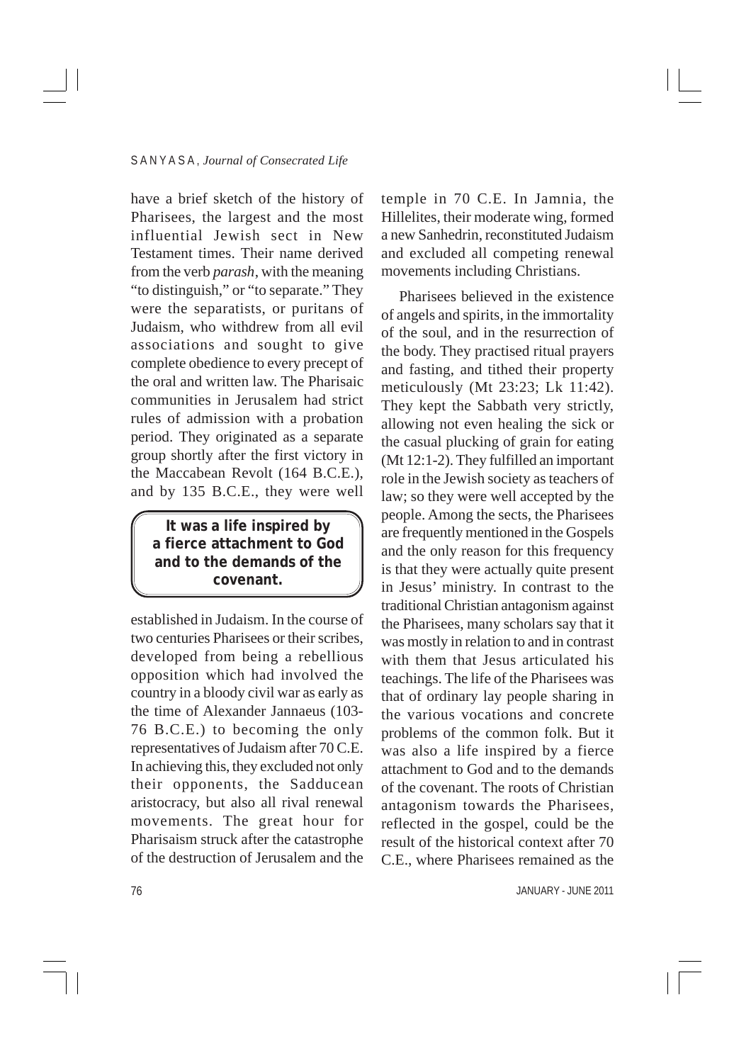have a brief sketch of the history of Pharisees, the largest and the most influential Jewish sect in New Testament times. Their name derived from the verb *parash*, with the meaning "to distinguish," or "to separate." They were the separatists, or puritans of Judaism, who withdrew from all evil associations and sought to give complete obedience to every precept of the oral and written law. The Pharisaic communities in Jerusalem had strict rules of admission with a probation period. They originated as a separate group shortly after the first victory in the Maccabean Revolt (164 B.C.E.), and by 135 B.C.E., they were well established in Judaism. In the course of two centuries Pharisees or their scribes, developed from being a rebellious opposition which had involved the country in a bloody civil war as early as the time of Alexander Jannaeus (103-76 B.C.E.) to becoming the only representatives of Judaism after 70 C.E. In achieving this, they excluded not only their opponents, the Sadducean aristocracy, but also all rival renewal movements. The great hour for Pharisaism struck after the catastrophe of the destruction of Jerusalem and the temple in 70 C.E. In Jamnia, the Hillelites, their moderate wing, formed a new Sanhedrin, reconstituted Judaism and excluded all competing renewal movements including Christians.

**It was a life inspired by a fierce attachment to God and to the demands of the covenant.**

Pharisees believed in the existence of angels and spirits, in the immortality of the soul, and in the resurrection of the body. They practised ritual prayers and fasting, and tithed their property meticulously (Mt 23:23; Lk 11:42). They kept the Sabbath very strictly, allowing not even healing the sick or the casual plucking of grain for eating (Mt 12:1-2). They fulfilled an important role in the Jewish society as teachers of law; so they were well accepted by the people. Among the sects, the Pharisees are frequently mentioned in the Gospels and the only reason for this frequency is that they were actually quite present in Jesus' ministry. In contrast to the traditional Christian antagonism against the Pharisees, many scholars say that it was mostly in relation to and in contrast with them that Jesus articulated his teachings. The life of the Pharisees was that of ordinary lay people sharing in the various vocations and concrete problems of the common folk. But it was also a life inspired by a fierce attachment to God and to the demands of the covenant. The roots of Christian antagonism towards the Pharisees, reflected in the gospel, could be the result of the historical context after 70 C.E., where Pharisees remained as the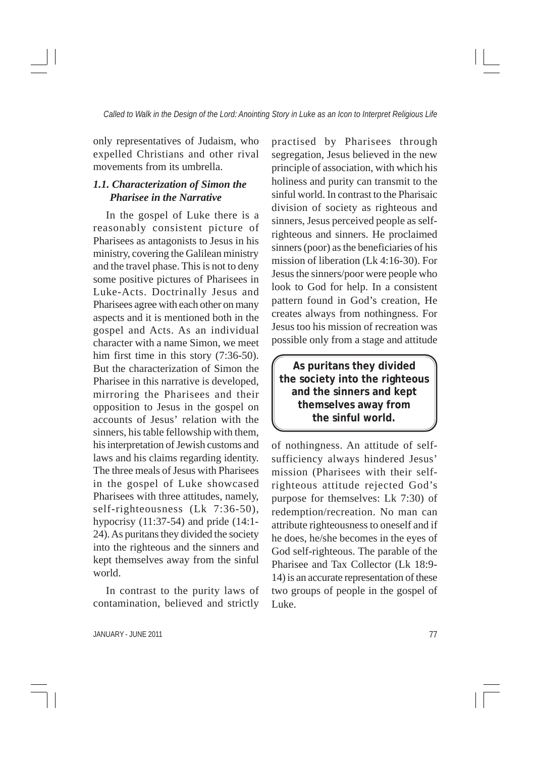only representatives of Judaism, who expelled Christians and other rival movements from its umbrella.

### *1.1. Characterization of Simon the Pharisee in the Narrative*

In the gospel of Luke there is a reasonably consistent picture of Pharisees as antagonists to Jesus in his ministry, covering the Galilean ministry and the travel phase. This is not to deny some positive pictures of Pharisees in Luke-Acts. Doctrinally Jesus and Pharisees agree with each other on many aspects and it is mentioned both in the gospel and Acts. As an individual character with a name Simon, we meet him first time in this story (7:36-50). But the characterization of Simon the Pharisee in this narrative is developed, mirroring the Pharisees and their opposition to Jesus in the gospel on accounts of Jesus' relation with the sinners, his table fellowship with them, his interpretation of Jewish customs and laws and his claims regarding identity. The three meals of Jesus with Pharisees in the gospel of Luke showcased Pharisees with three attitudes, namely, self-righteousness (Lk 7:36-50), hypocrisy (11:37-54) and pride (14:1-24). As puritans they divided the society into the righteous and the sinners and kept themselves away from the sinful world.

In contrast to the purity laws of contamination, believed and strictly practised by Pharisees through segregation, Jesus believed in the new principle of association, with which his holiness and purity can transmit to the sinful world. In contrast to the Pharisaic division of society as righteous and sinners, Jesus perceived people as self-righteous and sinners. He proclaimed sinners (poor) as the beneficiaries of his mission of liberation (Lk 4:16-30). For Jesus the sinners/poor were people who look to God for help. In a consistent pattern found in God's creation, He creates always from nothingness. For Jesus too his mission of recreation was possible only from a stage and attitude of nothingness. An attitude of self-sufficiency always hindered Jesus' mission (Pharisees with their self-righteous attitude rejected God's purpose for themselves: Lk 7:30) of redemption/recreation. No man can attribute righteousness to oneself and if he does, he/she becomes in the eyes of God self-righteous. The parable of the Pharisee and Tax Collector (Lk 18:9-14) is an accurate representation of these two groups of people in the gospel of Luke.

**As puritans they divided the society into the righteous and the sinners and kept themselves away from the sinful world.**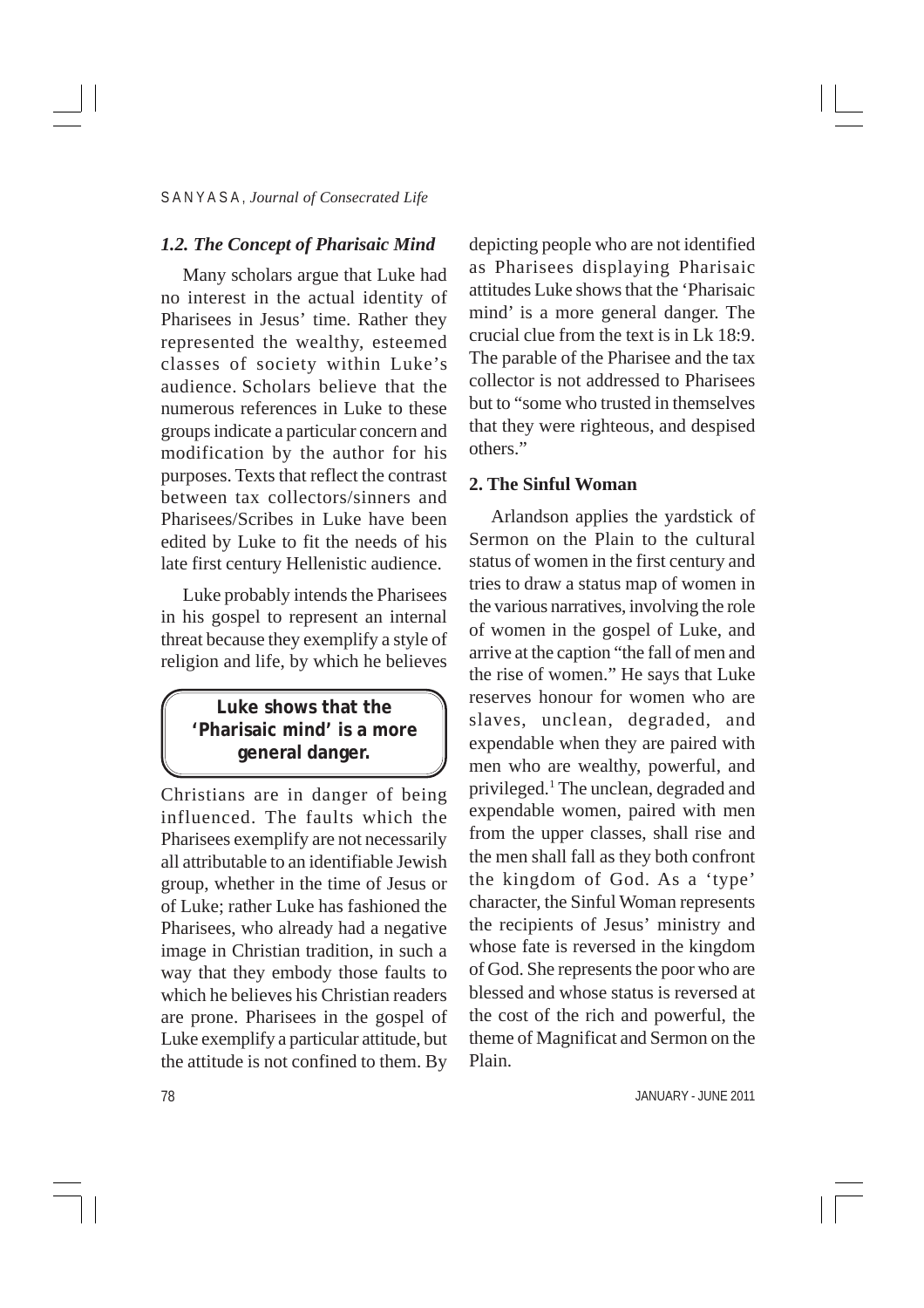### *1.2. The Concept of Pharisaic Mind*

Many scholars argue that Luke had no interest in the actual identity of Pharisees in Jesus' time. Rather they represented the wealthy, esteemed classes of society within Luke's audience. Scholars believe that the numerous references in Luke to these groups indicate a particular concern and modification by the author for his purposes. Texts that reflect the contrast between tax collectors/sinners and Pharisees/Scribes in Luke have been edited by Luke to fit the needs of his late first century Hellenistic audience.

Luke probably intends the Pharisees in his gospel to represent an internal threat because they exemplify a style of religion and life, by which he believes Christians are in danger of being influenced. The faults which the Pharisees exemplify are not necessarily all attributable to an identifiable Jewish group, whether in the time of Jesus or of Luke; rather Luke has fashioned the Pharisees, who already had a negative image in Christian tradition, in such a way that they embody those faults to which he believes his Christian readers are prone. Pharisees in the gospel of Luke exemplify a particular attitude, but the attitude is not confined to them. By depicting people who are not identified as Pharisees displaying Pharisaic attitudes Luke shows that the 'Pharisaic mind' is a more general danger. The crucial clue from the text is in Lk 18:9. The parable of the Pharisee and the tax collector is not addressed to Pharisees but to "some who trusted in themselves that they were righteous, and despised others."

> **Luke shows that the 'Pharisaic mind' is a more general danger.**

### 2. The Sinful Woman

Arlandson applies the yardstick of Sermon on the Plain to the cultural status of women in the first century and tries to draw a status map of women in the various narratives, involving the role of women in the gospel of Luke, and arrive at the caption "the fall of men and the rise of women." He says that Luke reserves honour for women who are slaves, unclean, degraded, and expendable when they are paired with men who are wealthy, powerful, and privileged.[1] The unclean, degraded and expendable women, paired with men from the upper classes, shall rise and the men shall fall as they both confront the kingdom of God. As a 'type' character, the Sinful Woman represents the recipients of Jesus' ministry and whose fate is reversed in the kingdom of God. She represents the poor who are blessed and whose status is reversed at the cost of the rich and powerful, the theme of Magnificat and Sermon on the Plain.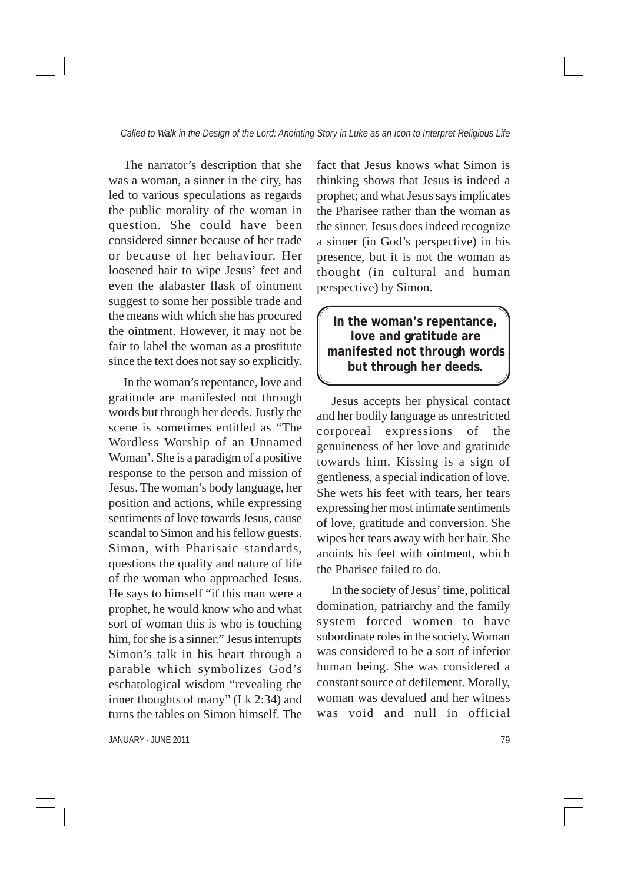The narrator's description that she was a woman, a sinner in the city, has led to various speculations as regards the public morality of the woman in question. She could have been considered sinner because of her trade or because of her behaviour. Her loosened hair to wipe Jesus' feet and even the alabaster flask of ointment suggest to some her possible trade and the means with which she has procured the ointment. However, it may not be fair to label the woman as a prostitute since the text does not say so explicitly.

In the woman's repentance, love and gratitude are manifested not through words but through her deeds. Justly the scene is sometimes entitled as "The Wordless Worship of an Unnamed Woman'. She is a paradigm of a positive response to the person and mission of Jesus. The woman's body language, her position and actions, while expressing sentiments of love towards Jesus, cause scandal to Simon and his fellow guests. Simon, with Pharisaic standards, questions the quality and nature of life of the woman who approached Jesus. He says to himself "if this man were a prophet, he would know who and what sort of woman this is who is touching him, for she is a sinner." Jesus interrupts Simon's talk in his heart through a parable which symbolizes God's eschatological wisdom "revealing the inner thoughts of many" (Lk 2:34) and turns the tables on Simon himself. The fact that Jesus knows what Simon is thinking shows that Jesus is indeed a prophet; and what Jesus says implicates the Pharisee rather than the woman as the sinner. Jesus does indeed recognize a sinner (in God's perspective) in his presence, but it is not the woman as thought (in cultural and human perspective) by Simon.

> **In the woman's repentance, love and gratitude are manifested not through words but through her deeds.**

Jesus accepts her physical contact and her bodily language as unrestricted corporeal expressions of the genuineness of her love and gratitude towards him. Kissing is a sign of gentleness, a special indication of love. She wets his feet with tears, her tears expressing her most intimate sentiments of love, gratitude and conversion. She wipes her tears away with her hair. She anoints his feet with ointment, which the Pharisee failed to do.

In the society of Jesus' time, political domination, patriarchy and the family system forced women to have subordinate roles in the society. Woman was considered to be a sort of inferior human being. She was considered a constant source of defilement. Morally, woman was devalued and her witness was void and null in official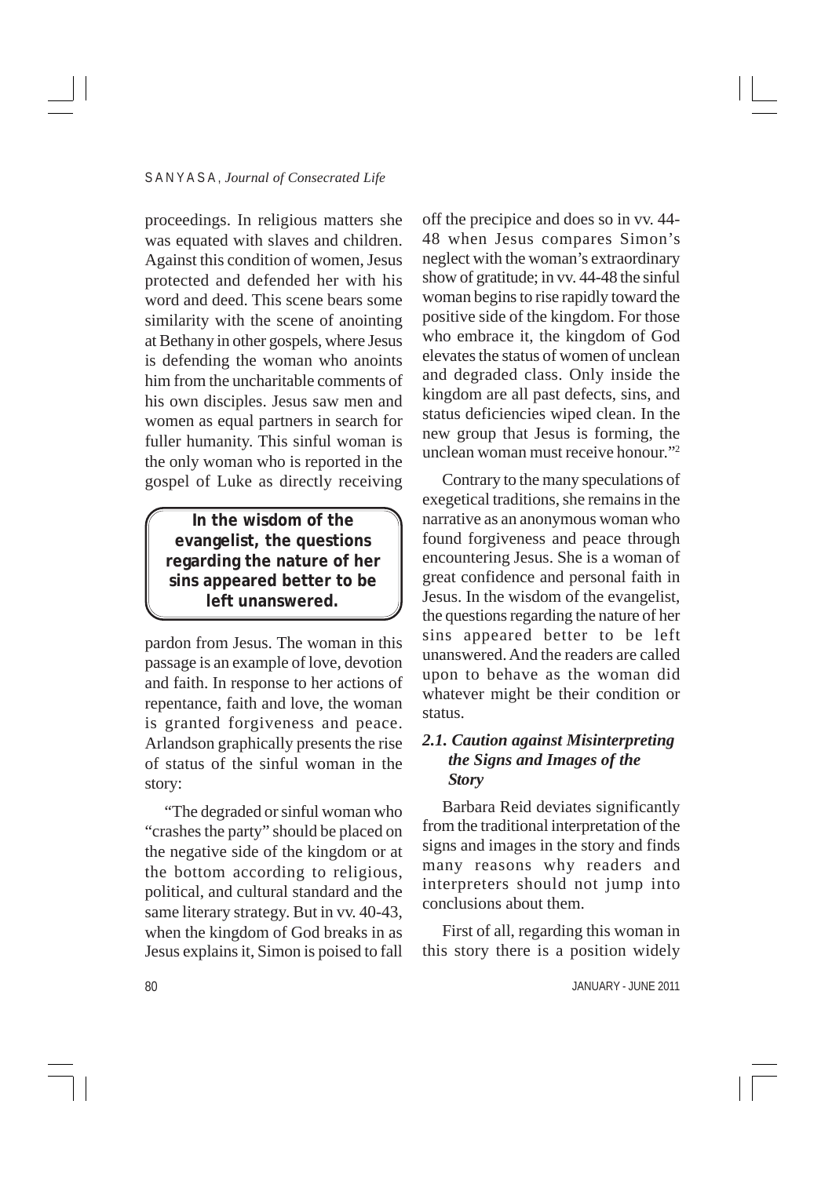proceedings. In religious matters she was equated with slaves and children. Against this condition of women, Jesus protected and defended her with his word and deed. This scene bears some similarity with the scene of anointing at Bethany in other gospels, where Jesus is defending the woman who anoints him from the uncharitable comments of his own disciples. Jesus saw men and women as equal partners in search for fuller humanity. This sinful woman is the only woman who is reported in the gospel of Luke as directly receiving pardon from Jesus. The woman in this passage is an example of love, devotion and faith. In response to her actions of repentance, faith and love, the woman is granted forgiveness and peace. Arlandson graphically presents the rise of status of the sinful woman in the story:

> **In the wisdom of the evangelist, the questions regarding the nature of her sins appeared better to be left unanswered.**

"The degraded or sinful woman who "crashes the party" should be placed on the negative side of the kingdom or at the bottom according to religious, political, and cultural standard and the same literary strategy. But in vv. 40-43, when the kingdom of God breaks in as Jesus explains it, Simon is poised to fall off the precipice and does so in vv. 44-48 when Jesus compares Simon's neglect with the woman's extraordinary show of gratitude; in vv. 44-48 the sinful woman begins to rise rapidly toward the positive side of the kingdom. For those who embrace it, the kingdom of God elevates the status of women of unclean and degraded class. Only inside the kingdom are all past defects, sins, and status deficiencies wiped clean. In the new group that Jesus is forming, the unclean woman must receive honour."[2]

Contrary to the many speculations of exegetical traditions, she remains in the narrative as an anonymous woman who found forgiveness and peace through encountering Jesus. She is a woman of great confidence and personal faith in Jesus. In the wisdom of the evangelist, the questions regarding the nature of her sins appeared better to be left unanswered. And the readers are called upon to behave as the woman did whatever might be their condition or status.

### *2.1. Caution against Misinterpreting the Signs and Images of the Story*

Barbara Reid deviates significantly from the traditional interpretation of the signs and images in the story and finds many reasons why readers and interpreters should not jump into conclusions about them.

First of all, regarding this woman in this story there is a position widely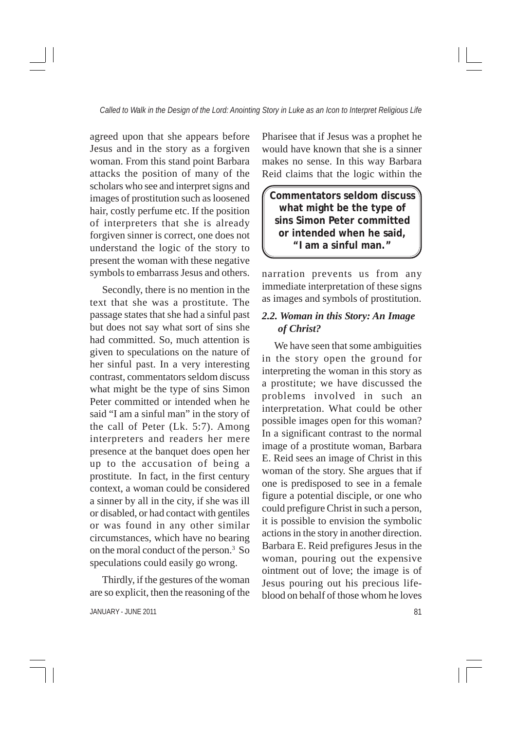agreed upon that she appears before Jesus and in the story as a forgiven woman. From this stand point Barbara attacks the position of many of the scholars who see and interpret signs and images of prostitution such as loosened hair, costly perfume etc. If the position of interpreters that she is already forgiven sinner is correct, one does not understand the logic of the story to present the woman with these negative symbols to embarrass Jesus and others.

Secondly, there is no mention in the text that she was a prostitute. The passage states that she had a sinful past but does not say what sort of sins she had committed. So, much attention is given to speculations on the nature of her sinful past. In a very interesting contrast, commentators seldom discuss what might be the type of sins Simon Peter committed or intended when he said "I am a sinful man" in the story of the call of Peter (Lk. 5:7). Among interpreters and readers her mere presence at the banquet does open her up to the accusation of being a prostitute. In fact, in the first century context, a woman could be considered a sinner by all in the city, if she was ill or disabled, or had contact with gentiles or was found in any other similar circumstances, which have no bearing on the moral conduct of the person.[3] So speculations could easily go wrong.

Thirdly, if the gestures of the woman are so explicit, then the reasoning of the Pharisee that if Jesus was a prophet he would have known that she is a sinner makes no sense. In this way Barbara Reid claims that the logic within the narration prevents us from any immediate interpretation of these signs as images and symbols of prostitution.

> **Commentators seldom discuss what might be the type of sins Simon Peter committed or intended when he said, "I am a sinful man."**

### *2.2. Woman in this Story: An Image of Christ?*

We have seen that some ambiguities in the story open the ground for interpreting the woman in this story as a prostitute; we have discussed the problems involved in such an interpretation. What could be other possible images open for this woman? In a significant contrast to the normal image of a prostitute woman, Barbara E. Reid sees an image of Christ in this woman of the story. She argues that if one is predisposed to see in a female figure a potential disciple, or one who could prefigure Christ in such a person, it is possible to envision the symbolic actions in the story in another direction. Barbara E. Reid prefigures Jesus in the woman, pouring out the expensive ointment out of love; the image is of Jesus pouring out his precious life-blood on behalf of those whom he loves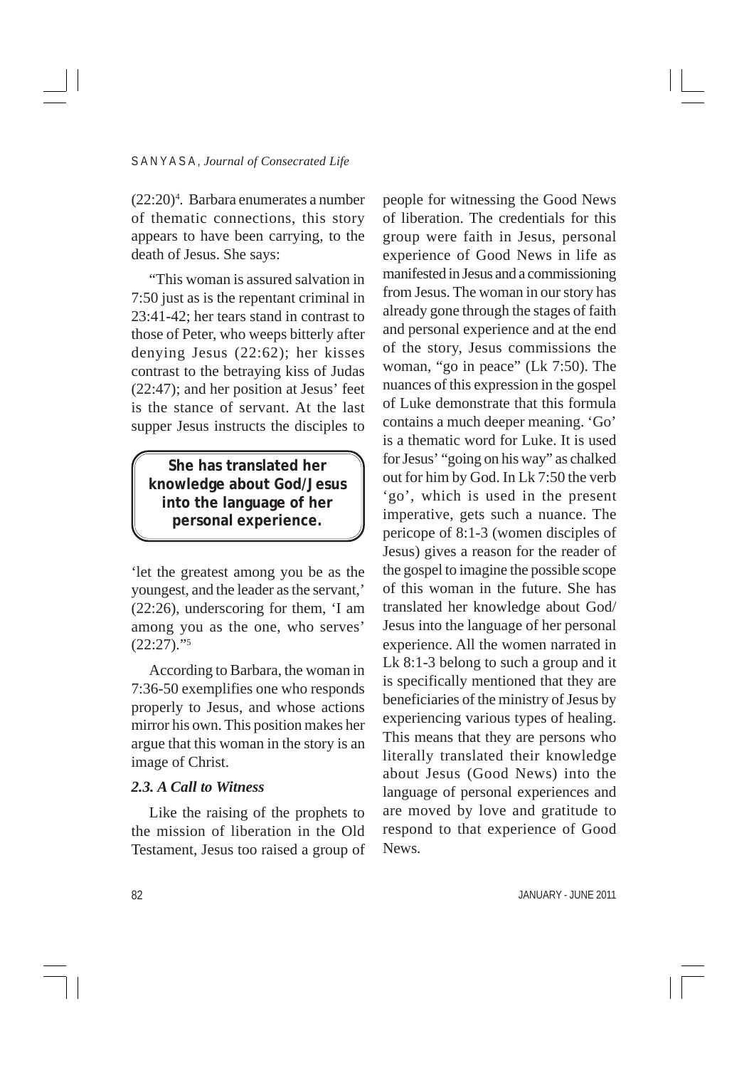(22:20)[4]. Barbara enumerates a number of thematic connections, this story appears to have been carrying, to the death of Jesus. She says:

"This woman is assured salvation in 7:50 just as is the repentant criminal in 23:41-42; her tears stand in contrast to those of Peter, who weeps bitterly after denying Jesus (22:62); her kisses contrast to the betraying kiss of Judas (22:47); and her position at Jesus' feet is the stance of servant. At the last supper Jesus instructs the disciples to

> **She has translated her knowledge about God/Jesus into the language of her personal experience.**

'let the greatest among you be as the youngest, and the leader as the servant,' (22:26), underscoring for them, 'I am among you as the one, who serves' (22:27)."[5]

According to Barbara, the woman in 7:36-50 exemplifies one who responds properly to Jesus, and whose actions mirror his own. This position makes her argue that this woman in the story is an image of Christ.

### *2.3. A Call to Witness*

Like the raising of the prophets to the mission of liberation in the Old Testament, Jesus too raised a group of people for witnessing the Good News of liberation. The credentials for this group were faith in Jesus, personal experience of Good News in life as manifested in Jesus and a commissioning from Jesus. The woman in our story has already gone through the stages of faith and personal experience and at the end of the story, Jesus commissions the woman, "go in peace" (Lk 7:50). The nuances of this expression in the gospel of Luke demonstrate that this formula contains a much deeper meaning. 'Go' is a thematic word for Luke. It is used for Jesus' "going on his way" as chalked out for him by God. In Lk 7:50 the verb 'go', which is used in the present imperative, gets such a nuance. The pericope of 8:1-3 (women disciples of Jesus) gives a reason for the reader of the gospel to imagine the possible scope of this woman in the future. She has translated her knowledge about God/ Jesus into the language of her personal experience. All the women narrated in Lk 8:1-3 belong to such a group and it is specifically mentioned that they are beneficiaries of the ministry of Jesus by experiencing various types of healing. This means that they are persons who literally translated their knowledge about Jesus (Good News) into the language of personal experiences and are moved by love and gratitude to respond to that experience of Good News.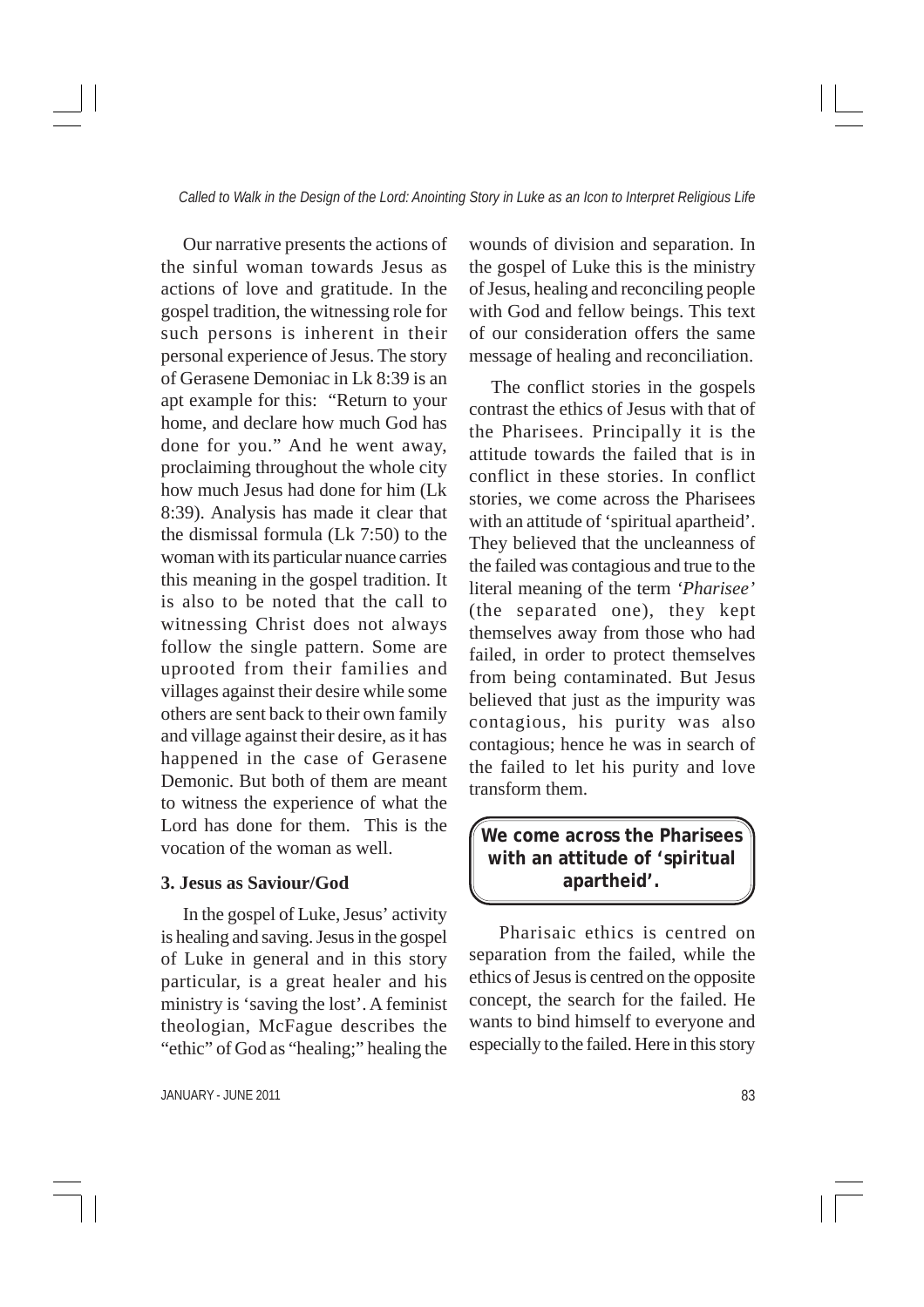Our narrative presents the actions of the sinful woman towards Jesus as actions of love and gratitude. In the gospel tradition, the witnessing role for such persons is inherent in their personal experience of Jesus. The story of Gerasene Demoniac in Lk 8:39 is an apt example for this: "Return to your home, and declare how much God has done for you." And he went away, proclaiming throughout the whole city how much Jesus had done for him (Lk 8:39). Analysis has made it clear that the dismissal formula (Lk 7:50) to the woman with its particular nuance carries this meaning in the gospel tradition. It is also to be noted that the call to witnessing Christ does not always follow the single pattern. Some are uprooted from their families and villages against their desire while some others are sent back to their own family and village against their desire, as it has happened in the case of Gerasene Demonic. But both of them are meant to witness the experience of what the Lord has done for them. This is the vocation of the woman as well.

### 3. Jesus as Saviour/God

In the gospel of Luke, Jesus' activity is healing and saving. Jesus in the gospel of Luke in general and in this story particular, is a great healer and his ministry is 'saving the lost'. A feminist theologian, McFague describes the "ethic" of God as "healing;" healing the wounds of division and separation. In the gospel of Luke this is the ministry of Jesus, healing and reconciling people with God and fellow beings. This text of our consideration offers the same message of healing and reconciliation.

The conflict stories in the gospels contrast the ethics of Jesus with that of the Pharisees. Principally it is the attitude towards the failed that is in conflict in these stories. In conflict stories, we come across the Pharisees with an attitude of 'spiritual apartheid'. They believed that the uncleanness of the failed was contagious and true to the literal meaning of the term *'Pharisee'* (the separated one), they kept themselves away from those who had failed, in order to protect themselves from being contaminated. But Jesus believed that just as the impurity was contagious, his purity was also contagious; hence he was in search of the failed to let his purity and love transform them.

> **We come across the Pharisees with an attitude of 'spiritual apartheid'.**

Pharisaic ethics is centred on separation from the failed, while the ethics of Jesus is centred on the opposite concept, the search for the failed. He wants to bind himself to everyone and especially to the failed. Here in this story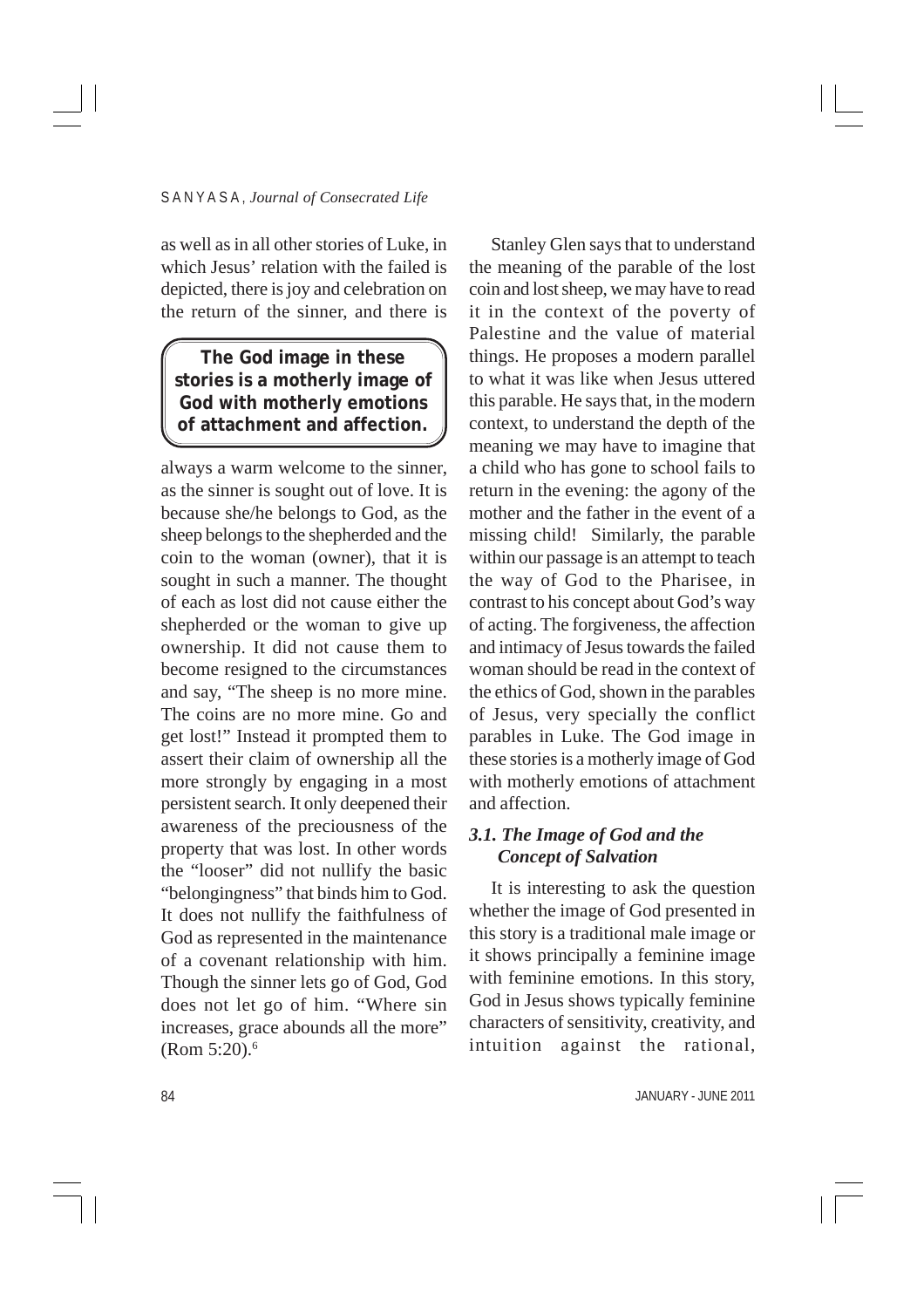as well as in all other stories of Luke, in which Jesus' relation with the failed is depicted, there is joy and celebration on the return of the sinner, and there is always a warm welcome to the sinner, as the sinner is sought out of love. It is because she/he belongs to God, as the sheep belongs to the shepherded and the coin to the woman (owner), that it is sought in such a manner. The thought of each as lost did not cause either the shepherded or the woman to give up ownership. It did not cause them to become resigned to the circumstances and say, "The sheep is no more mine. The coins are no more mine. Go and get lost!" Instead it prompted them to assert their claim of ownership all the more strongly by engaging in a most persistent search. It only deepened their awareness of the preciousness of the property that was lost. In other words the "looser" did not nullify the basic "belongingness" that binds him to God. It does not nullify the faithfulness of God as represented in the maintenance of a covenant relationship with him. Though the sinner lets go of God, God does not let go of him. "Where sin increases, grace abounds all the more" (Rom 5:20).[6]

> **The God image in these stories is a motherly image of God with motherly emotions of attachment and affection.**

Stanley Glen says that to understand the meaning of the parable of the lost coin and lost sheep, we may have to read it in the context of the poverty of Palestine and the value of material things. He proposes a modern parallel to what it was like when Jesus uttered this parable. He says that, in the modern context, to understand the depth of the meaning we may have to imagine that a child who has gone to school fails to return in the evening: the agony of the mother and the father in the event of a missing child! Similarly, the parable within our passage is an attempt to teach the way of God to the Pharisee, in contrast to his concept about God's way of acting. The forgiveness, the affection and intimacy of Jesus towards the failed woman should be read in the context of the ethics of God, shown in the parables of Jesus, very specially the conflict parables in Luke. The God image in these stories is a motherly image of God with motherly emotions of attachment and affection.

### *3.1. The Image of God and the Concept of Salvation*

It is interesting to ask the question whether the image of God presented in this story is a traditional male image or it shows principally a feminine image with feminine emotions. In this story, God in Jesus shows typically feminine characters of sensitivity, creativity, and intuition against the rational,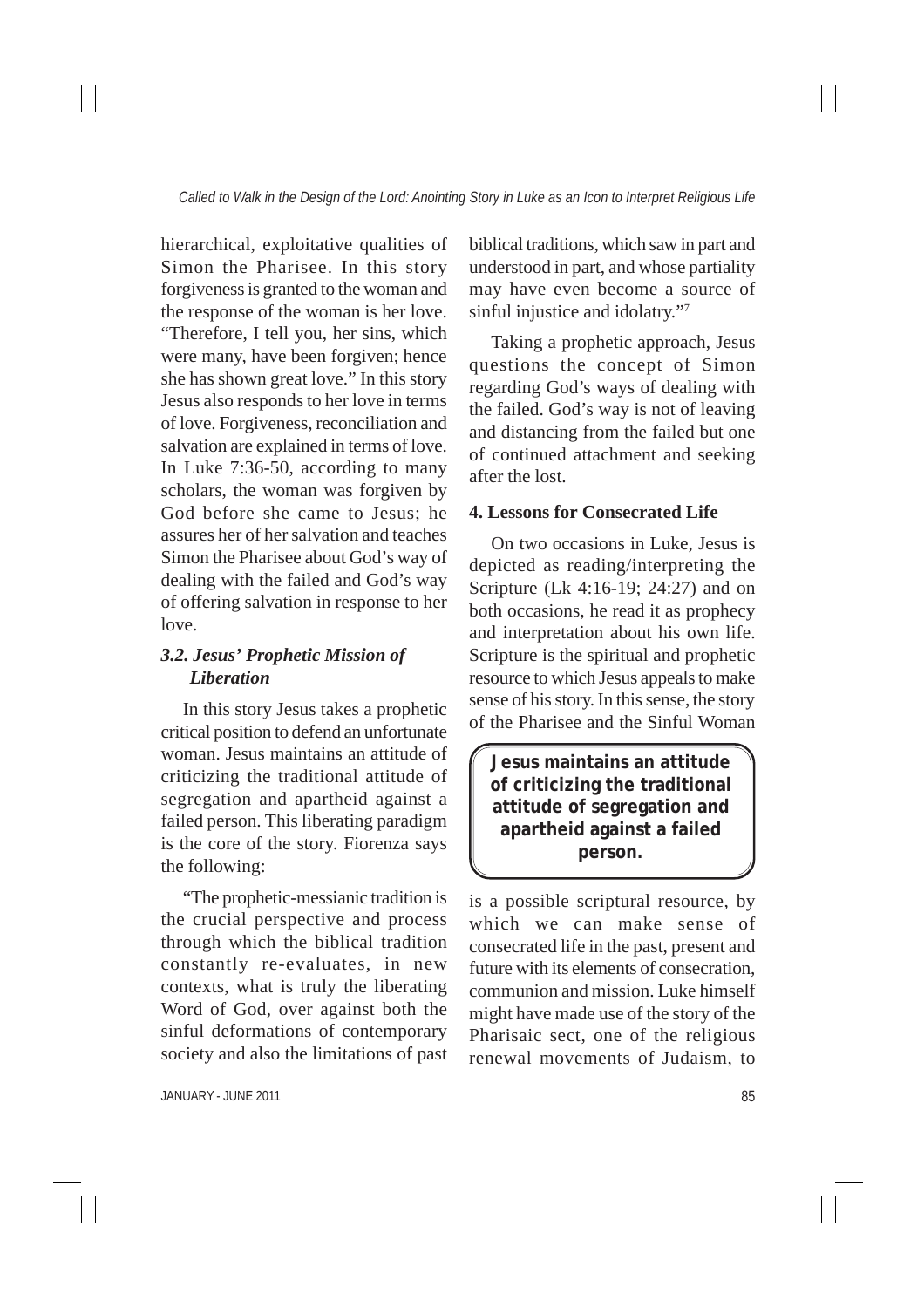hierarchical, exploitative qualities of Simon the Pharisee. In this story forgiveness is granted to the woman and the response of the woman is her love. "Therefore, I tell you, her sins, which were many, have been forgiven; hence she has shown great love." In this story Jesus also responds to her love in terms of love. Forgiveness, reconciliation and salvation are explained in terms of love. In Luke 7:36-50, according to many scholars, the woman was forgiven by God before she came to Jesus; he assures her of her salvation and teaches Simon the Pharisee about God's way of dealing with the failed and God's way of offering salvation in response to her love.

### *3.2. Jesus' Prophetic Mission of Liberation*

In this story Jesus takes a prophetic critical position to defend an unfortunate woman. Jesus maintains an attitude of criticizing the traditional attitude of segregation and apartheid against a failed person. This liberating paradigm is the core of the story. Fiorenza says the following:

"The prophetic-messianic tradition is the crucial perspective and process through which the biblical tradition constantly re-evaluates, in new contexts, what is truly the liberating Word of God, over against both the sinful deformations of contemporary society and also the limitations of past biblical traditions, which saw in part and understood in part, and whose partiality may have even become a source of sinful injustice and idolatry."[7]

Taking a prophetic approach, Jesus questions the concept of Simon regarding God's ways of dealing with the failed. God's way is not of leaving and distancing from the failed but one of continued attachment and seeking after the lost.

### 4. Lessons for Consecrated Life

On two occasions in Luke, Jesus is depicted as reading/interpreting the Scripture (Lk 4:16-19; 24:27) and on both occasions, he read it as prophecy and interpretation about his own life. Scripture is the spiritual and prophetic resource to which Jesus appeals to make sense of his story. In this sense, the story of the Pharisee and the Sinful Woman is a possible scriptural resource, by which we can make sense of consecrated life in the past, present and future with its elements of consecration, communion and mission. Luke himself might have made use of the story of the Pharisaic sect, one of the religious renewal movements of Judaism, to

**Jesus maintains an attitude of criticizing the traditional attitude of segregation and apartheid against a failed person.**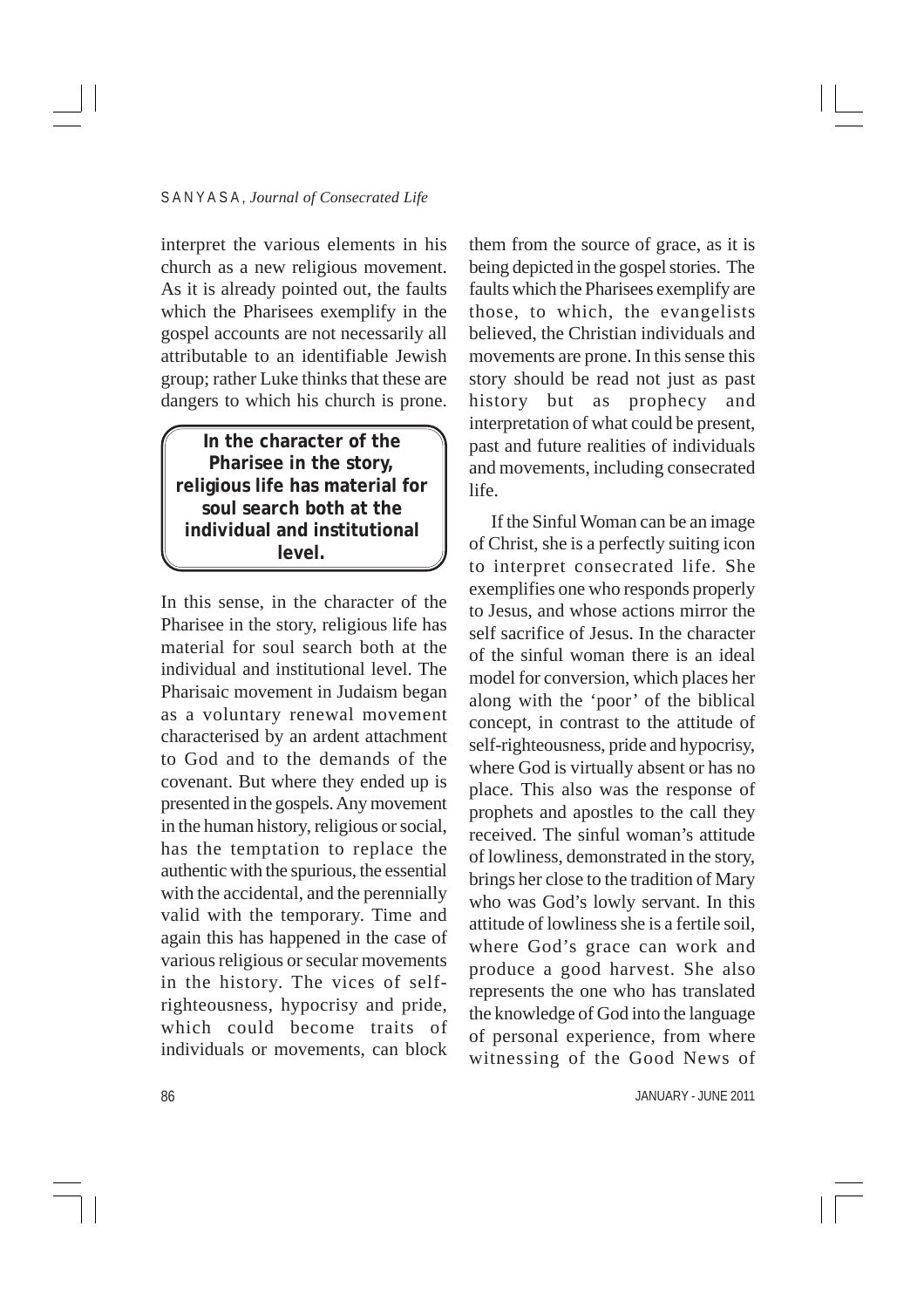interpret the various elements in his church as a new religious movement. As it is already pointed out, the faults which the Pharisees exemplify in the gospel accounts are not necessarily all attributable to an identifiable Jewish group; rather Luke thinks that these are dangers to which his church is prone.

> **In the character of the Pharisee in the story, religious life has material for soul search both at the individual and institutional level.**

In this sense, in the character of the Pharisee in the story, religious life has material for soul search both at the individual and institutional level. The Pharisaic movement in Judaism began as a voluntary renewal movement characterised by an ardent attachment to God and to the demands of the covenant. But where they ended up is presented in the gospels. Any movement in the human history, religious or social, has the temptation to replace the authentic with the spurious, the essential with the accidental, and the perennially valid with the temporary. Time and again this has happened in the case of various religious or secular movements in the history. The vices of self-righteousness, hypocrisy and pride, which could become traits of individuals or movements, can block them from the source of grace, as it is being depicted in the gospel stories. The faults which the Pharisees exemplify are those, to which, the evangelists believed, the Christian individuals and movements are prone. In this sense this story should be read not just as past history but as prophecy and interpretation of what could be present, past and future realities of individuals and movements, including consecrated life.

If the Sinful Woman can be an image of Christ, she is a perfectly suiting icon to interpret consecrated life. She exemplifies one who responds properly to Jesus, and whose actions mirror the self sacrifice of Jesus. In the character of the sinful woman there is an ideal model for conversion, which places her along with the 'poor' of the biblical concept, in contrast to the attitude of self-righteousness, pride and hypocrisy, where God is virtually absent or has no place. This also was the response of prophets and apostles to the call they received. The sinful woman's attitude of lowliness, demonstrated in the story, brings her close to the tradition of Mary who was God's lowly servant. In this attitude of lowliness she is a fertile soil, where God's grace can work and produce a good harvest. She also represents the one who has translated the knowledge of God into the language of personal experience, from where witnessing of the Good News of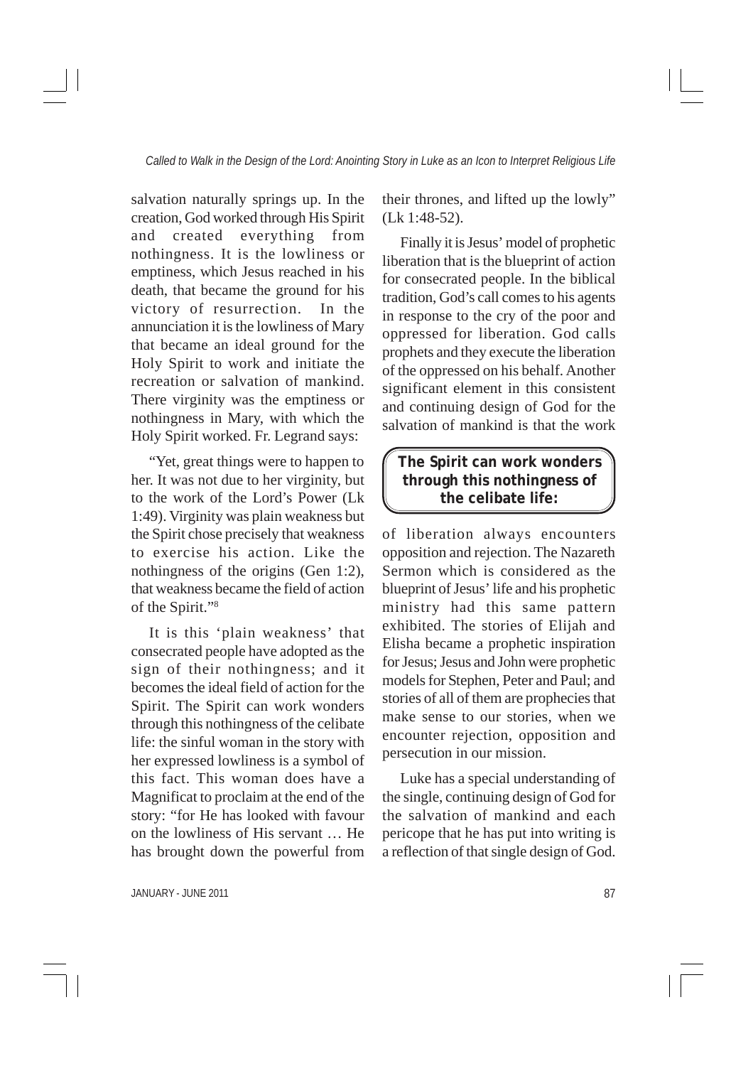salvation naturally springs up. In the creation, God worked through His Spirit and created everything from nothingness. It is the lowliness or emptiness, which Jesus reached in his death, that became the ground for his victory of resurrection. In the annunciation it is the lowliness of Mary that became an ideal ground for the Holy Spirit to work and initiate the recreation or salvation of mankind. There virginity was the emptiness or nothingness in Mary, with which the Holy Spirit worked. Fr. Legrand says:

"Yet, great things were to happen to her. It was not due to her virginity, but to the work of the Lord's Power (Lk 1:49). Virginity was plain weakness but the Spirit chose precisely that weakness to exercise his action. Like the nothingness of the origins (Gen 1:2), that weakness became the field of action of the Spirit."[8]

It is this 'plain weakness' that consecrated people have adopted as the sign of their nothingness; and it becomes the ideal field of action for the Spirit. The Spirit can work wonders through this nothingness of the celibate life: the sinful woman in the story with her expressed lowliness is a symbol of this fact. This woman does have a Magnificat to proclaim at the end of the story: "for He has looked with favour on the lowliness of His servant … He has brought down the powerful from their thrones, and lifted up the lowly" (Lk 1:48-52).

Finally it is Jesus' model of prophetic liberation that is the blueprint of action for consecrated people. In the biblical tradition, God's call comes to his agents in response to the cry of the poor and oppressed for liberation. God calls prophets and they execute the liberation of the oppressed on his behalf. Another significant element in this consistent and continuing design of God for the salvation of mankind is that the work of liberation always encounters opposition and rejection. The Nazareth Sermon which is considered as the blueprint of Jesus' life and his prophetic ministry had this same pattern exhibited. The stories of Elijah and Elisha became a prophetic inspiration for Jesus; Jesus and John were prophetic models for Stephen, Peter and Paul; and stories of all of them are prophecies that make sense to our stories, when we encounter rejection, opposition and persecution in our mission.

> **The Spirit can work wonders through this nothingness of the celibate life:**

Luke has a special understanding of the single, continuing design of God for the salvation of mankind and each pericope that he has put into writing is a reflection of that single design of God.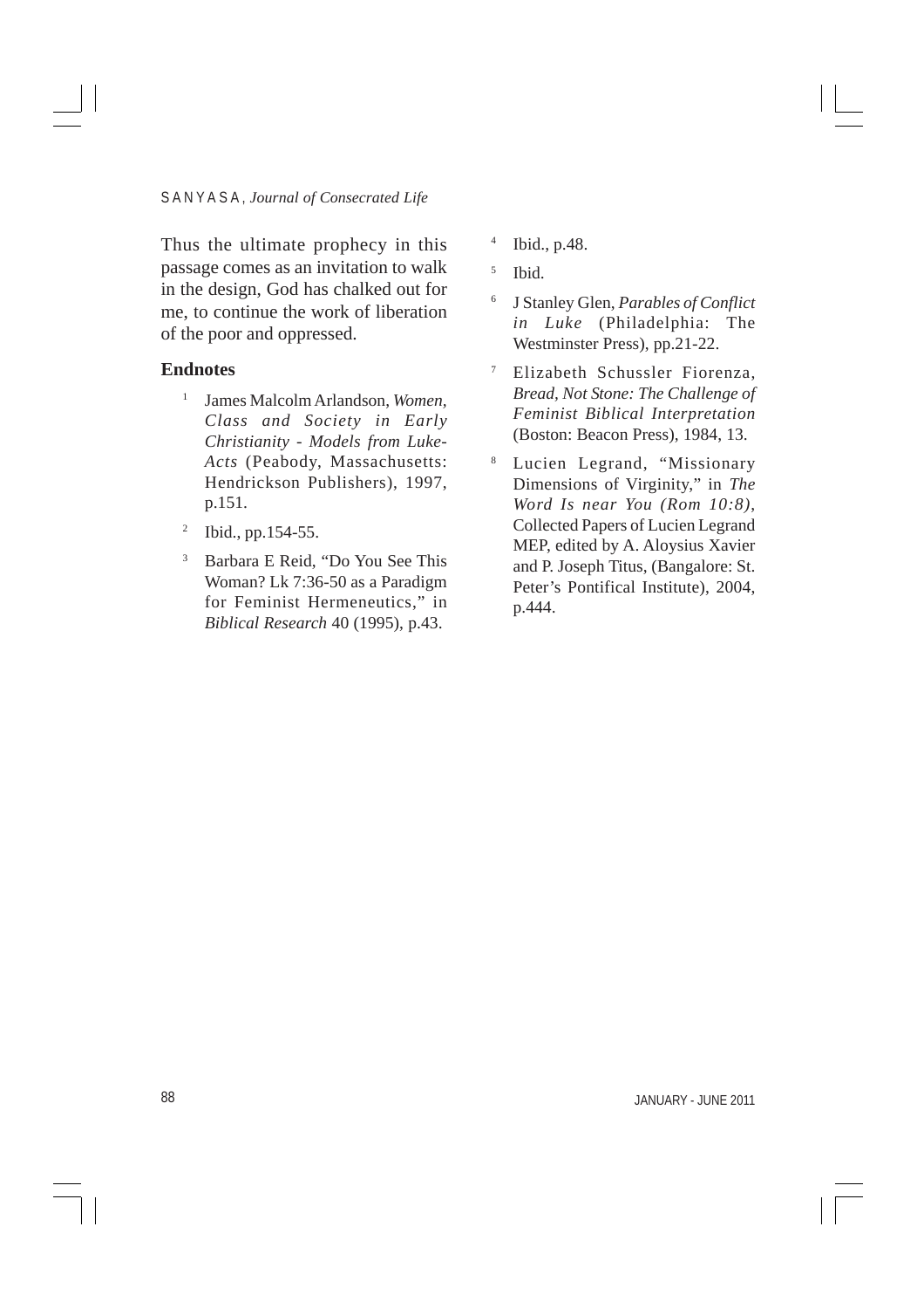Thus the ultimate prophecy in this passage comes as an invitation to walk in the design, God has chalked out for me, to continue the work of liberation of the poor and oppressed.

**Endnotes**

1. James Malcolm Arlandson, *Women, Class and Society in Early Christianity - Models from Luke-Acts* (Peabody, Massachusetts: Hendrickson Publishers), 1997, p.151.
2. Ibid., pp.154-55.
3. Barbara E Reid, "Do You See This Woman? Lk 7:36-50 as a Paradigm for Feminist Hermeneutics," in *Biblical Research* 40 (1995), p.43.
4. Ibid., p.48.
5. Ibid.
6. J Stanley Glen, *Parables of Conflict in Luke* (Philadelphia: The Westminster Press), pp.21-22.
7. Elizabeth Schussler Fiorenza, *Bread, Not Stone: The Challenge of Feminist Biblical Interpretation* (Boston: Beacon Press), 1984, 13.
8. Lucien Legrand, "Missionary Dimensions of Virginity," in *The Word Is near You (Rom 10:8)*, Collected Papers of Lucien Legrand MEP, edited by A. Aloysius Xavier and P. Joseph Titus, (Bangalore: St. Peter's Pontifical Institute), 2004, p.444.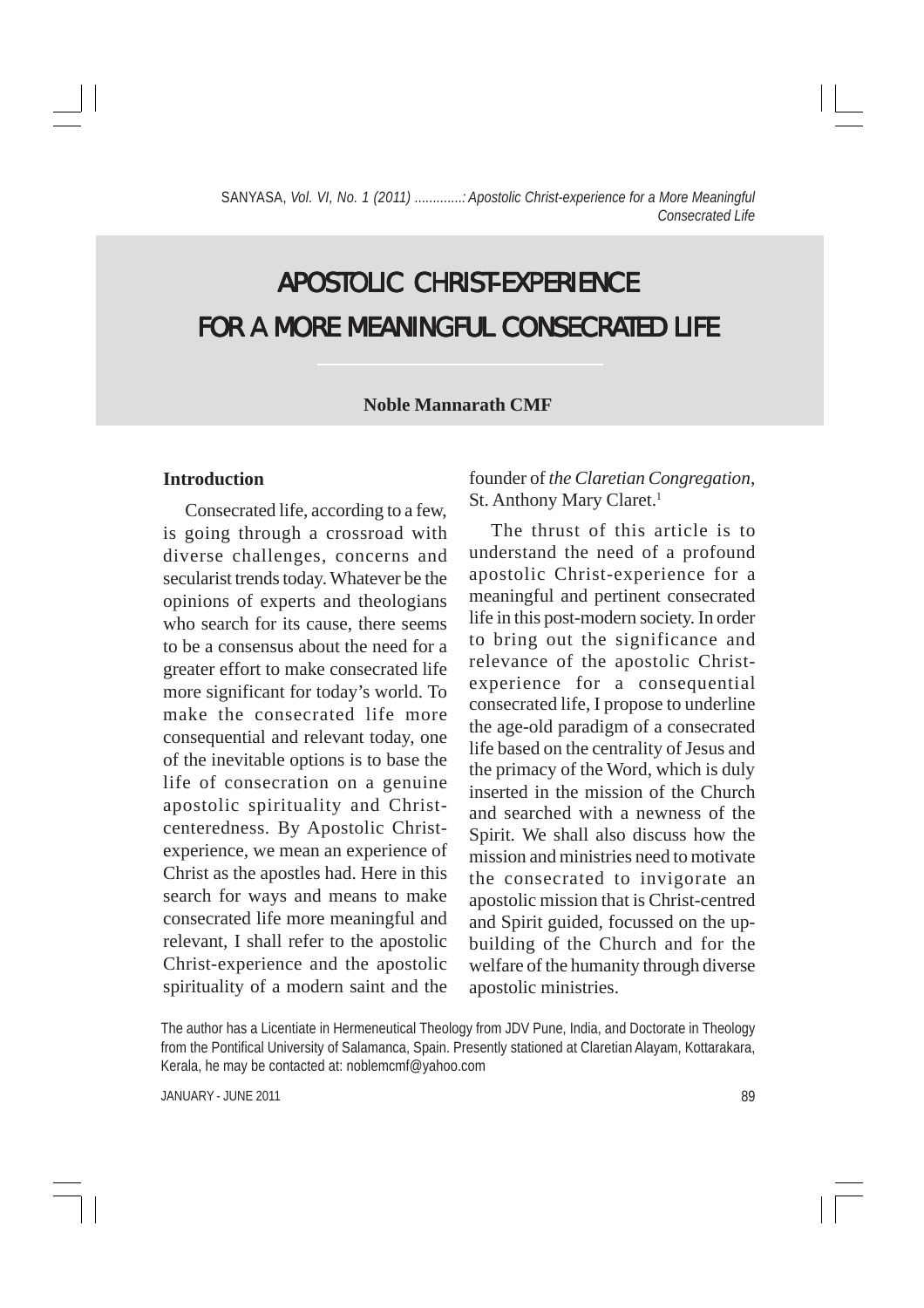# APOSTOLIC CHRIST-EXPERIENCE FOR A MORE MEANINGFUL CONSECRATED LIFE

**Noble Mannarath CMF**

## Introduction

Consecrated life, according to a few, is going through a crossroad with diverse challenges, concerns and secularist trends today. Whatever be the opinions of experts and theologians who search for its cause, there seems to be a consensus about the need for a greater effort to make consecrated life more significant for today's world. To make the consecrated life more consequential and relevant today, one of the inevitable options is to base the life of consecration on a genuine apostolic spirituality and Christ-centeredness. By Apostolic Christ-experience, we mean an experience of Christ as the apostles had. Here in this search for ways and means to make consecrated life more meaningful and relevant, I shall refer to the apostolic Christ-experience and the apostolic spirituality of a modern saint and the founder of *the Claretian Congregation*, St. Anthony Mary Claret.[1]

The thrust of this article is to understand the need of a profound apostolic Christ-experience for a meaningful and pertinent consecrated life in this post-modern society. In order to bring out the significance and relevance of the apostolic Christ-experience for a consequential consecrated life, I propose to underline the age-old paradigm of a consecrated life based on the centrality of Jesus and the primacy of the Word, which is duly inserted in the mission of the Church and searched with a newness of the Spirit. We shall also discuss how the mission and ministries need to motivate the consecrated to invigorate an apostolic mission that is Christ-centred and Spirit guided, focussed on the up-building of the Church and for the welfare of the humanity through diverse apostolic ministries.

The author has a Licentiate in Hermeneutical Theology from JDV Pune, India, and Doctorate in Theology from the Pontifical University of Salamanca, Spain. Presently stationed at Claretian Alayam, Kottarakara, Kerala, he may be contacted at: noblemcmf@yahoo.com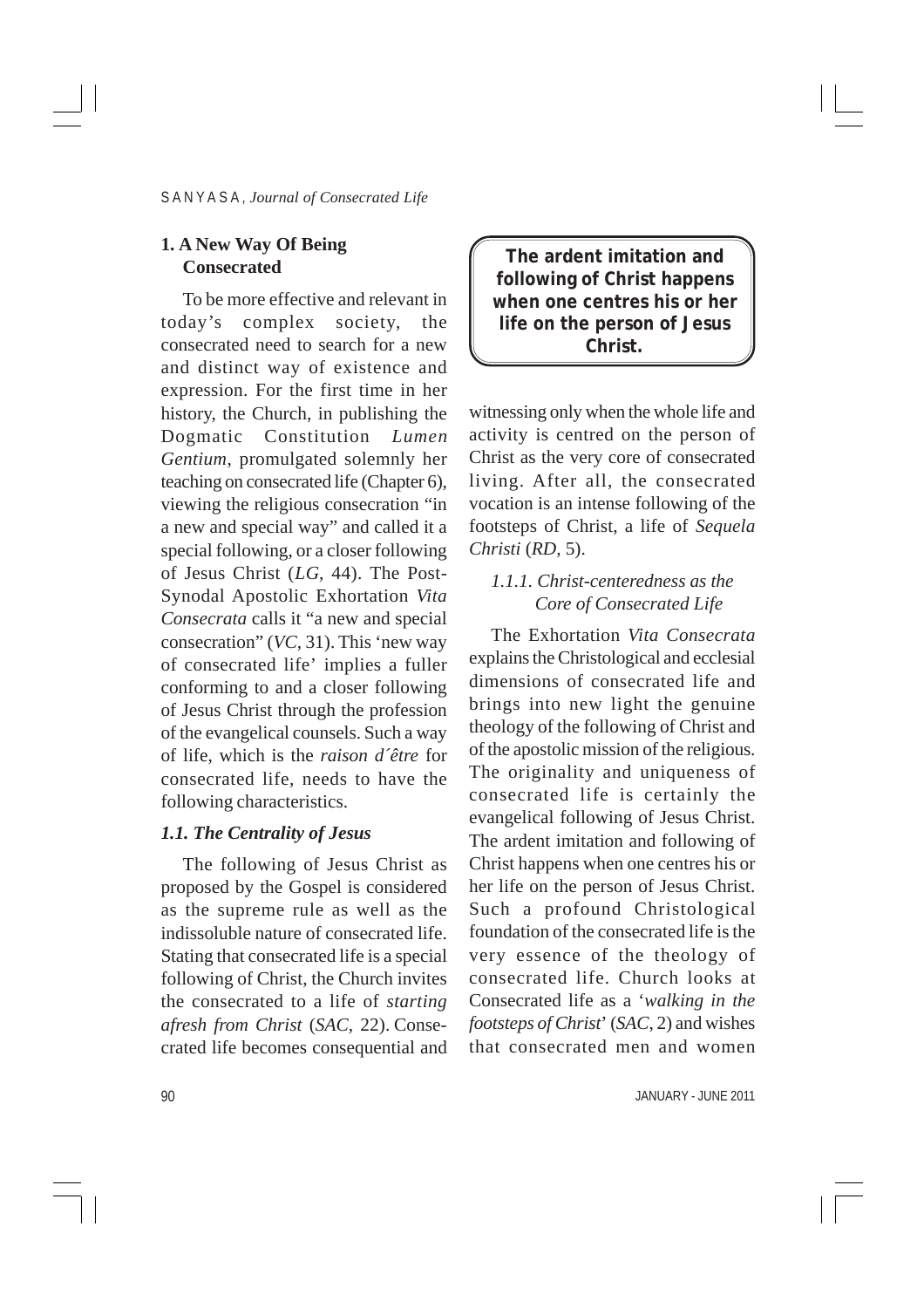## 1. A New Way Of Being Consecrated

To be more effective and relevant in today's complex society, the consecrated need to search for a new and distinct way of existence and expression. For the first time in her history, the Church, in publishing the Dogmatic Constitution *Lumen Gentium*, promulgated solemnly her teaching on consecrated life (Chapter 6), viewing the religious consecration "in a new and special way" and called it a special following, or a closer following of Jesus Christ (*LG*, 44). The Post-Synodal Apostolic Exhortation *Vita Consecrata* calls it "a new and special consecration" (*VC*, 31). This 'new way of consecrated life' implies a fuller conforming to and a closer following of Jesus Christ through the profession of the evangelical counsels. Such a way of life, which is the *raison d´être* for consecrated life, needs to have the following characteristics.

### *1.1. The Centrality of Jesus*

The following of Jesus Christ as proposed by the Gospel is considered as the supreme rule as well as the indissoluble nature of consecrated life. Stating that consecrated life is a special following of Christ, the Church invites the consecrated to a life of *starting afresh from Christ* (*SAC*, 22). Consecrated life becomes consequential and witnessing only when the whole life and activity is centred on the person of Christ as the very core of consecrated living. After all, the consecrated vocation is an intense following of the footsteps of Christ, a life of *Sequela Christi* (*RD*, 5).

> **The ardent imitation and following of Christ happens when one centres his or her life on the person of Jesus Christ.**

#### *1.1.1. Christ-centeredness as the Core of Consecrated Life*

The Exhortation *Vita Consecrata* explains the Christological and ecclesial dimensions of consecrated life and brings into new light the genuine theology of the following of Christ and of the apostolic mission of the religious. The originality and uniqueness of consecrated life is certainly the evangelical following of Jesus Christ. The ardent imitation and following of Christ happens when one centres his or her life on the person of Jesus Christ. Such a profound Christological foundation of the consecrated life is the very essence of the theology of consecrated life. Church looks at Consecrated life as a '*walking in the footsteps of Christ*' (*SAC*, 2) and wishes that consecrated men and women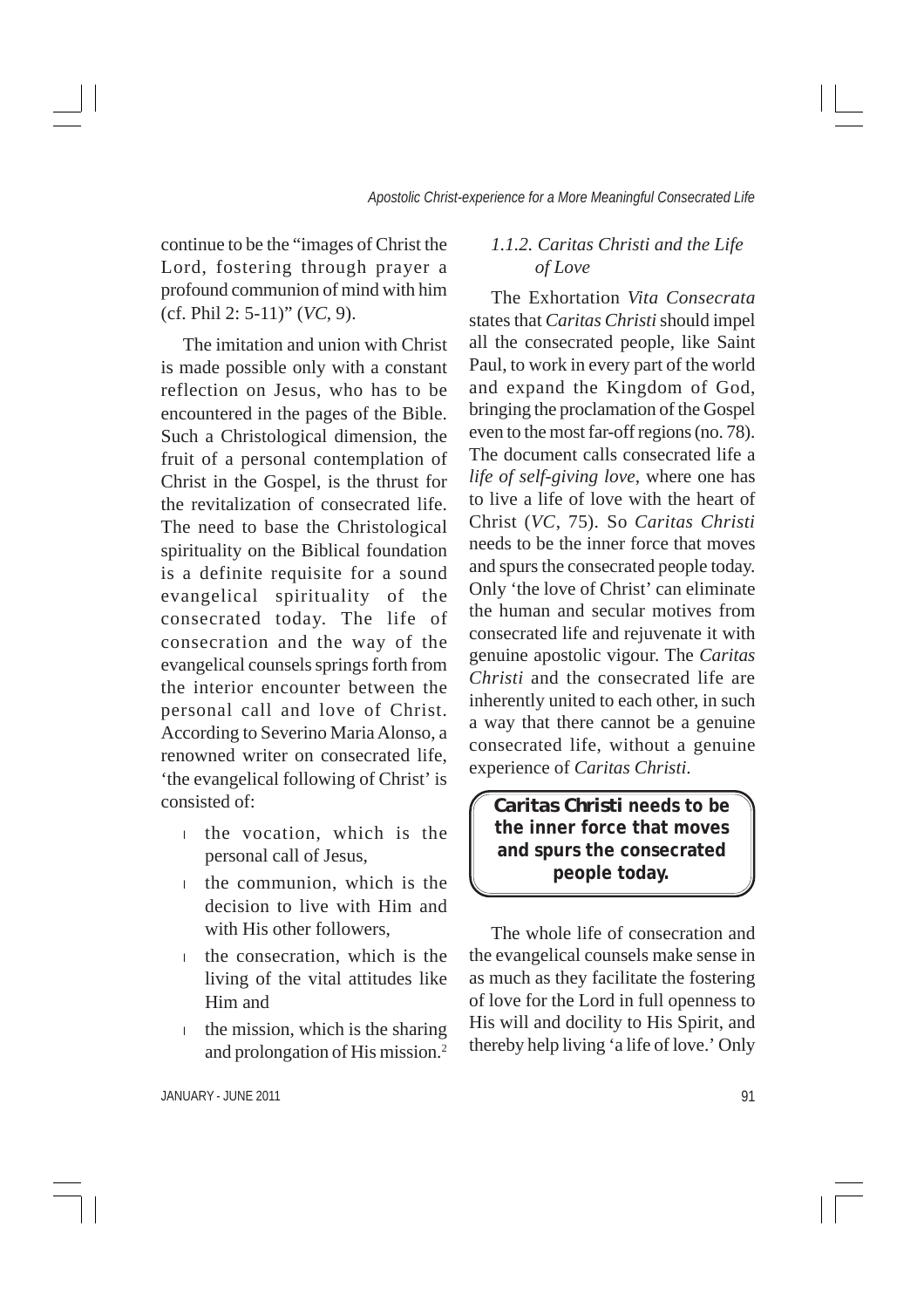continue to be the "images of Christ the Lord, fostering through prayer a profound communion of mind with him (cf. Phil 2: 5-11)" (*VC*, 9).

The imitation and union with Christ is made possible only with a constant reflection on Jesus, who has to be encountered in the pages of the Bible. Such a Christological dimension, the fruit of a personal contemplation of Christ in the Gospel, is the thrust for the revitalization of consecrated life. The need to base the Christological spirituality on the Biblical foundation is a definite requisite for a sound evangelical spirituality of the consecrated today. The life of consecration and the way of the evangelical counsels springs forth from the interior encounter between the personal call and love of Christ. According to Severino Maria Alonso, a renowned writer on consecrated life, 'the evangelical following of Christ' is consisted of:

- the vocation, which is the personal call of Jesus,
- the communion, which is the decision to live with Him and with His other followers,
- the consecration, which is the living of the vital attitudes like Him and
- the mission, which is the sharing and prolongation of His mission.[2]

### *1.1.2. Caritas Christi and the Life of Love*

The Exhortation *Vita Consecrata* states that *Caritas Christi* should impel all the consecrated people, like Saint Paul, to work in every part of the world and expand the Kingdom of God, bringing the proclamation of the Gospel even to the most far-off regions (no. 78). The document calls consecrated life a *life of self-giving love*, where one has to live a life of love with the heart of Christ (*VC*, 75). So *Caritas Christi* needs to be the inner force that moves and spurs the consecrated people today. Only 'the love of Christ' can eliminate the human and secular motives from consecrated life and rejuvenate it with genuine apostolic vigour. The *Caritas Christi* and the consecrated life are inherently united to each other, in such a way that there cannot be a genuine consecrated life, without a genuine experience of *Caritas Christi.*

> ***Caritas Christi* needs to be the inner force that moves and spurs the consecrated people today.**

The whole life of consecration and the evangelical counsels make sense in as much as they facilitate the fostering of love for the Lord in full openness to His will and docility to His Spirit, and thereby help living 'a life of love.' Only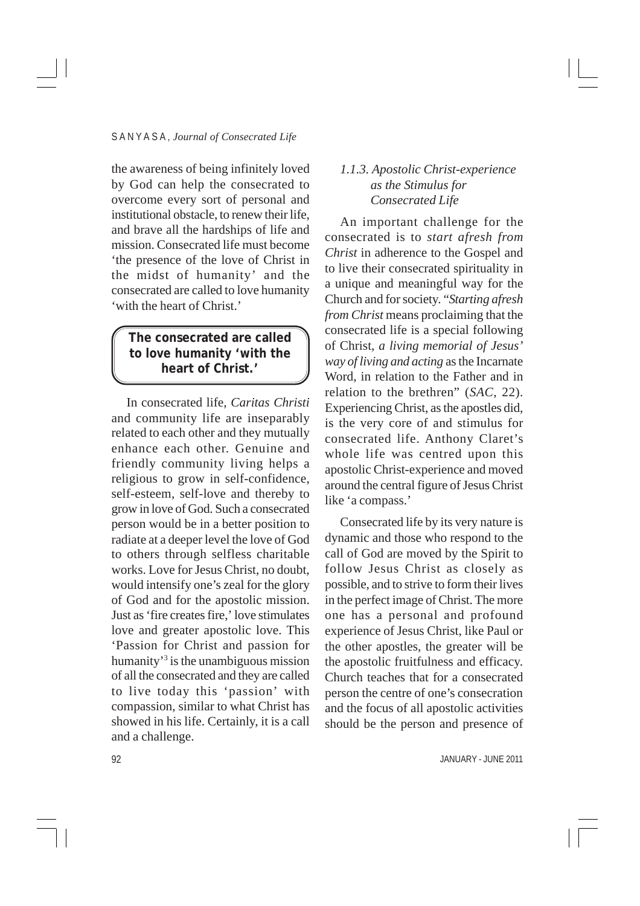the awareness of being infinitely loved by God can help the consecrated to overcome every sort of personal and institutional obstacle, to renew their life, and brave all the hardships of life and mission. Consecrated life must become 'the presence of the love of Christ in the midst of humanity' and the consecrated are called to love humanity 'with the heart of Christ.'

> **The consecrated are called to love humanity 'with the heart of Christ.'**

In consecrated life, *Caritas Christi* and community life are inseparably related to each other and they mutually enhance each other. Genuine and friendly community living helps a religious to grow in self-confidence, self-esteem, self-love and thereby to grow in love of God. Such a consecrated person would be in a better position to radiate at a deeper level the love of God to others through selfless charitable works. Love for Jesus Christ, no doubt, would intensify one's zeal for the glory of God and for the apostolic mission. Just as 'fire creates fire,' love stimulates love and greater apostolic love. This 'Passion for Christ and passion for humanity'[3] is the unambiguous mission of all the consecrated and they are called to live today this 'passion' with compassion, similar to what Christ has showed in his life. Certainly, it is a call and a challenge.

### *1.1.3. Apostolic Christ-experience as the Stimulus for Consecrated Life*

An important challenge for the consecrated is to *start afresh from Christ* in adherence to the Gospel and to live their consecrated spirituality in a unique and meaningful way for the Church and for society. "*Starting afresh from Christ* means proclaiming that the consecrated life is a special following of Christ, *a living memorial of Jesus' way of living and acting* as the Incarnate Word, in relation to the Father and in relation to the brethren" (*SAC*, 22). Experiencing Christ, as the apostles did, is the very core of and stimulus for consecrated life. Anthony Claret's whole life was centred upon this apostolic Christ-experience and moved around the central figure of Jesus Christ like 'a compass.'

Consecrated life by its very nature is dynamic and those who respond to the call of God are moved by the Spirit to follow Jesus Christ as closely as possible, and to strive to form their lives in the perfect image of Christ. The more one has a personal and profound experience of Jesus Christ, like Paul or the other apostles, the greater will be the apostolic fruitfulness and efficacy. Church teaches that for a consecrated person the centre of one's consecration and the focus of all apostolic activities should be the person and presence of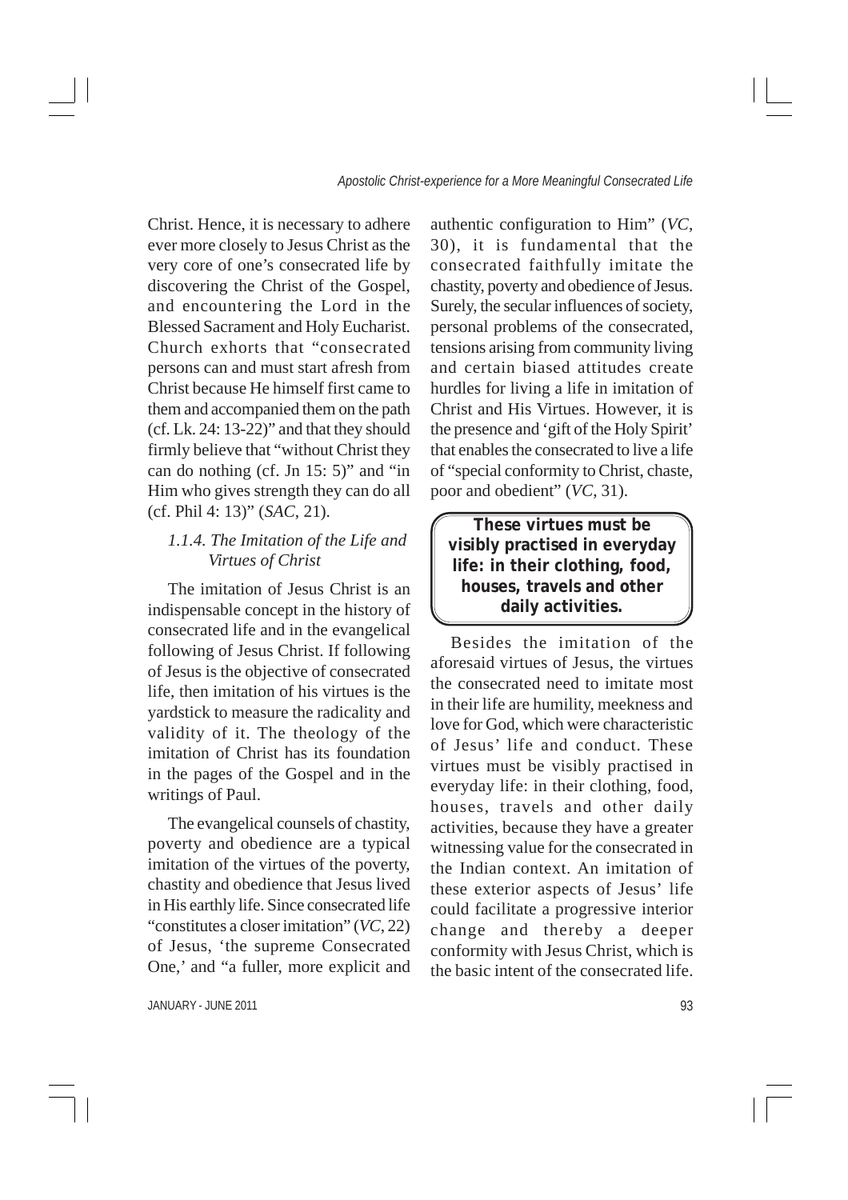Christ. Hence, it is necessary to adhere ever more closely to Jesus Christ as the very core of one's consecrated life by discovering the Christ of the Gospel, and encountering the Lord in the Blessed Sacrament and Holy Eucharist. Church exhorts that "consecrated persons can and must start afresh from Christ because He himself first came to them and accompanied them on the path (cf. Lk. 24: 13-22)" and that they should firmly believe that "without Christ they can do nothing (cf. Jn 15: 5)" and "in Him who gives strength they can do all (cf. Phil 4: 13)" (*SAC*, 21).

### *1.1.4. The Imitation of the Life and Virtues of Christ*

The imitation of Jesus Christ is an indispensable concept in the history of consecrated life and in the evangelical following of Jesus Christ. If following of Jesus is the objective of consecrated life, then imitation of his virtues is the yardstick to measure the radicality and validity of it. The theology of the imitation of Christ has its foundation in the pages of the Gospel and in the writings of Paul.

The evangelical counsels of chastity, poverty and obedience are a typical imitation of the virtues of the poverty, chastity and obedience that Jesus lived in His earthly life. Since consecrated life "constitutes a closer imitation" (*VC*, 22) of Jesus, 'the supreme Consecrated One,' and "a fuller, more explicit and authentic configuration to Him" (*VC*, 30), it is fundamental that the consecrated faithfully imitate the chastity, poverty and obedience of Jesus. Surely, the secular influences of society, personal problems of the consecrated, tensions arising from community living and certain biased attitudes create hurdles for living a life in imitation of Christ and His Virtues. However, it is the presence and 'gift of the Holy Spirit' that enables the consecrated to live a life of "special conformity to Christ, chaste, poor and obedient" (*VC*, 31).

> **These virtues must be visibly practised in everyday life: in their clothing, food, houses, travels and other daily activities.**

Besides the imitation of the aforesaid virtues of Jesus, the virtues the consecrated need to imitate most in their life are humility, meekness and love for God, which were characteristic of Jesus' life and conduct. These virtues must be visibly practised in everyday life: in their clothing, food, houses, travels and other daily activities, because they have a greater witnessing value for the consecrated in the Indian context. An imitation of these exterior aspects of Jesus' life could facilitate a progressive interior change and thereby a deeper conformity with Jesus Christ, which is the basic intent of the consecrated life.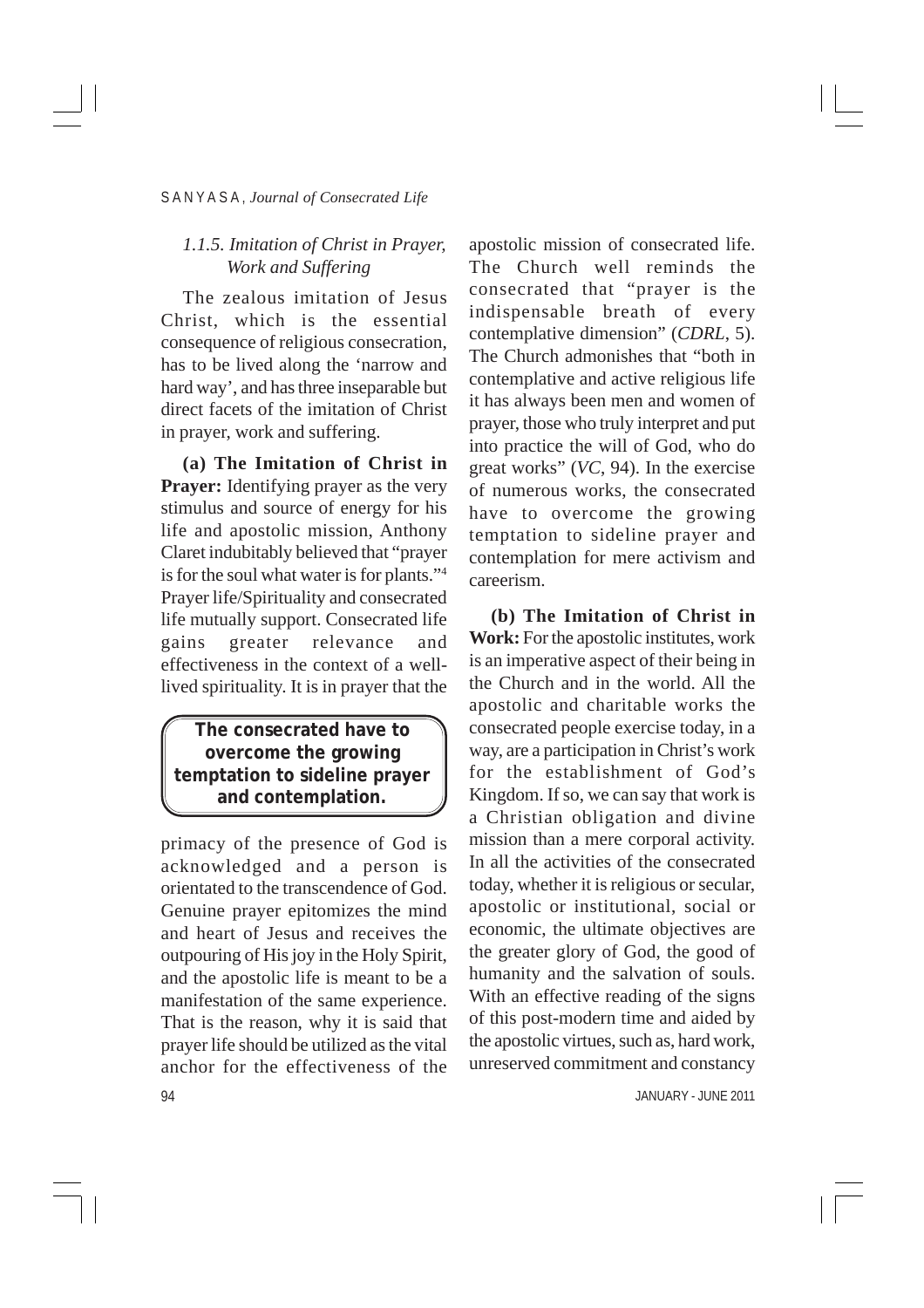### *1.1.5. Imitation of Christ in Prayer, Work and Suffering*

The zealous imitation of Jesus Christ, which is the essential consequence of religious consecration, has to be lived along the 'narrow and hard way', and has three inseparable but direct facets of the imitation of Christ in prayer, work and suffering.

**(a) The Imitation of Christ in Prayer:** Identifying prayer as the very stimulus and source of energy for his life and apostolic mission, Anthony Claret indubitably believed that "prayer is for the soul what water is for plants."[4] Prayer life/Spirituality and consecrated life mutually support. Consecrated life gains greater relevance and effectiveness in the context of a well-lived spirituality. It is in prayer that the primacy of the presence of God is acknowledged and a person is orientated to the transcendence of God. Genuine prayer epitomizes the mind and heart of Jesus and receives the outpouring of His joy in the Holy Spirit, and the apostolic life is meant to be a manifestation of the same experience. That is the reason, why it is said that prayer life should be utilized as the vital anchor for the effectiveness of the apostolic mission of consecrated life. The Church well reminds the consecrated that "prayer is the indispensable breath of every contemplative dimension" (*CDRL*, 5). The Church admonishes that "both in contemplative and active religious life it has always been men and women of prayer, those who truly interpret and put into practice the will of God, who do great works" (*VC*, 94). In the exercise of numerous works, the consecrated have to overcome the growing temptation to sideline prayer and contemplation for mere activism and careerism.

> **The consecrated have to overcome the growing temptation to sideline prayer and contemplation.**

**(b) The Imitation of Christ in Work:** For the apostolic institutes, work is an imperative aspect of their being in the Church and in the world. All the apostolic and charitable works the consecrated people exercise today, in a way, are a participation in Christ's work for the establishment of God's Kingdom. If so, we can say that work is a Christian obligation and divine mission than a mere corporal activity. In all the activities of the consecrated today, whether it is religious or secular, apostolic or institutional, social or economic, the ultimate objectives are the greater glory of God, the good of humanity and the salvation of souls. With an effective reading of the signs of this post-modern time and aided by the apostolic virtues, such as, hard work, unreserved commitment and constancy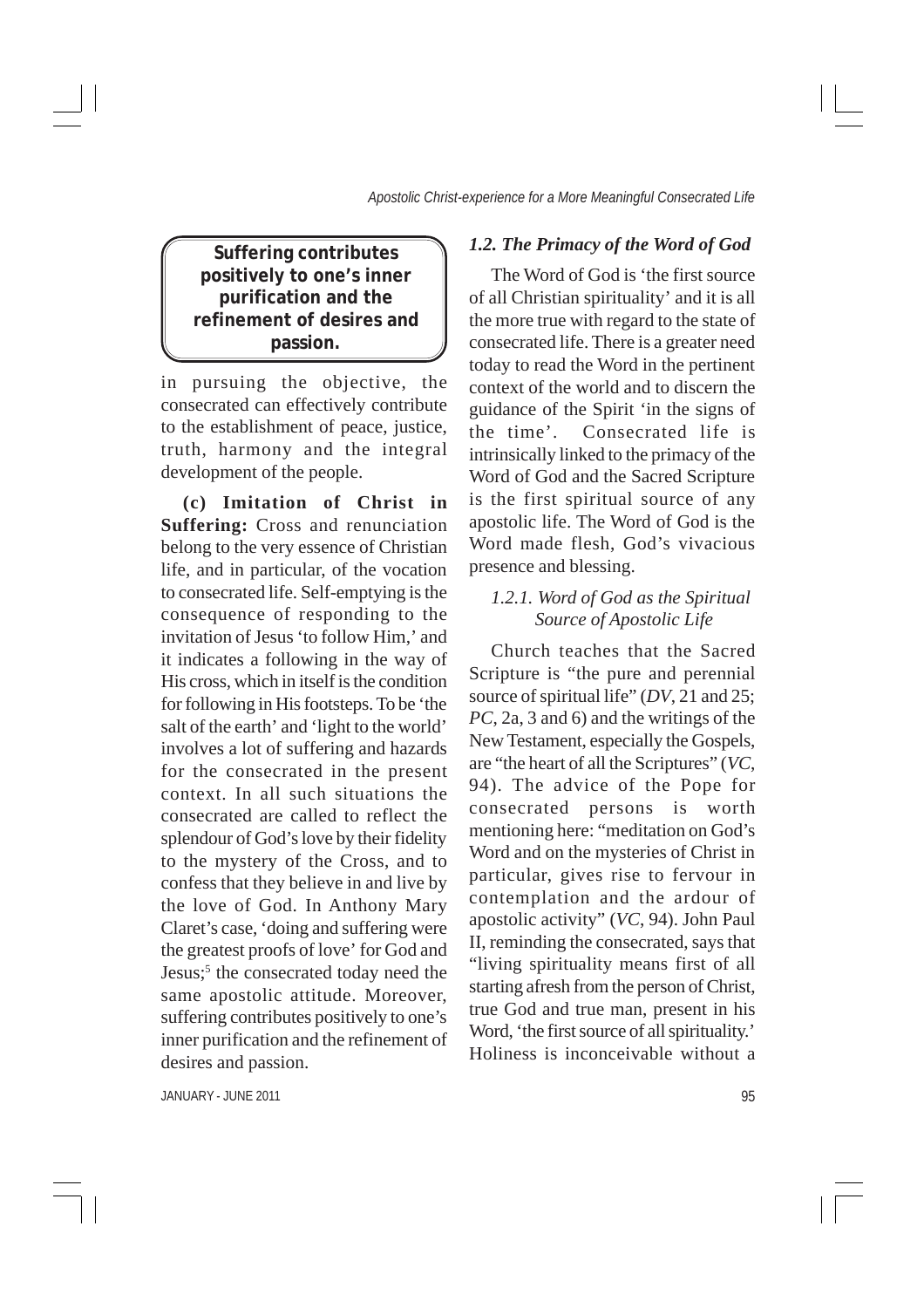in pursuing the objective, the consecrated can effectively contribute to the establishment of peace, justice, truth, harmony and the integral development of the people.

**(c) Imitation of Christ in Suffering:** Cross and renunciation belong to the very essence of Christian life, and in particular, of the vocation to consecrated life. Self-emptying is the consequence of responding to the invitation of Jesus 'to follow Him,' and it indicates a following in the way of His cross, which in itself is the condition for following in His footsteps. To be 'the salt of the earth' and 'light to the world' involves a lot of suffering and hazards for the consecrated in the present context. In all such situations the consecrated are called to reflect the splendour of God's love by their fidelity to the mystery of the Cross, and to confess that they believe in and live by the love of God. In Anthony Mary Claret's case, 'doing and suffering were the greatest proofs of love' for God and Jesus;[5] the consecrated today need the same apostolic attitude. Moreover, suffering contributes positively to one's inner purification and the refinement of desires and passion.

> **Suffering contributes positively to one's inner purification and the refinement of desires and passion.**

### *1.2. The Primacy of the Word of God*

The Word of God is 'the first source of all Christian spirituality' and it is all the more true with regard to the state of consecrated life. There is a greater need today to read the Word in the pertinent context of the world and to discern the guidance of the Spirit 'in the signs of the time'. Consecrated life is intrinsically linked to the primacy of the Word of God and the Sacred Scripture is the first spiritual source of any apostolic life. The Word of God is the Word made flesh, God's vivacious presence and blessing.

#### *1.2.1. Word of God as the Spiritual Source of Apostolic Life*

Church teaches that the Sacred Scripture is "the pure and perennial source of spiritual life" (*DV*, 21 and 25; *PC*, 2a, 3 and 6) and the writings of the New Testament, especially the Gospels, are "the heart of all the Scriptures" (*VC*, 94). The advice of the Pope for consecrated persons is worth mentioning here: "meditation on God's Word and on the mysteries of Christ in particular, gives rise to fervour in contemplation and the ardour of apostolic activity" (*VC*, 94). John Paul II, reminding the consecrated, says that "living spirituality means first of all starting afresh from the person of Christ, true God and true man, present in his Word, 'the first source of all spirituality.' Holiness is inconceivable without a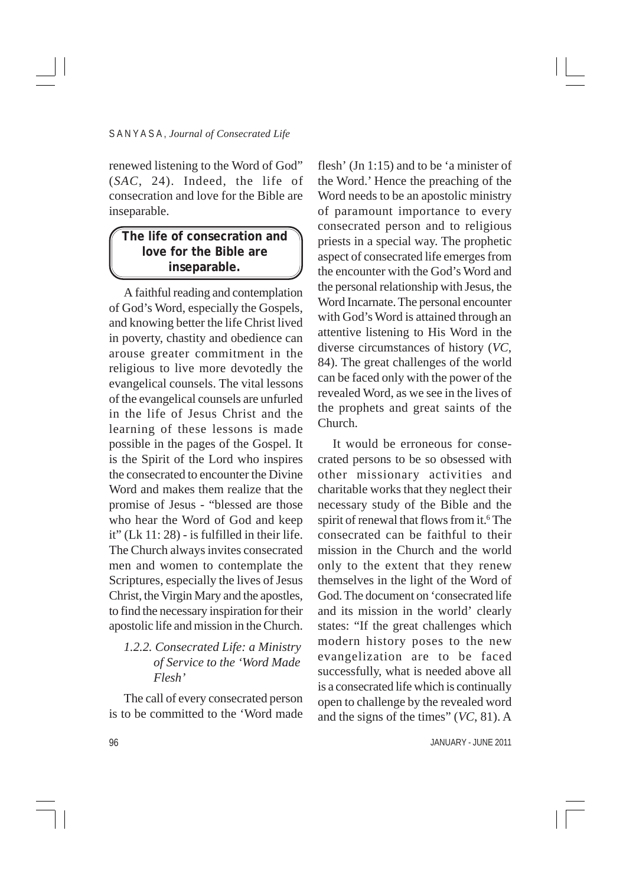renewed listening to the Word of God" (*SAC*, 24). Indeed, the life of consecration and love for the Bible are inseparable.

> **The life of consecration and love for the Bible are inseparable.**

A faithful reading and contemplation of God's Word, especially the Gospels, and knowing better the life Christ lived in poverty, chastity and obedience can arouse greater commitment in the religious to live more devotedly the evangelical counsels. The vital lessons of the evangelical counsels are unfurled in the life of Jesus Christ and the learning of these lessons is made possible in the pages of the Gospel. It is the Spirit of the Lord who inspires the consecrated to encounter the Divine Word and makes them realize that the promise of Jesus - "blessed are those who hear the Word of God and keep it" (Lk 11: 28) - is fulfilled in their life. The Church always invites consecrated men and women to contemplate the Scriptures, especially the lives of Jesus Christ, the Virgin Mary and the apostles, to find the necessary inspiration for their apostolic life and mission in the Church.

### *1.2.2. Consecrated Life: a Ministry of Service to the 'Word Made Flesh'*

The call of every consecrated person is to be committed to the 'Word made flesh' (Jn 1:15) and to be 'a minister of the Word.' Hence the preaching of the Word needs to be an apostolic ministry of paramount importance to every consecrated person and to religious priests in a special way. The prophetic aspect of consecrated life emerges from the encounter with the God's Word and the personal relationship with Jesus, the Word Incarnate. The personal encounter with God's Word is attained through an attentive listening to His Word in the diverse circumstances of history (*VC*, 84). The great challenges of the world can be faced only with the power of the revealed Word, as we see in the lives of the prophets and great saints of the Church.

It would be erroneous for consecrated persons to be so obsessed with other missionary activities and charitable works that they neglect their necessary study of the Bible and the spirit of renewal that flows from it.[6] The consecrated can be faithful to their mission in the Church and the world only to the extent that they renew themselves in the light of the Word of God. The document on 'consecrated life and its mission in the world' clearly states: "If the great challenges which modern history poses to the new evangelization are to be faced successfully, what is needed above all is a consecrated life which is continually open to challenge by the revealed word and the signs of the times" (*VC*, 81). A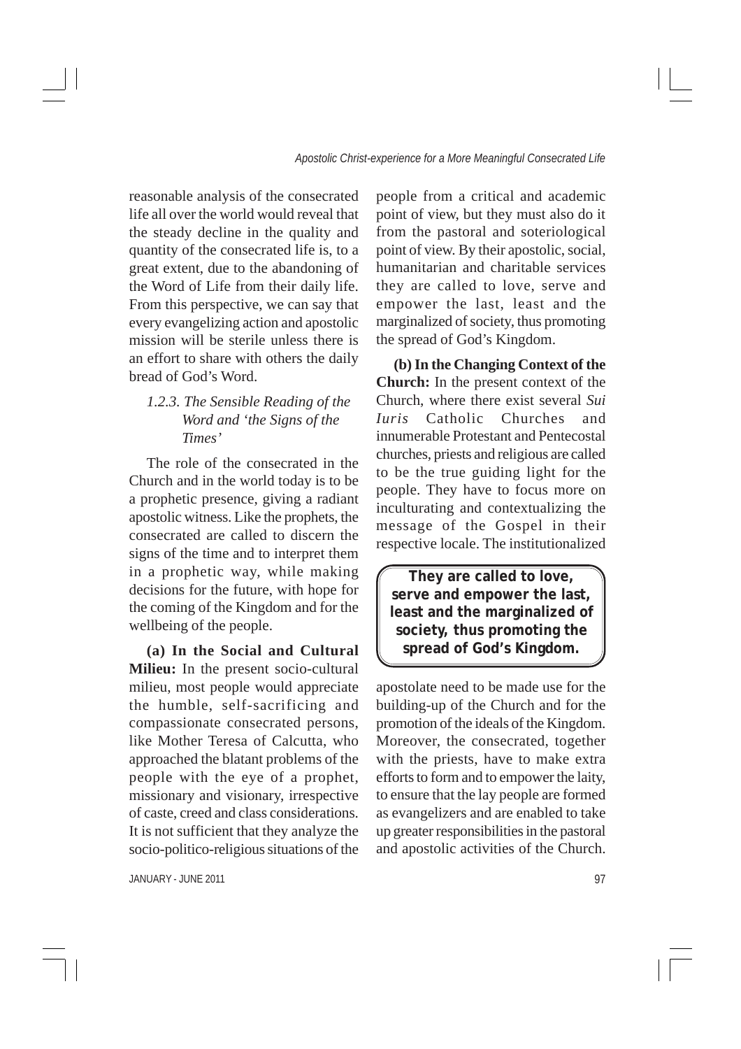reasonable analysis of the consecrated life all over the world would reveal that the steady decline in the quality and quantity of the consecrated life is, to a great extent, due to the abandoning of the Word of Life from their daily life. From this perspective, we can say that every evangelizing action and apostolic mission will be sterile unless there is an effort to share with others the daily bread of God's Word.

### *1.2.3. The Sensible Reading of the Word and 'the Signs of the Times'*

The role of the consecrated in the Church and in the world today is to be a prophetic presence, giving a radiant apostolic witness. Like the prophets, the consecrated are called to discern the signs of the time and to interpret them in a prophetic way, while making decisions for the future, with hope for the coming of the Kingdom and for the wellbeing of the people.

**(a) In the Social and Cultural Milieu:** In the present socio-cultural milieu, most people would appreciate the humble, self-sacrificing and compassionate consecrated persons, like Mother Teresa of Calcutta, who approached the blatant problems of the people with the eye of a prophet, missionary and visionary, irrespective of caste, creed and class considerations. It is not sufficient that they analyze the socio-politico-religious situations of the people from a critical and academic point of view, but they must also do it from the pastoral and soteriological point of view. By their apostolic, social, humanitarian and charitable services they are called to love, serve and empower the last, least and the marginalized of society, thus promoting the spread of God's Kingdom.

**(b) In the Changing Context of the Church:** In the present context of the Church, where there exist several *Sui Iuris* Catholic Churches and innumerable Protestant and Pentecostal churches, priests and religious are called to be the true guiding light for the people. They have to focus more on inculturating and contextualizing the message of the Gospel in their respective locale. The institutionalized apostolate need to be made use for the building-up of the Church and for the promotion of the ideals of the Kingdom. Moreover, the consecrated, together with the priests, have to make extra efforts to form and to empower the laity, to ensure that the lay people are formed as evangelizers and are enabled to take up greater responsibilities in the pastoral and apostolic activities of the Church.

> **They are called to love, serve and empower the last, least and the marginalized of society, thus promoting the spread of God's Kingdom.**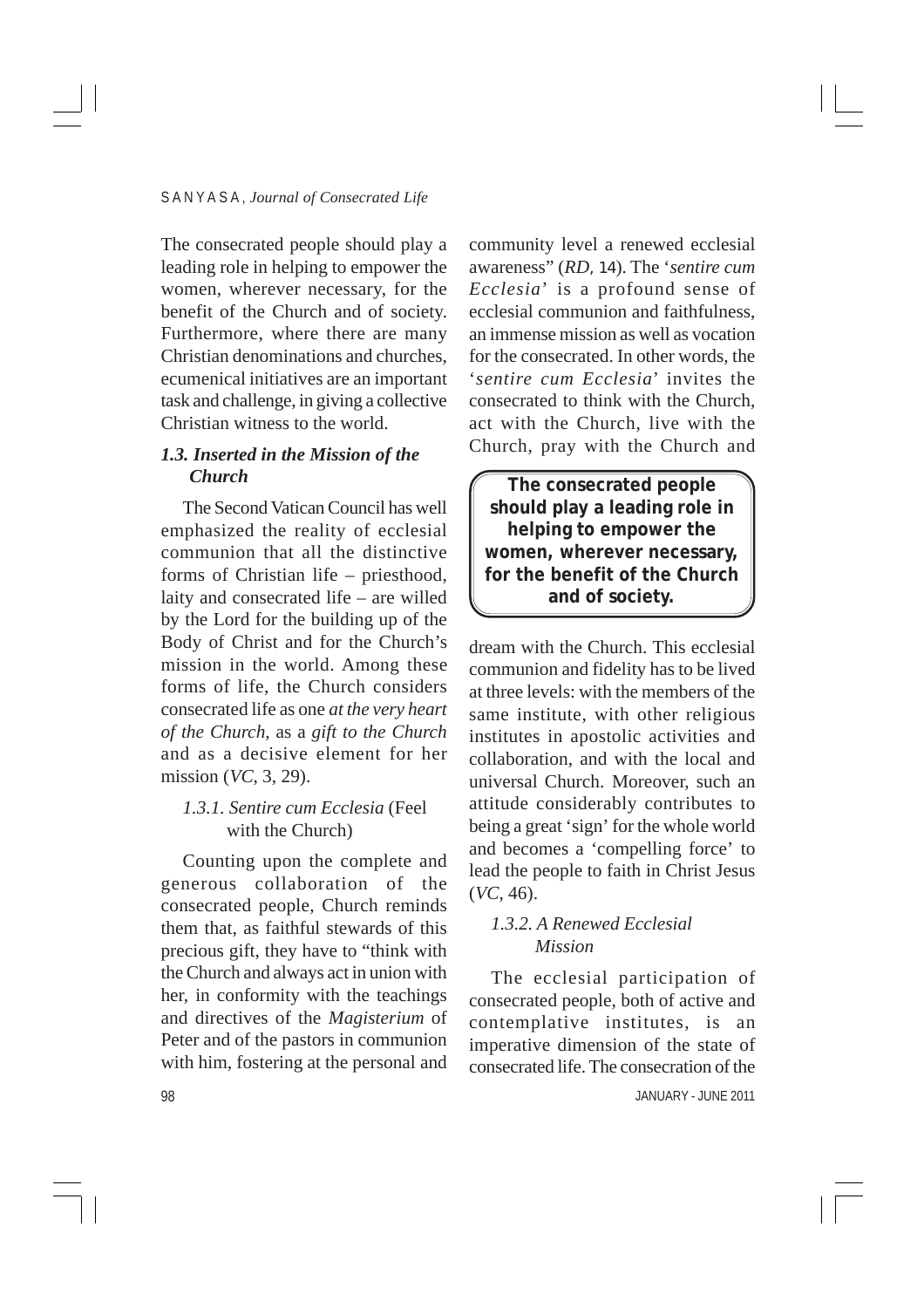The consecrated people should play a leading role in helping to empower the women, wherever necessary, for the benefit of the Church and of society. Furthermore, where there are many Christian denominations and churches, ecumenical initiatives are an important task and challenge, in giving a collective Christian witness to the world.

### *1.3. Inserted in the Mission of the Church*

The Second Vatican Council has well emphasized the reality of ecclesial communion that all the distinctive forms of Christian life – priesthood, laity and consecrated life – are willed by the Lord for the building up of the Body of Christ and for the Church's mission in the world. Among these forms of life, the Church considers consecrated life as one *at the very heart of the Church*, as a *gift to the Church* and as a decisive element for her mission (*VC*, 3, 29).

#### *1.3.1. Sentire cum Ecclesia* (Feel with the Church)

Counting upon the complete and generous collaboration of the consecrated people, Church reminds them that, as faithful stewards of this precious gift, they have to "think with the Church and always act in union with her, in conformity with the teachings and directives of the *Magisterium* of Peter and of the pastors in communion with him, fostering at the personal and community level a renewed ecclesial awareness" (*RD*, 14). The '*sentire cum Ecclesia*' is a profound sense of ecclesial communion and faithfulness, an immense mission as well as vocation for the consecrated. In other words, the '*sentire cum Ecclesia*' invites the consecrated to think with the Church, act with the Church, live with the Church, pray with the Church and dream with the Church. This ecclesial communion and fidelity has to be lived at three levels: with the members of the same institute, with other religious institutes in apostolic activities and collaboration, and with the local and universal Church. Moreover, such an attitude considerably contributes to being a great 'sign' for the whole world and becomes a 'compelling force' to lead the people to faith in Christ Jesus (*VC*, 46).

> **The consecrated people should play a leading role in helping to empower the women, wherever necessary, for the benefit of the Church and of society.**

#### *1.3.2. A Renewed Ecclesial Mission*

The ecclesial participation of consecrated people, both of active and contemplative institutes, is an imperative dimension of the state of consecrated life. The consecration of the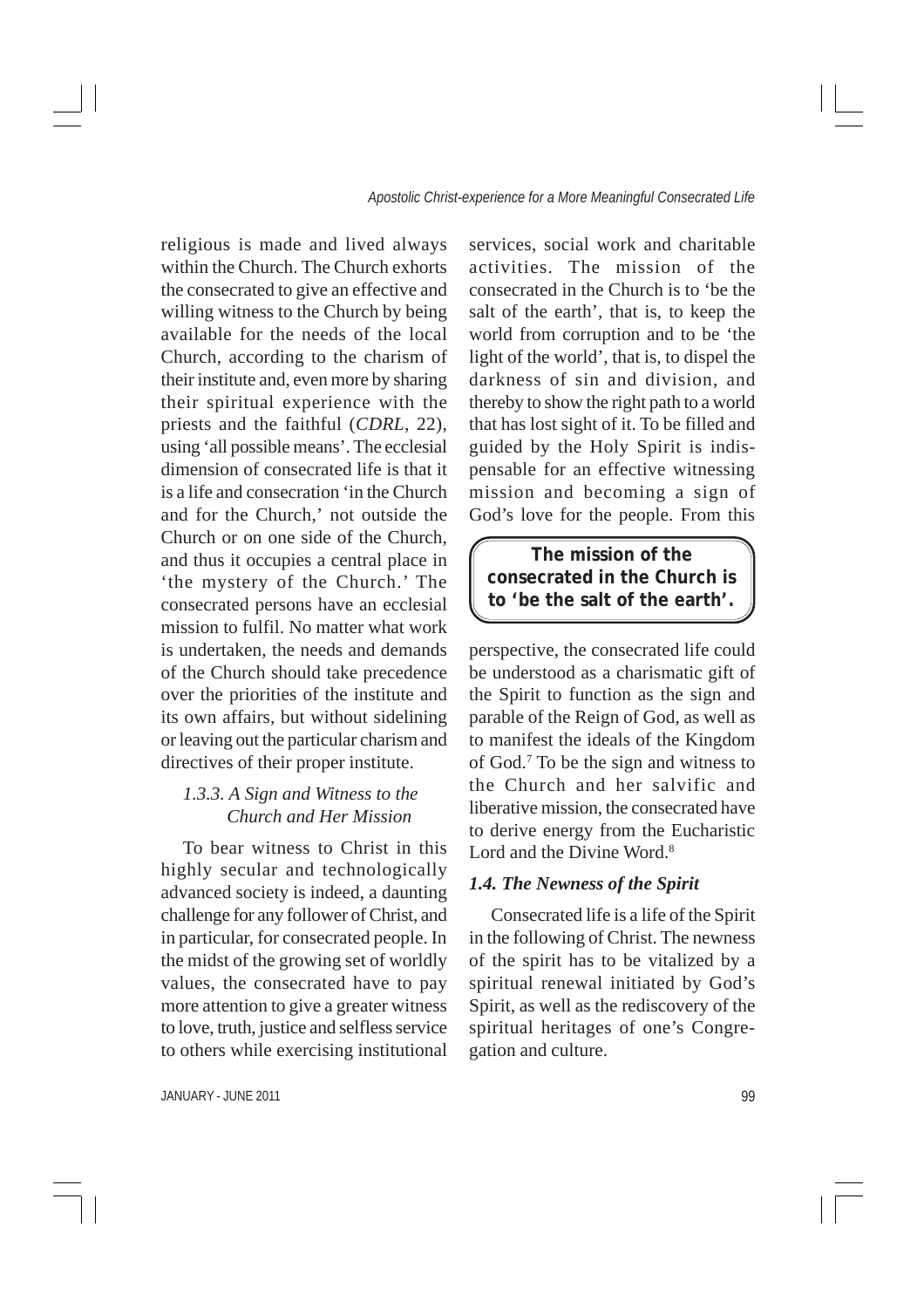religious is made and lived always within the Church. The Church exhorts the consecrated to give an effective and willing witness to the Church by being available for the needs of the local Church, according to the charism of their institute and, even more by sharing their spiritual experience with the priests and the faithful (*CDRL*, 22), using 'all possible means'. The ecclesial dimension of consecrated life is that it is a life and consecration 'in the Church and for the Church,' not outside the Church or on one side of the Church, and thus it occupies a central place in 'the mystery of the Church.' The consecrated persons have an ecclesial mission to fulfil. No matter what work is undertaken, the needs and demands of the Church should take precedence over the priorities of the institute and its own affairs, but without sidelining or leaving out the particular charism and directives of their proper institute.

#### *1.3.3. A Sign and Witness to the Church and Her Mission*

To bear witness to Christ in this highly secular and technologically advanced society is indeed, a daunting challenge for any follower of Christ, and in particular, for consecrated people. In the midst of the growing set of worldly values, the consecrated have to pay more attention to give a greater witness to love, truth, justice and selfless service to others while exercising institutional services, social work and charitable activities. The mission of the consecrated in the Church is to 'be the salt of the earth', that is, to keep the world from corruption and to be 'the light of the world', that is, to dispel the darkness of sin and division, and thereby to show the right path to a world that has lost sight of it. To be filled and guided by the Holy Spirit is indispensable for an effective witnessing mission and becoming a sign of God's love for the people. From this perspective, the consecrated life could be understood as a charismatic gift of the Spirit to function as the sign and parable of the Reign of God, as well as to manifest the ideals of the Kingdom of God.[7] To be the sign and witness to the Church and her salvific and liberative mission, the consecrated have to derive energy from the Eucharistic Lord and the Divine Word.[8]

> **The mission of the consecrated in the Church is to 'be the salt of the earth'.**

### *1.4. The Newness of the Spirit*

Consecrated life is a life of the Spirit in the following of Christ. The newness of the spirit has to be vitalized by a spiritual renewal initiated by God's Spirit, as well as the rediscovery of the spiritual heritages of one's Congregation and culture.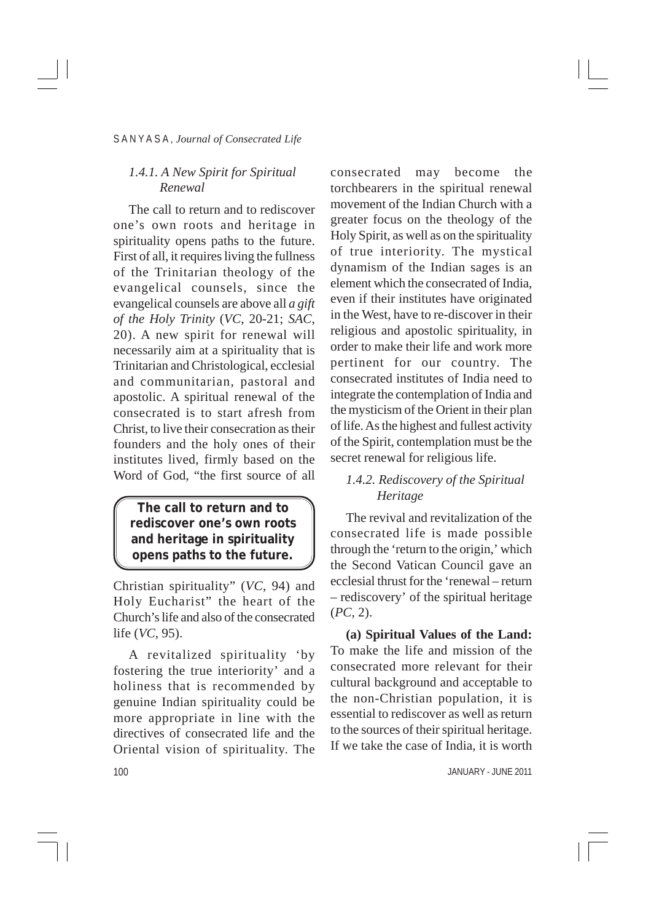### *1.4.1. A New Spirit for Spiritual Renewal*

The call to return and to rediscover one's own roots and heritage in spirituality opens paths to the future. First of all, it requires living the fullness of the Trinitarian theology of the evangelical counsels, since the evangelical counsels are above all *a gift of the Holy Trinity* (*VC*, 20-21; *SAC*, 20). A new spirit for renewal will necessarily aim at a spirituality that is Trinitarian and Christological, ecclesial and communitarian, pastoral and apostolic. A spiritual renewal of the consecrated is to start afresh from Christ, to live their consecration as their founders and the holy ones of their institutes lived, firmly based on the Word of God, "the first source of all Christian spirituality" (*VC*, 94) and Holy Eucharist" the heart of the Church's life and also of the consecrated life (*VC*, 95).

> **The call to return and to rediscover one's own roots and heritage in spirituality opens paths to the future.**

A revitalized spirituality 'by fostering the true interiority' and a holiness that is recommended by genuine Indian spirituality could be more appropriate in line with the directives of consecrated life and the Oriental vision of spirituality. The consecrated may become the torchbearers in the spiritual renewal movement of the Indian Church with a greater focus on the theology of the Holy Spirit, as well as on the spirituality of true interiority. The mystical dynamism of the Indian sages is an element which the consecrated of India, even if their institutes have originated in the West, have to re-discover in their religious and apostolic spirituality, in order to make their life and work more pertinent for our country. The consecrated institutes of India need to integrate the contemplation of India and the mysticism of the Orient in their plan of life. As the highest and fullest activity of the Spirit, contemplation must be the secret renewal for religious life.

### *1.4.2. Rediscovery of the Spiritual Heritage*

The revival and revitalization of the consecrated life is made possible through the 'return to the origin,' which the Second Vatican Council gave an ecclesial thrust for the 'renewal – return – rediscovery' of the spiritual heritage (*PC*, 2).

**(a) Spiritual Values of the Land:** To make the life and mission of the consecrated more relevant for their cultural background and acceptable to the non-Christian population, it is essential to rediscover as well as return to the sources of their spiritual heritage. If we take the case of India, it is worth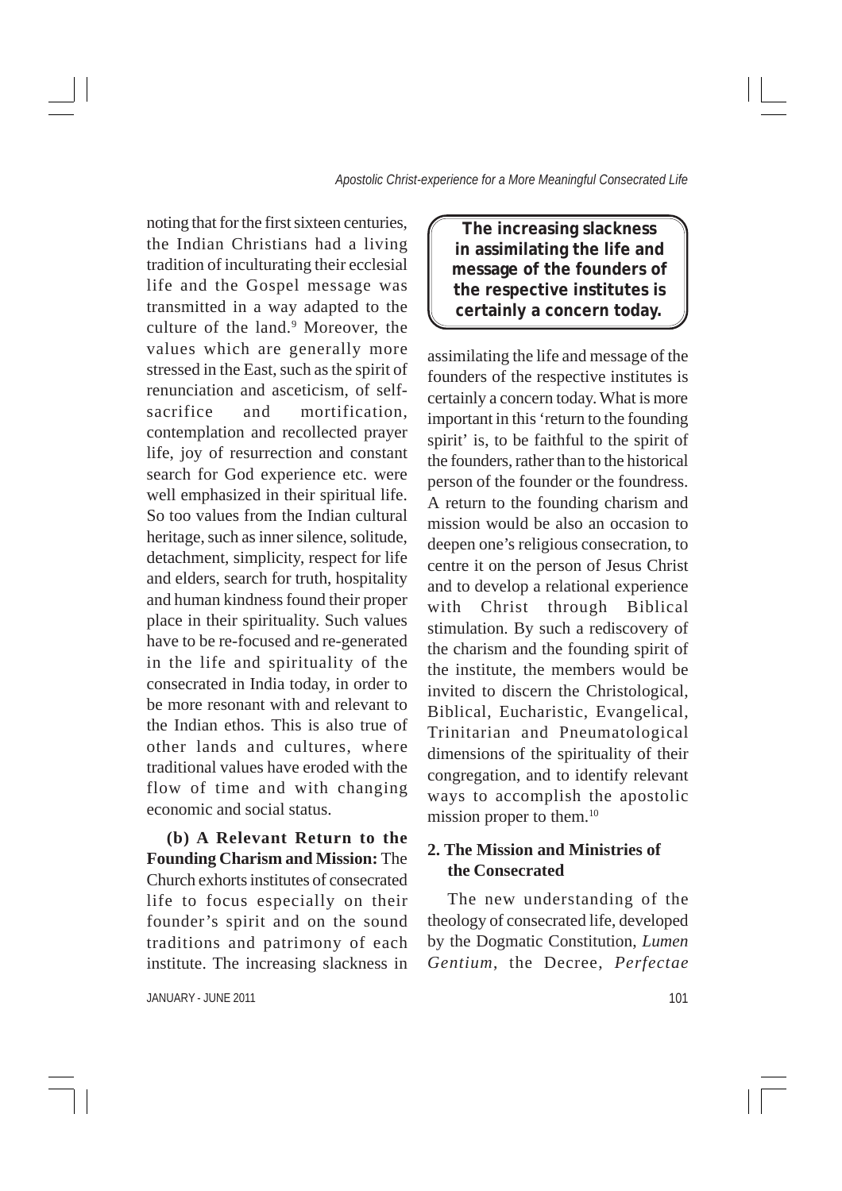noting that for the first sixteen centuries, the Indian Christians had a living tradition of inculturating their ecclesial life and the Gospel message was transmitted in a way adapted to the culture of the land.[9] Moreover, the values which are generally more stressed in the East, such as the spirit of renunciation and asceticism, of self-sacrifice and mortification, contemplation and recollected prayer life, joy of resurrection and constant search for God experience etc. were well emphasized in their spiritual life. So too values from the Indian cultural heritage, such as inner silence, solitude, detachment, simplicity, respect for life and elders, search for truth, hospitality and human kindness found their proper place in their spirituality. Such values have to be re-focused and re-generated in the life and spirituality of the consecrated in India today, in order to be more resonant with and relevant to the Indian ethos. This is also true of other lands and cultures, where traditional values have eroded with the flow of time and with changing economic and social status.

**(b) A Relevant Return to the Founding Charism and Mission:** The Church exhorts institutes of consecrated life to focus especially on their founder's spirit and on the sound traditions and patrimony of each institute. The increasing slackness in assimilating the life and message of the founders of the respective institutes is certainly a concern today. What is more important in this 'return to the founding spirit' is, to be faithful to the spirit of the founders, rather than to the historical person of the founder or the foundress. A return to the founding charism and mission would be also an occasion to deepen one's religious consecration, to centre it on the person of Jesus Christ and to develop a relational experience with Christ through Biblical stimulation. By such a rediscovery of the charism and the founding spirit of the institute, the members would be invited to discern the Christological, Biblical, Eucharistic, Evangelical, Trinitarian and Pneumatological dimensions of the spirituality of their congregation, and to identify relevant ways to accomplish the apostolic mission proper to them.[10]

> **The increasing slackness in assimilating the life and message of the founders of the respective institutes is certainly a concern today.**

## 2. The Mission and Ministries of the Consecrated

The new understanding of the theology of consecrated life, developed by the Dogmatic Constitution, *Lumen Gentium*, the Decree, *Perfectae*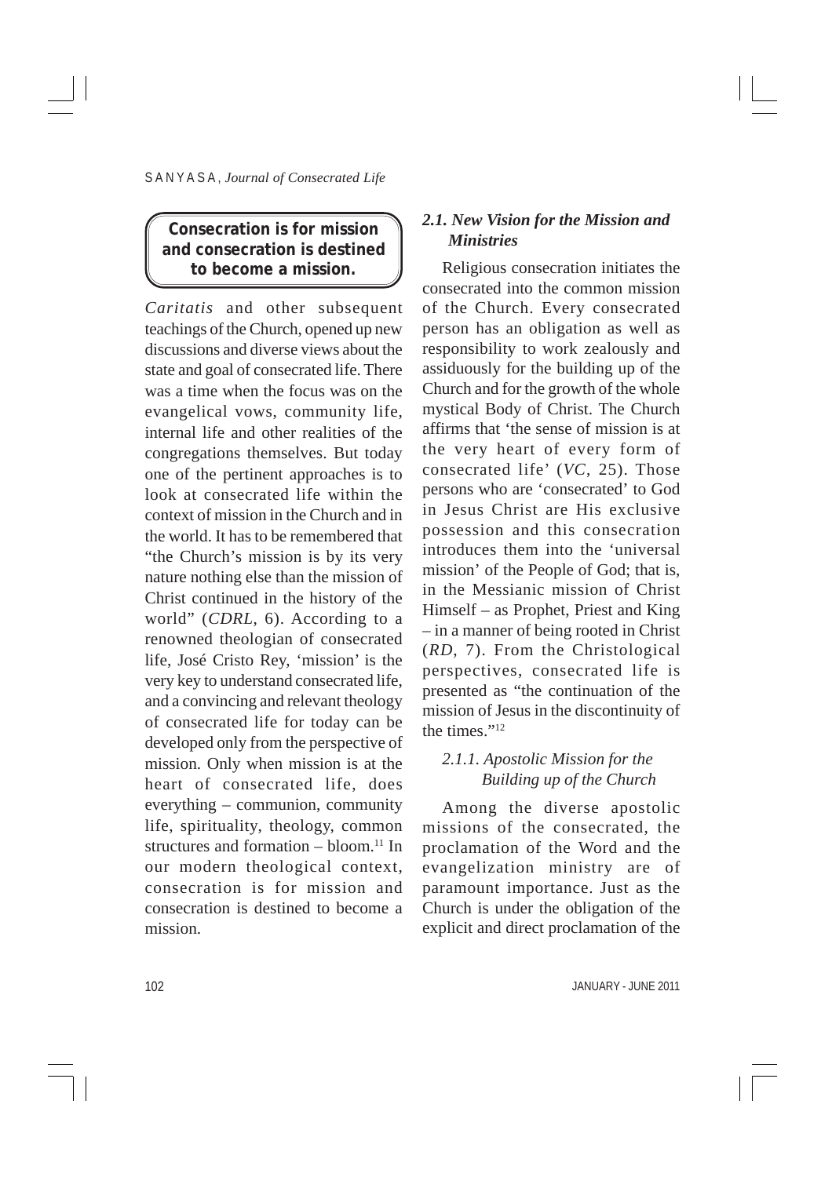**Consecration is for mission and consecration is destined to become a mission.**

*Caritatis* and other subsequent teachings of the Church, opened up new discussions and diverse views about the state and goal of consecrated life. There was a time when the focus was on the evangelical vows, community life, internal life and other realities of the congregations themselves. But today one of the pertinent approaches is to look at consecrated life within the context of mission in the Church and in the world. It has to be remembered that "the Church's mission is by its very nature nothing else than the mission of Christ continued in the history of the world" (*CDRL*, 6). According to a renowned theologian of consecrated life, José Cristo Rey, 'mission' is the very key to understand consecrated life, and a convincing and relevant theology of consecrated life for today can be developed only from the perspective of mission. Only when mission is at the heart of consecrated life, does everything – communion, community life, spirituality, theology, common structures and formation – bloom.[11] In our modern theological context, consecration is for mission and consecration is destined to become a mission.

### *2.1. New Vision for the Mission and Ministries*

Religious consecration initiates the consecrated into the common mission of the Church. Every consecrated person has an obligation as well as responsibility to work zealously and assiduously for the building up of the Church and for the growth of the whole mystical Body of Christ. The Church affirms that 'the sense of mission is at the very heart of every form of consecrated life' (*VC*, 25). Those persons who are 'consecrated' to God in Jesus Christ are His exclusive possession and this consecration introduces them into the 'universal mission' of the People of God; that is, in the Messianic mission of Christ Himself – as Prophet, Priest and King – in a manner of being rooted in Christ (*RD*, 7). From the Christological perspectives, consecrated life is presented as "the continuation of the mission of Jesus in the discontinuity of the times."[12]

#### *2.1.1. Apostolic Mission for the Building up of the Church*

Among the diverse apostolic missions of the consecrated, the proclamation of the Word and the evangelization ministry are of paramount importance. Just as the Church is under the obligation of the explicit and direct proclamation of the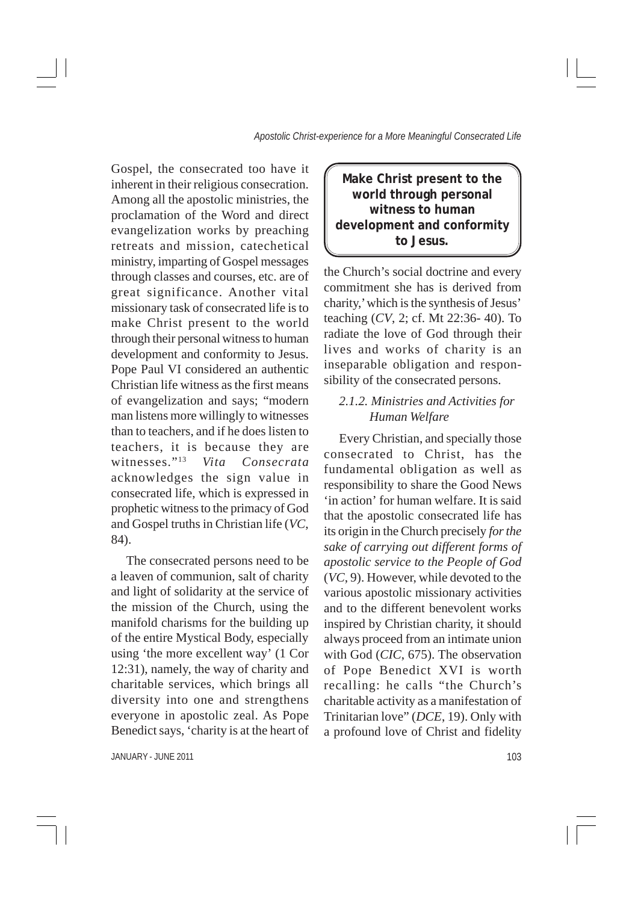Gospel, the consecrated too have it inherent in their religious consecration. Among all the apostolic ministries, the proclamation of the Word and direct evangelization works by preaching retreats and mission, catechetical ministry, imparting of Gospel messages through classes and courses, etc. are of great significance. Another vital missionary task of consecrated life is to make Christ present to the world through their personal witness to human development and conformity to Jesus. Pope Paul VI considered an authentic Christian life witness as the first means of evangelization and says; "modern man listens more willingly to witnesses than to teachers, and if he does listen to teachers, it is because they are witnesses."[13] *Vita Consecrata* acknowledges the sign value in consecrated life, which is expressed in prophetic witness to the primacy of God and Gospel truths in Christian life (*VC*, 84).

The consecrated persons need to be a leaven of communion, salt of charity and light of solidarity at the service of the mission of the Church, using the manifold charisms for the building up of the entire Mystical Body, especially using 'the more excellent way' (1 Cor 12:31), namely, the way of charity and charitable services, which brings all diversity into one and strengthens everyone in apostolic zeal. As Pope Benedict says, 'charity is at the heart of the Church's social doctrine and every commitment she has is derived from charity,' which is the synthesis of Jesus' teaching (*CV*, 2; cf. Mt 22:36- 40). To radiate the love of God through their lives and works of charity is an inseparable obligation and responsibility of the consecrated persons.

> **Make Christ present to the world through personal witness to human development and conformity to Jesus.**

### *2.1.2. Ministries and Activities for Human Welfare*

Every Christian, and specially those consecrated to Christ, has the fundamental obligation as well as responsibility to share the Good News 'in action' for human welfare. It is said that the apostolic consecrated life has its origin in the Church precisely *for the sake of carrying out different forms of apostolic service to the People of God* (*VC*, 9). However, while devoted to the various apostolic missionary activities and to the different benevolent works inspired by Christian charity, it should always proceed from an intimate union with God (*CIC*, 675). The observation of Pope Benedict XVI is worth recalling: he calls "the Church's charitable activity as a manifestation of Trinitarian love" (*DCE*, 19). Only with a profound love of Christ and fidelity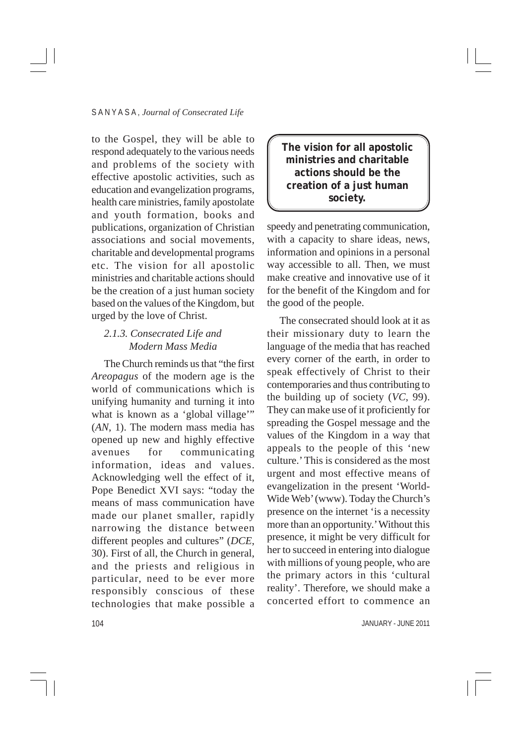to the Gospel, they will be able to respond adequately to the various needs and problems of the society with effective apostolic activities, such as education and evangelization programs, health care ministries, family apostolate and youth formation, books and publications, organization of Christian associations and social movements, charitable and developmental programs etc. The vision for all apostolic ministries and charitable actions should be the creation of a just human society based on the values of the Kingdom, but urged by the love of Christ.

> **The vision for all apostolic ministries and charitable actions should be the creation of a just human society.**

### *2.1.3. Consecrated Life and Modern Mass Media*

The Church reminds us that "the first *Areopagus* of the modern age is the world of communications which is unifying humanity and turning it into what is known as a 'global village'" (*AN*, 1). The modern mass media has opened up new and highly effective avenues for communicating information, ideas and values. Acknowledging well the effect of it, Pope Benedict XVI says: "today the means of mass communication have made our planet smaller, rapidly narrowing the distance between different peoples and cultures" (*DCE*, 30). First of all, the Church in general, and the priests and religious in particular, need to be ever more responsibly conscious of these technologies that make possible a speedy and penetrating communication, with a capacity to share ideas, news, information and opinions in a personal way accessible to all. Then, we must make creative and innovative use of it for the benefit of the Kingdom and for the good of the people.

The consecrated should look at it as their missionary duty to learn the language of the media that has reached every corner of the earth, in order to speak effectively of Christ to their contemporaries and thus contributing to the building up of society (*VC*, 99). They can make use of it proficiently for spreading the Gospel message and the values of the Kingdom in a way that appeals to the people of this 'new culture.' This is considered as the most urgent and most effective means of evangelization in the present 'World-Wide Web' (www). Today the Church's presence on the internet 'is a necessity more than an opportunity.' Without this presence, it might be very difficult for her to succeed in entering into dialogue with millions of young people, who are the primary actors in this 'cultural reality'. Therefore, we should make a concerted effort to commence an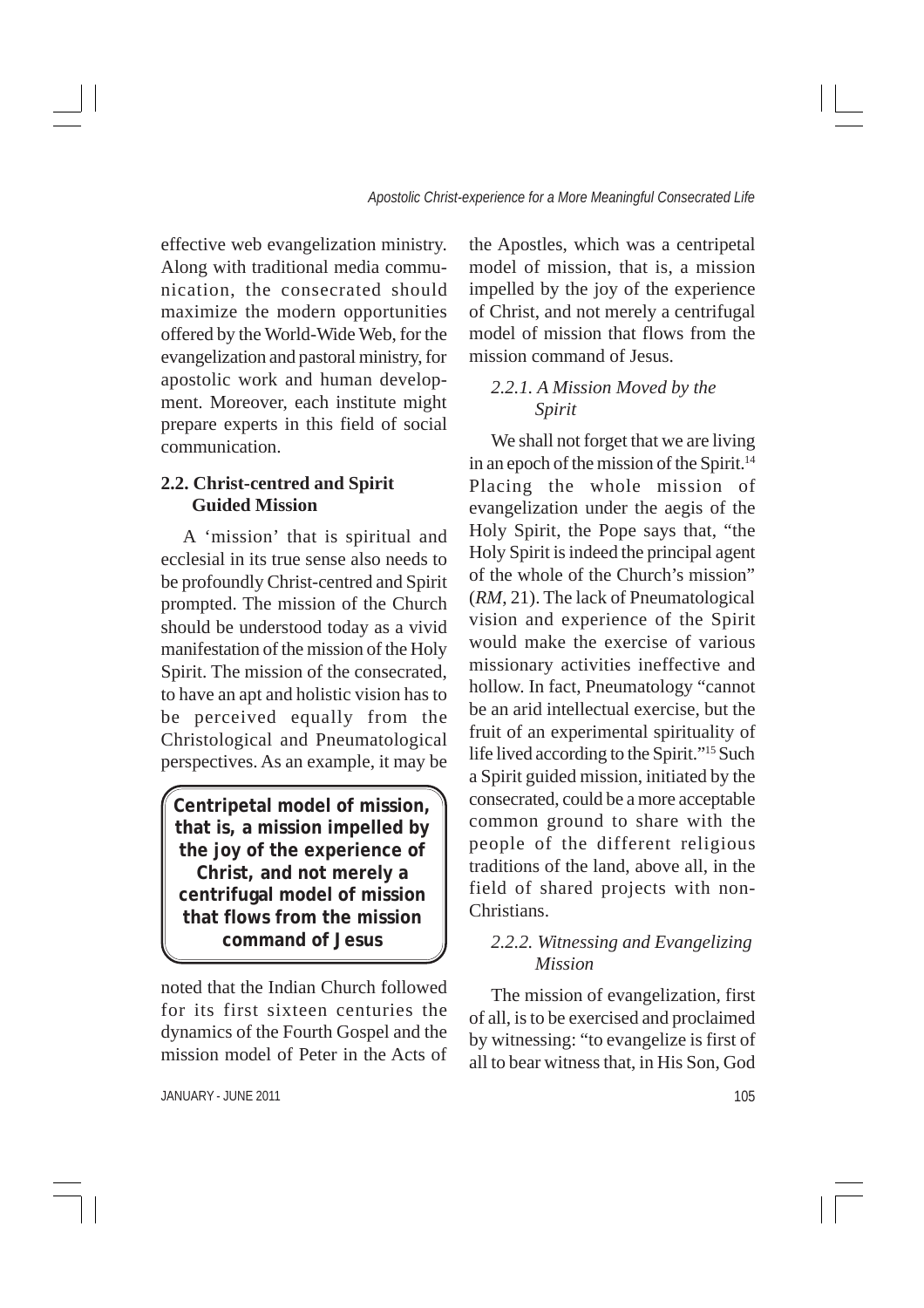effective web evangelization ministry. Along with traditional media communication, the consecrated should maximize the modern opportunities offered by the World-Wide Web, for the evangelization and pastoral ministry, for apostolic work and human development. Moreover, each institute might prepare experts in this field of social communication.

## 2.2. Christ-centred and Spirit Guided Mission

A 'mission' that is spiritual and ecclesial in its true sense also needs to be profoundly Christ-centred and Spirit prompted. The mission of the Church should be understood today as a vivid manifestation of the mission of the Holy Spirit. The mission of the consecrated, to have an apt and holistic vision has to be perceived equally from the Christological and Pneumatological perspectives. As an example, it may be noted that the Indian Church followed for its first sixteen centuries the dynamics of the Fourth Gospel and the mission model of Peter in the Acts of the Apostles, which was a centripetal model of mission, that is, a mission impelled by the joy of the experience of Christ, and not merely a centrifugal model of mission that flows from the mission command of Jesus.

> **Centripetal model of mission, that is, a mission impelled by the joy of the experience of Christ, and not merely a centrifugal model of mission that flows from the mission command of Jesus**

### *2.2.1. A Mission Moved by the Spirit*

We shall not forget that we are living in an epoch of the mission of the Spirit.[14] Placing the whole mission of evangelization under the aegis of the Holy Spirit, the Pope says that, "the Holy Spirit is indeed the principal agent of the whole of the Church's mission" (*RM*, 21). The lack of Pneumatological vision and experience of the Spirit would make the exercise of various missionary activities ineffective and hollow. In fact, Pneumatology "cannot be an arid intellectual exercise, but the fruit of an experimental spirituality of life lived according to the Spirit."[15] Such a Spirit guided mission, initiated by the consecrated, could be a more acceptable common ground to share with the people of the different religious traditions of the land, above all, in the field of shared projects with non-Christians.

### *2.2.2. Witnessing and Evangelizing Mission*

The mission of evangelization, first of all, is to be exercised and proclaimed by witnessing: "to evangelize is first of all to bear witness that, in His Son, God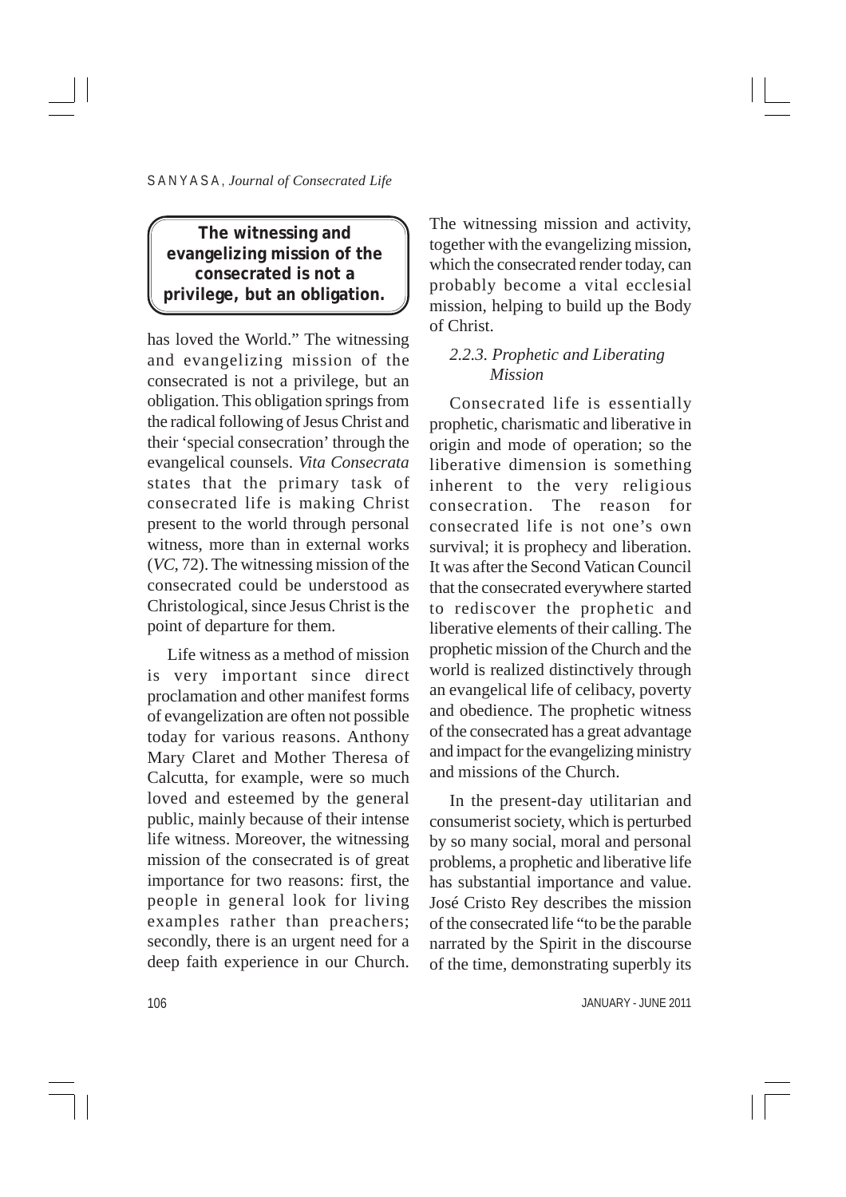> **The witnessing and evangelizing mission of the consecrated is not a privilege, but an obligation.**

has loved the World." The witnessing and evangelizing mission of the consecrated is not a privilege, but an obligation. This obligation springs from the radical following of Jesus Christ and their 'special consecration' through the evangelical counsels. *Vita Consecrata* states that the primary task of consecrated life is making Christ present to the world through personal witness, more than in external works (*VC*, 72). The witnessing mission of the consecrated could be understood as Christological, since Jesus Christ is the point of departure for them.

Life witness as a method of mission is very important since direct proclamation and other manifest forms of evangelization are often not possible today for various reasons. Anthony Mary Claret and Mother Theresa of Calcutta, for example, were so much loved and esteemed by the general public, mainly because of their intense life witness. Moreover, the witnessing mission of the consecrated is of great importance for two reasons: first, the people in general look for living examples rather than preachers; secondly, there is an urgent need for a deep faith experience in our Church. The witnessing mission and activity, together with the evangelizing mission, which the consecrated render today, can probably become a vital ecclesial mission, helping to build up the Body of Christ.

### *2.2.3. Prophetic and Liberating Mission*

Consecrated life is essentially prophetic, charismatic and liberative in origin and mode of operation; so the liberative dimension is something inherent to the very religious consecration. The reason for consecrated life is not one's own survival; it is prophecy and liberation. It was after the Second Vatican Council that the consecrated everywhere started to rediscover the prophetic and liberative elements of their calling. The prophetic mission of the Church and the world is realized distinctively through an evangelical life of celibacy, poverty and obedience. The prophetic witness of the consecrated has a great advantage and impact for the evangelizing ministry and missions of the Church.

In the present-day utilitarian and consumerist society, which is perturbed by so many social, moral and personal problems, a prophetic and liberative life has substantial importance and value. José Cristo Rey describes the mission of the consecrated life "to be the parable narrated by the Spirit in the discourse of the time, demonstrating superbly its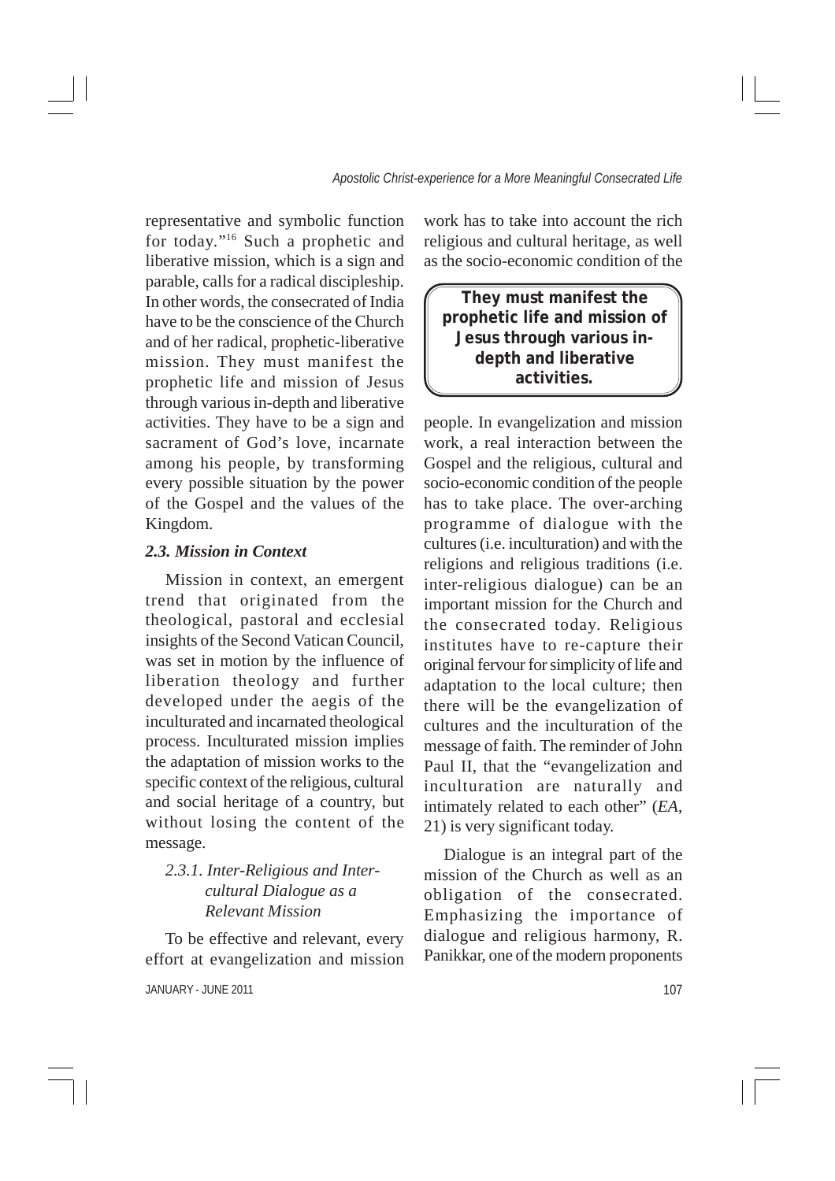representative and symbolic function for today."[16] Such a prophetic and liberative mission, which is a sign and parable, calls for a radical discipleship. In other words, the consecrated of India have to be the conscience of the Church and of her radical, prophetic-liberative mission. They must manifest the prophetic life and mission of Jesus through various in-depth and liberative activities. They have to be a sign and sacrament of God's love, incarnate among his people, by transforming every possible situation by the power of the Gospel and the values of the Kingdom.

### *2.3. Mission in Context*

Mission in context, an emergent trend that originated from the theological, pastoral and ecclesial insights of the Second Vatican Council, was set in motion by the influence of liberation theology and further developed under the aegis of the inculturated and incarnated theological process. Inculturated mission implies the adaptation of mission works to the specific context of the religious, cultural and social heritage of a country, but without losing the content of the message.

#### *2.3.1. Inter-Religious and Inter-cultural Dialogue as a Relevant Mission*

To be effective and relevant, every effort at evangelization and mission work has to take into account the rich religious and cultural heritage, as well as the socio-economic condition of the people. In evangelization and mission work, a real interaction between the Gospel and the religious, cultural and socio-economic condition of the people has to take place. The over-arching programme of dialogue with the cultures (i.e. inculturation) and with the religions and religious traditions (i.e. inter-religious dialogue) can be an important mission for the Church and the consecrated today. Religious institutes have to re-capture their original fervour for simplicity of life and adaptation to the local culture; then there will be the evangelization of cultures and the inculturation of the message of faith. The reminder of John Paul II, that the "evangelization and inculturation are naturally and intimately related to each other" (*EA*, 21) is very significant today.

> **They must manifest the prophetic life and mission of Jesus through various in-depth and liberative activities.**

Dialogue is an integral part of the mission of the Church as well as an obligation of the consecrated. Emphasizing the importance of dialogue and religious harmony, R. Panikkar, one of the modern proponents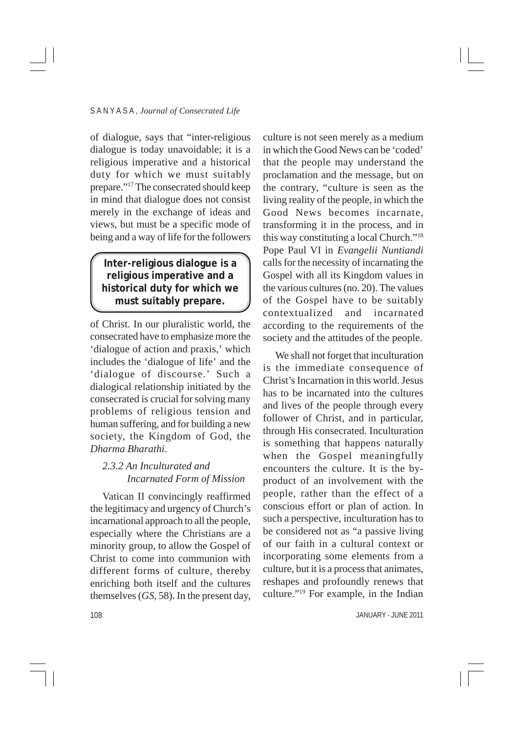of dialogue, says that "inter-religious dialogue is today unavoidable; it is a religious imperative and a historical duty for which we must suitably prepare."[17] The consecrated should keep in mind that dialogue does not consist merely in the exchange of ideas and views, but must be a specific mode of being and a way of life for the followers of Christ. In our pluralistic world, the consecrated have to emphasize more the 'dialogue of action and praxis,' which includes the 'dialogue of life' and the 'dialogue of discourse.' Such a dialogical relationship initiated by the consecrated is crucial for solving many problems of religious tension and human suffering, and for building a new society, the Kingdom of God, the *Dharma Bharathi*.

> **Inter-religious dialogue is a religious imperative and a historical duty for which we must suitably prepare.**

### *2.3.2 An Inculturated and Incarnated Form of Mission*

Vatican II convincingly reaffirmed the legitimacy and urgency of Church's incarnational approach to all the people, especially where the Christians are a minority group, to allow the Gospel of Christ to come into communion with different forms of culture, thereby enriching both itself and the cultures themselves (*GS*, 58). In the present day, culture is not seen merely as a medium in which the Good News can be 'coded' that the people may understand the proclamation and the message, but on the contrary, "culture is seen as the living reality of the people, in which the Good News becomes incarnate, transforming it in the process, and in this way constituting a local Church."[18] Pope Paul VI in *Evangelii Nuntiandi* calls for the necessity of incarnating the Gospel with all its Kingdom values in the various cultures (no. 20). The values of the Gospel have to be suitably contextualized and incarnated according to the requirements of the society and the attitudes of the people.

We shall not forget that inculturation is the immediate consequence of Christ's Incarnation in this world. Jesus has to be incarnated into the cultures and lives of the people through every follower of Christ, and in particular, through His consecrated. Inculturation is something that happens naturally when the Gospel meaningfully encounters the culture. It is the by-product of an involvement with the people, rather than the effect of a conscious effort or plan of action. In such a perspective, inculturation has to be considered not as "a passive living of our faith in a cultural context or incorporating some elements from a culture, but it is a process that animates, reshapes and profoundly renews that culture."[19] For example, in the Indian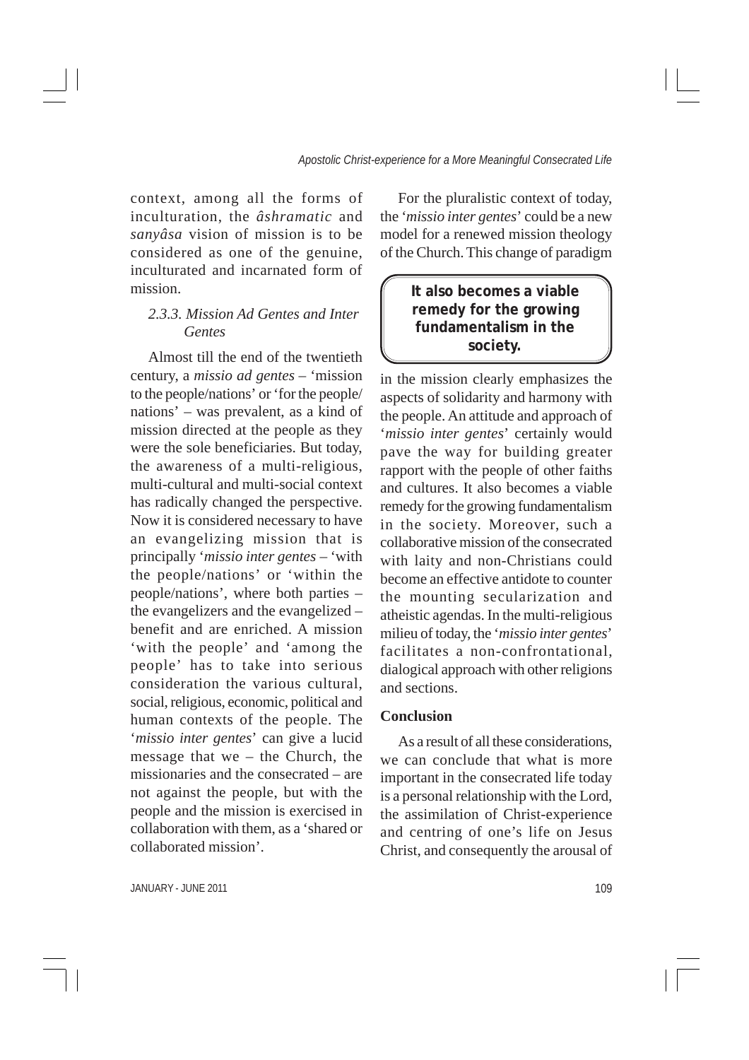context, among all the forms of inculturation, the *âshramatic* and *sanyâsa* vision of mission is to be considered as one of the genuine, inculturated and incarnated form of mission.

### *2.3.3. Mission Ad Gentes and Inter Gentes*

Almost till the end of the twentieth century, a *missio ad gentes* – 'mission to the people/nations' or 'for the people/nations' – was prevalent, as a kind of mission directed at the people as they were the sole beneficiaries. But today, the awareness of a multi-religious, multi-cultural and multi-social context has radically changed the perspective. Now it is considered necessary to have an evangelizing mission that is principally '*missio inter gentes* – 'with the people/nations' or 'within the people/nations', where both parties – the evangelizers and the evangelized – benefit and are enriched. A mission 'with the people' and 'among the people' has to take into serious consideration the various cultural, social, religious, economic, political and human contexts of the people. The '*missio inter gentes*' can give a lucid message that we – the Church, the missionaries and the consecrated – are not against the people, but with the people and the mission is exercised in collaboration with them, as a 'shared or collaborated mission'.

For the pluralistic context of today, the '*missio inter gentes*' could be a new model for a renewed mission theology of the Church. This change of paradigm in the mission clearly emphasizes the aspects of solidarity and harmony with the people. An attitude and approach of '*missio inter gentes*' certainly would pave the way for building greater rapport with the people of other faiths and cultures. It also becomes a viable remedy for the growing fundamentalism in the society. Moreover, such a collaborative mission of the consecrated with laity and non-Christians could become an effective antidote to counter the mounting secularization and atheistic agendas. In the multi-religious milieu of today, the '*missio inter gentes*' facilitates a non-confrontational, dialogical approach with other religions and sections.

> **It also becomes a viable remedy for the growing fundamentalism in the society.**

### Conclusion

As a result of all these considerations, we can conclude that what is more important in the consecrated life today is a personal relationship with the Lord, the assimilation of Christ-experience and centring of one's life on Jesus Christ, and consequently the arousal of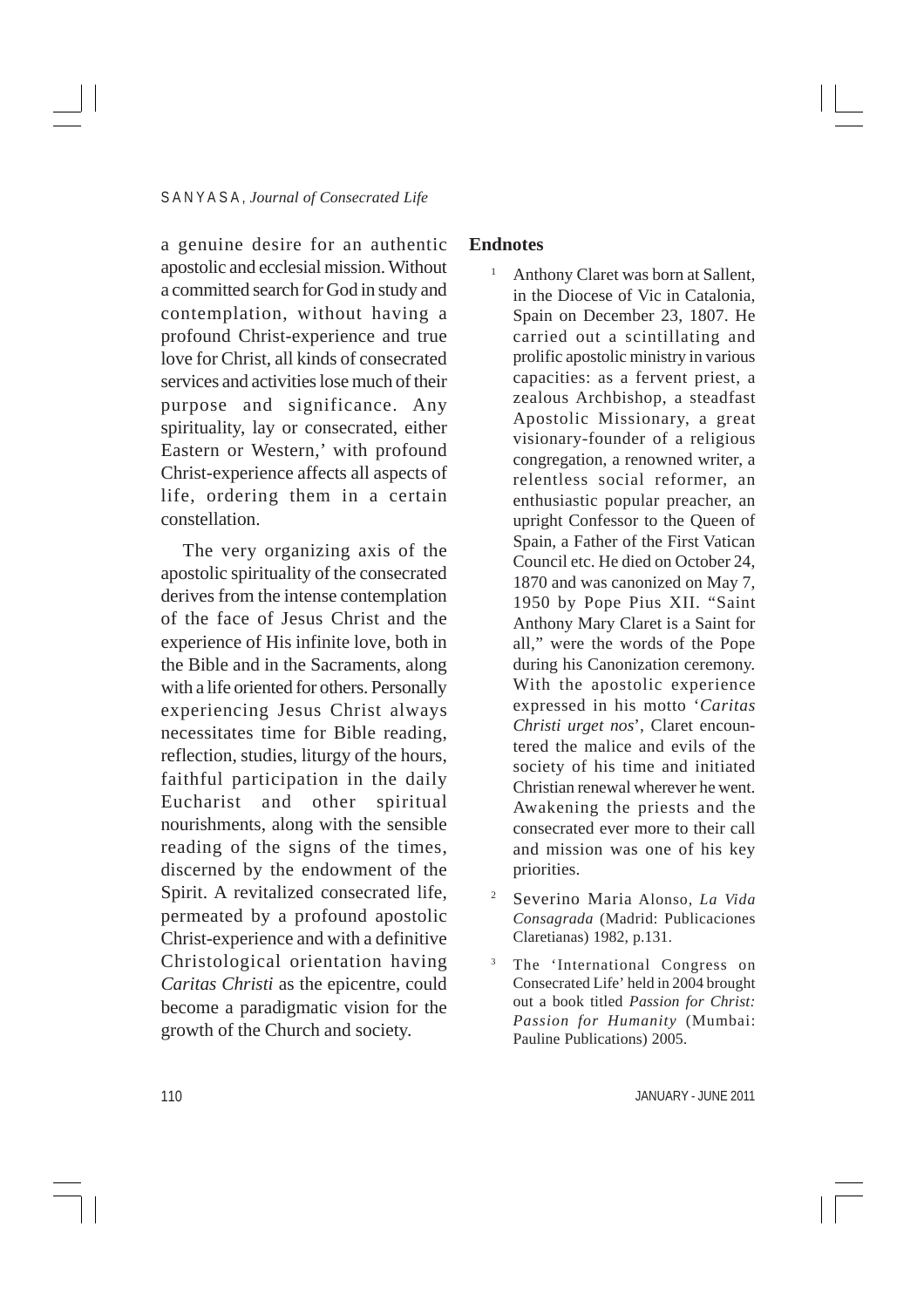a genuine desire for an authentic apostolic and ecclesial mission. Without a committed search for God in study and contemplation, without having a profound Christ-experience and true love for Christ, all kinds of consecrated services and activities lose much of their purpose and significance. Any spirituality, lay or consecrated, either Eastern or Western,' with profound Christ-experience affects all aspects of life, ordering them in a certain constellation.

The very organizing axis of the apostolic spirituality of the consecrated derives from the intense contemplation of the face of Jesus Christ and the experience of His infinite love, both in the Bible and in the Sacraments, along with a life oriented for others. Personally experiencing Jesus Christ always necessitates time for Bible reading, reflection, studies, liturgy of the hours, faithful participation in the daily Eucharist and other spiritual nourishments, along with the sensible reading of the signs of the times, discerned by the endowment of the Spirit. A revitalized consecrated life, permeated by a profound apostolic Christ-experience and with a definitive Christological orientation having *Caritas Christi* as the epicentre, could become a paradigmatic vision for the growth of the Church and society.

## Endnotes

1 Anthony Claret was born at Sallent, in the Diocese of Vic in Catalonia, Spain on December 23, 1807. He carried out a scintillating and prolific apostolic ministry in various capacities: as a fervent priest, a zealous Archbishop, a steadfast Apostolic Missionary, a great visionary-founder of a religious congregation, a renowned writer, a relentless social reformer, an enthusiastic popular preacher, an upright Confessor to the Queen of Spain, a Father of the First Vatican Council etc. He died on October 24, 1870 and was canonized on May 7, 1950 by Pope Pius XII. "Saint Anthony Mary Claret is a Saint for all," were the words of the Pope during his Canonization ceremony. With the apostolic experience expressed in his motto '*Caritas Christi urget nos*', Claret encountered the malice and evils of the society of his time and initiated Christian renewal wherever he went. Awakening the priests and the consecrated ever more to their call and mission was one of his key priorities.

2 Severino Maria Alonso, *La Vida Consagrada* (Madrid: Publicaciones Claretianas) 1982, p.131.

3 The 'International Congress on Consecrated Life' held in 2004 brought out a book titled *Passion for Christ: Passion for Humanity* (Mumbai: Pauline Publications) 2005.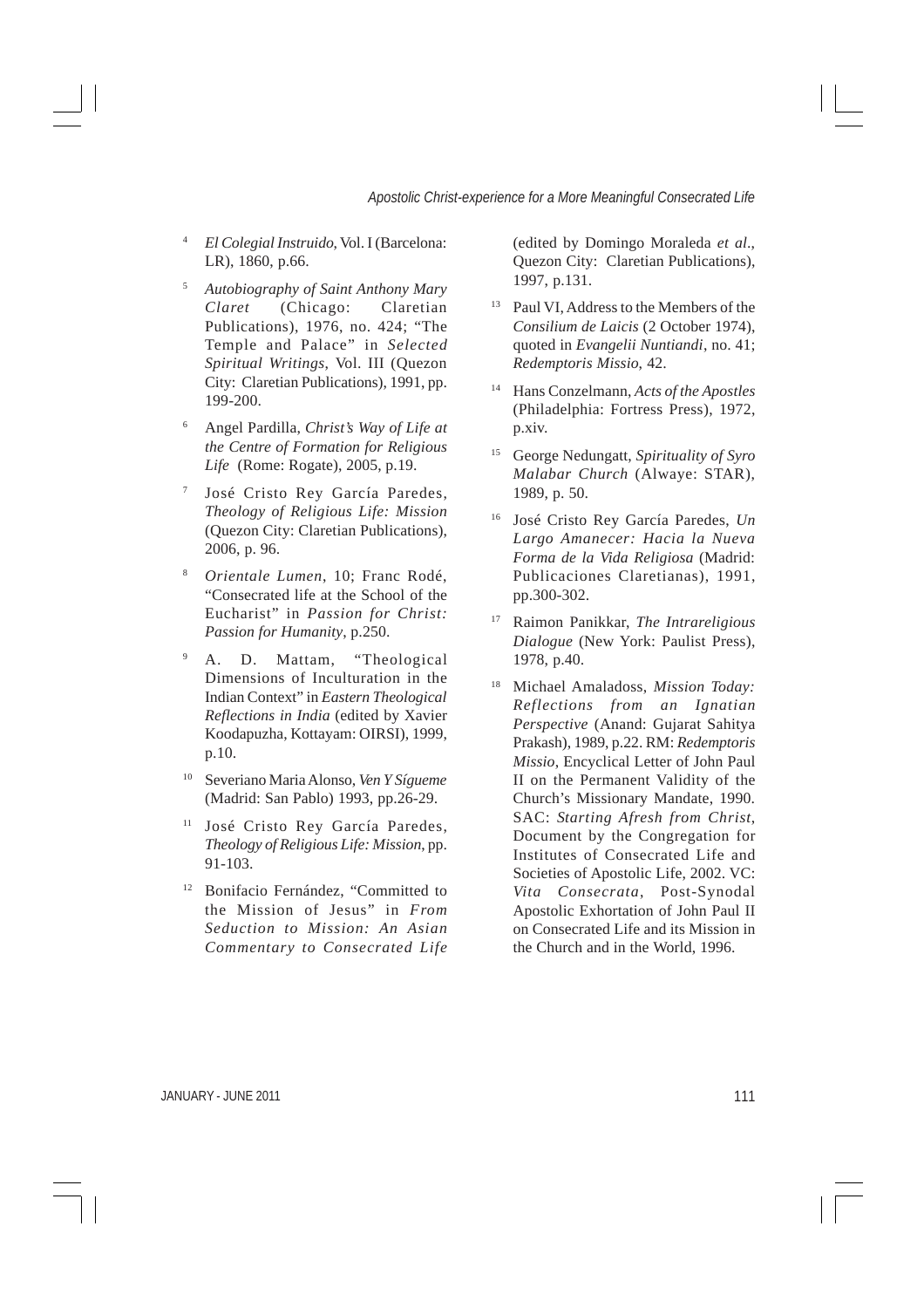[4] *El Colegial Instruido*, Vol. I (Barcelona: LR), 1860, p.66.

[5] *Autobiography of Saint Anthony Mary Claret* (Chicago: Claretian Publications), 1976, no. 424; "The Temple and Palace" in *Selected Spiritual Writings*, Vol. III (Quezon City: Claretian Publications), 1991, pp. 199-200.

[6] Angel Pardilla, *Christ's Way of Life at the Centre of Formation for Religious Life* (Rome: Rogate), 2005, p.19.

[7] José Cristo Rey García Paredes, *Theology of Religious Life: Mission* (Quezon City: Claretian Publications), 2006, p. 96.

[8] *Orientale Lumen*, 10; Franc Rodé, "Consecrated life at the School of the Eucharist" in *Passion for Christ: Passion for Humanity*, p.250.

[9] A. D. Mattam, "Theological Dimensions of Inculturation in the Indian Context" in *Eastern Theological Reflections in India* (edited by Xavier Koodapuzha, Kottayam: OIRSI), 1999, p.10.

[10] Severiano Maria Alonso, *Ven Y Sígueme* (Madrid: San Pablo) 1993, pp.26-29.

[11] José Cristo Rey García Paredes, *Theology of Religious Life: Mission*, pp. 91-103.

[12] Bonifacio Fernández, "Committed to the Mission of Jesus" in *From Seduction to Mission: An Asian Commentary to Consecrated Life* (edited by Domingo Moraleda *et al.*, Quezon City: Claretian Publications), 1997, p.131.

[13] Paul VI, Address to the Members of the *Consilium de Laicis* (2 October 1974), quoted in *Evangelii Nuntiandi*, no. 41; *Redemptoris Missio*, 42.

[14] Hans Conzelmann, *Acts of the Apostles* (Philadelphia: Fortress Press), 1972, p.xiv.

[15] George Nedungatt, *Spirituality of Syro Malabar Church* (Alwaye: STAR), 1989, p. 50.

[16] José Cristo Rey García Paredes, *Un Largo Amanecer: Hacia la Nueva Forma de la Vida Religiosa* (Madrid: Publicaciones Claretianas), 1991, pp.300-302.

[17] Raimon Panikkar, *The Intrareligious Dialogue* (New York: Paulist Press), 1978, p.40.

[18] Michael Amaladoss, *Mission Today: Reflections from an Ignatian Perspective* (Anand: Gujarat Sahitya Prakash), 1989, p.22. RM: *Redemptoris Missio*, Encyclical Letter of John Paul II on the Permanent Validity of the Church's Missionary Mandate, 1990. SAC: *Starting Afresh from Christ*, Document by the Congregation for Institutes of Consecrated Life and Societies of Apostolic Life, 2002. VC: *Vita Consecrata*, Post-Synodal Apostolic Exhortation of John Paul II on Consecrated Life and its Mission in the Church and in the World, 1996.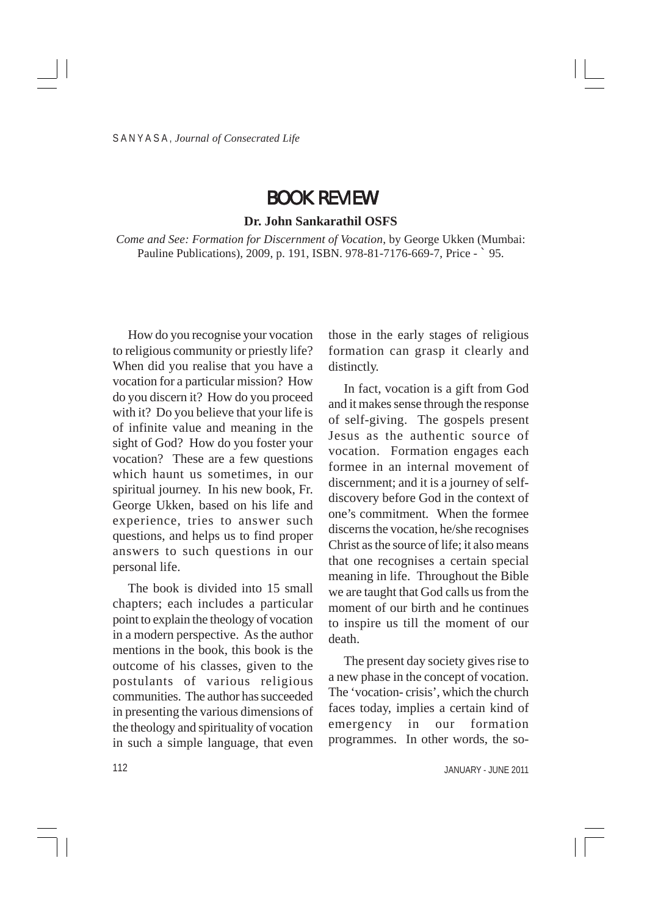# BOOK REVIEW

**Dr. John Sankarathil OSFS**

*Come and See: Formation for Discernment of Vocation*, by George Ukken (Mumbai: Pauline Publications), 2009, p. 191, ISBN. 978-81-7176-669-7, Price - ` 95.

How do you recognise your vocation to religious community or priestly life? When did you realise that you have a vocation for a particular mission? How do you discern it? How do you proceed with it? Do you believe that your life is of infinite value and meaning in the sight of God? How do you foster your vocation? These are a few questions which haunt us sometimes, in our spiritual journey. In his new book, Fr. George Ukken, based on his life and experience, tries to answer such questions, and helps us to find proper answers to such questions in our personal life.

The book is divided into 15 small chapters; each includes a particular point to explain the theology of vocation in a modern perspective. As the author mentions in the book, this book is the outcome of his classes, given to the postulants of various religious communities. The author has succeeded in presenting the various dimensions of the theology and spirituality of vocation in such a simple language, that even those in the early stages of religious formation can grasp it clearly and distinctly.

In fact, vocation is a gift from God and it makes sense through the response of self-giving. The gospels present Jesus as the authentic source of vocation. Formation engages each formee in an internal movement of discernment; and it is a journey of self-discovery before God in the context of one's commitment. When the formee discerns the vocation, he/she recognises Christ as the source of life; it also means that one recognises a certain special meaning in life. Throughout the Bible we are taught that God calls us from the moment of our birth and he continues to inspire us till the moment of our death.

The present day society gives rise to a new phase in the concept of vocation. The 'vocation- crisis', which the church faces today, implies a certain kind of emergency in our formation programmes. In other words, the so-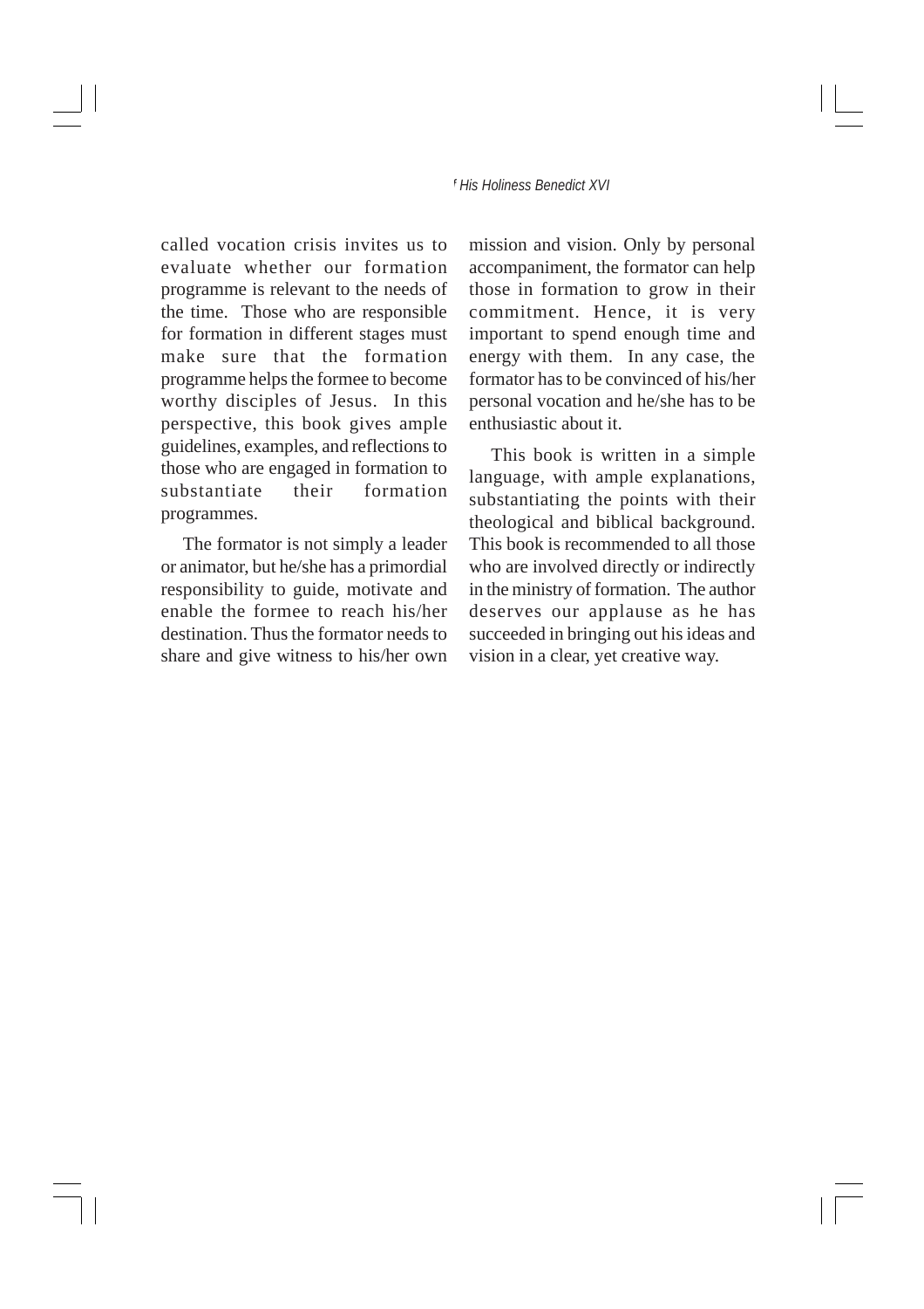called vocation crisis invites us to evaluate whether our formation programme is relevant to the needs of the time. Those who are responsible for formation in different stages must make sure that the formation programme helps the formee to become worthy disciples of Jesus. In this perspective, this book gives ample guidelines, examples, and reflections to those who are engaged in formation to substantiate their formation programmes.

The formator is not simply a leader or animator, but he/she has a primordial responsibility to guide, motivate and enable the formee to reach his/her destination. Thus the formator needs to share and give witness to his/her own mission and vision. Only by personal accompaniment, the formator can help those in formation to grow in their commitment. Hence, it is very important to spend enough time and energy with them. In any case, the formator has to be convinced of his/her personal vocation and he/she has to be enthusiastic about it.

This book is written in a simple language, with ample explanations, substantiating the points with their theological and biblical background. This book is recommended to all those who are involved directly or indirectly in the ministry of formation. The author deserves our applause as he has succeeded in bringing out his ideas and vision in a clear, yet creative way.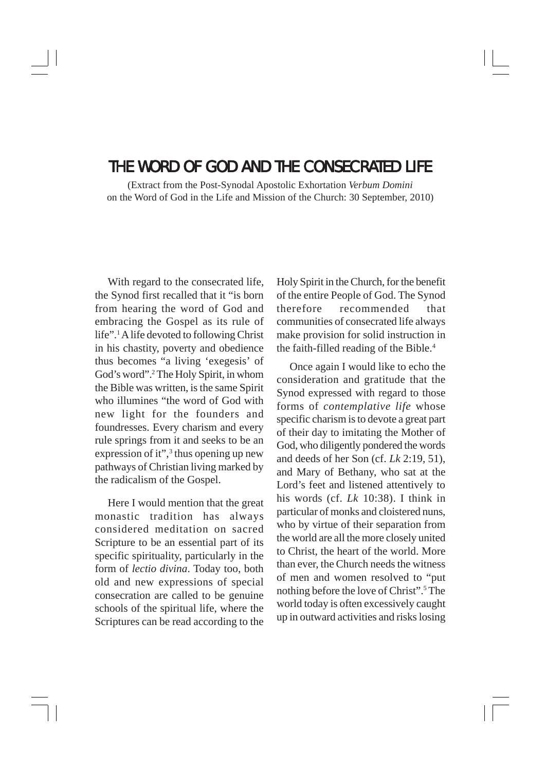# THE WORD OF GOD AND THE CONSECRATED LIFE

(Extract from the Post-Synodal Apostolic Exhortation *Verbum Domini* on the Word of God in the Life and Mission of the Church: 30 September, 2010)

With regard to the consecrated life, the Synod first recalled that it "is born from hearing the word of God and embracing the Gospel as its rule of life".[1] A life devoted to following Christ in his chastity, poverty and obedience thus becomes "a living 'exegesis' of God's word".[2] The Holy Spirit, in whom the Bible was written, is the same Spirit who illumines "the word of God with new light for the founders and foundresses. Every charism and every rule springs from it and seeks to be an expression of it",[3] thus opening up new pathways of Christian living marked by the radicalism of the Gospel.

Here I would mention that the great monastic tradition has always considered meditation on sacred Scripture to be an essential part of its specific spirituality, particularly in the form of *lectio divina*. Today too, both old and new expressions of special consecration are called to be genuine schools of the spiritual life, where the Scriptures can be read according to the Holy Spirit in the Church, for the benefit of the entire People of God. The Synod therefore recommended that communities of consecrated life always make provision for solid instruction in the faith-filled reading of the Bible.[4]

Once again I would like to echo the consideration and gratitude that the Synod expressed with regard to those forms of *contemplative life* whose specific charism is to devote a great part of their day to imitating the Mother of God, who diligently pondered the words and deeds of her Son (cf. *Lk* 2:19, 51), and Mary of Bethany, who sat at the Lord's feet and listened attentively to his words (cf. *Lk* 10:38). I think in particular of monks and cloistered nuns, who by virtue of their separation from the world are all the more closely united to Christ, the heart of the world. More than ever, the Church needs the witness of men and women resolved to "put nothing before the love of Christ".[5] The world today is often excessively caught up in outward activities and risks losing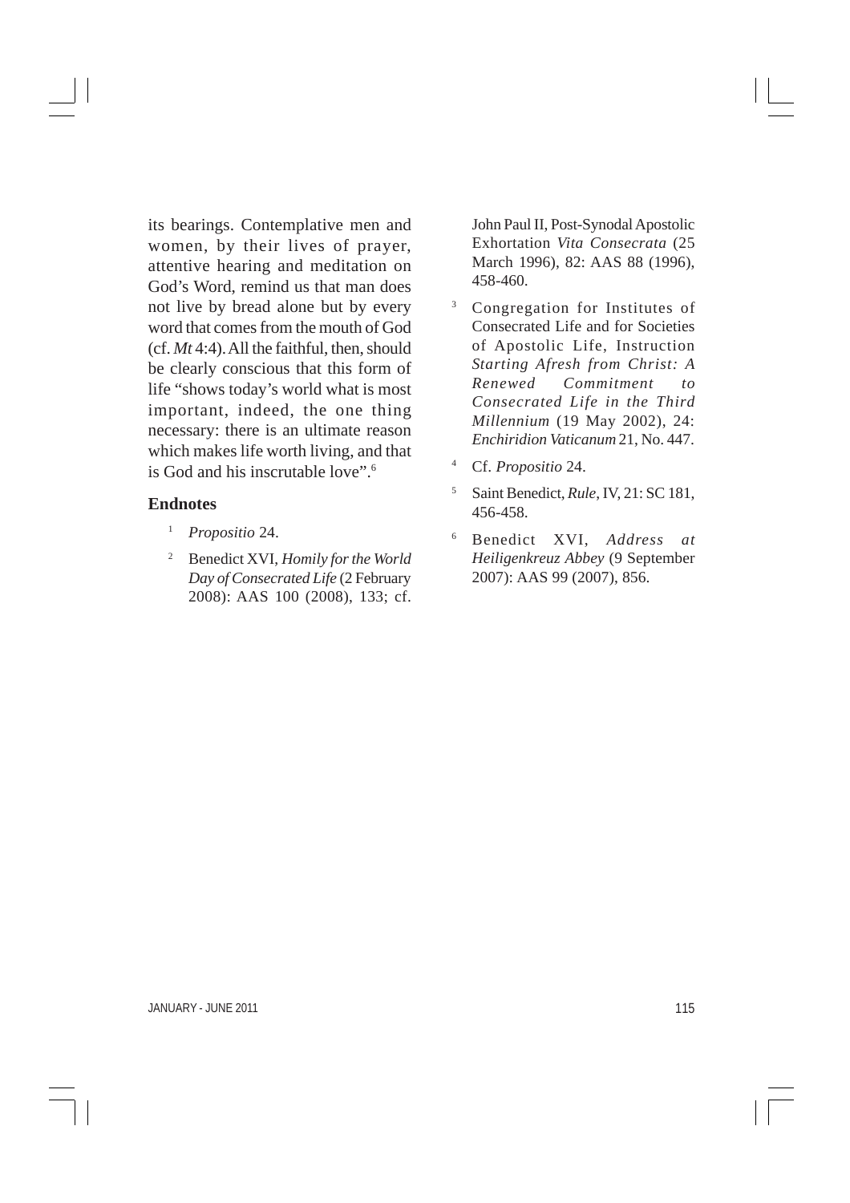its bearings. Contemplative men and women, by their lives of prayer, attentive hearing and meditation on God's Word, remind us that man does not live by bread alone but by every word that comes from the mouth of God (cf. *Mt* 4:4). All the faithful, then, should be clearly conscious that this form of life "shows today's world what is most important, indeed, the one thing necessary: there is an ultimate reason which makes life worth living, and that is God and his inscrutable love".[6]

## Endnotes

1. *Propositio* 24.
2. Benedict XVI, *Homily for the World Day of Consecrated Life* (2 February 2008): AAS 100 (2008), 133; cf. John Paul II, Post-Synodal Apostolic Exhortation *Vita Consecrata* (25 March 1996), 82: AAS 88 (1996), 458-460.
3. Congregation for Institutes of Consecrated Life and for Societies of Apostolic Life, Instruction *Starting Afresh from Christ: A Renewed Commitment to Consecrated Life in the Third Millennium* (19 May 2002), 24: *Enchiridion Vaticanum* 21, No. 447.
4. Cf. *Propositio* 24.
5. Saint Benedict, *Rule*, IV, 21: SC 181, 456-458.
6. Benedict XVI, *Address at Heiligenkreuz Abbey* (9 September 2007): AAS 99 (2007), 856.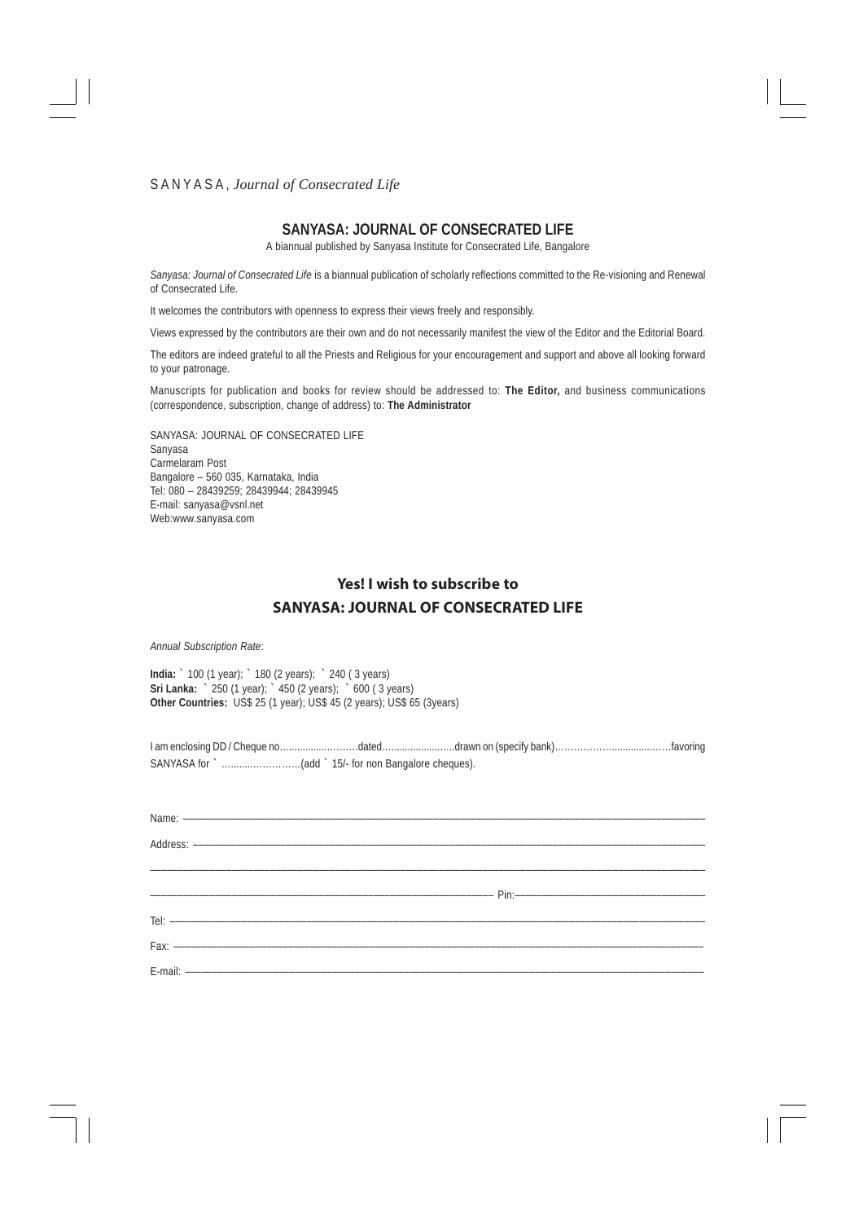## SANYASA: JOURNAL OF CONSECRATED LIFE

A biannual published by Sanyasa Institute for Consecrated Life, Bangalore

*Sanyasa: Journal of Consecrated Life* is a biannual publication of scholarly reflections committed to the Re-visioning and Renewal of Consecrated Life.

It welcomes the contributors with openness to express their views freely and responsibly.

Views expressed by the contributors are their own and do not necessarily manifest the view of the Editor and the Editorial Board.

The editors are indeed grateful to all the Priests and Religious for your encouragement and support and above all looking forward to your patronage.

Manuscripts for publication and books for review should be addressed to: **The Editor,** and business communications (correspondence, subscription, change of address) to: **The Administrator**

SANYASA: JOURNAL OF CONSECRATED LIFE
Sanyasa
Carmelaram Post
Bangalore – 560 035, Karnataka, India
Tel: 080 – 28439259; 28439944; 28439945
E-mail: sanyasa@vsnl.net
Web:www.sanyasa.com

## Yes! I wish to subscribe to SANYASA: JOURNAL OF CONSECRATED LIFE

*Annual Subscription Rate*:

**India:** ` 100 (1 year); ` 180 (2 years); ` 240 ( 3 years)
**Sri Lanka:** ` 250 (1 year); ` 450 (2 years); ` 600 ( 3 years)
**Other Countries:** US$ 25 (1 year); US$ 45 (2 years); US$ 65 (3years)

I am enclosing DD / Cheque no………………dated……………….drawn on (specify bank)……………………favoring SANYASA for ` ………………….(add ` 15/- for non Bangalore cheques).

Name: ——————————————————————————————

Address: ——————————————————————————————

——————————————————————————————————

———————————————————————— Pin:——————————

Tel: ——————————————————————————————

Fax: ——————————————————————————————

E-mail: ——————————————————————————————